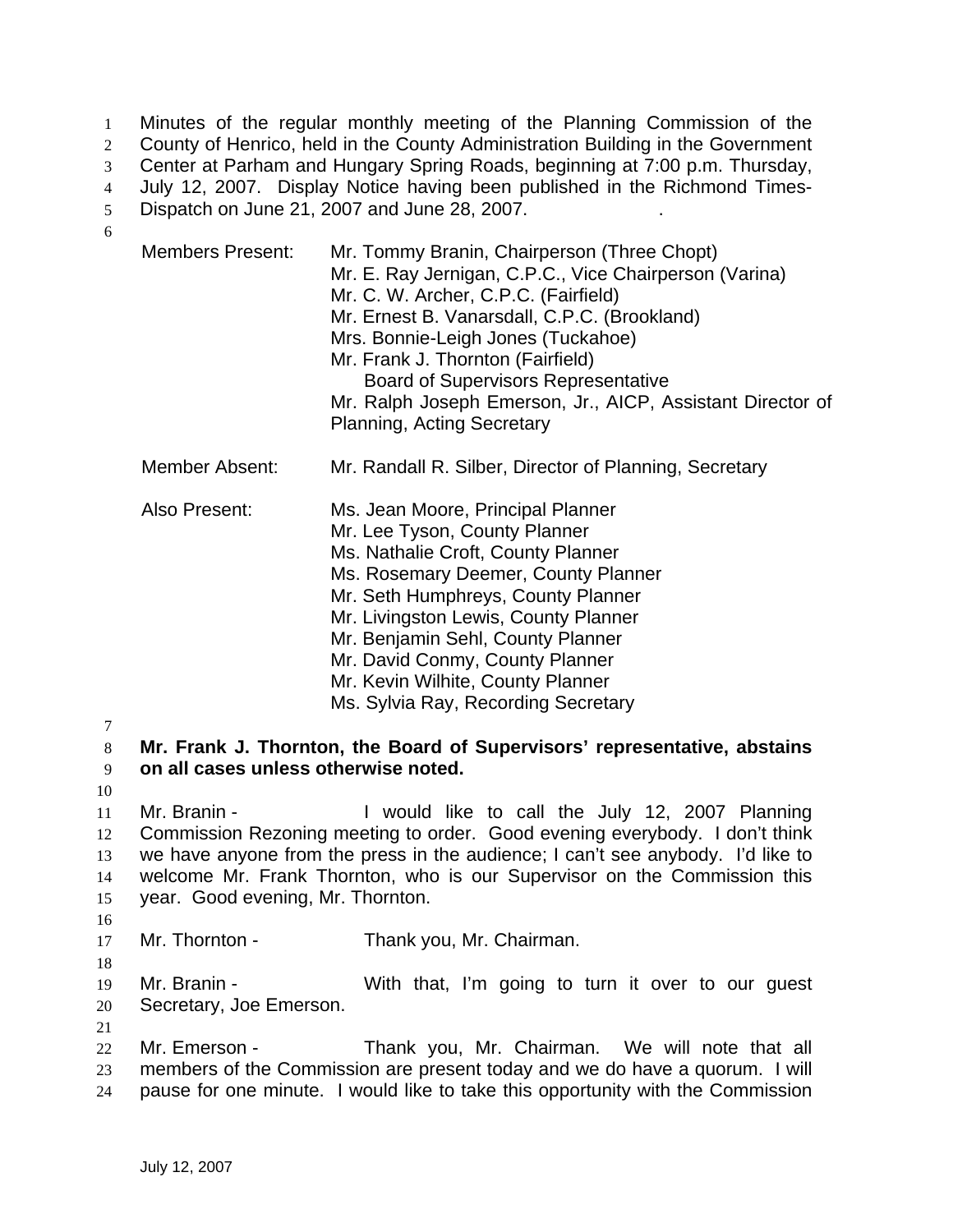Minutes of the regular monthly meeting of the Planning Commission of the County of Henrico, held in the County Administration Building in the Government Center at Parham and Hungary Spring Roads, beginning at 7:00 p.m. Thursday, July 12, 2007. Display Notice having been published in the Richmond Times-Dispatch on June 21, 2007 and June 28, 2007.

| | |
|---|---|
| Members Present: | Mr. Tommy Branin, Chairperson (Three Chopt)<br>Mr. E. Ray Jernigan, C.P.C., Vice Chairperson (Varina)<br>Mr. C. W. Archer, C.P.C. (Fairfield)<br>Mr. Ernest B. Vanarsdall, C.P.C. (Brookland)<br>Mrs. Bonnie-Leigh Jones (Tuckahoe)<br>Mr. Frank J. Thornton (Fairfield)<br>Board of Supervisors Representative<br>Mr. Ralph Joseph Emerson, Jr., AICP, Assistant Director of Planning, Acting Secretary |
| Member Absent: | Mr. Randall R. Silber, Director of Planning, Secretary |
| Also Present: | Ms. Jean Moore, Principal Planner<br>Mr. Lee Tyson, County Planner<br>Ms. Nathalie Croft, County Planner<br>Ms. Rosemary Deemer, County Planner<br>Mr. Seth Humphreys, County Planner<br>Mr. Livingston Lewis, County Planner<br>Mr. Benjamin Sehl, County Planner<br>Mr. David Conmy, County Planner<br>Mr. Kevin Wilhite, County Planner<br>Ms. Sylvia Ray, Recording Secretary |

**Mr. Frank J. Thornton, the Board of Supervisors' representative, abstains on all cases unless otherwise noted.**

Mr. Branin - I would like to call the July 12, 2007 Planning Commission Rezoning meeting to order. Good evening everybody. I don't think we have anyone from the press in the audience; I can't see anybody. I'd like to welcome Mr. Frank Thornton, who is our Supervisor on the Commission this year. Good evening, Mr. Thornton.

Mr. Thornton - Thank you, Mr. Chairman.

Mr. Branin - With that, I'm going to turn it over to our guest Secretary, Joe Emerson.

Mr. Emerson - Thank you, Mr. Chairman. We will note that all members of the Commission are present today and we do have a quorum. I will pause for one minute. I would like to take this opportunity with the Commission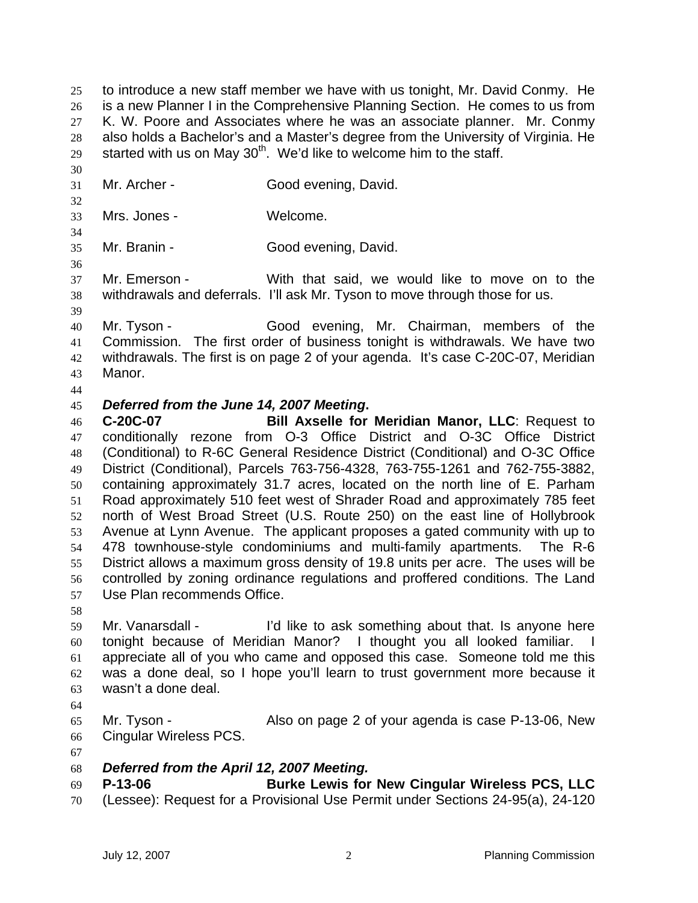to introduce a new staff member we have with us tonight, Mr. David Conmy. He is a new Planner I in the Comprehensive Planning Section. He comes to us from K. W. Poore and Associates where he was an associate planner. Mr. Conmy also holds a Bachelor's and a Master's degree from the University of Virginia. He started with us on May 30th. We'd like to welcome him to the staff.

Mr. Archer - Good evening, David.

Mrs. Jones - Welcome.

Mr. Branin - Good evening, David.

Mr. Emerson - With that said, we would like to move on to the withdrawals and deferrals. I'll ask Mr. Tyson to move through those for us.

Mr. Tyson - Good evening, Mr. Chairman, members of the Commission. The first order of business tonight is withdrawals. We have two withdrawals. The first is on page 2 of your agenda. It's case C-20C-07, Meridian Manor.

***Deferred from the June 14, 2007 Meeting*.**
**C-20C-07** **Bill Axselle for Meridian Manor, LLC**: Request to conditionally rezone from O-3 Office District and O-3C Office District (Conditional) to R-6C General Residence District (Conditional) and O-3C Office District (Conditional), Parcels 763-756-4328, 763-755-1261 and 762-755-3882, containing approximately 31.7 acres, located on the north line of E. Parham Road approximately 510 feet west of Shrader Road and approximately 785 feet north of West Broad Street (U.S. Route 250) on the east line of Hollybrook Avenue at Lynn Avenue. The applicant proposes a gated community with up to 478 townhouse-style condominiums and multi-family apartments. The R-6 District allows a maximum gross density of 19.8 units per acre. The uses will be controlled by zoning ordinance regulations and proffered conditions. The Land Use Plan recommends Office.

Mr. Vanarsdall - I'd like to ask something about that. Is anyone here tonight because of Meridian Manor? I thought you all looked familiar. I appreciate all of you who came and opposed this case. Someone told me this was a done deal, so I hope you'll learn to trust government more because it wasn't a done deal.

Mr. Tyson - Also on page 2 of your agenda is case P-13-06, New Cingular Wireless PCS.

***Deferred from the April 12, 2007 Meeting.***
**P-13-06** **Burke Lewis for New Cingular Wireless PCS, LLC** (Lessee): Request for a Provisional Use Permit under Sections 24-95(a), 24-120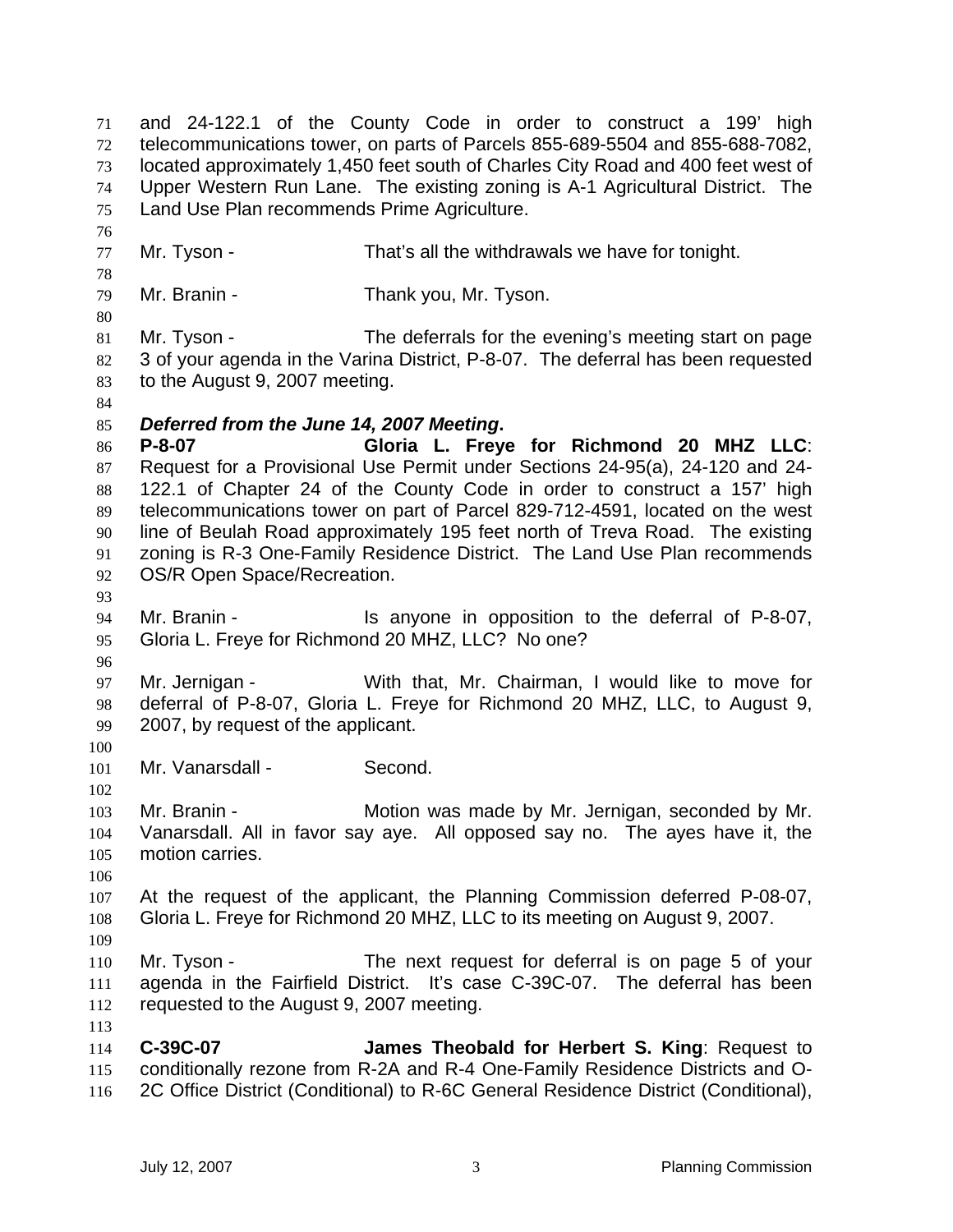and 24-122.1 of the County Code in order to construct a 199' high telecommunications tower, on parts of Parcels 855-689-5504 and 855-688-7082, located approximately 1,450 feet south of Charles City Road and 400 feet west of Upper Western Run Lane. The existing zoning is A-1 Agricultural District. The Land Use Plan recommends Prime Agriculture.

Mr. Tyson - That's all the withdrawals we have for tonight.

Mr. Branin - Thank you, Mr. Tyson.

Mr. Tyson - The deferrals for the evening's meeting start on page 3 of your agenda in the Varina District, P-8-07. The deferral has been requested to the August 9, 2007 meeting.

***Deferred from the June 14, 2007 Meeting*.**

**P-8-07 Gloria L. Freye for Richmond 20 MHZ LLC**: Request for a Provisional Use Permit under Sections 24-95(a), 24-120 and 24-122.1 of Chapter 24 of the County Code in order to construct a 157' high telecommunications tower on part of Parcel 829-712-4591, located on the west line of Beulah Road approximately 195 feet north of Treva Road. The existing zoning is R-3 One-Family Residence District. The Land Use Plan recommends OS/R Open Space/Recreation.

Mr. Branin - Is anyone in opposition to the deferral of P-8-07, Gloria L. Freye for Richmond 20 MHZ, LLC? No one?

Mr. Jernigan - With that, Mr. Chairman, I would like to move for deferral of P-8-07, Gloria L. Freye for Richmond 20 MHZ, LLC, to August 9, 2007, by request of the applicant.

Mr. Vanarsdall - Second.

Mr. Branin - Motion was made by Mr. Jernigan, seconded by Mr. Vanarsdall. All in favor say aye. All opposed say no. The ayes have it, the motion carries.

At the request of the applicant, the Planning Commission deferred P-08-07, Gloria L. Freye for Richmond 20 MHZ, LLC to its meeting on August 9, 2007.

Mr. Tyson - The next request for deferral is on page 5 of your agenda in the Fairfield District. It's case C-39C-07. The deferral has been requested to the August 9, 2007 meeting.

**C-39C-07 James Theobald for Herbert S. King**: Request to conditionally rezone from R-2A and R-4 One-Family Residence Districts and O-2C Office District (Conditional) to R-6C General Residence District (Conditional),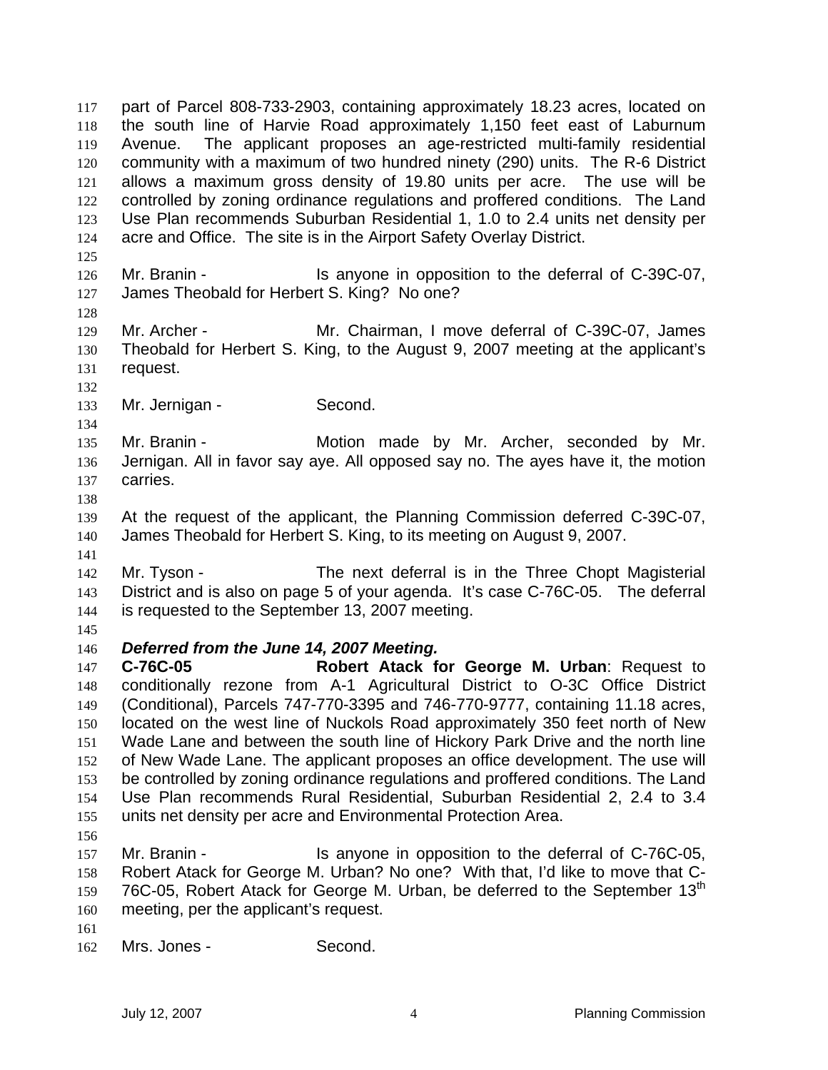part of Parcel 808-733-2903, containing approximately 18.23 acres, located on the south line of Harvie Road approximately 1,150 feet east of Laburnum Avenue. The applicant proposes an age-restricted multi-family residential community with a maximum of two hundred ninety (290) units. The R-6 District allows a maximum gross density of 19.80 units per acre. The use will be controlled by zoning ordinance regulations and proffered conditions. The Land Use Plan recommends Suburban Residential 1, 1.0 to 2.4 units net density per acre and Office. The site is in the Airport Safety Overlay District.

Mr. Branin - Is anyone in opposition to the deferral of C-39C-07, James Theobald for Herbert S. King? No one?

Mr. Archer - Mr. Chairman, I move deferral of C-39C-07, James Theobald for Herbert S. King, to the August 9, 2007 meeting at the applicant's request.

Mr. Jernigan - Second.

Mr. Branin - Motion made by Mr. Archer, seconded by Mr. Jernigan. All in favor say aye. All opposed say no. The ayes have it, the motion carries.

At the request of the applicant, the Planning Commission deferred C-39C-07, James Theobald for Herbert S. King, to its meeting on August 9, 2007.

Mr. Tyson - The next deferral is in the Three Chopt Magisterial District and is also on page 5 of your agenda. It's case C-76C-05. The deferral is requested to the September 13, 2007 meeting.

***Deferred from the June 14, 2007 Meeting.***
**C-76C-05** **Robert Atack for George M. Urban**: Request to conditionally rezone from A-1 Agricultural District to O-3C Office District (Conditional), Parcels 747-770-3395 and 746-770-9777, containing 11.18 acres, located on the west line of Nuckols Road approximately 350 feet north of New Wade Lane and between the south line of Hickory Park Drive and the north line of New Wade Lane. The applicant proposes an office development. The use will be controlled by zoning ordinance regulations and proffered conditions. The Land Use Plan recommends Rural Residential, Suburban Residential 2, 2.4 to 3.4 units net density per acre and Environmental Protection Area.

Mr. Branin - Is anyone in opposition to the deferral of C-76C-05, Robert Atack for George M. Urban? No one? With that, I'd like to move that C-76C-05, Robert Atack for George M. Urban, be deferred to the September 13th meeting, per the applicant's request.

Mrs. Jones - Second.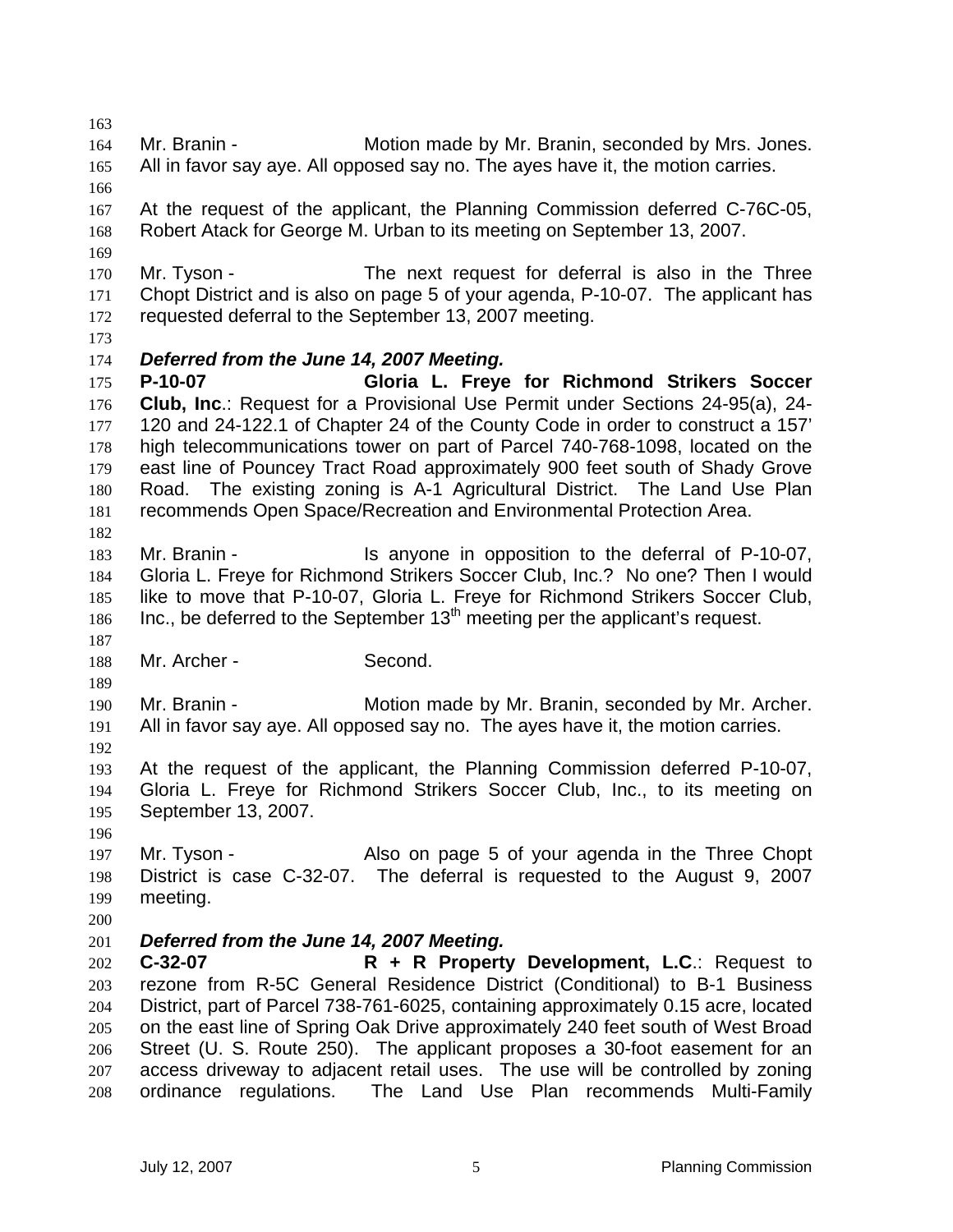Mr. Branin - Motion made by Mr. Branin, seconded by Mrs. Jones. All in favor say aye. All opposed say no. The ayes have it, the motion carries.

At the request of the applicant, the Planning Commission deferred C-76C-05, Robert Atack for George M. Urban to its meeting on September 13, 2007.

Mr. Tyson - The next request for deferral is also in the Three Chopt District and is also on page 5 of your agenda, P-10-07. The applicant has requested deferral to the September 13, 2007 meeting.

***Deferred from the June 14, 2007 Meeting.***

**P-10-07 Gloria L. Freye for Richmond Strikers Soccer Club, Inc**.: Request for a Provisional Use Permit under Sections 24-95(a), 24-120 and 24-122.1 of Chapter 24 of the County Code in order to construct a 157' high telecommunications tower on part of Parcel 740-768-1098, located on the east line of Pouncey Tract Road approximately 900 feet south of Shady Grove Road. The existing zoning is A-1 Agricultural District. The Land Use Plan recommends Open Space/Recreation and Environmental Protection Area.

Mr. Branin - Is anyone in opposition to the deferral of P-10-07, Gloria L. Freye for Richmond Strikers Soccer Club, Inc.? No one? Then I would like to move that P-10-07, Gloria L. Freye for Richmond Strikers Soccer Club, Inc., be deferred to the September 13th meeting per the applicant's request.

Mr. Archer - Second.

Mr. Branin - Motion made by Mr. Branin, seconded by Mr. Archer. All in favor say aye. All opposed say no. The ayes have it, the motion carries.

At the request of the applicant, the Planning Commission deferred P-10-07, Gloria L. Freye for Richmond Strikers Soccer Club, Inc., to its meeting on September 13, 2007.

Mr. Tyson - Also on page 5 of your agenda in the Three Chopt District is case C-32-07. The deferral is requested to the August 9, 2007 meeting.

***Deferred from the June 14, 2007 Meeting.***

**C-32-07 R + R Property Development, L.C**.: Request to rezone from R-5C General Residence District (Conditional) to B-1 Business District, part of Parcel 738-761-6025, containing approximately 0.15 acre, located on the east line of Spring Oak Drive approximately 240 feet south of West Broad Street (U. S. Route 250). The applicant proposes a 30-foot easement for an access driveway to adjacent retail uses. The use will be controlled by zoning ordinance regulations. The Land Use Plan recommends Multi-Family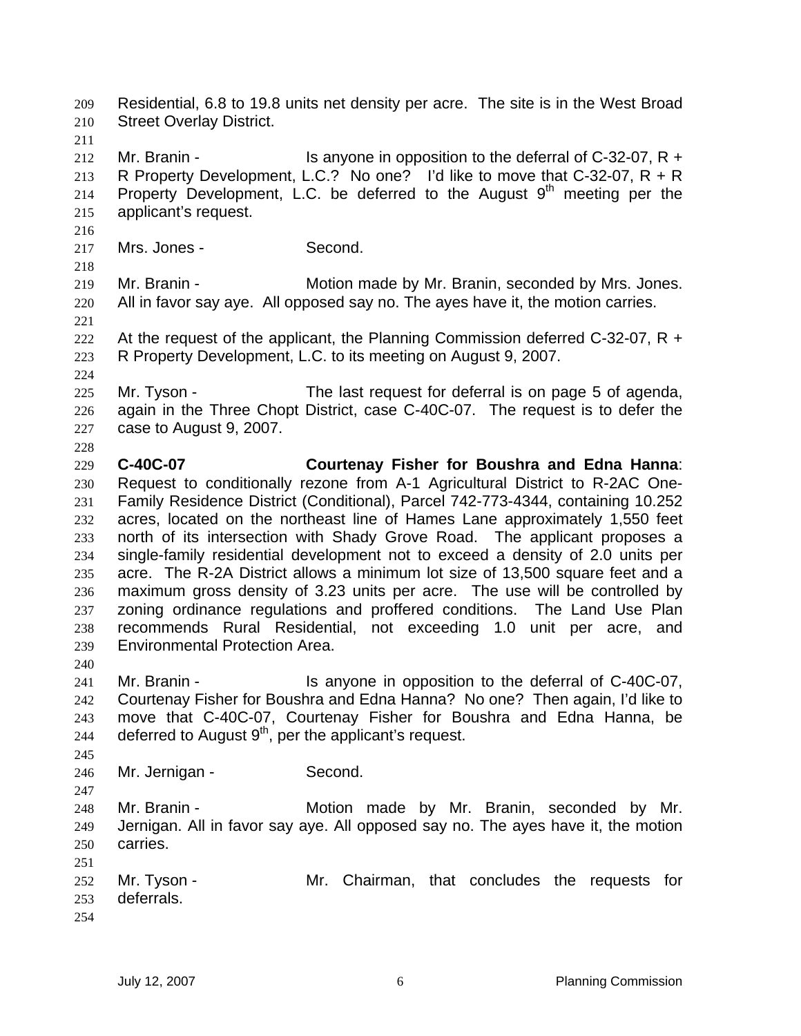Residential, 6.8 to 19.8 units net density per acre. The site is in the West Broad Street Overlay District.

Mr. Branin - Is anyone in opposition to the deferral of C-32-07, R + R Property Development, L.C.? No one? I'd like to move that C-32-07, R + R Property Development, L.C. be deferred to the August 9th meeting per the applicant's request.

Mrs. Jones - Second.

Mr. Branin - Motion made by Mr. Branin, seconded by Mrs. Jones. All in favor say aye. All opposed say no. The ayes have it, the motion carries.

At the request of the applicant, the Planning Commission deferred C-32-07, R + R Property Development, L.C. to its meeting on August 9, 2007.

Mr. Tyson - The last request for deferral is on page 5 of agenda, again in the Three Chopt District, case C-40C-07. The request is to defer the case to August 9, 2007.

**C-40C-07 Courtenay Fisher for Boushra and Edna Hanna**: Request to conditionally rezone from A-1 Agricultural District to R-2AC One-Family Residence District (Conditional), Parcel 742-773-4344, containing 10.252 acres, located on the northeast line of Hames Lane approximately 1,550 feet north of its intersection with Shady Grove Road. The applicant proposes a single-family residential development not to exceed a density of 2.0 units per acre. The R-2A District allows a minimum lot size of 13,500 square feet and a maximum gross density of 3.23 units per acre. The use will be controlled by zoning ordinance regulations and proffered conditions. The Land Use Plan recommends Rural Residential, not exceeding 1.0 unit per acre, and Environmental Protection Area.

Mr. Branin - Is anyone in opposition to the deferral of C-40C-07, Courtenay Fisher for Boushra and Edna Hanna? No one? Then again, I'd like to move that C-40C-07, Courtenay Fisher for Boushra and Edna Hanna, be deferred to August 9th, per the applicant's request.

Mr. Jernigan - Second.

Mr. Branin - Motion made by Mr. Branin, seconded by Mr. Jernigan. All in favor say aye. All opposed say no. The ayes have it, the motion carries.

Mr. Tyson - Mr. Chairman, that concludes the requests for deferrals.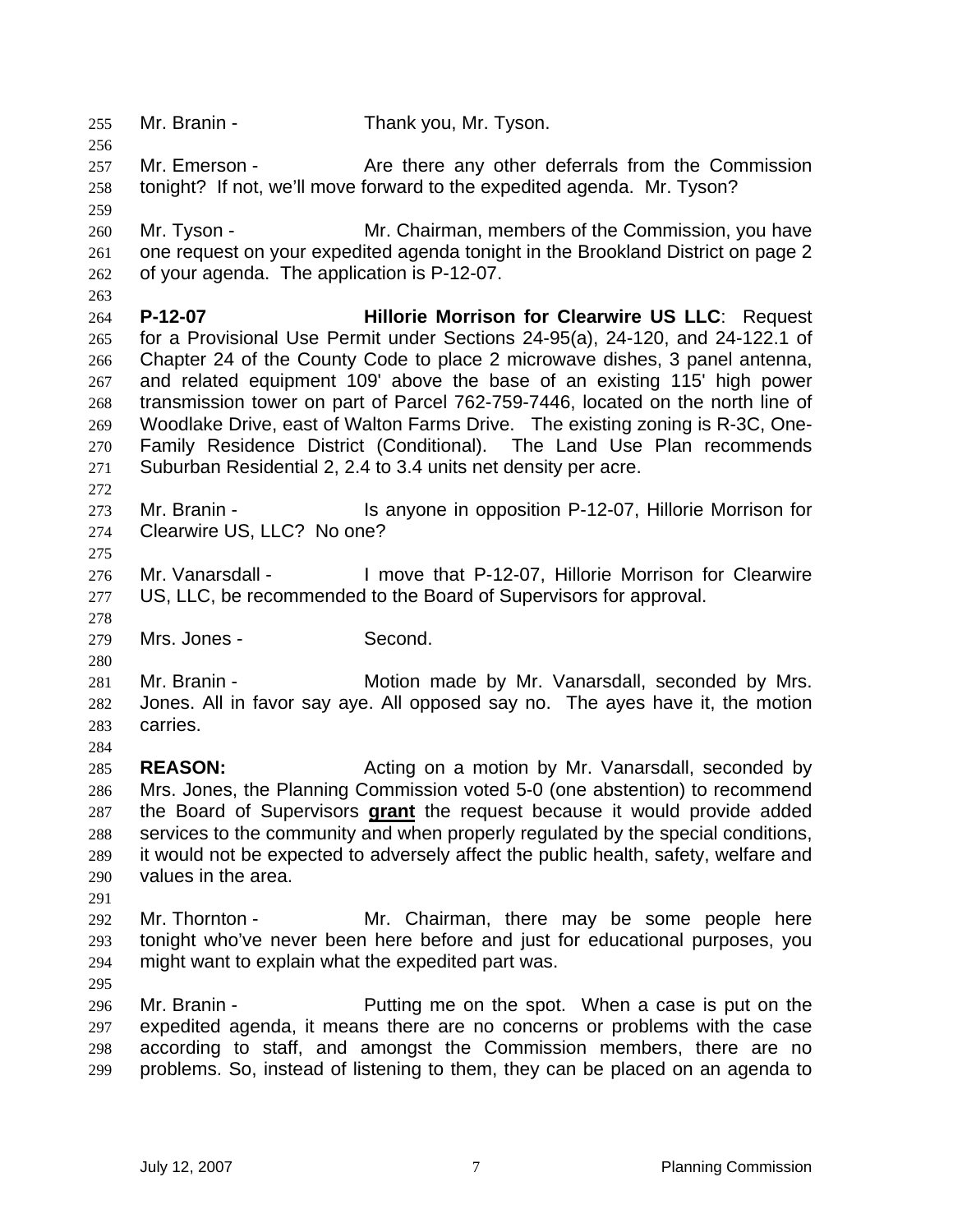Mr. Branin - Thank you, Mr. Tyson.

Mr. Emerson - Are there any other deferrals from the Commission tonight? If not, we'll move forward to the expedited agenda. Mr. Tyson?

Mr. Tyson - Mr. Chairman, members of the Commission, you have one request on your expedited agenda tonight in the Brookland District on page 2 of your agenda. The application is P-12-07.

**P-12-07** **Hillorie Morrison for Clearwire US LLC**: Request for a Provisional Use Permit under Sections 24-95(a), 24-120, and 24-122.1 of Chapter 24 of the County Code to place 2 microwave dishes, 3 panel antenna, and related equipment 109' above the base of an existing 115' high power transmission tower on part of Parcel 762-759-7446, located on the north line of Woodlake Drive, east of Walton Farms Drive. The existing zoning is R-3C, One-Family Residence District (Conditional). The Land Use Plan recommends Suburban Residential 2, 2.4 to 3.4 units net density per acre.

Mr. Branin - Is anyone in opposition P-12-07, Hillorie Morrison for Clearwire US, LLC? No one?

Mr. Vanarsdall - I move that P-12-07, Hillorie Morrison for Clearwire US, LLC, be recommended to the Board of Supervisors for approval.

Mrs. Jones - Second.

Mr. Branin - Motion made by Mr. Vanarsdall, seconded by Mrs. Jones. All in favor say aye. All opposed say no. The ayes have it, the motion carries.

**REASON:** Acting on a motion by Mr. Vanarsdall, seconded by Mrs. Jones, the Planning Commission voted 5-0 (one abstention) to recommend the Board of Supervisors **grant** the request because it would provide added services to the community and when properly regulated by the special conditions, it would not be expected to adversely affect the public health, safety, welfare and values in the area.

Mr. Thornton - Mr. Chairman, there may be some people here tonight who've never been here before and just for educational purposes, you might want to explain what the expedited part was.

Mr. Branin - Putting me on the spot. When a case is put on the expedited agenda, it means there are no concerns or problems with the case according to staff, and amongst the Commission members, there are no problems. So, instead of listening to them, they can be placed on an agenda to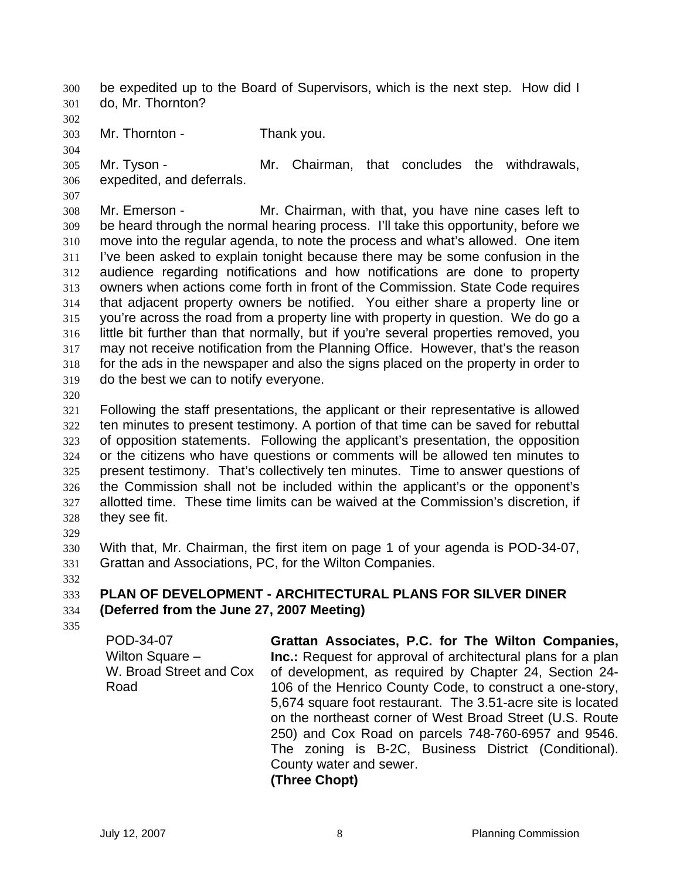be expedited up to the Board of Supervisors, which is the next step. How did I do, Mr. Thornton?

Mr. Thornton - Thank you.

Mr. Tyson - Mr. Chairman, that concludes the withdrawals, expedited, and deferrals.

Mr. Emerson - Mr. Chairman, with that, you have nine cases left to be heard through the normal hearing process. I'll take this opportunity, before we move into the regular agenda, to note the process and what's allowed. One item I've been asked to explain tonight because there may be some confusion in the audience regarding notifications and how notifications are done to property owners when actions come forth in front of the Commission. State Code requires that adjacent property owners be notified. You either share a property line or you're across the road from a property line with property in question. We do go a little bit further than that normally, but if you're several properties removed, you may not receive notification from the Planning Office. However, that's the reason for the ads in the newspaper and also the signs placed on the property in order to do the best we can to notify everyone.

Following the staff presentations, the applicant or their representative is allowed ten minutes to present testimony. A portion of that time can be saved for rebuttal of opposition statements. Following the applicant's presentation, the opposition or the citizens who have questions or comments will be allowed ten minutes to present testimony. That's collectively ten minutes. Time to answer questions of the Commission shall not be included within the applicant's or the opponent's allotted time. These time limits can be waived at the Commission's discretion, if they see fit.

With that, Mr. Chairman, the first item on page 1 of your agenda is POD-34-07, Grattan and Associations, PC, for the Wilton Companies.

**PLAN OF DEVELOPMENT - ARCHITECTURAL PLANS FOR SILVER DINER (Deferred from the June 27, 2007 Meeting)**

POD-34-07
Wilton Square –
W. Broad Street and Cox Road

**Grattan Associates, P.C. for The Wilton Companies, Inc.:** Request for approval of architectural plans for a plan of development, as required by Chapter 24, Section 24-106 of the Henrico County Code, to construct a one-story, 5,674 square foot restaurant. The 3.51-acre site is located on the northeast corner of West Broad Street (U.S. Route 250) and Cox Road on parcels 748-760-6957 and 9546. The zoning is B-2C, Business District (Conditional). County water and sewer.
**(Three Chopt)**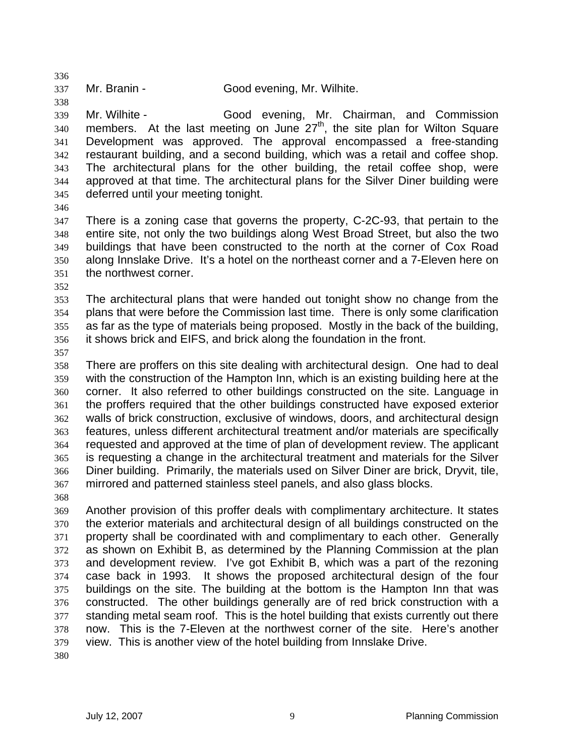Mr. Branin - Good evening, Mr. Wilhite.

Mr. Wilhite - Good evening, Mr. Chairman, and Commission members. At the last meeting on June 27th, the site plan for Wilton Square Development was approved. The approval encompassed a free-standing restaurant building, and a second building, which was a retail and coffee shop. The architectural plans for the other building, the retail coffee shop, were approved at that time. The architectural plans for the Silver Diner building were deferred until your meeting tonight.

There is a zoning case that governs the property, C-2C-93, that pertain to the entire site, not only the two buildings along West Broad Street, but also the two buildings that have been constructed to the north at the corner of Cox Road along Innslake Drive. It's a hotel on the northeast corner and a 7-Eleven here on the northwest corner.

The architectural plans that were handed out tonight show no change from the plans that were before the Commission last time. There is only some clarification as far as the type of materials being proposed. Mostly in the back of the building, it shows brick and EIFS, and brick along the foundation in the front.

There are proffers on this site dealing with architectural design. One had to deal with the construction of the Hampton Inn, which is an existing building here at the corner. It also referred to other buildings constructed on the site. Language in the proffers required that the other buildings constructed have exposed exterior walls of brick construction, exclusive of windows, doors, and architectural design features, unless different architectural treatment and/or materials are specifically requested and approved at the time of plan of development review. The applicant is requesting a change in the architectural treatment and materials for the Silver Diner building. Primarily, the materials used on Silver Diner are brick, Dryvit, tile, mirrored and patterned stainless steel panels, and also glass blocks.

Another provision of this proffer deals with complimentary architecture. It states the exterior materials and architectural design of all buildings constructed on the property shall be coordinated with and complimentary to each other. Generally as shown on Exhibit B, as determined by the Planning Commission at the plan and development review. I've got Exhibit B, which was a part of the rezoning case back in 1993. It shows the proposed architectural design of the four buildings on the site. The building at the bottom is the Hampton Inn that was constructed. The other buildings generally are of red brick construction with a standing metal seam roof. This is the hotel building that exists currently out there now. This is the 7-Eleven at the northwest corner of the site. Here's another view. This is another view of the hotel building from Innslake Drive.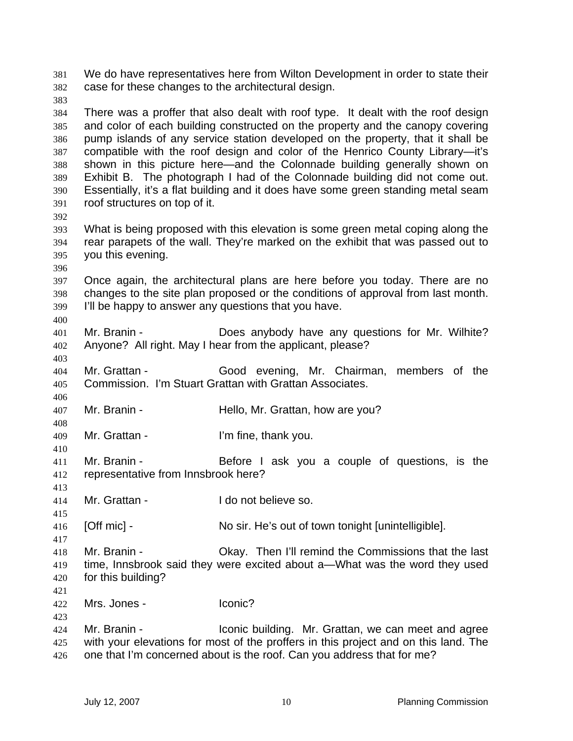We do have representatives here from Wilton Development in order to state their case for these changes to the architectural design.

There was a proffer that also dealt with roof type. It dealt with the roof design and color of each building constructed on the property and the canopy covering pump islands of any service station developed on the property, that it shall be compatible with the roof design and color of the Henrico County Library—it's shown in this picture here—and the Colonnade building generally shown on Exhibit B. The photograph I had of the Colonnade building did not come out. Essentially, it's a flat building and it does have some green standing metal seam roof structures on top of it.

What is being proposed with this elevation is some green metal coping along the rear parapets of the wall. They're marked on the exhibit that was passed out to you this evening.

Once again, the architectural plans are here before you today. There are no changes to the site plan proposed or the conditions of approval from last month. I'll be happy to answer any questions that you have.

Mr. Branin - Does anybody have any questions for Mr. Wilhite? Anyone? All right. May I hear from the applicant, please?

Mr. Grattan - Good evening, Mr. Chairman, members of the Commission. I'm Stuart Grattan with Grattan Associates.

Mr. Branin - Hello, Mr. Grattan, how are you?

Mr. Grattan - I'm fine, thank you.

Mr. Branin - Before I ask you a couple of questions, is the representative from Innsbrook here?

Mr. Grattan - I do not believe so.

[Off mic] - No sir. He's out of town tonight [unintelligible].

Mr. Branin - Okay. Then I'll remind the Commissions that the last time, Innsbrook said they were excited about a—What was the word they used for this building?

Mrs. Jones - Iconic?

Mr. Branin - Iconic building. Mr. Grattan, we can meet and agree with your elevations for most of the proffers in this project and on this land. The one that I'm concerned about is the roof. Can you address that for me?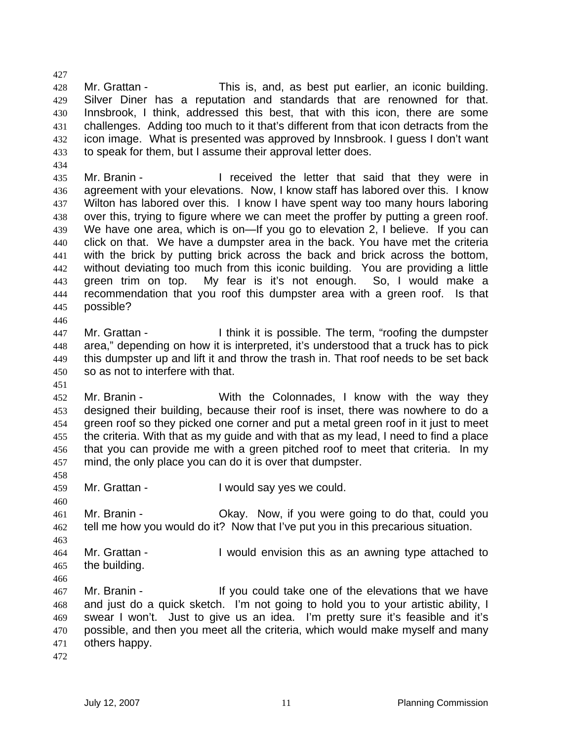Mr. Grattan - This is, and, as best put earlier, an iconic building. Silver Diner has a reputation and standards that are renowned for that. Innsbrook, I think, addressed this best, that with this icon, there are some challenges. Adding too much to it that's different from that icon detracts from the icon image. What is presented was approved by Innsbrook. I guess I don't want to speak for them, but I assume their approval letter does.

Mr. Branin - I received the letter that said that they were in agreement with your elevations. Now, I know staff has labored over this. I know Wilton has labored over this. I know I have spent way too many hours laboring over this, trying to figure where we can meet the proffer by putting a green roof. We have one area, which is on—If you go to elevation 2, I believe. If you can click on that. We have a dumpster area in the back. You have met the criteria with the brick by putting brick across the back and brick across the bottom, without deviating too much from this iconic building. You are providing a little green trim on top. My fear is it's not enough. So, I would make a recommendation that you roof this dumpster area with a green roof. Is that possible?

Mr. Grattan - I think it is possible. The term, "roofing the dumpster area," depending on how it is interpreted, it's understood that a truck has to pick this dumpster up and lift it and throw the trash in. That roof needs to be set back so as not to interfere with that.

Mr. Branin - With the Colonnades, I know with the way they designed their building, because their roof is inset, there was nowhere to do a green roof so they picked one corner and put a metal green roof in it just to meet the criteria. With that as my guide and with that as my lead, I need to find a place that you can provide me with a green pitched roof to meet that criteria. In my mind, the only place you can do it is over that dumpster.

Mr. Grattan - I would say yes we could.

Mr. Branin - Okay. Now, if you were going to do that, could you tell me how you would do it? Now that I've put you in this precarious situation.

Mr. Grattan - I would envision this as an awning type attached to the building.

Mr. Branin - If you could take one of the elevations that we have and just do a quick sketch. I'm not going to hold you to your artistic ability, I swear I won't. Just to give us an idea. I'm pretty sure it's feasible and it's possible, and then you meet all the criteria, which would make myself and many others happy.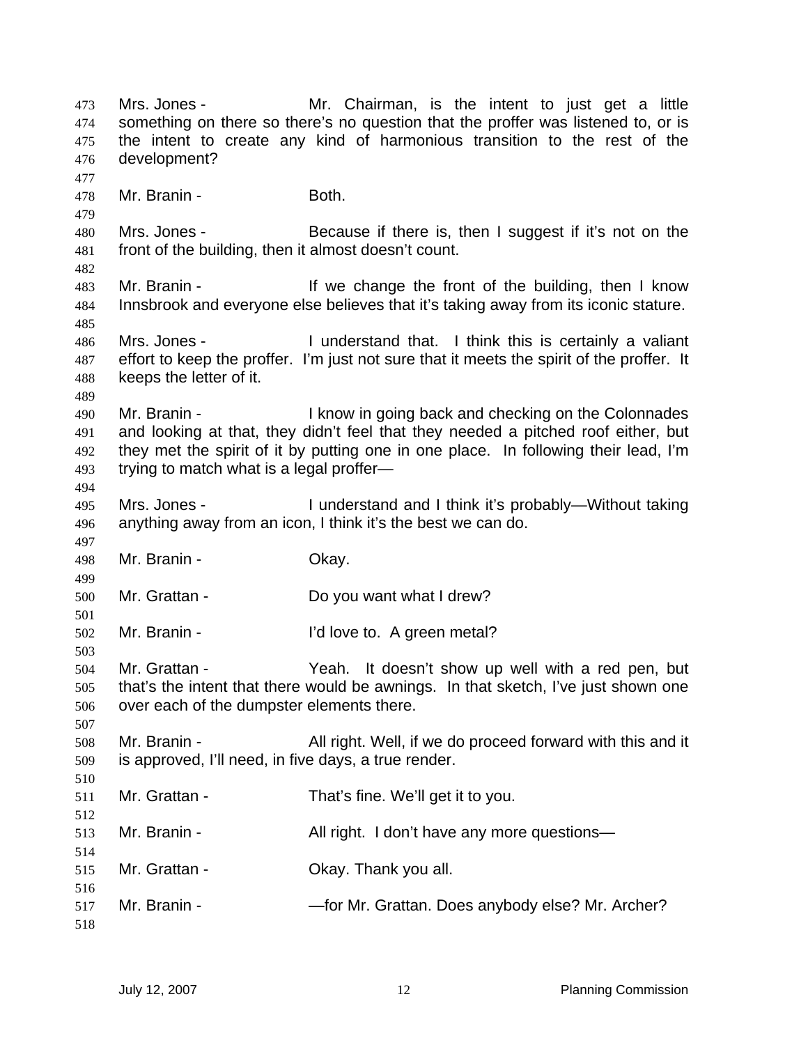Mrs. Jones - Mr. Chairman, is the intent to just get a little something on there so there's no question that the proffer was listened to, or is the intent to create any kind of harmonious transition to the rest of the development?

Mr. Branin - Both.

Mrs. Jones - Because if there is, then I suggest if it's not on the front of the building, then it almost doesn't count.

Mr. Branin - If we change the front of the building, then I know Innsbrook and everyone else believes that it's taking away from its iconic stature.

Mrs. Jones - I understand that. I think this is certainly a valiant effort to keep the proffer. I'm just not sure that it meets the spirit of the proffer. It keeps the letter of it.

Mr. Branin - I know in going back and checking on the Colonnades and looking at that, they didn't feel that they needed a pitched roof either, but they met the spirit of it by putting one in one place. In following their lead, I'm trying to match what is a legal proffer—

Mrs. Jones - I understand and I think it's probably—Without taking anything away from an icon, I think it's the best we can do.

Mr. Branin - Okay.

Mr. Grattan - Do you want what I drew?

Mr. Branin - I'd love to. A green metal?

Mr. Grattan - Yeah. It doesn't show up well with a red pen, but that's the intent that there would be awnings. In that sketch, I've just shown one over each of the dumpster elements there.

Mr. Branin - All right. Well, if we do proceed forward with this and it is approved, I'll need, in five days, a true render.

Mr. Grattan - That's fine. We'll get it to you.

Mr. Branin - All right. I don't have any more questions—

Mr. Grattan - Okay. Thank you all.

Mr. Branin - —for Mr. Grattan. Does anybody else? Mr. Archer?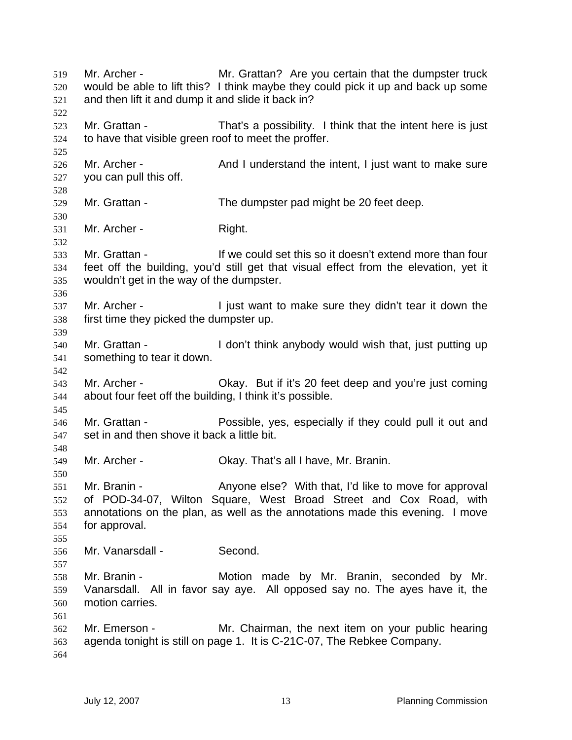Mr. Archer - Mr. Grattan? Are you certain that the dumpster truck would be able to lift this? I think maybe they could pick it up and back up some and then lift it and dump it and slide it back in?

Mr. Grattan - That's a possibility. I think that the intent here is just to have that visible green roof to meet the proffer.

Mr. Archer - And I understand the intent, I just want to make sure you can pull this off.

Mr. Grattan - The dumpster pad might be 20 feet deep.

Mr. Archer - Right.

Mr. Grattan - If we could set this so it doesn't extend more than four feet off the building, you'd still get that visual effect from the elevation, yet it wouldn't get in the way of the dumpster.

Mr. Archer - I just want to make sure they didn't tear it down the first time they picked the dumpster up.

Mr. Grattan - I don't think anybody would wish that, just putting up something to tear it down.

Mr. Archer - Okay. But if it's 20 feet deep and you're just coming about four feet off the building, I think it's possible.

Mr. Grattan - Possible, yes, especially if they could pull it out and set in and then shove it back a little bit.

Mr. Archer - Okay. That's all I have, Mr. Branin.

Mr. Branin - Anyone else? With that, I'd like to move for approval of POD-34-07, Wilton Square, West Broad Street and Cox Road, with annotations on the plan, as well as the annotations made this evening. I move for approval.

Mr. Vanarsdall - Second.

Mr. Branin - Motion made by Mr. Branin, seconded by Mr. Vanarsdall. All in favor say aye. All opposed say no. The ayes have it, the motion carries.

Mr. Emerson - Mr. Chairman, the next item on your public hearing agenda tonight is still on page 1. It is C-21C-07, The Rebkee Company.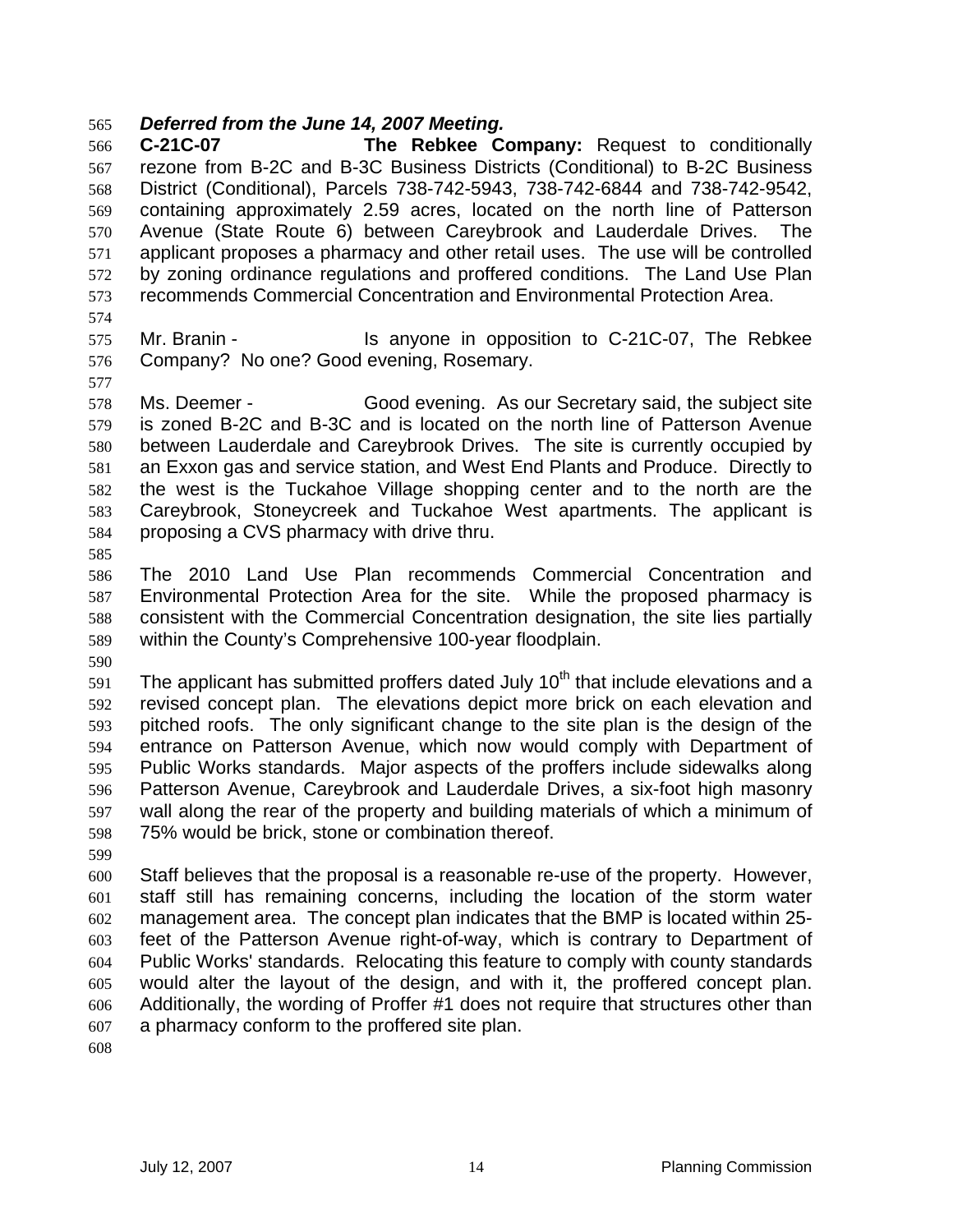***Deferred from the June 14, 2007 Meeting.***

**C-21C-07** **The Rebkee Company:** Request to conditionally rezone from B-2C and B-3C Business Districts (Conditional) to B-2C Business District (Conditional), Parcels 738-742-5943, 738-742-6844 and 738-742-9542, containing approximately 2.59 acres, located on the north line of Patterson Avenue (State Route 6) between Careybrook and Lauderdale Drives. The applicant proposes a pharmacy and other retail uses. The use will be controlled by zoning ordinance regulations and proffered conditions. The Land Use Plan recommends Commercial Concentration and Environmental Protection Area.

Mr. Branin - Is anyone in opposition to C-21C-07, The Rebkee Company? No one? Good evening, Rosemary.

Ms. Deemer - Good evening. As our Secretary said, the subject site is zoned B-2C and B-3C and is located on the north line of Patterson Avenue between Lauderdale and Careybrook Drives. The site is currently occupied by an Exxon gas and service station, and West End Plants and Produce. Directly to the west is the Tuckahoe Village shopping center and to the north are the Careybrook, Stoneycreek and Tuckahoe West apartments. The applicant is proposing a CVS pharmacy with drive thru.

The 2010 Land Use Plan recommends Commercial Concentration and Environmental Protection Area for the site. While the proposed pharmacy is consistent with the Commercial Concentration designation, the site lies partially within the County's Comprehensive 100-year floodplain.

The applicant has submitted proffers dated July 10th that include elevations and a revised concept plan. The elevations depict more brick on each elevation and pitched roofs. The only significant change to the site plan is the design of the entrance on Patterson Avenue, which now would comply with Department of Public Works standards. Major aspects of the proffers include sidewalks along Patterson Avenue, Careybrook and Lauderdale Drives, a six-foot high masonry wall along the rear of the property and building materials of which a minimum of 75% would be brick, stone or combination thereof.

Staff believes that the proposal is a reasonable re-use of the property. However, staff still has remaining concerns, including the location of the storm water management area. The concept plan indicates that the BMP is located within 25-feet of the Patterson Avenue right-of-way, which is contrary to Department of Public Works' standards. Relocating this feature to comply with county standards would alter the layout of the design, and with it, the proffered concept plan. Additionally, the wording of Proffer #1 does not require that structures other than a pharmacy conform to the proffered site plan.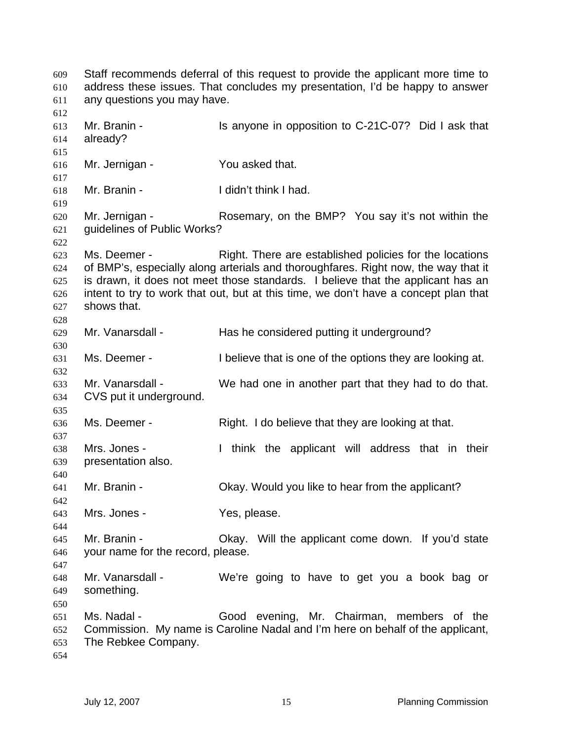Staff recommends deferral of this request to provide the applicant more time to address these issues. That concludes my presentation, I'd be happy to answer any questions you may have.

Mr. Branin - Is anyone in opposition to C-21C-07? Did I ask that already?

Mr. Jernigan - You asked that.

Mr. Branin - I didn't think I had.

Mr. Jernigan - Rosemary, on the BMP? You say it's not within the guidelines of Public Works?

Ms. Deemer - Right. There are established policies for the locations of BMP's, especially along arterials and thoroughfares. Right now, the way that it is drawn, it does not meet those standards. I believe that the applicant has an intent to try to work that out, but at this time, we don't have a concept plan that shows that.

Mr. Vanarsdall - Has he considered putting it underground?

Ms. Deemer - I believe that is one of the options they are looking at.

Mr. Vanarsdall - We had one in another part that they had to do that. CVS put it underground.

Ms. Deemer - Right. I do believe that they are looking at that.

Mrs. Jones - I think the applicant will address that in their presentation also.

Mr. Branin - Okay. Would you like to hear from the applicant?

Mrs. Jones - Yes, please.

Mr. Branin - Okay. Will the applicant come down. If you'd state your name for the record, please.

Mr. Vanarsdall - We're going to have to get you a book bag or something.

Ms. Nadal - Good evening, Mr. Chairman, members of the Commission. My name is Caroline Nadal and I'm here on behalf of the applicant, The Rebkee Company.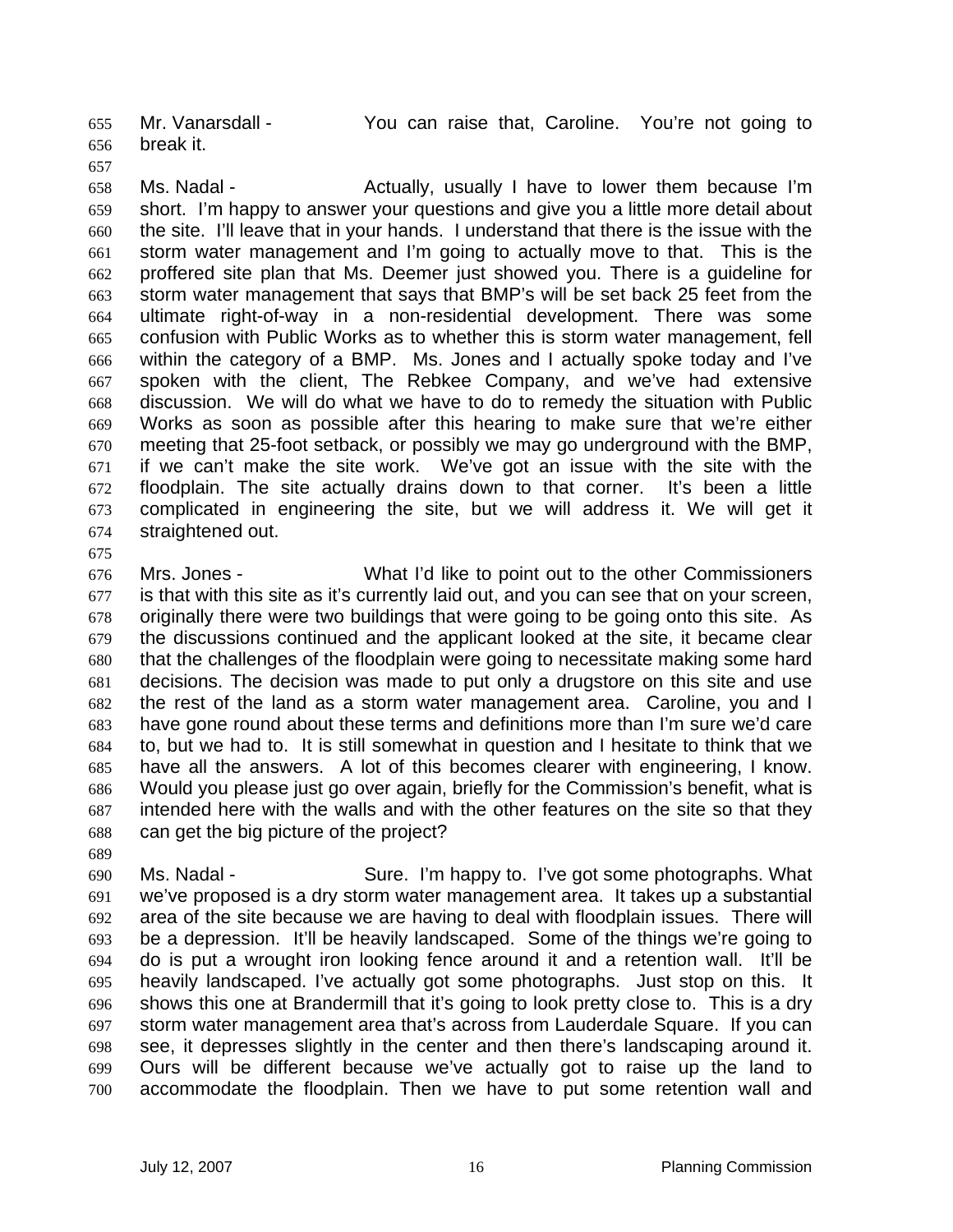Mr. Vanarsdall - You can raise that, Caroline. You're not going to break it.

Ms. Nadal - Actually, usually I have to lower them because I'm short. I'm happy to answer your questions and give you a little more detail about the site. I'll leave that in your hands. I understand that there is the issue with the storm water management and I'm going to actually move to that. This is the proffered site plan that Ms. Deemer just showed you. There is a guideline for storm water management that says that BMP's will be set back 25 feet from the ultimate right-of-way in a non-residential development. There was some confusion with Public Works as to whether this is storm water management, fell within the category of a BMP. Ms. Jones and I actually spoke today and I've spoken with the client, The Rebkee Company, and we've had extensive discussion. We will do what we have to do to remedy the situation with Public Works as soon as possible after this hearing to make sure that we're either meeting that 25-foot setback, or possibly we may go underground with the BMP, if we can't make the site work. We've got an issue with the site with the floodplain. The site actually drains down to that corner. It's been a little complicated in engineering the site, but we will address it. We will get it straightened out.

Mrs. Jones - What I'd like to point out to the other Commissioners is that with this site as it's currently laid out, and you can see that on your screen, originally there were two buildings that were going to be going onto this site. As the discussions continued and the applicant looked at the site, it became clear that the challenges of the floodplain were going to necessitate making some hard decisions. The decision was made to put only a drugstore on this site and use the rest of the land as a storm water management area. Caroline, you and I have gone round about these terms and definitions more than I'm sure we'd care to, but we had to. It is still somewhat in question and I hesitate to think that we have all the answers. A lot of this becomes clearer with engineering, I know. Would you please just go over again, briefly for the Commission's benefit, what is intended here with the walls and with the other features on the site so that they can get the big picture of the project?

Ms. Nadal - Sure. I'm happy to. I've got some photographs. What we've proposed is a dry storm water management area. It takes up a substantial area of the site because we are having to deal with floodplain issues. There will be a depression. It'll be heavily landscaped. Some of the things we're going to do is put a wrought iron looking fence around it and a retention wall. It'll be heavily landscaped. I've actually got some photographs. Just stop on this. It shows this one at Brandermill that it's going to look pretty close to. This is a dry storm water management area that's across from Lauderdale Square. If you can see, it depresses slightly in the center and then there's landscaping around it. Ours will be different because we've actually got to raise up the land to accommodate the floodplain. Then we have to put some retention wall and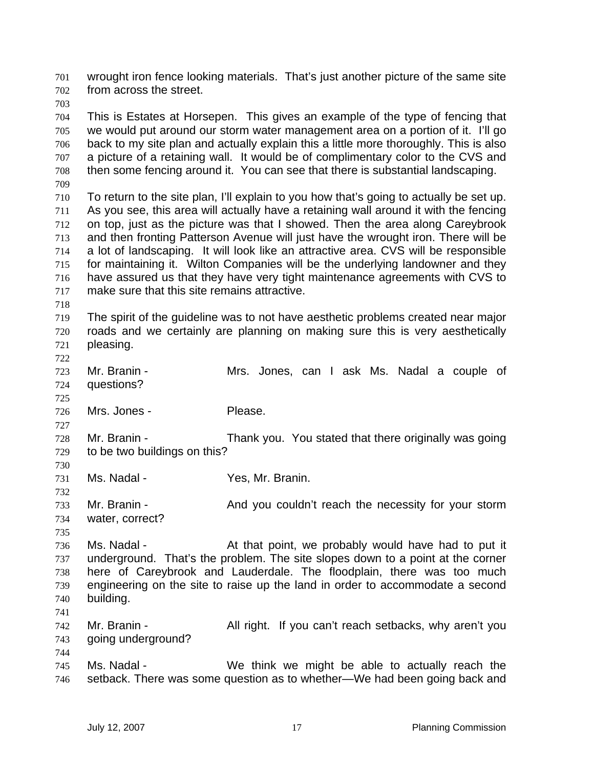wrought iron fence looking materials. That's just another picture of the same site from across the street.

This is Estates at Horsepen. This gives an example of the type of fencing that we would put around our storm water management area on a portion of it. I'll go back to my site plan and actually explain this a little more thoroughly. This is also a picture of a retaining wall. It would be of complimentary color to the CVS and then some fencing around it. You can see that there is substantial landscaping.

To return to the site plan, I'll explain to you how that's going to actually be set up. As you see, this area will actually have a retaining wall around it with the fencing on top, just as the picture was that I showed. Then the area along Careybrook and then fronting Patterson Avenue will just have the wrought iron. There will be a lot of landscaping. It will look like an attractive area. CVS will be responsible for maintaining it. Wilton Companies will be the underlying landowner and they have assured us that they have very tight maintenance agreements with CVS to make sure that this site remains attractive.

The spirit of the guideline was to not have aesthetic problems created near major roads and we certainly are planning on making sure this is very aesthetically pleasing.

Mr. Branin - Mrs. Jones, can I ask Ms. Nadal a couple of questions?

Mrs. Jones - Please.

Mr. Branin - Thank you. You stated that there originally was going to be two buildings on this?

Ms. Nadal - Yes, Mr. Branin.

Mr. Branin - And you couldn't reach the necessity for your storm water, correct?

Ms. Nadal - At that point, we probably would have had to put it underground. That's the problem. The site slopes down to a point at the corner here of Careybrook and Lauderdale. The floodplain, there was too much engineering on the site to raise up the land in order to accommodate a second building.

Mr. Branin - All right. If you can't reach setbacks, why aren't you going underground?

Ms. Nadal - We think we might be able to actually reach the setback. There was some question as to whether—We had been going back and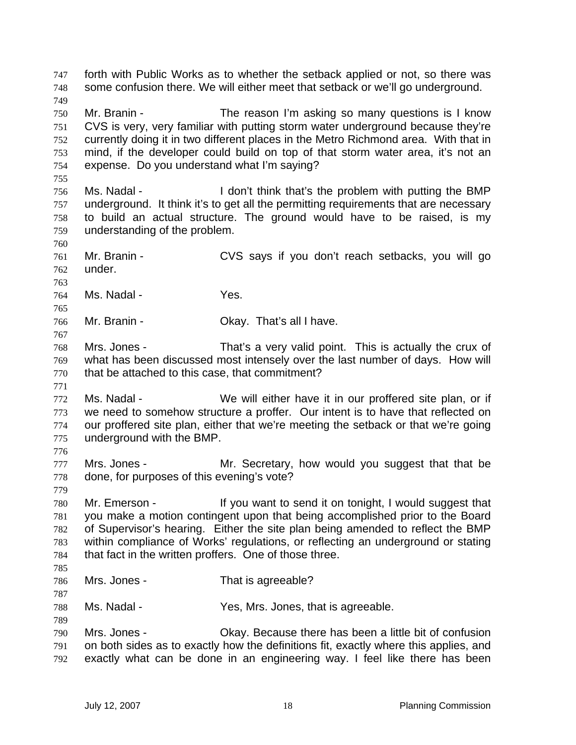forth with Public Works as to whether the setback applied or not, so there was some confusion there. We will either meet that setback or we'll go underground.

Mr. Branin - The reason I'm asking so many questions is I know CVS is very, very familiar with putting storm water underground because they're currently doing it in two different places in the Metro Richmond area. With that in mind, if the developer could build on top of that storm water area, it's not an expense. Do you understand what I'm saying?

Ms. Nadal - I don't think that's the problem with putting the BMP underground. It think it's to get all the permitting requirements that are necessary to build an actual structure. The ground would have to be raised, is my understanding of the problem.

Mr. Branin - CVS says if you don't reach setbacks, you will go under.

Ms. Nadal - Yes.

Mr. Branin - Okay. That's all I have.

Mrs. Jones - That's a very valid point. This is actually the crux of what has been discussed most intensely over the last number of days. How will that be attached to this case, that commitment?

Ms. Nadal - We will either have it in our proffered site plan, or if we need to somehow structure a proffer. Our intent is to have that reflected on our proffered site plan, either that we're meeting the setback or that we're going underground with the BMP.

Mrs. Jones - Mr. Secretary, how would you suggest that that be done, for purposes of this evening's vote?

Mr. Emerson - If you want to send it on tonight, I would suggest that you make a motion contingent upon that being accomplished prior to the Board of Supervisor's hearing. Either the site plan being amended to reflect the BMP within compliance of Works' regulations, or reflecting an underground or stating that fact in the written proffers. One of those three.

Mrs. Jones - That is agreeable?

Ms. Nadal - Yes, Mrs. Jones, that is agreeable.

Mrs. Jones - Okay. Because there has been a little bit of confusion on both sides as to exactly how the definitions fit, exactly where this applies, and exactly what can be done in an engineering way. I feel like there has been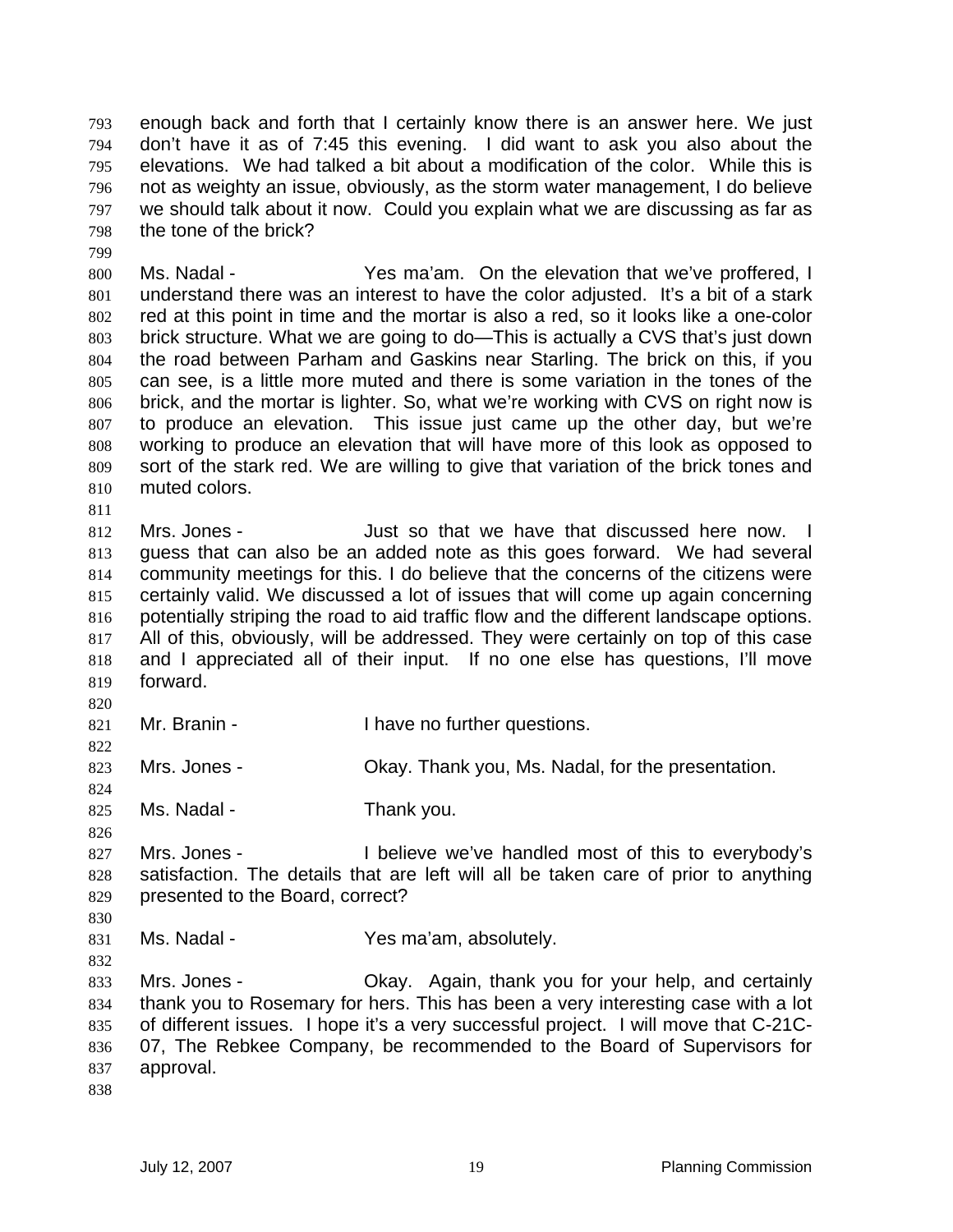enough back and forth that I certainly know there is an answer here. We just don't have it as of 7:45 this evening. I did want to ask you also about the elevations. We had talked a bit about a modification of the color. While this is not as weighty an issue, obviously, as the storm water management, I do believe we should talk about it now. Could you explain what we are discussing as far as the tone of the brick?

Ms. Nadal - Yes ma'am. On the elevation that we've proffered, I understand there was an interest to have the color adjusted. It's a bit of a stark red at this point in time and the mortar is also a red, so it looks like a one-color brick structure. What we are going to do—This is actually a CVS that's just down the road between Parham and Gaskins near Starling. The brick on this, if you can see, is a little more muted and there is some variation in the tones of the brick, and the mortar is lighter. So, what we're working with CVS on right now is to produce an elevation. This issue just came up the other day, but we're working to produce an elevation that will have more of this look as opposed to sort of the stark red. We are willing to give that variation of the brick tones and muted colors.

Mrs. Jones - Just so that we have that discussed here now. I guess that can also be an added note as this goes forward. We had several community meetings for this. I do believe that the concerns of the citizens were certainly valid. We discussed a lot of issues that will come up again concerning potentially striping the road to aid traffic flow and the different landscape options. All of this, obviously, will be addressed. They were certainly on top of this case and I appreciated all of their input. If no one else has questions, I'll move forward.

Mr. Branin - I have no further questions.

Mrs. Jones - Okay. Thank you, Ms. Nadal, for the presentation.

Ms. Nadal - Thank you.

Mrs. Jones - I believe we've handled most of this to everybody's satisfaction. The details that are left will all be taken care of prior to anything presented to the Board, correct?

Ms. Nadal - Yes ma'am, absolutely.

Mrs. Jones - Okay. Again, thank you for your help, and certainly thank you to Rosemary for hers. This has been a very interesting case with a lot of different issues. I hope it's a very successful project. I will move that C-21C-07, The Rebkee Company, be recommended to the Board of Supervisors for approval.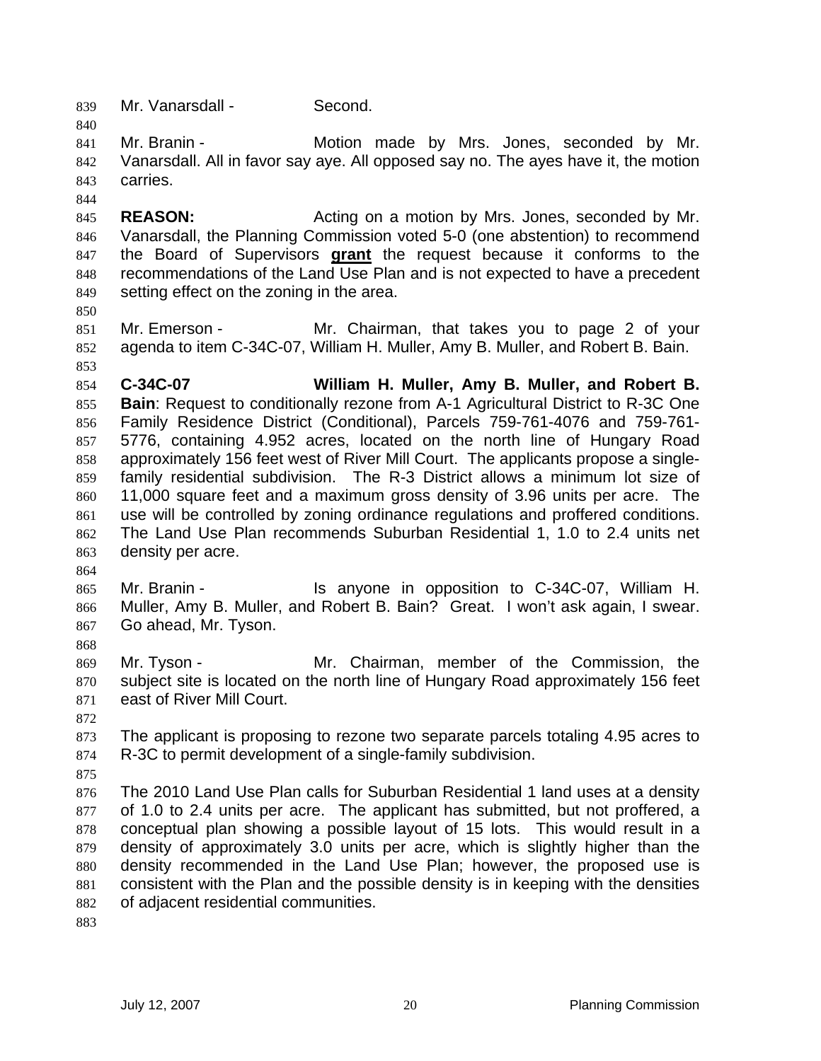Mr. Vanarsdall - Second.

Mr. Branin - Motion made by Mrs. Jones, seconded by Mr. Vanarsdall. All in favor say aye. All opposed say no. The ayes have it, the motion carries.

**REASON:** Acting on a motion by Mrs. Jones, seconded by Mr. Vanarsdall, the Planning Commission voted 5-0 (one abstention) to recommend the Board of Supervisors **grant** the request because it conforms to the recommendations of the Land Use Plan and is not expected to have a precedent setting effect on the zoning in the area.

Mr. Emerson - Mr. Chairman, that takes you to page 2 of your agenda to item C-34C-07, William H. Muller, Amy B. Muller, and Robert B. Bain.

**C-34C-07 William H. Muller, Amy B. Muller, and Robert B. Bain**: Request to conditionally rezone from A-1 Agricultural District to R-3C One Family Residence District (Conditional), Parcels 759-761-4076 and 759-761-5776, containing 4.952 acres, located on the north line of Hungary Road approximately 156 feet west of River Mill Court. The applicants propose a single-family residential subdivision. The R-3 District allows a minimum lot size of 11,000 square feet and a maximum gross density of 3.96 units per acre. The use will be controlled by zoning ordinance regulations and proffered conditions. The Land Use Plan recommends Suburban Residential 1, 1.0 to 2.4 units net density per acre.

Mr. Branin - Is anyone in opposition to C-34C-07, William H. Muller, Amy B. Muller, and Robert B. Bain? Great. I won't ask again, I swear. Go ahead, Mr. Tyson.

Mr. Tyson - Mr. Chairman, member of the Commission, the subject site is located on the north line of Hungary Road approximately 156 feet east of River Mill Court.

The applicant is proposing to rezone two separate parcels totaling 4.95 acres to R-3C to permit development of a single-family subdivision.

The 2010 Land Use Plan calls for Suburban Residential 1 land uses at a density of 1.0 to 2.4 units per acre. The applicant has submitted, but not proffered, a conceptual plan showing a possible layout of 15 lots. This would result in a density of approximately 3.0 units per acre, which is slightly higher than the density recommended in the Land Use Plan; however, the proposed use is consistent with the Plan and the possible density is in keeping with the densities of adjacent residential communities.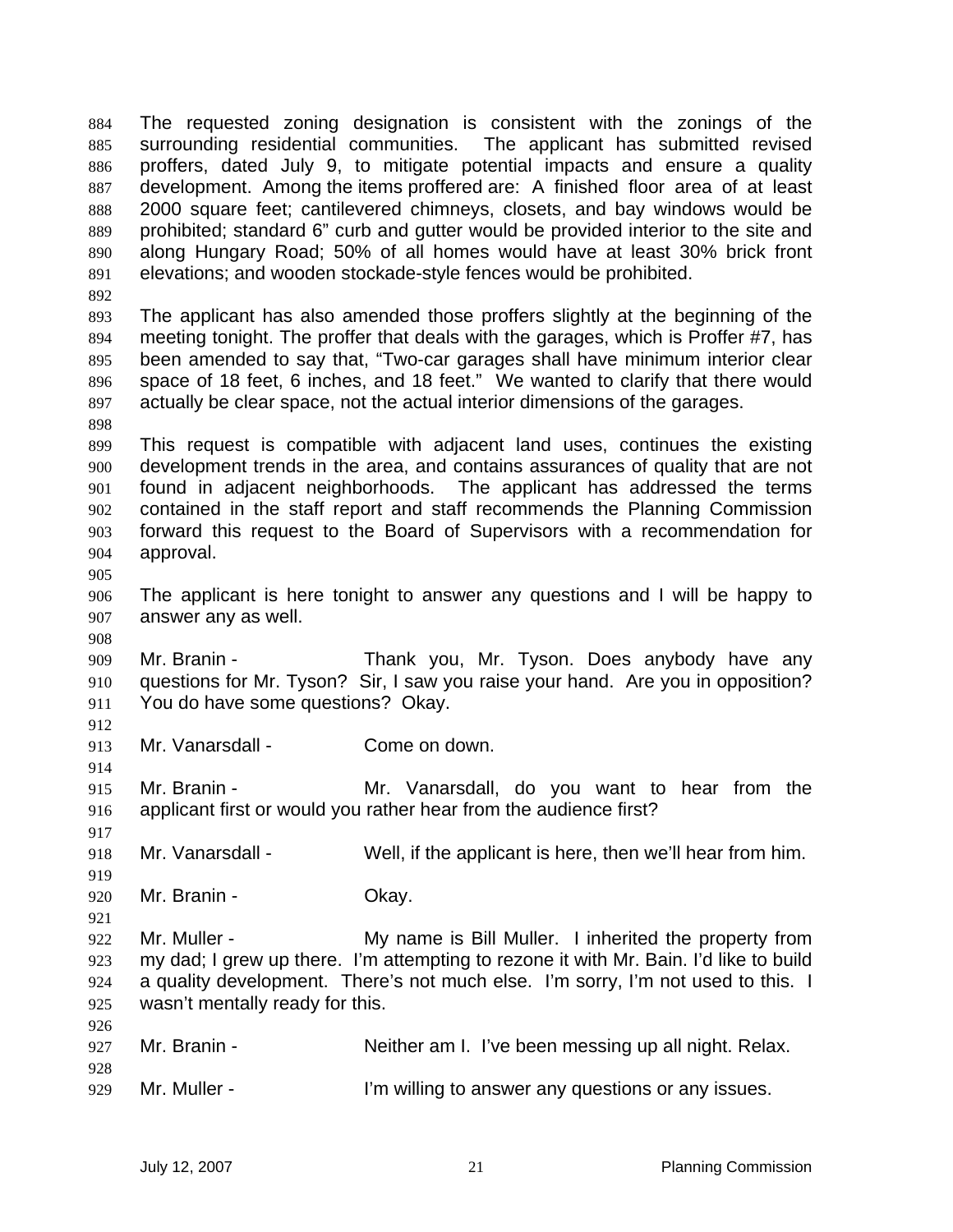The requested zoning designation is consistent with the zonings of the surrounding residential communities. The applicant has submitted revised proffers, dated July 9, to mitigate potential impacts and ensure a quality development. Among the items proffered are: A finished floor area of at least 2000 square feet; cantilevered chimneys, closets, and bay windows would be prohibited; standard 6" curb and gutter would be provided interior to the site and along Hungary Road; 50% of all homes would have at least 30% brick front elevations; and wooden stockade-style fences would be prohibited.

The applicant has also amended those proffers slightly at the beginning of the meeting tonight. The proffer that deals with the garages, which is Proffer #7, has been amended to say that, "Two-car garages shall have minimum interior clear space of 18 feet, 6 inches, and 18 feet." We wanted to clarify that there would actually be clear space, not the actual interior dimensions of the garages.

This request is compatible with adjacent land uses, continues the existing development trends in the area, and contains assurances of quality that are not found in adjacent neighborhoods. The applicant has addressed the terms contained in the staff report and staff recommends the Planning Commission forward this request to the Board of Supervisors with a recommendation for approval.

The applicant is here tonight to answer any questions and I will be happy to answer any as well.

Mr. Branin - Thank you, Mr. Tyson. Does anybody have any questions for Mr. Tyson? Sir, I saw you raise your hand. Are you in opposition? You do have some questions? Okay.

Mr. Vanarsdall - Come on down.

Mr. Branin - Mr. Vanarsdall, do you want to hear from the applicant first or would you rather hear from the audience first?

Mr. Vanarsdall - Well, if the applicant is here, then we'll hear from him.

Mr. Branin - Okay.

Mr. Muller - My name is Bill Muller. I inherited the property from my dad; I grew up there. I'm attempting to rezone it with Mr. Bain. I'd like to build a quality development. There's not much else. I'm sorry, I'm not used to this. I wasn't mentally ready for this.

Mr. Branin - Neither am I. I've been messing up all night. Relax.

Mr. Muller - I'm willing to answer any questions or any issues.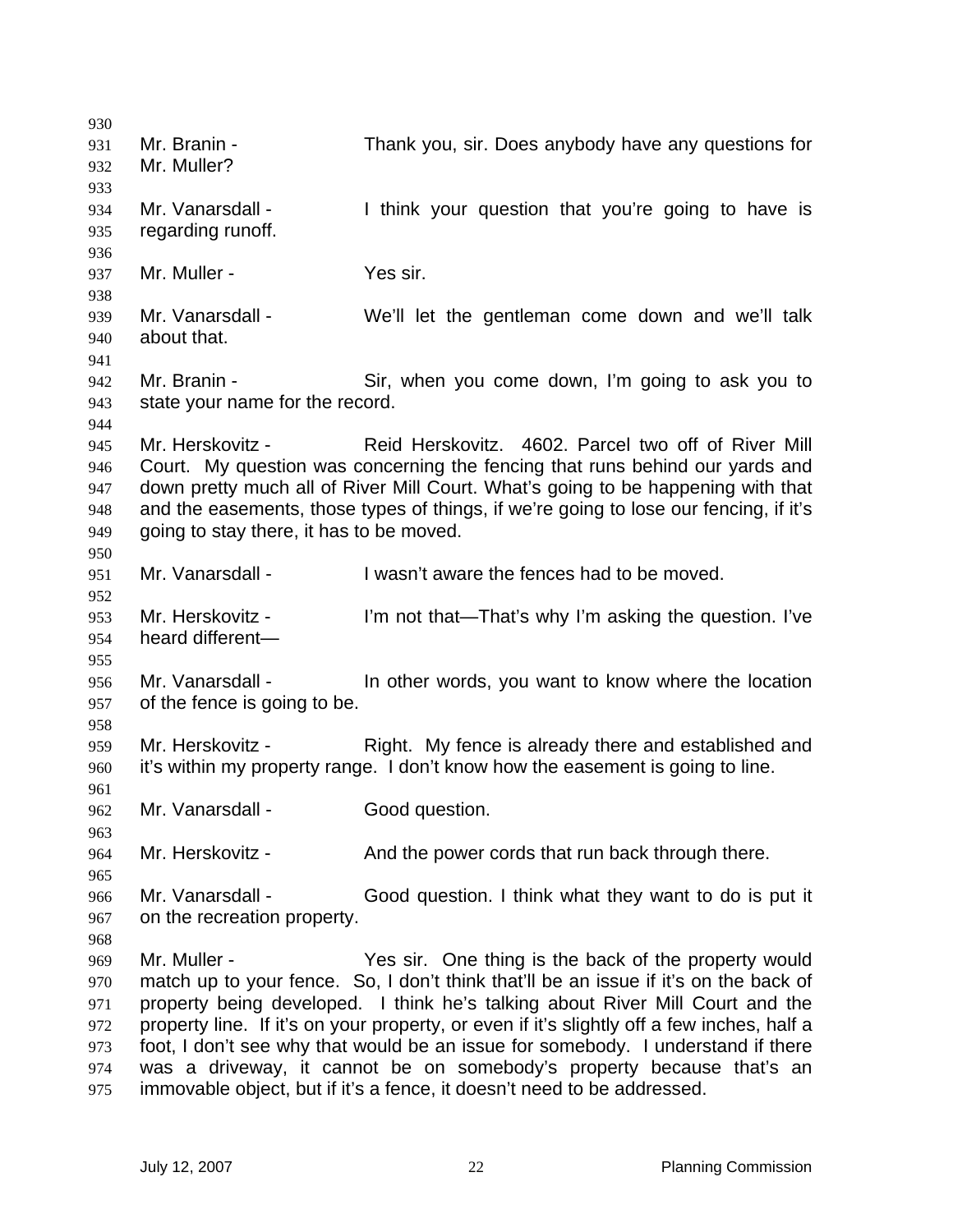Mr. Branin - Thank you, sir. Does anybody have any questions for Mr. Muller?

Mr. Vanarsdall - I think your question that you're going to have is regarding runoff.

Mr. Muller - Yes sir.

Mr. Vanarsdall - We'll let the gentleman come down and we'll talk about that.

Mr. Branin - Sir, when you come down, I'm going to ask you to state your name for the record.

Mr. Herskovitz - Reid Herskovitz. 4602. Parcel two off of River Mill Court. My question was concerning the fencing that runs behind our yards and down pretty much all of River Mill Court. What's going to be happening with that and the easements, those types of things, if we're going to lose our fencing, if it's going to stay there, it has to be moved.

Mr. Vanarsdall - I wasn't aware the fences had to be moved.

Mr. Herskovitz - I'm not that—That's why I'm asking the question. I've heard different—

Mr. Vanarsdall - In other words, you want to know where the location of the fence is going to be.

Mr. Herskovitz - Right. My fence is already there and established and it's within my property range. I don't know how the easement is going to line.

Mr. Vanarsdall - Good question.

Mr. Herskovitz - And the power cords that run back through there.

Mr. Vanarsdall - Good question. I think what they want to do is put it on the recreation property.

Mr. Muller - Yes sir. One thing is the back of the property would match up to your fence. So, I don't think that'll be an issue if it's on the back of property being developed. I think he's talking about River Mill Court and the property line. If it's on your property, or even if it's slightly off a few inches, half a foot, I don't see why that would be an issue for somebody. I understand if there was a driveway, it cannot be on somebody's property because that's an immovable object, but if it's a fence, it doesn't need to be addressed.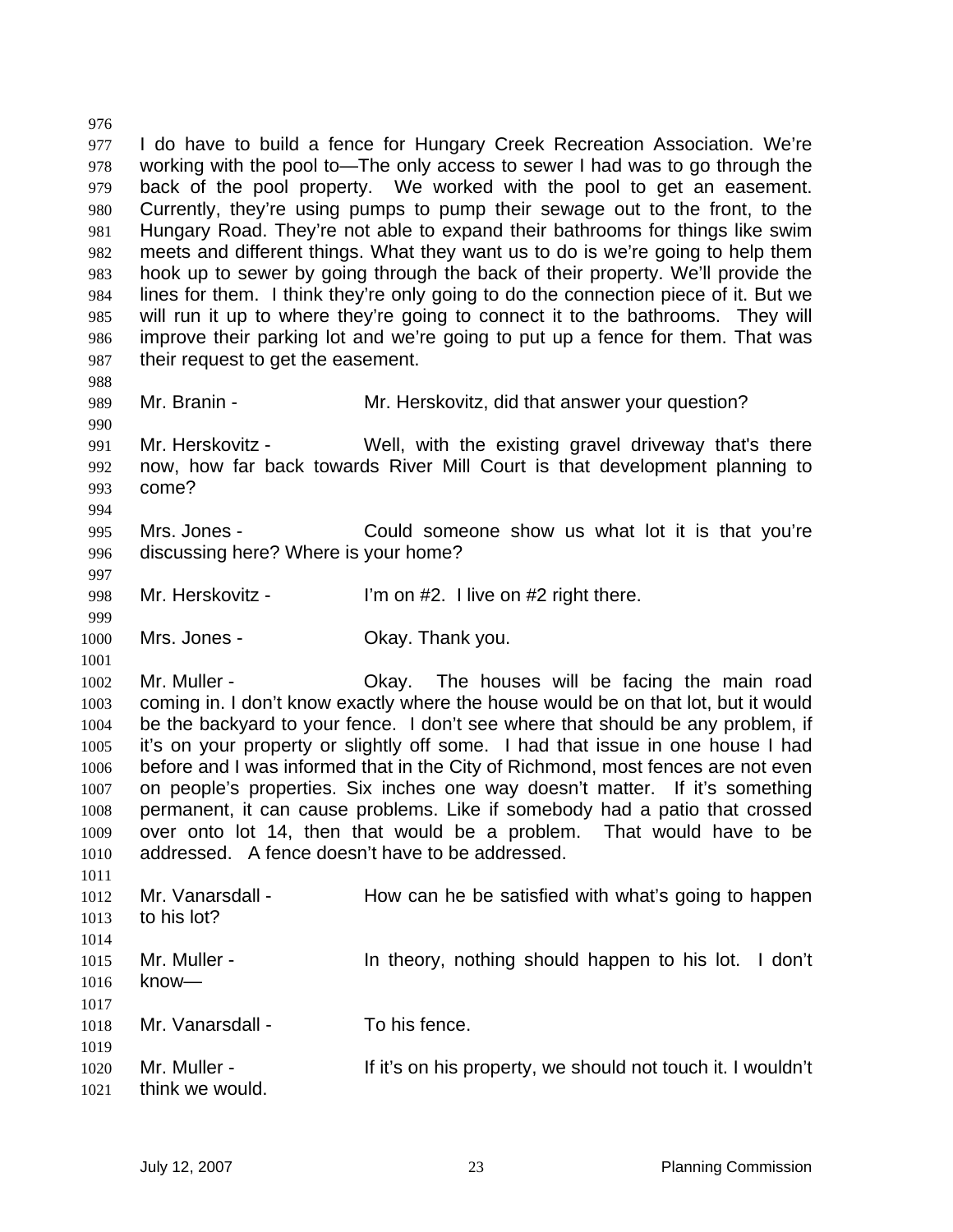I do have to build a fence for Hungary Creek Recreation Association. We're working with the pool to—The only access to sewer I had was to go through the back of the pool property. We worked with the pool to get an easement. Currently, they're using pumps to pump their sewage out to the front, to the Hungary Road. They're not able to expand their bathrooms for things like swim meets and different things. What they want us to do is we're going to help them hook up to sewer by going through the back of their property. We'll provide the lines for them. I think they're only going to do the connection piece of it. But we will run it up to where they're going to connect it to the bathrooms. They will improve their parking lot and we're going to put up a fence for them. That was their request to get the easement.

Mr. Branin - Mr. Herskovitz, did that answer your question?

Mr. Herskovitz - Well, with the existing gravel driveway that's there now, how far back towards River Mill Court is that development planning to come?

Mrs. Jones - Could someone show us what lot it is that you're discussing here? Where is your home?

Mr. Herskovitz - I'm on #2. I live on #2 right there.

Mrs. Jones - Okay. Thank you.

Mr. Muller - Okay. The houses will be facing the main road coming in. I don't know exactly where the house would be on that lot, but it would be the backyard to your fence. I don't see where that should be any problem, if it's on your property or slightly off some. I had that issue in one house I had before and I was informed that in the City of Richmond, most fences are not even on people's properties. Six inches one way doesn't matter. If it's something permanent, it can cause problems. Like if somebody had a patio that crossed over onto lot 14, then that would be a problem. That would have to be addressed. A fence doesn't have to be addressed.

Mr. Vanarsdall - How can he be satisfied with what's going to happen to his lot?

Mr. Muller - In theory, nothing should happen to his lot. I don't know—

Mr. Vanarsdall - To his fence.

Mr. Muller - If it's on his property, we should not touch it. I wouldn't think we would.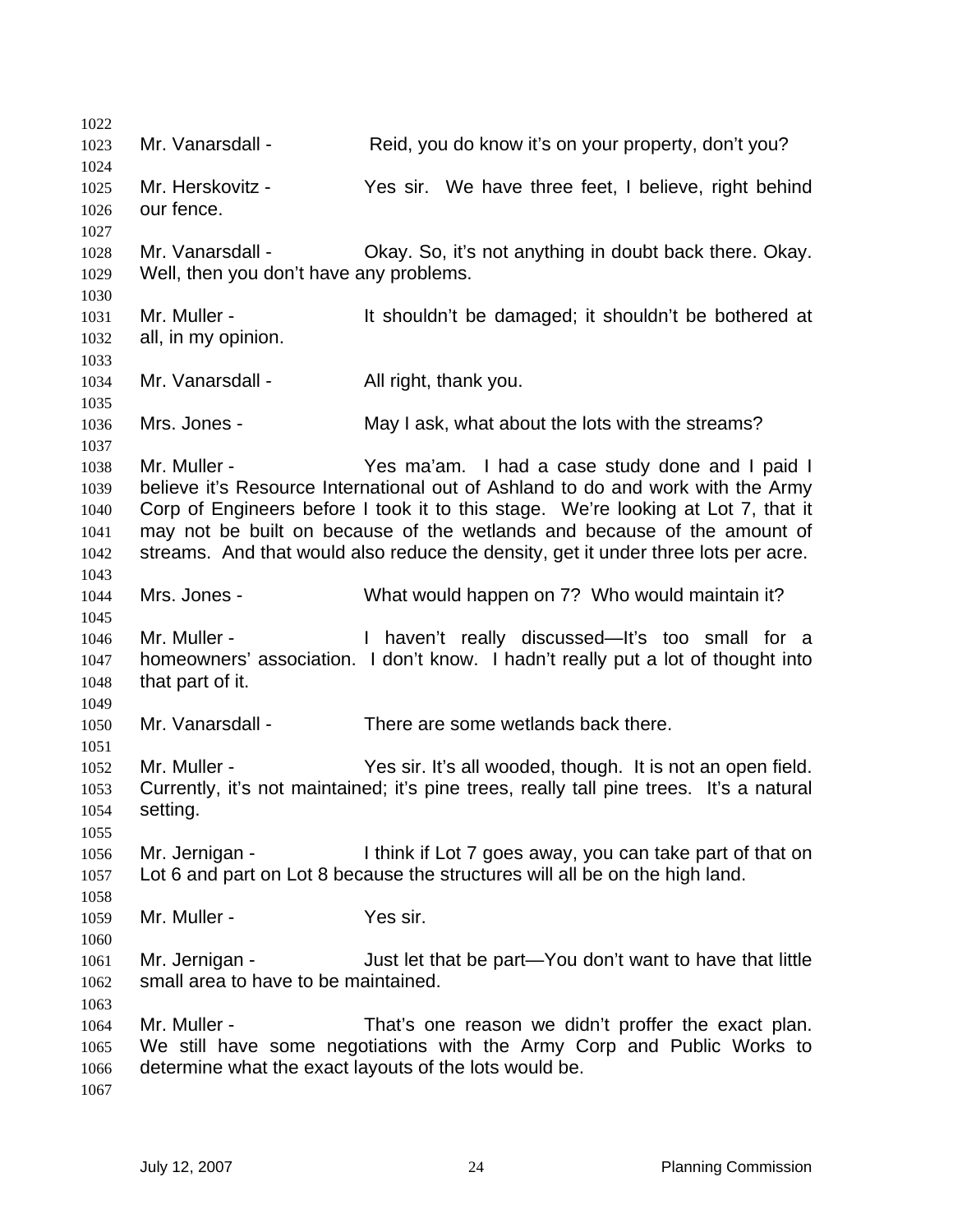Mr. Vanarsdall - Reid, you do know it's on your property, don't you?

Mr. Herskovitz - Yes sir. We have three feet, I believe, right behind our fence.

Mr. Vanarsdall - Okay. So, it's not anything in doubt back there. Okay. Well, then you don't have any problems.

Mr. Muller - It shouldn't be damaged; it shouldn't be bothered at all, in my opinion.

Mr. Vanarsdall - All right, thank you.

Mrs. Jones - May I ask, what about the lots with the streams?

Mr. Muller - Yes ma'am. I had a case study done and I paid I believe it's Resource International out of Ashland to do and work with the Army Corp of Engineers before I took it to this stage. We're looking at Lot 7, that it may not be built on because of the wetlands and because of the amount of streams. And that would also reduce the density, get it under three lots per acre.

Mrs. Jones - What would happen on 7? Who would maintain it?

Mr. Muller - I haven't really discussed—It's too small for a homeowners' association. I don't know. I hadn't really put a lot of thought into that part of it.

Mr. Vanarsdall - There are some wetlands back there.

Mr. Muller - Yes sir. It's all wooded, though. It is not an open field. Currently, it's not maintained; it's pine trees, really tall pine trees. It's a natural setting.

Mr. Jernigan - I think if Lot 7 goes away, you can take part of that on Lot 6 and part on Lot 8 because the structures will all be on the high land.

Mr. Muller - Yes sir.

Mr. Jernigan - Just let that be part—You don't want to have that little small area to have to be maintained.

Mr. Muller - That's one reason we didn't proffer the exact plan. We still have some negotiations with the Army Corp and Public Works to determine what the exact layouts of the lots would be.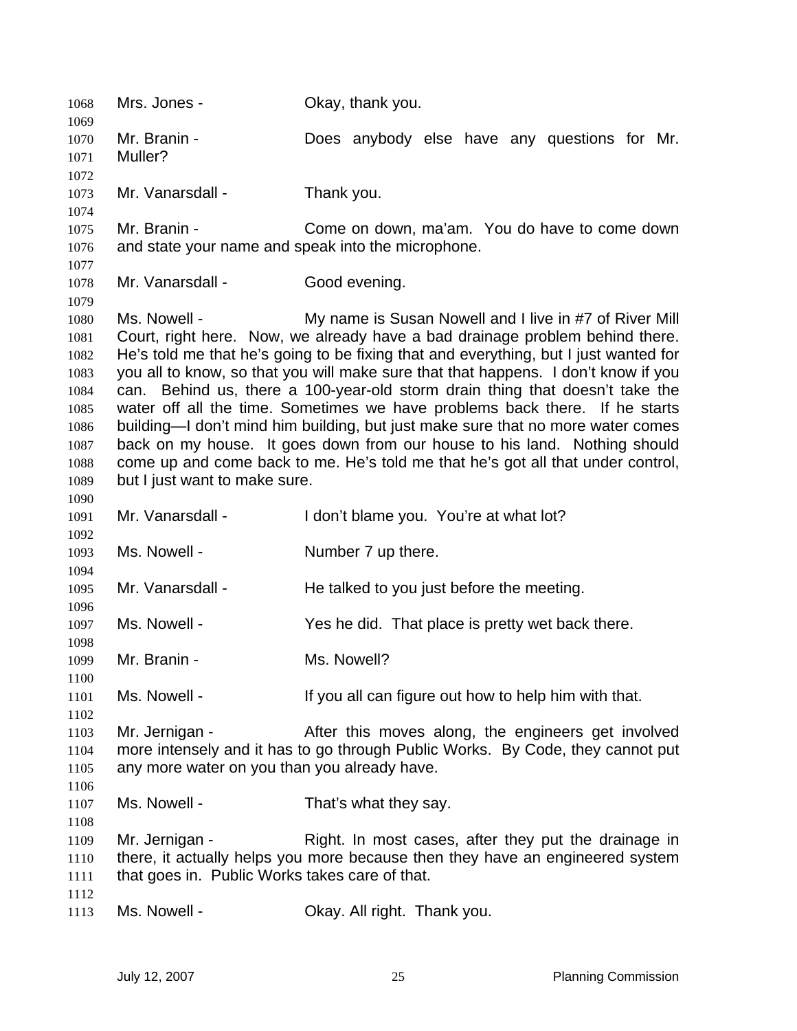Mrs. Jones - Okay, thank you.

Mr. Branin - Does anybody else have any questions for Mr. Muller?

Mr. Vanarsdall - Thank you.

Mr. Branin - Come on down, ma'am. You do have to come down and state your name and speak into the microphone.

Mr. Vanarsdall - Good evening.

Ms. Nowell - My name is Susan Nowell and I live in #7 of River Mill Court, right here. Now, we already have a bad drainage problem behind there. He's told me that he's going to be fixing that and everything, but I just wanted for you all to know, so that you will make sure that that happens. I don't know if you can. Behind us, there a 100-year-old storm drain thing that doesn't take the water off all the time. Sometimes we have problems back there. If he starts building—I don't mind him building, but just make sure that no more water comes back on my house. It goes down from our house to his land. Nothing should come up and come back to me. He's told me that he's got all that under control, but I just want to make sure.

Mr. Vanarsdall - I don't blame you. You're at what lot?

Ms. Nowell - Number 7 up there.

Mr. Vanarsdall - He talked to you just before the meeting.

Ms. Nowell - Yes he did. That place is pretty wet back there.

Mr. Branin - Ms. Nowell?

Ms. Nowell - If you all can figure out how to help him with that.

Mr. Jernigan - After this moves along, the engineers get involved more intensely and it has to go through Public Works. By Code, they cannot put any more water on you than you already have.

Ms. Nowell - That's what they say.

Mr. Jernigan - Right. In most cases, after they put the drainage in there, it actually helps you more because then they have an engineered system that goes in. Public Works takes care of that.

Ms. Nowell - Okay. All right. Thank you.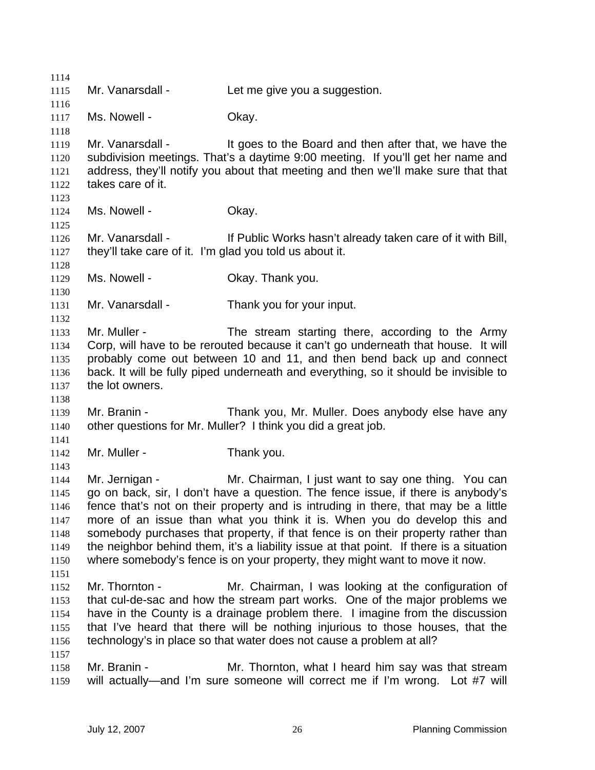Mr. Vanarsdall - Let me give you a suggestion.

Ms. Nowell - Okay.

Mr. Vanarsdall - It goes to the Board and then after that, we have the subdivision meetings. That's a daytime 9:00 meeting. If you'll get her name and address, they'll notify you about that meeting and then we'll make sure that that takes care of it.

Ms. Nowell - Okay.

Mr. Vanarsdall - If Public Works hasn't already taken care of it with Bill, they'll take care of it. I'm glad you told us about it.

Ms. Nowell - Okay. Thank you.

Mr. Vanarsdall - Thank you for your input.

Mr. Muller - The stream starting there, according to the Army Corp, will have to be rerouted because it can't go underneath that house. It will probably come out between 10 and 11, and then bend back up and connect back. It will be fully piped underneath and everything, so it should be invisible to the lot owners.

Mr. Branin - Thank you, Mr. Muller. Does anybody else have any other questions for Mr. Muller? I think you did a great job.

Mr. Muller - Thank you.

Mr. Jernigan - Mr. Chairman, I just want to say one thing. You can go on back, sir, I don't have a question. The fence issue, if there is anybody's fence that's not on their property and is intruding in there, that may be a little more of an issue than what you think it is. When you do develop this and somebody purchases that property, if that fence is on their property rather than the neighbor behind them, it's a liability issue at that point. If there is a situation where somebody's fence is on your property, they might want to move it now.

Mr. Thornton - Mr. Chairman, I was looking at the configuration of that cul-de-sac and how the stream part works. One of the major problems we have in the County is a drainage problem there. I imagine from the discussion that I've heard that there will be nothing injurious to those houses, that the technology's in place so that water does not cause a problem at all?

Mr. Branin - Mr. Thornton, what I heard him say was that stream will actually—and I'm sure someone will correct me if I'm wrong. Lot #7 will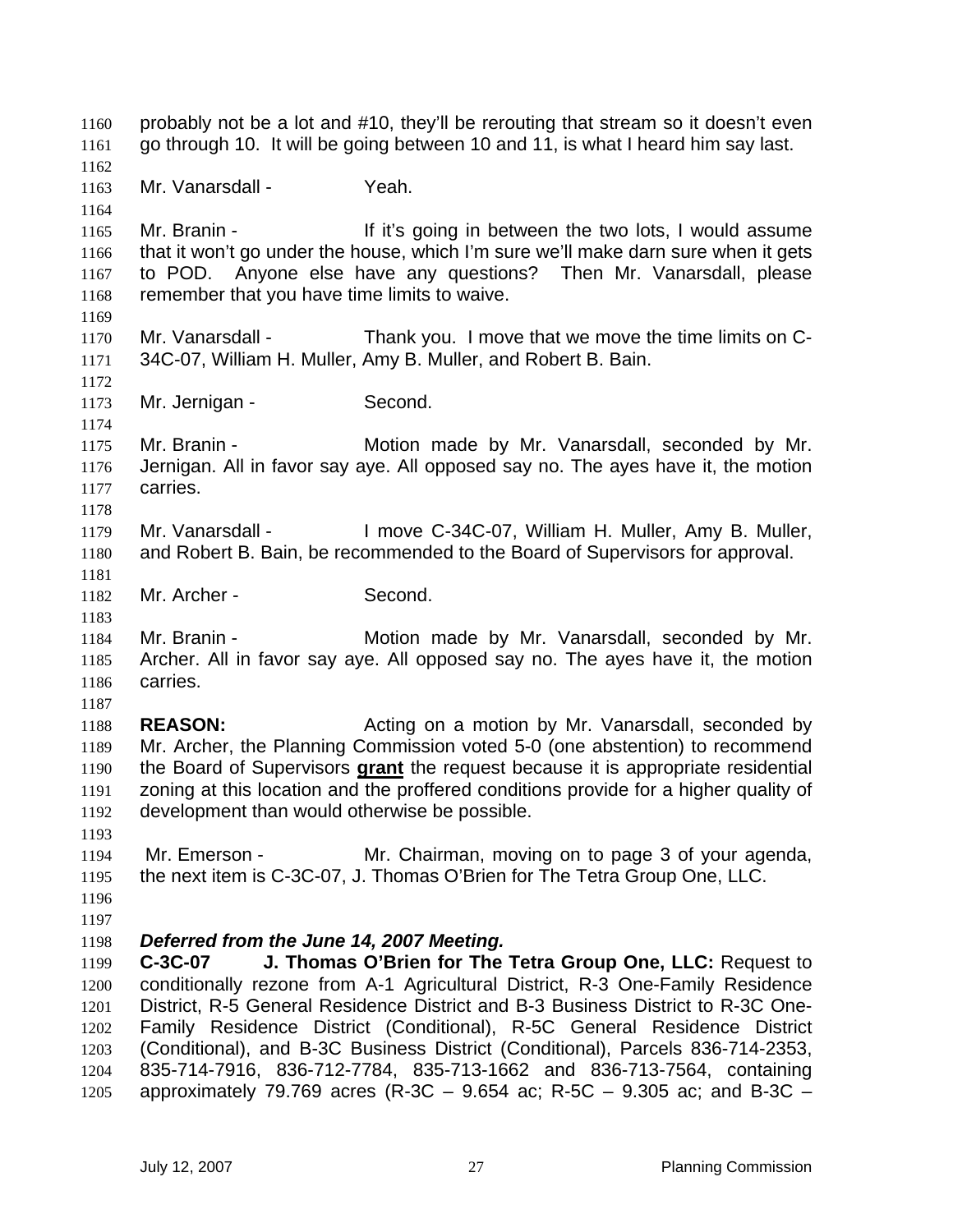probably not be a lot and #10, they'll be rerouting that stream so it doesn't even go through 10. It will be going between 10 and 11, is what I heard him say last.

Mr. Vanarsdall - Yeah.

Mr. Branin - If it's going in between the two lots, I would assume that it won't go under the house, which I'm sure we'll make darn sure when it gets to POD. Anyone else have any questions? Then Mr. Vanarsdall, please remember that you have time limits to waive.

Mr. Vanarsdall - Thank you. I move that we move the time limits on C-34C-07, William H. Muller, Amy B. Muller, and Robert B. Bain.

Mr. Jernigan - Second.

Mr. Branin - Motion made by Mr. Vanarsdall, seconded by Mr. Jernigan. All in favor say aye. All opposed say no. The ayes have it, the motion carries.

Mr. Vanarsdall - I move C-34C-07, William H. Muller, Amy B. Muller, and Robert B. Bain, be recommended to the Board of Supervisors for approval.

Mr. Archer - Second.

Mr. Branin - Motion made by Mr. Vanarsdall, seconded by Mr. Archer. All in favor say aye. All opposed say no. The ayes have it, the motion carries.

**REASON:** Acting on a motion by Mr. Vanarsdall, seconded by Mr. Archer, the Planning Commission voted 5-0 (one abstention) to recommend the Board of Supervisors **grant** the request because it is appropriate residential zoning at this location and the proffered conditions provide for a higher quality of development than would otherwise be possible.

Mr. Emerson - Mr. Chairman, moving on to page 3 of your agenda, the next item is C-3C-07, J. Thomas O'Brien for The Tetra Group One, LLC.

***Deferred from the June 14, 2007 Meeting.***
**C-3C-07 J. Thomas O'Brien for The Tetra Group One, LLC:** Request to conditionally rezone from A-1 Agricultural District, R-3 One-Family Residence District, R-5 General Residence District and B-3 Business District to R-3C One-Family Residence District (Conditional), R-5C General Residence District (Conditional), and B-3C Business District (Conditional), Parcels 836-714-2353, 835-714-7916, 836-712-7784, 835-713-1662 and 836-713-7564, containing approximately 79.769 acres (R-3C – 9.654 ac; R-5C – 9.305 ac; and B-3C –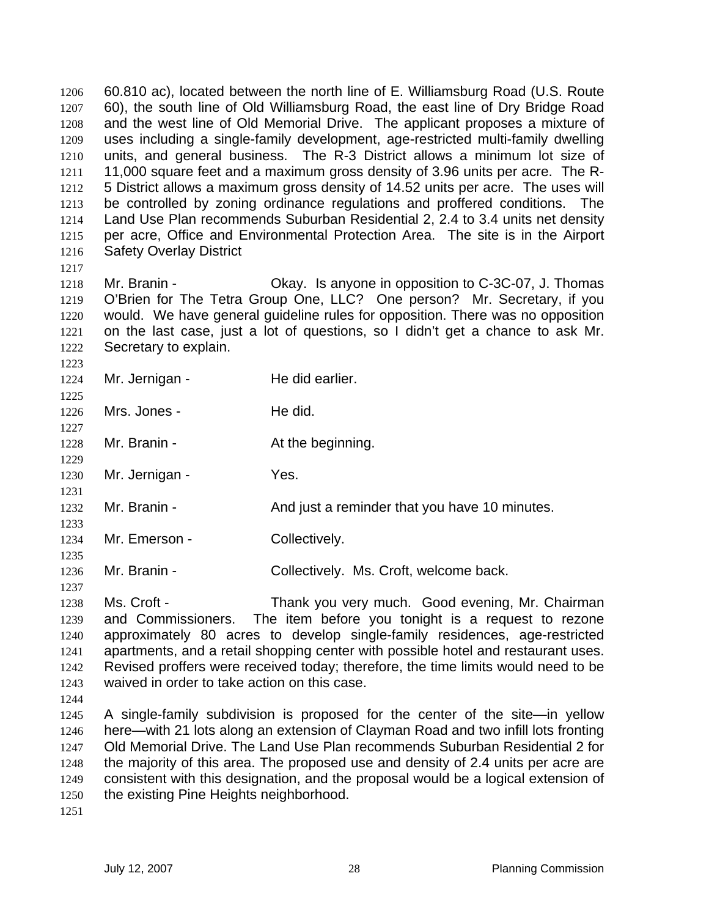60.810 ac), located between the north line of E. Williamsburg Road (U.S. Route 60), the south line of Old Williamsburg Road, the east line of Dry Bridge Road and the west line of Old Memorial Drive. The applicant proposes a mixture of uses including a single-family development, age-restricted multi-family dwelling units, and general business. The R-3 District allows a minimum lot size of 11,000 square feet and a maximum gross density of 3.96 units per acre. The R-5 District allows a maximum gross density of 14.52 units per acre. The uses will be controlled by zoning ordinance regulations and proffered conditions. The Land Use Plan recommends Suburban Residential 2, 2.4 to 3.4 units net density per acre, Office and Environmental Protection Area. The site is in the Airport Safety Overlay District

Mr. Branin - Okay. Is anyone in opposition to C-3C-07, J. Thomas O'Brien for The Tetra Group One, LLC? One person? Mr. Secretary, if you would. We have general guideline rules for opposition. There was no opposition on the last case, just a lot of questions, so I didn't get a chance to ask Mr. Secretary to explain.

Mr. Jernigan - He did earlier.

Mrs. Jones - He did.

Mr. Branin - At the beginning.

Mr. Jernigan - Yes.

Mr. Branin - And just a reminder that you have 10 minutes.

Mr. Emerson - Collectively.

Mr. Branin - Collectively. Ms. Croft, welcome back.

Ms. Croft - Thank you very much. Good evening, Mr. Chairman and Commissioners. The item before you tonight is a request to rezone approximately 80 acres to develop single-family residences, age-restricted apartments, and a retail shopping center with possible hotel and restaurant uses. Revised proffers were received today; therefore, the time limits would need to be waived in order to take action on this case.

A single-family subdivision is proposed for the center of the site—in yellow here—with 21 lots along an extension of Clayman Road and two infill lots fronting Old Memorial Drive. The Land Use Plan recommends Suburban Residential 2 for the majority of this area. The proposed use and density of 2.4 units per acre are consistent with this designation, and the proposal would be a logical extension of the existing Pine Heights neighborhood.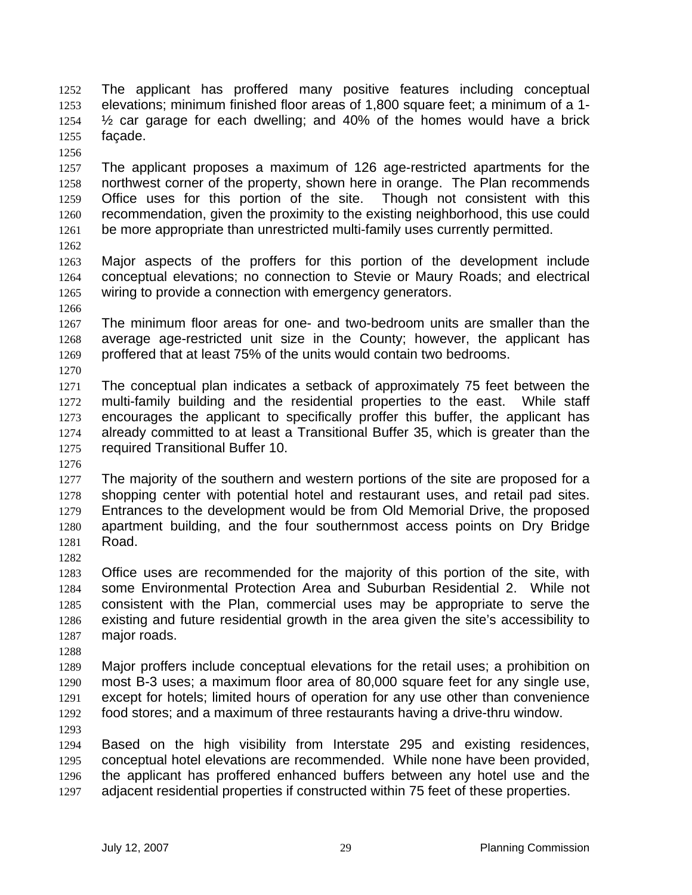The applicant has proffered many positive features including conceptual elevations; minimum finished floor areas of 1,800 square feet; a minimum of a 1-½ car garage for each dwelling; and 40% of the homes would have a brick façade.

The applicant proposes a maximum of 126 age-restricted apartments for the northwest corner of the property, shown here in orange. The Plan recommends Office uses for this portion of the site. Though not consistent with this recommendation, given the proximity to the existing neighborhood, this use could be more appropriate than unrestricted multi-family uses currently permitted.

Major aspects of the proffers for this portion of the development include conceptual elevations; no connection to Stevie or Maury Roads; and electrical wiring to provide a connection with emergency generators.

The minimum floor areas for one- and two-bedroom units are smaller than the average age-restricted unit size in the County; however, the applicant has proffered that at least 75% of the units would contain two bedrooms.

The conceptual plan indicates a setback of approximately 75 feet between the multi-family building and the residential properties to the east. While staff encourages the applicant to specifically proffer this buffer, the applicant has already committed to at least a Transitional Buffer 35, which is greater than the required Transitional Buffer 10.

The majority of the southern and western portions of the site are proposed for a shopping center with potential hotel and restaurant uses, and retail pad sites. Entrances to the development would be from Old Memorial Drive, the proposed apartment building, and the four southernmost access points on Dry Bridge Road.

Office uses are recommended for the majority of this portion of the site, with some Environmental Protection Area and Suburban Residential 2. While not consistent with the Plan, commercial uses may be appropriate to serve the existing and future residential growth in the area given the site's accessibility to major roads.

Major proffers include conceptual elevations for the retail uses; a prohibition on most B-3 uses; a maximum floor area of 80,000 square feet for any single use, except for hotels; limited hours of operation for any use other than convenience food stores; and a maximum of three restaurants having a drive-thru window.

Based on the high visibility from Interstate 295 and existing residences, conceptual hotel elevations are recommended. While none have been provided, the applicant has proffered enhanced buffers between any hotel use and the adjacent residential properties if constructed within 75 feet of these properties.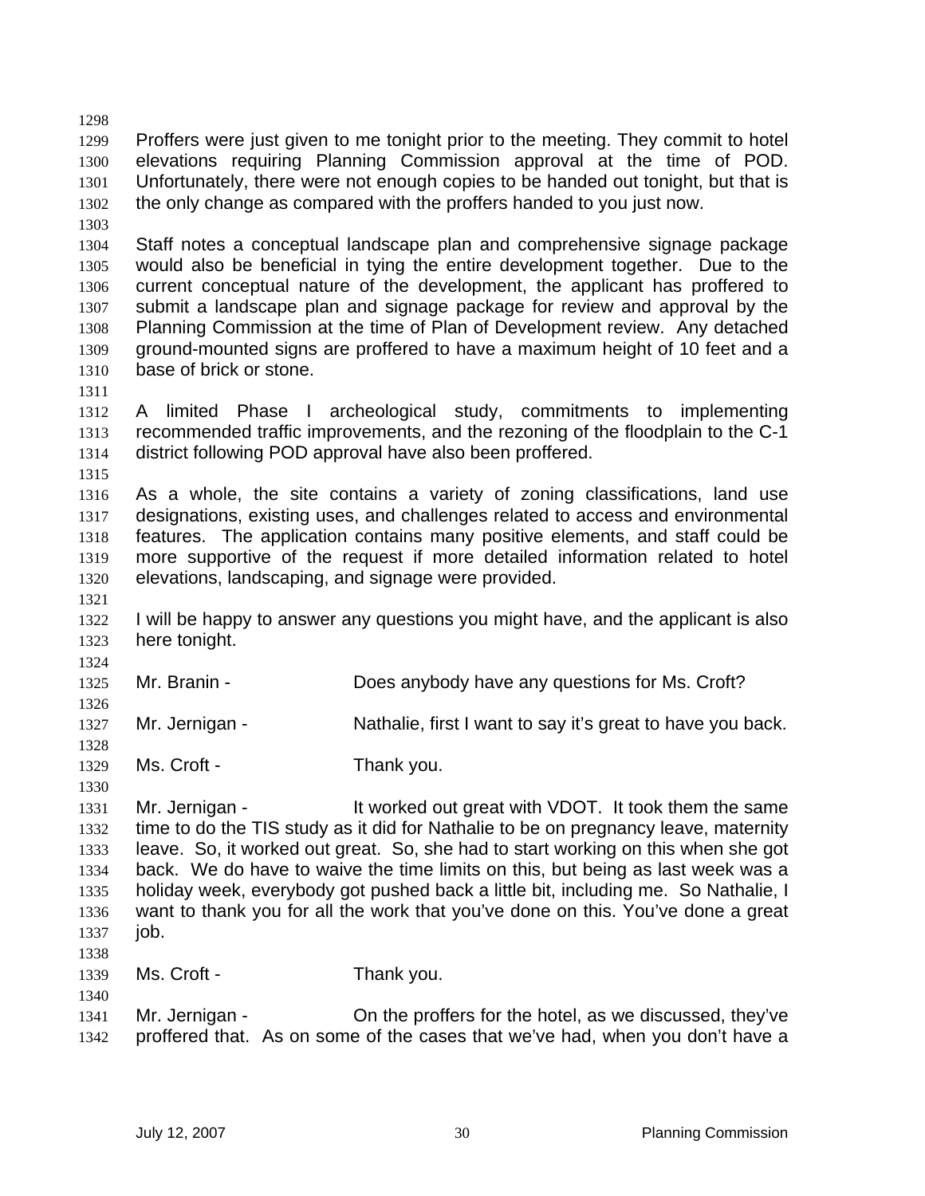Proffers were just given to me tonight prior to the meeting. They commit to hotel elevations requiring Planning Commission approval at the time of POD. Unfortunately, there were not enough copies to be handed out tonight, but that is the only change as compared with the proffers handed to you just now.

Staff notes a conceptual landscape plan and comprehensive signage package would also be beneficial in tying the entire development together. Due to the current conceptual nature of the development, the applicant has proffered to submit a landscape plan and signage package for review and approval by the Planning Commission at the time of Plan of Development review. Any detached ground-mounted signs are proffered to have a maximum height of 10 feet and a base of brick or stone.

A limited Phase I archeological study, commitments to implementing recommended traffic improvements, and the rezoning of the floodplain to the C-1 district following POD approval have also been proffered.

As a whole, the site contains a variety of zoning classifications, land use designations, existing uses, and challenges related to access and environmental features. The application contains many positive elements, and staff could be more supportive of the request if more detailed information related to hotel elevations, landscaping, and signage were provided.

I will be happy to answer any questions you might have, and the applicant is also here tonight.

Mr. Branin - Does anybody have any questions for Ms. Croft?

Mr. Jernigan - Nathalie, first I want to say it's great to have you back.

Ms. Croft - Thank you.

Mr. Jernigan - It worked out great with VDOT. It took them the same time to do the TIS study as it did for Nathalie to be on pregnancy leave, maternity leave. So, it worked out great. So, she had to start working on this when she got back. We do have to waive the time limits on this, but being as last week was a holiday week, everybody got pushed back a little bit, including me. So Nathalie, I want to thank you for all the work that you've done on this. You've done a great job.

Ms. Croft - Thank you.

Mr. Jernigan - On the proffers for the hotel, as we discussed, they've proffered that. As on some of the cases that we've had, when you don't have a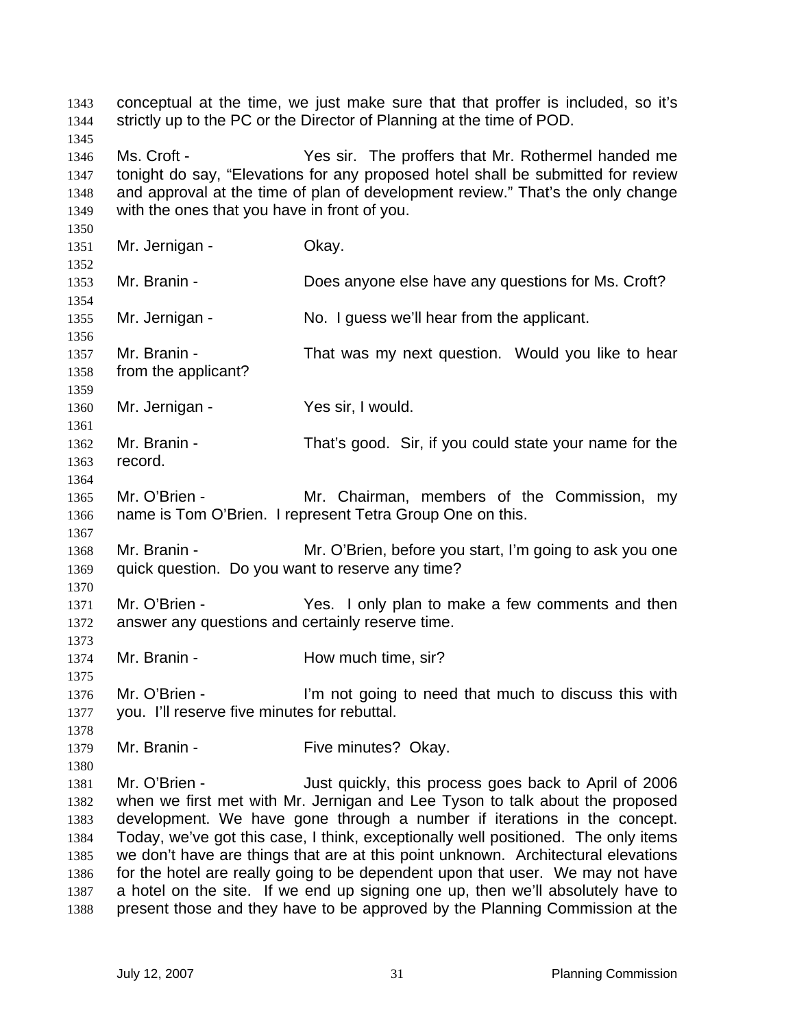conceptual at the time, we just make sure that that proffer is included, so it's strictly up to the PC or the Director of Planning at the time of POD.

Ms. Croft - Yes sir. The proffers that Mr. Rothermel handed me tonight do say, "Elevations for any proposed hotel shall be submitted for review and approval at the time of plan of development review." That's the only change with the ones that you have in front of you.

Mr. Jernigan - Okay.

Mr. Branin - Does anyone else have any questions for Ms. Croft?

Mr. Jernigan - No. I guess we'll hear from the applicant.

Mr. Branin - That was my next question. Would you like to hear from the applicant?

Mr. Jernigan - Yes sir, I would.

Mr. Branin - That's good. Sir, if you could state your name for the record.

Mr. O'Brien - Mr. Chairman, members of the Commission, my name is Tom O'Brien. I represent Tetra Group One on this.

Mr. Branin - Mr. O'Brien, before you start, I'm going to ask you one quick question. Do you want to reserve any time?

Mr. O'Brien - Yes. I only plan to make a few comments and then answer any questions and certainly reserve time.

Mr. Branin - How much time, sir?

Mr. O'Brien - I'm not going to need that much to discuss this with you. I'll reserve five minutes for rebuttal.

Mr. Branin - Five minutes? Okay.

Mr. O'Brien - Just quickly, this process goes back to April of 2006 when we first met with Mr. Jernigan and Lee Tyson to talk about the proposed development. We have gone through a number if iterations in the concept. Today, we've got this case, I think, exceptionally well positioned. The only items we don't have are things that are at this point unknown. Architectural elevations for the hotel are really going to be dependent upon that user. We may not have a hotel on the site. If we end up signing one up, then we'll absolutely have to present those and they have to be approved by the Planning Commission at the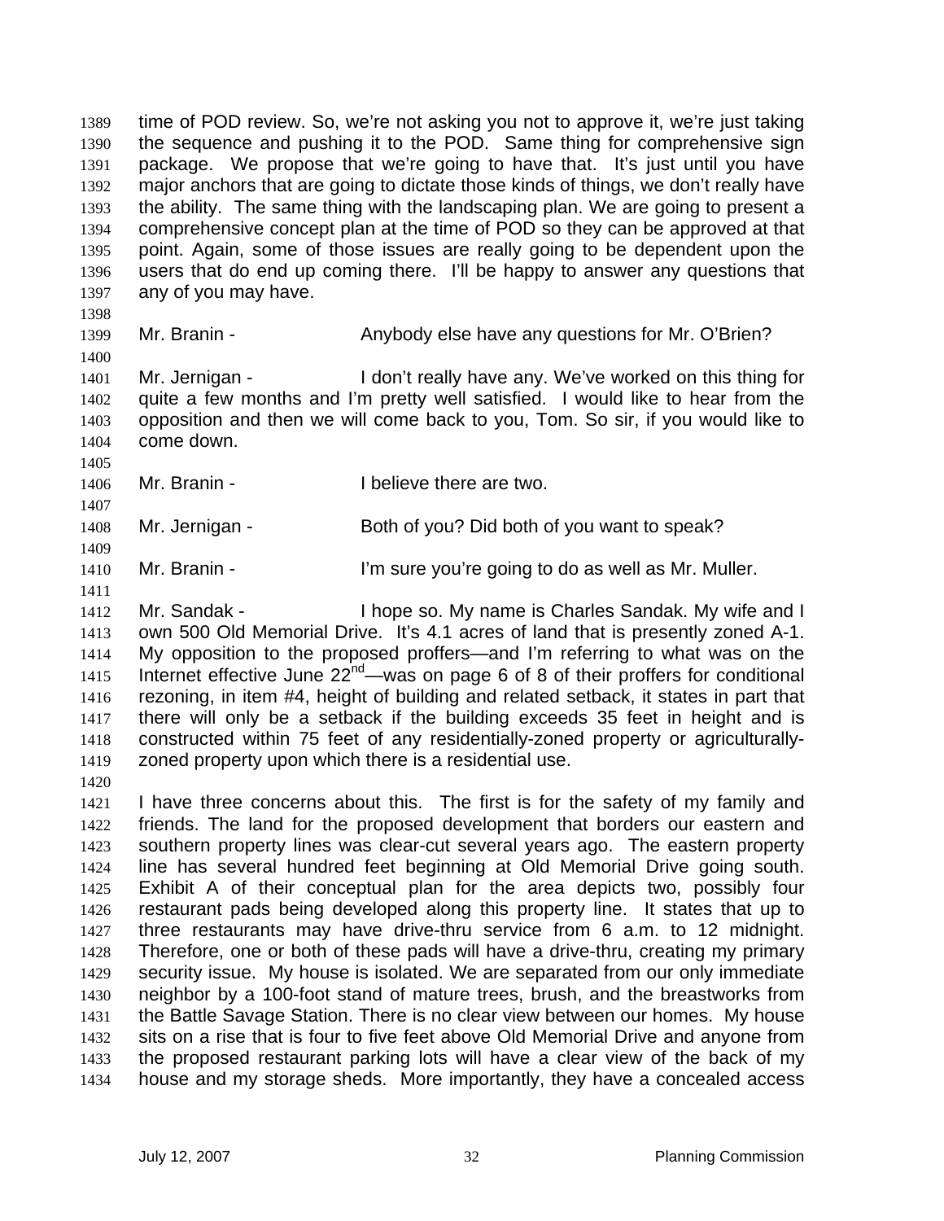time of POD review. So, we're not asking you not to approve it, we're just taking the sequence and pushing it to the POD. Same thing for comprehensive sign package. We propose that we're going to have that. It's just until you have major anchors that are going to dictate those kinds of things, we don't really have the ability. The same thing with the landscaping plan. We are going to present a comprehensive concept plan at the time of POD so they can be approved at that point. Again, some of those issues are really going to be dependent upon the users that do end up coming there. I'll be happy to answer any questions that any of you may have.

Mr. Branin - Anybody else have any questions for Mr. O'Brien?

Mr. Jernigan - I don't really have any. We've worked on this thing for quite a few months and I'm pretty well satisfied. I would like to hear from the opposition and then we will come back to you, Tom. So sir, if you would like to come down.

Mr. Branin - I believe there are two.

Mr. Jernigan - Both of you? Did both of you want to speak?

Mr. Branin - I'm sure you're going to do as well as Mr. Muller.

Mr. Sandak - I hope so. My name is Charles Sandak. My wife and I own 500 Old Memorial Drive. It's 4.1 acres of land that is presently zoned A-1. My opposition to the proposed proffers—and I'm referring to what was on the Internet effective June 22nd—was on page 6 of 8 of their proffers for conditional rezoning, in item #4, height of building and related setback, it states in part that there will only be a setback if the building exceeds 35 feet in height and is constructed within 75 feet of any residentially-zoned property or agriculturally-zoned property upon which there is a residential use.

I have three concerns about this. The first is for the safety of my family and friends. The land for the proposed development that borders our eastern and southern property lines was clear-cut several years ago. The eastern property line has several hundred feet beginning at Old Memorial Drive going south. Exhibit A of their conceptual plan for the area depicts two, possibly four restaurant pads being developed along this property line. It states that up to three restaurants may have drive-thru service from 6 a.m. to 12 midnight. Therefore, one or both of these pads will have a drive-thru, creating my primary security issue. My house is isolated. We are separated from our only immediate neighbor by a 100-foot stand of mature trees, brush, and the breastworks from the Battle Savage Station. There is no clear view between our homes. My house sits on a rise that is four to five feet above Old Memorial Drive and anyone from the proposed restaurant parking lots will have a clear view of the back of my house and my storage sheds. More importantly, they have a concealed access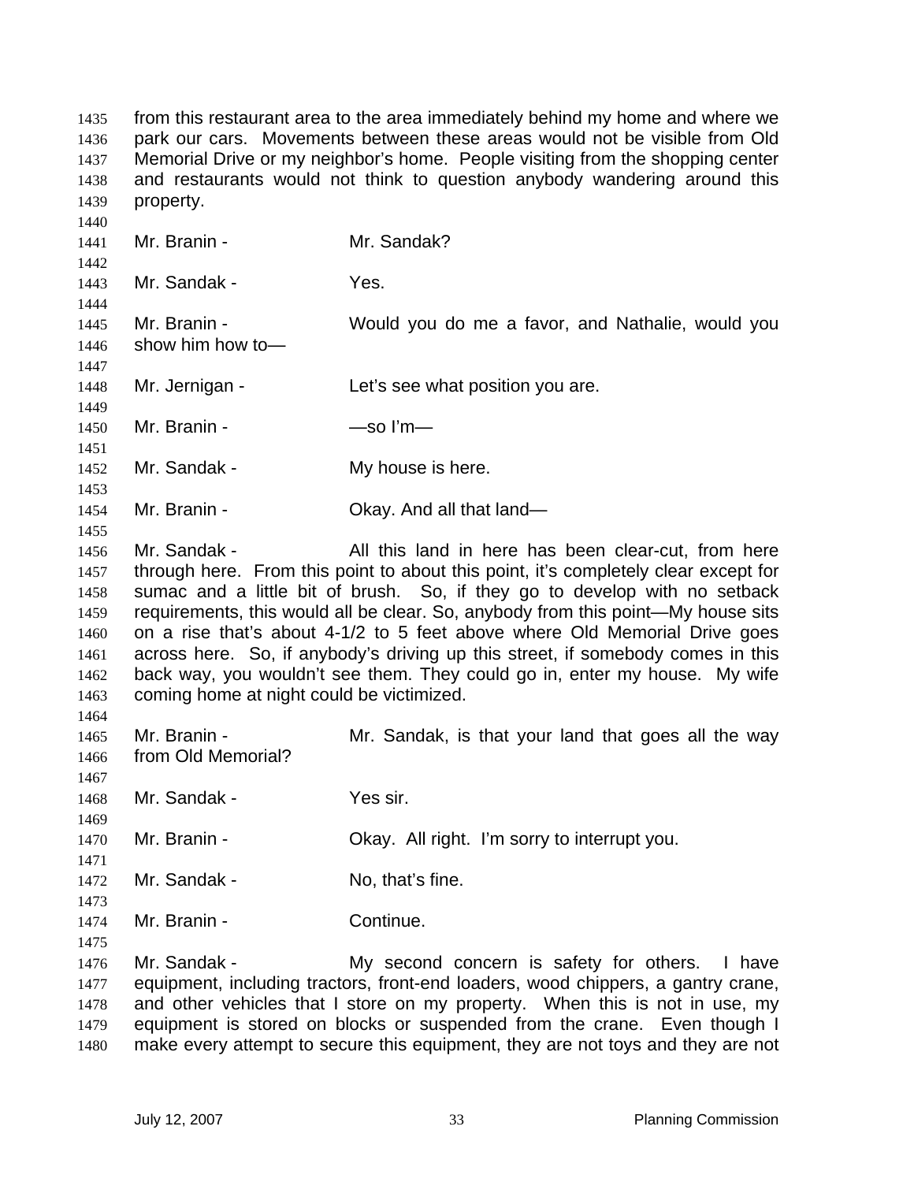from this restaurant area to the area immediately behind my home and where we park our cars. Movements between these areas would not be visible from Old Memorial Drive or my neighbor's home. People visiting from the shopping center and restaurants would not think to question anybody wandering around this property.

Mr. Branin - Mr. Sandak?

Mr. Sandak - Yes.

Mr. Branin - Would you do me a favor, and Nathalie, would you show him how to—

Mr. Jernigan - Let's see what position you are.

Mr. Branin - —so I'm—

Mr. Sandak - My house is here.

Mr. Branin - Okay. And all that land—

Mr. Sandak - All this land in here has been clear-cut, from here through here. From this point to about this point, it's completely clear except for sumac and a little bit of brush. So, if they go to develop with no setback requirements, this would all be clear. So, anybody from this point—My house sits on a rise that's about 4-1/2 to 5 feet above where Old Memorial Drive goes across here. So, if anybody's driving up this street, if somebody comes in this back way, you wouldn't see them. They could go in, enter my house. My wife coming home at night could be victimized.

Mr. Branin - Mr. Sandak, is that your land that goes all the way from Old Memorial?

Mr. Sandak - Yes sir.

Mr. Branin - Okay. All right. I'm sorry to interrupt you.

Mr. Sandak - No, that's fine.

Mr. Branin - Continue.

Mr. Sandak - My second concern is safety for others. I have equipment, including tractors, front-end loaders, wood chippers, a gantry crane, and other vehicles that I store on my property. When this is not in use, my equipment is stored on blocks or suspended from the crane. Even though I make every attempt to secure this equipment, they are not toys and they are not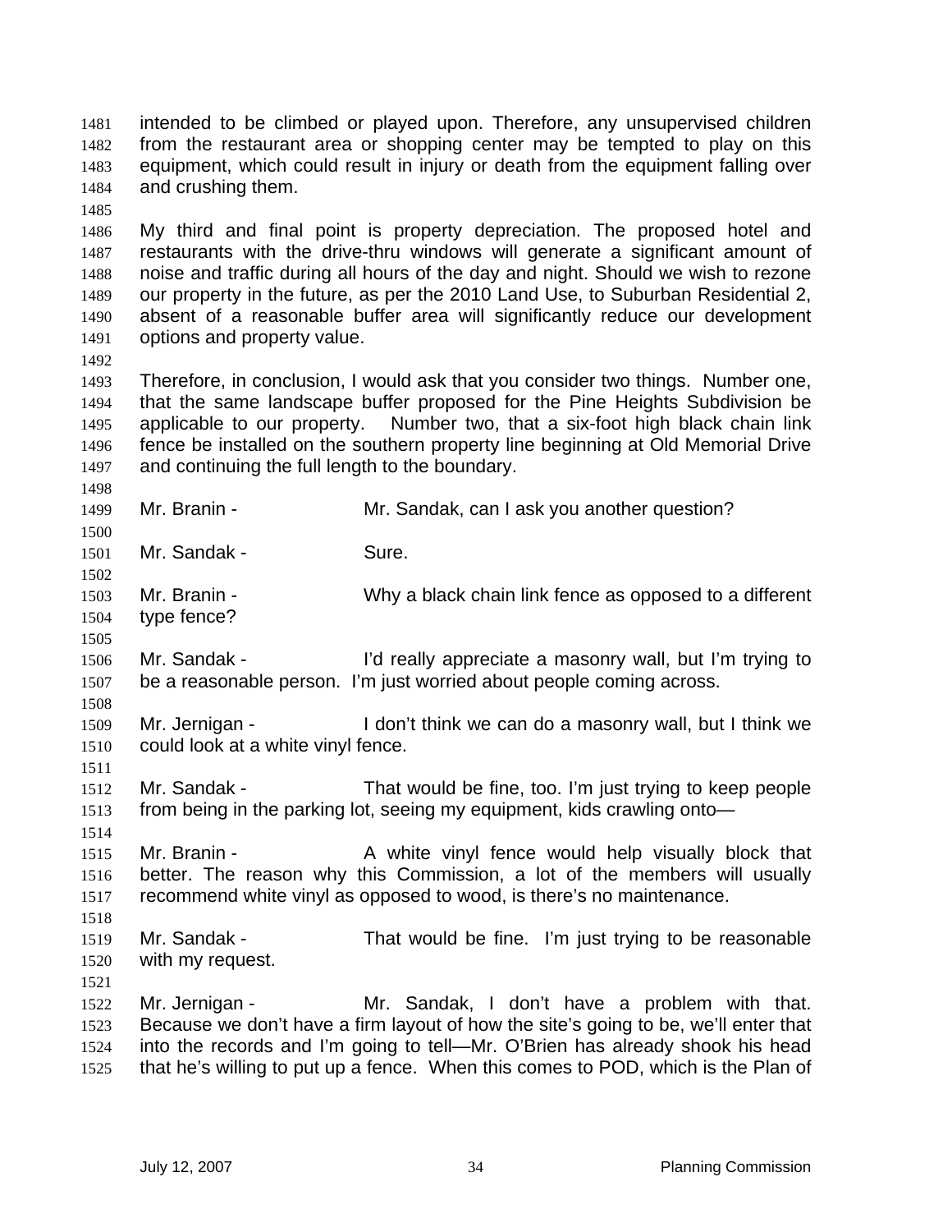intended to be climbed or played upon. Therefore, any unsupervised children from the restaurant area or shopping center may be tempted to play on this equipment, which could result in injury or death from the equipment falling over and crushing them.

My third and final point is property depreciation. The proposed hotel and restaurants with the drive-thru windows will generate a significant amount of noise and traffic during all hours of the day and night. Should we wish to rezone our property in the future, as per the 2010 Land Use, to Suburban Residential 2, absent of a reasonable buffer area will significantly reduce our development options and property value.

Therefore, in conclusion, I would ask that you consider two things. Number one, that the same landscape buffer proposed for the Pine Heights Subdivision be applicable to our property. Number two, that a six-foot high black chain link fence be installed on the southern property line beginning at Old Memorial Drive and continuing the full length to the boundary.

Mr. Branin - Mr. Sandak, can I ask you another question?

Mr. Sandak - Sure.

Mr. Branin - Why a black chain link fence as opposed to a different type fence?

Mr. Sandak - I'd really appreciate a masonry wall, but I'm trying to be a reasonable person. I'm just worried about people coming across.

Mr. Jernigan - I don't think we can do a masonry wall, but I think we could look at a white vinyl fence.

Mr. Sandak - That would be fine, too. I'm just trying to keep people from being in the parking lot, seeing my equipment, kids crawling onto—

Mr. Branin - A white vinyl fence would help visually block that better. The reason why this Commission, a lot of the members will usually recommend white vinyl as opposed to wood, is there's no maintenance.

Mr. Sandak - That would be fine. I'm just trying to be reasonable with my request.

Mr. Jernigan - Mr. Sandak, I don't have a problem with that. Because we don't have a firm layout of how the site's going to be, we'll enter that into the records and I'm going to tell—Mr. O'Brien has already shook his head that he's willing to put up a fence. When this comes to POD, which is the Plan of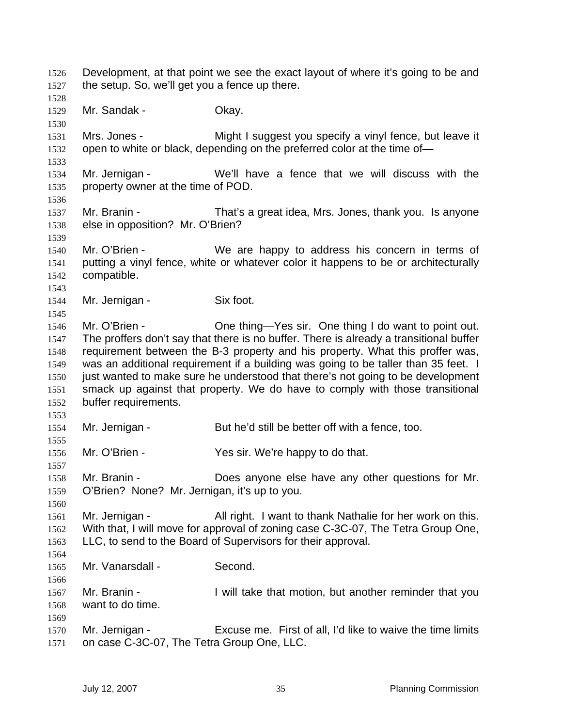Development, at that point we see the exact layout of where it's going to be and the setup. So, we'll get you a fence up there.

Mr. Sandak - Okay.

Mrs. Jones - Might I suggest you specify a vinyl fence, but leave it open to white or black, depending on the preferred color at the time of—

Mr. Jernigan - We'll have a fence that we will discuss with the property owner at the time of POD.

Mr. Branin - That's a great idea, Mrs. Jones, thank you. Is anyone else in opposition? Mr. O'Brien?

Mr. O'Brien - We are happy to address his concern in terms of putting a vinyl fence, white or whatever color it happens to be or architecturally compatible.

Mr. Jernigan - Six foot.

Mr. O'Brien - One thing—Yes sir. One thing I do want to point out. The proffers don't say that there is no buffer. There is already a transitional buffer requirement between the B-3 property and his property. What this proffer was, was an additional requirement if a building was going to be taller than 35 feet. I just wanted to make sure he understood that there's not going to be development smack up against that property. We do have to comply with those transitional buffer requirements.

Mr. Jernigan - But he'd still be better off with a fence, too.

Mr. O'Brien - Yes sir. We're happy to do that.

Mr. Branin - Does anyone else have any other questions for Mr. O'Brien? None? Mr. Jernigan, it's up to you.

Mr. Jernigan - All right. I want to thank Nathalie for her work on this. With that, I will move for approval of zoning case C-3C-07, The Tetra Group One, LLC, to send to the Board of Supervisors for their approval.

Mr. Vanarsdall - Second.

Mr. Branin - I will take that motion, but another reminder that you want to do time.

Mr. Jernigan - Excuse me. First of all, I'd like to waive the time limits on case C-3C-07, The Tetra Group One, LLC.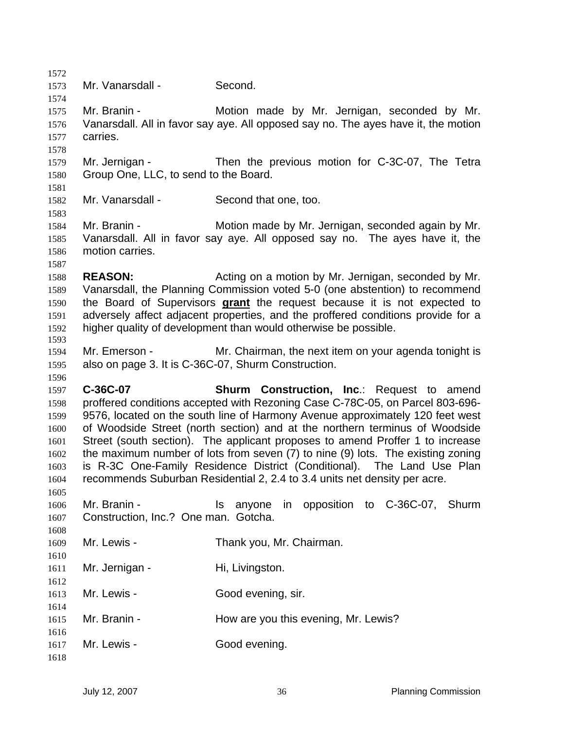Mr. Vanarsdall - Second.

Mr. Branin - Motion made by Mr. Jernigan, seconded by Mr. Vanarsdall. All in favor say aye. All opposed say no. The ayes have it, the motion carries.

Mr. Jernigan - Then the previous motion for C-3C-07, The Tetra Group One, LLC, to send to the Board.

Mr. Vanarsdall - Second that one, too.

Mr. Branin - Motion made by Mr. Jernigan, seconded again by Mr. Vanarsdall. All in favor say aye. All opposed say no. The ayes have it, the motion carries.

**REASON:** Acting on a motion by Mr. Jernigan, seconded by Mr. Vanarsdall, the Planning Commission voted 5-0 (one abstention) to recommend the Board of Supervisors **grant** the request because it is not expected to adversely affect adjacent properties, and the proffered conditions provide for a higher quality of development than would otherwise be possible.

Mr. Emerson - Mr. Chairman, the next item on your agenda tonight is also on page 3. It is C-36C-07, Shurm Construction.

**C-36C-07** **Shurm Construction, Inc**.: Request to amend proffered conditions accepted with Rezoning Case C-78C-05, on Parcel 803-696-9576, located on the south line of Harmony Avenue approximately 120 feet west of Woodside Street (north section) and at the northern terminus of Woodside Street (south section). The applicant proposes to amend Proffer 1 to increase the maximum number of lots from seven (7) to nine (9) lots. The existing zoning is R-3C One-Family Residence District (Conditional). The Land Use Plan recommends Suburban Residential 2, 2.4 to 3.4 units net density per acre.

Mr. Branin - Is anyone in opposition to C-36C-07, Shurm Construction, Inc.? One man. Gotcha.

Mr. Lewis - Thank you, Mr. Chairman.

Mr. Jernigan - Hi, Livingston.

Mr. Lewis - Good evening, sir.

Mr. Branin - How are you this evening, Mr. Lewis?

Mr. Lewis - Good evening.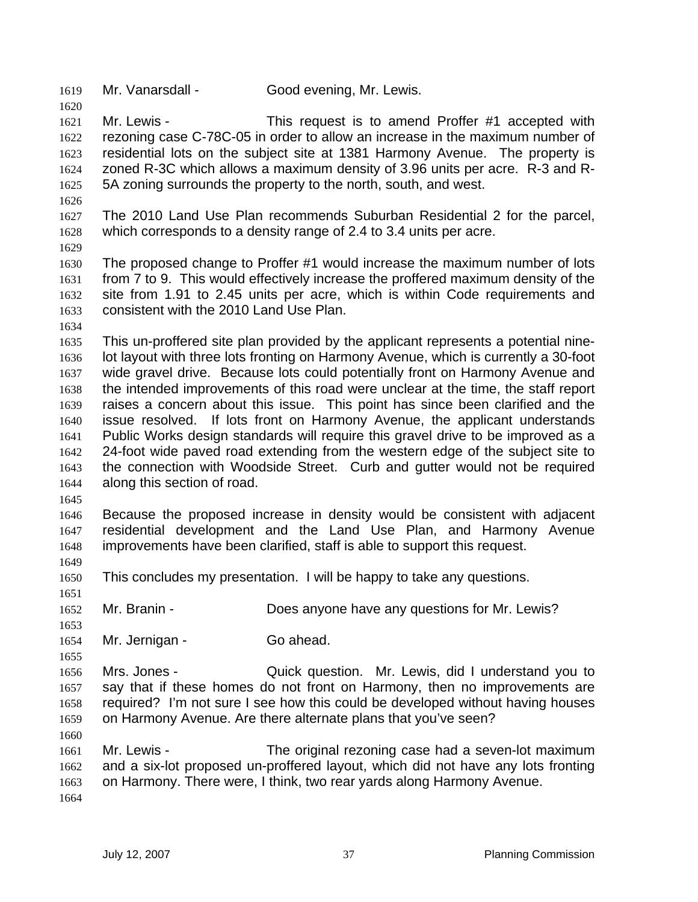Mr. Vanarsdall - Good evening, Mr. Lewis.

Mr. Lewis - This request is to amend Proffer #1 accepted with rezoning case C-78C-05 in order to allow an increase in the maximum number of residential lots on the subject site at 1381 Harmony Avenue. The property is zoned R-3C which allows a maximum density of 3.96 units per acre. R-3 and R-5A zoning surrounds the property to the north, south, and west.

The 2010 Land Use Plan recommends Suburban Residential 2 for the parcel, which corresponds to a density range of 2.4 to 3.4 units per acre.

The proposed change to Proffer #1 would increase the maximum number of lots from 7 to 9. This would effectively increase the proffered maximum density of the site from 1.91 to 2.45 units per acre, which is within Code requirements and consistent with the 2010 Land Use Plan.

This un-proffered site plan provided by the applicant represents a potential nine-lot layout with three lots fronting on Harmony Avenue, which is currently a 30-foot wide gravel drive. Because lots could potentially front on Harmony Avenue and the intended improvements of this road were unclear at the time, the staff report raises a concern about this issue. This point has since been clarified and the issue resolved. If lots front on Harmony Avenue, the applicant understands Public Works design standards will require this gravel drive to be improved as a 24-foot wide paved road extending from the western edge of the subject site to the connection with Woodside Street. Curb and gutter would not be required along this section of road.

Because the proposed increase in density would be consistent with adjacent residential development and the Land Use Plan, and Harmony Avenue improvements have been clarified, staff is able to support this request.

This concludes my presentation. I will be happy to take any questions.

Mr. Branin - Does anyone have any questions for Mr. Lewis?

Mr. Jernigan - Go ahead.

Mrs. Jones - Quick question. Mr. Lewis, did I understand you to say that if these homes do not front on Harmony, then no improvements are required? I'm not sure I see how this could be developed without having houses on Harmony Avenue. Are there alternate plans that you've seen?

Mr. Lewis - The original rezoning case had a seven-lot maximum and a six-lot proposed un-proffered layout, which did not have any lots fronting on Harmony. There were, I think, two rear yards along Harmony Avenue.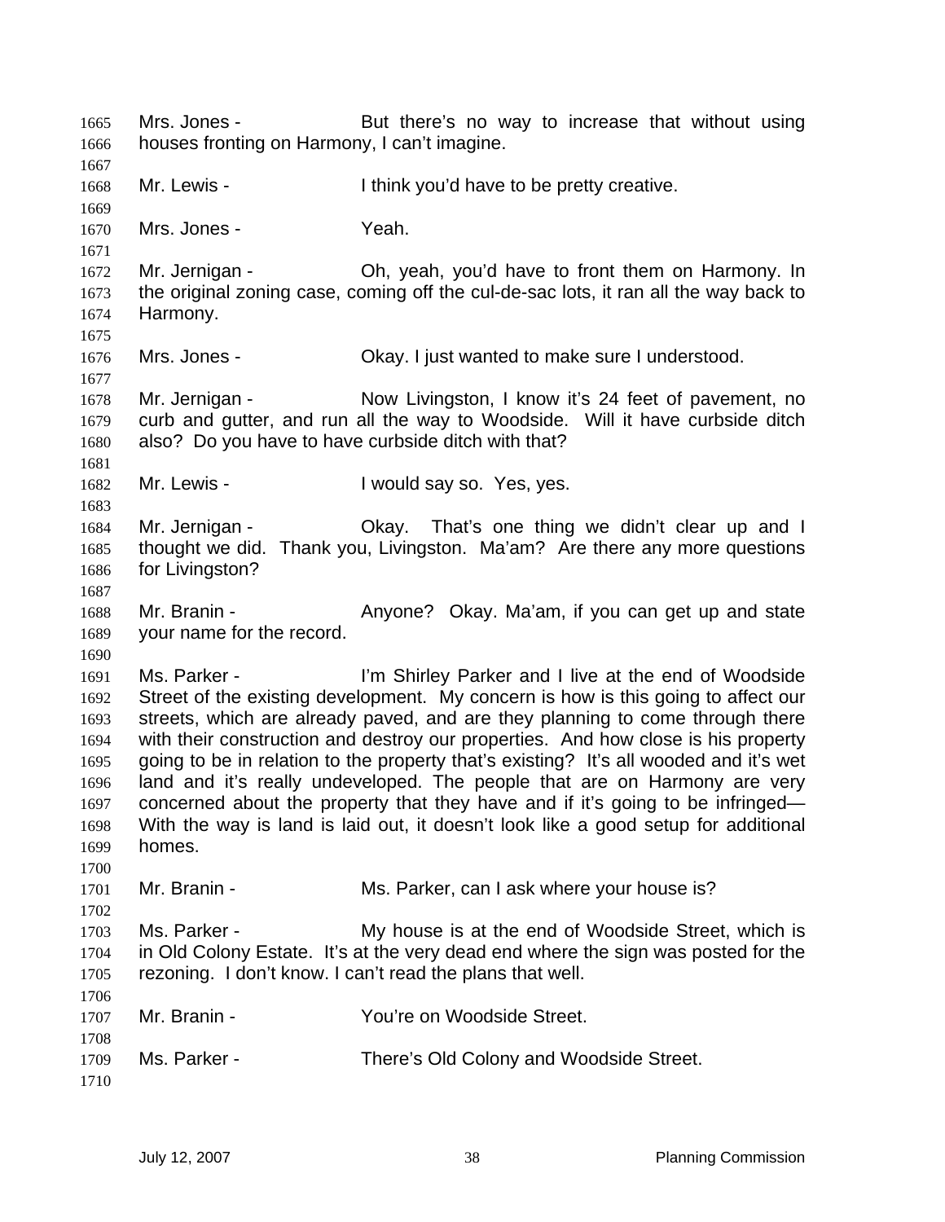Mrs. Jones - But there's no way to increase that without using houses fronting on Harmony, I can't imagine.

Mr. Lewis - I think you'd have to be pretty creative.

Mrs. Jones - Yeah.

Mr. Jernigan - Oh, yeah, you'd have to front them on Harmony. In the original zoning case, coming off the cul-de-sac lots, it ran all the way back to Harmony.

Mrs. Jones - Okay. I just wanted to make sure I understood.

Mr. Jernigan - Now Livingston, I know it's 24 feet of pavement, no curb and gutter, and run all the way to Woodside. Will it have curbside ditch also? Do you have to have curbside ditch with that?

Mr. Lewis - I would say so. Yes, yes.

Mr. Jernigan - Okay. That's one thing we didn't clear up and I thought we did. Thank you, Livingston. Ma'am? Are there any more questions for Livingston?

Mr. Branin - Anyone? Okay. Ma'am, if you can get up and state your name for the record.

Ms. Parker - I'm Shirley Parker and I live at the end of Woodside Street of the existing development. My concern is how is this going to affect our streets, which are already paved, and are they planning to come through there with their construction and destroy our properties. And how close is his property going to be in relation to the property that's existing? It's all wooded and it's wet land and it's really undeveloped. The people that are on Harmony are very concerned about the property that they have and if it's going to be infringed— With the way is land is laid out, it doesn't look like a good setup for additional homes.

Mr. Branin - Ms. Parker, can I ask where your house is?

Ms. Parker - My house is at the end of Woodside Street, which is in Old Colony Estate. It's at the very dead end where the sign was posted for the rezoning. I don't know. I can't read the plans that well.

Mr. Branin - You're on Woodside Street.

Ms. Parker - There's Old Colony and Woodside Street.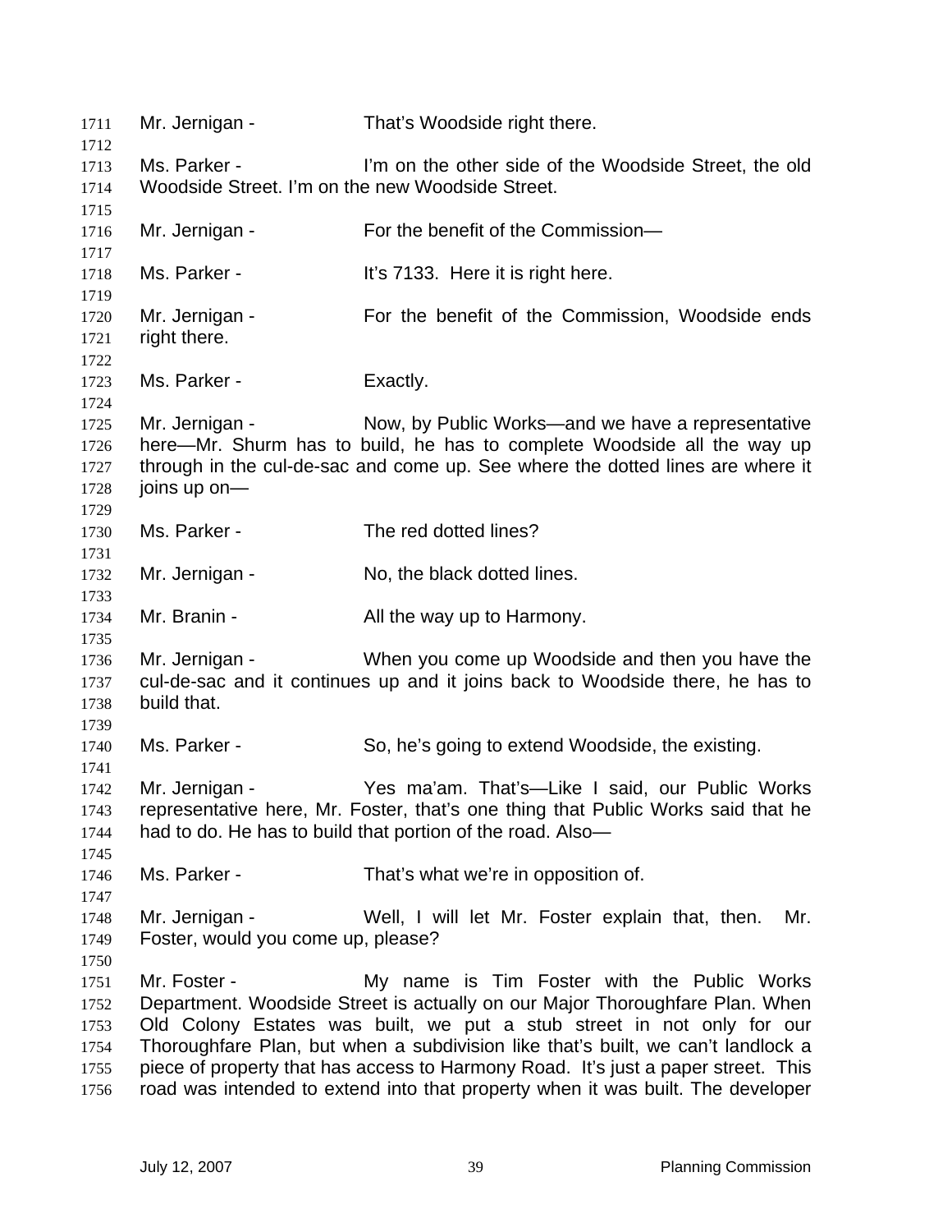Mr. Jernigan - That's Woodside right there.

Ms. Parker - I'm on the other side of the Woodside Street, the old Woodside Street. I'm on the new Woodside Street.

Mr. Jernigan - For the benefit of the Commission—

Ms. Parker - It's 7133. Here it is right here.

Mr. Jernigan - For the benefit of the Commission, Woodside ends right there.

Ms. Parker - Exactly.

Mr. Jernigan - Now, by Public Works—and we have a representative here—Mr. Shurm has to build, he has to complete Woodside all the way up through in the cul-de-sac and come up. See where the dotted lines are where it joins up on—

Ms. Parker - The red dotted lines?

Mr. Jernigan - No, the black dotted lines.

Mr. Branin - All the way up to Harmony.

Mr. Jernigan - When you come up Woodside and then you have the cul-de-sac and it continues up and it joins back to Woodside there, he has to build that.

Ms. Parker - So, he's going to extend Woodside, the existing.

Mr. Jernigan - Yes ma'am. That's—Like I said, our Public Works representative here, Mr. Foster, that's one thing that Public Works said that he had to do. He has to build that portion of the road. Also—

Ms. Parker - That's what we're in opposition of.

Mr. Jernigan - Well, I will let Mr. Foster explain that, then. Mr. Foster, would you come up, please?

Mr. Foster - My name is Tim Foster with the Public Works Department. Woodside Street is actually on our Major Thoroughfare Plan. When Old Colony Estates was built, we put a stub street in not only for our Thoroughfare Plan, but when a subdivision like that's built, we can't landlock a piece of property that has access to Harmony Road. It's just a paper street. This road was intended to extend into that property when it was built. The developer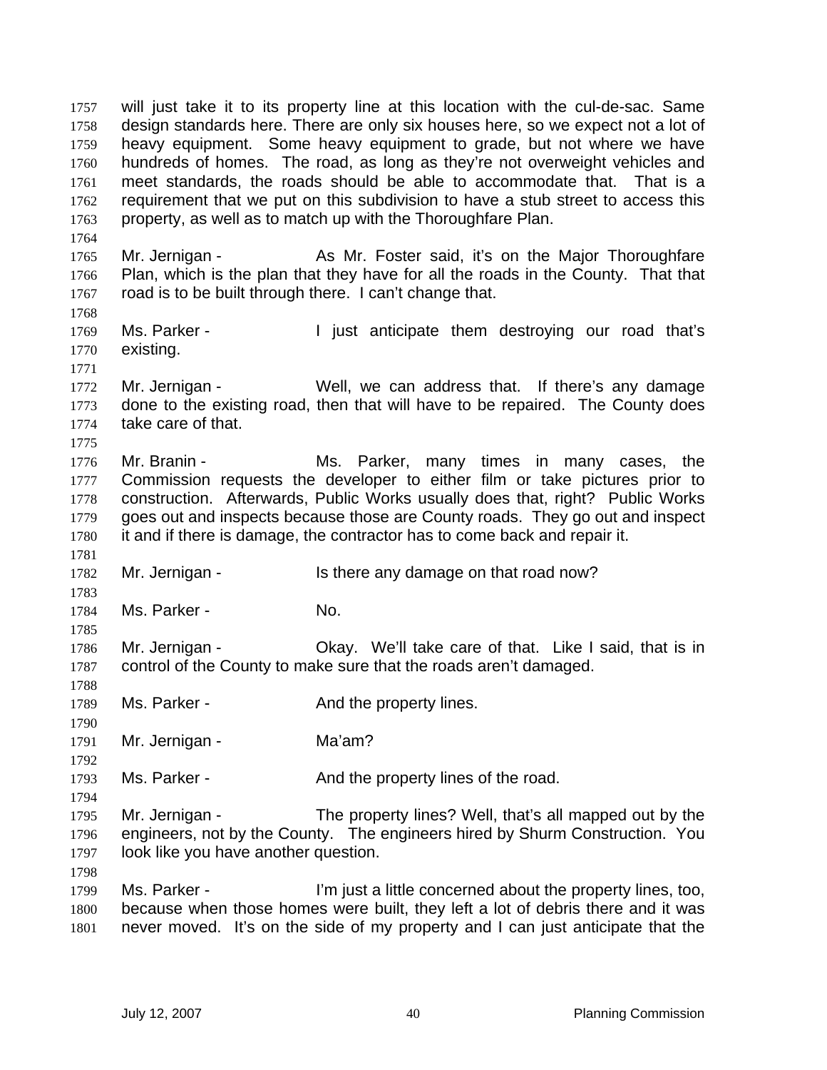will just take it to its property line at this location with the cul-de-sac. Same design standards here. There are only six houses here, so we expect not a lot of heavy equipment. Some heavy equipment to grade, but not where we have hundreds of homes. The road, as long as they're not overweight vehicles and meet standards, the roads should be able to accommodate that. That is a requirement that we put on this subdivision to have a stub street to access this property, as well as to match up with the Thoroughfare Plan.

Mr. Jernigan - As Mr. Foster said, it's on the Major Thoroughfare Plan, which is the plan that they have for all the roads in the County. That that road is to be built through there. I can't change that.

Ms. Parker - I just anticipate them destroying our road that's existing.

Mr. Jernigan - Well, we can address that. If there's any damage done to the existing road, then that will have to be repaired. The County does take care of that.

Mr. Branin - Ms. Parker, many times in many cases, the Commission requests the developer to either film or take pictures prior to construction. Afterwards, Public Works usually does that, right? Public Works goes out and inspects because those are County roads. They go out and inspect it and if there is damage, the contractor has to come back and repair it.

Mr. Jernigan - Is there any damage on that road now?

Ms. Parker - No.

Mr. Jernigan - Okay. We'll take care of that. Like I said, that is in control of the County to make sure that the roads aren't damaged.

Ms. Parker - And the property lines.

Mr. Jernigan - Ma'am?

Ms. Parker - And the property lines of the road.

Mr. Jernigan - The property lines? Well, that's all mapped out by the engineers, not by the County. The engineers hired by Shurm Construction. You look like you have another question.

Ms. Parker - I'm just a little concerned about the property lines, too, because when those homes were built, they left a lot of debris there and it was never moved. It's on the side of my property and I can just anticipate that the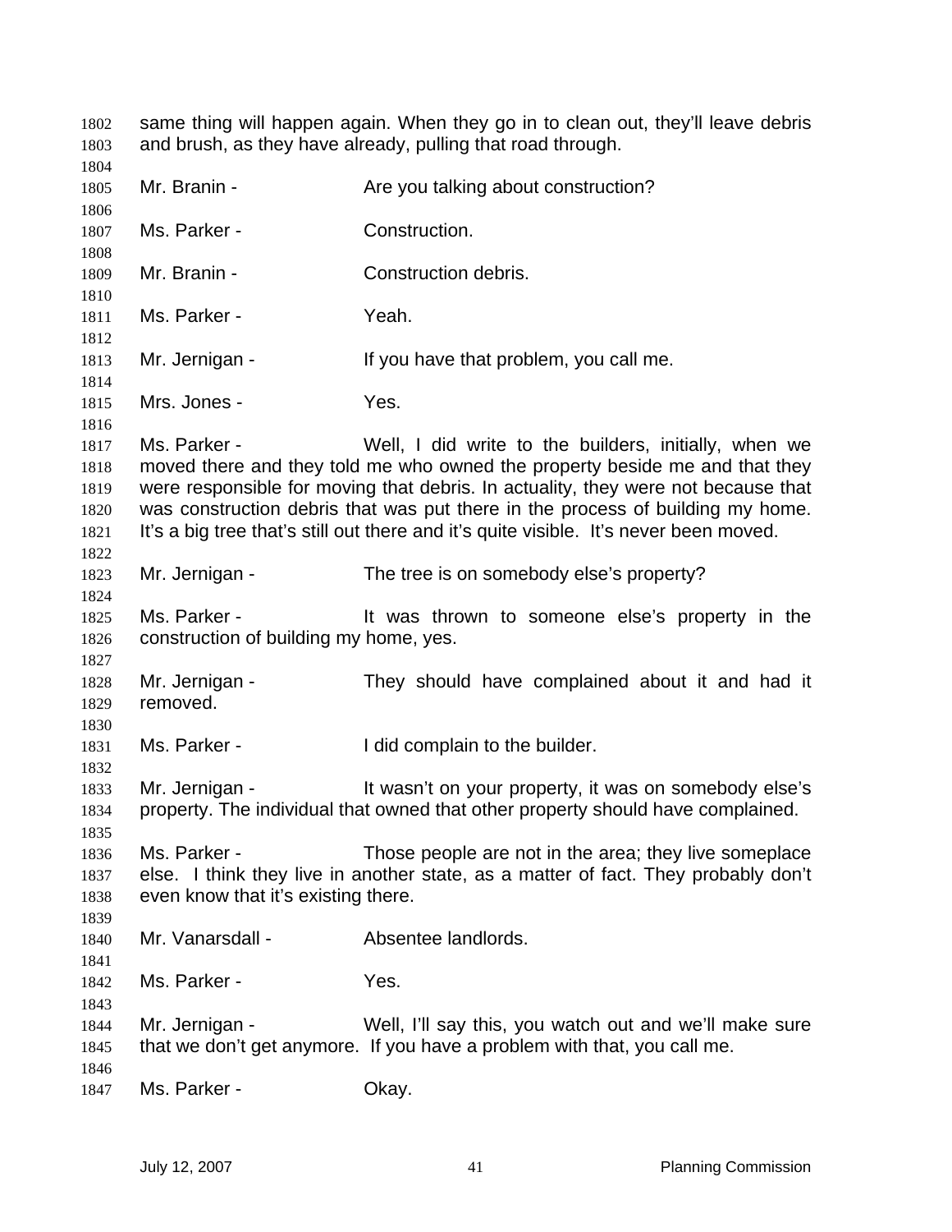same thing will happen again. When they go in to clean out, they'll leave debris and brush, as they have already, pulling that road through.

Mr. Branin - Are you talking about construction?

Ms. Parker - Construction.

Mr. Branin - Construction debris.

Ms. Parker - Yeah.

Mr. Jernigan - If you have that problem, you call me.

Mrs. Jones - Yes.

Ms. Parker - Well, I did write to the builders, initially, when we moved there and they told me who owned the property beside me and that they were responsible for moving that debris. In actuality, they were not because that was construction debris that was put there in the process of building my home. It's a big tree that's still out there and it's quite visible. It's never been moved.

Mr. Jernigan - The tree is on somebody else's property?

Ms. Parker - It was thrown to someone else's property in the construction of building my home, yes.

Mr. Jernigan - They should have complained about it and had it removed.

Ms. Parker - I did complain to the builder.

Mr. Jernigan - It wasn't on your property, it was on somebody else's property. The individual that owned that other property should have complained.

Ms. Parker - Those people are not in the area; they live someplace else. I think they live in another state, as a matter of fact. They probably don't even know that it's existing there.

Mr. Vanarsdall - Absentee landlords.

Ms. Parker - Yes.

Mr. Jernigan - Well, I'll say this, you watch out and we'll make sure that we don't get anymore. If you have a problem with that, you call me.

Ms. Parker - Okay.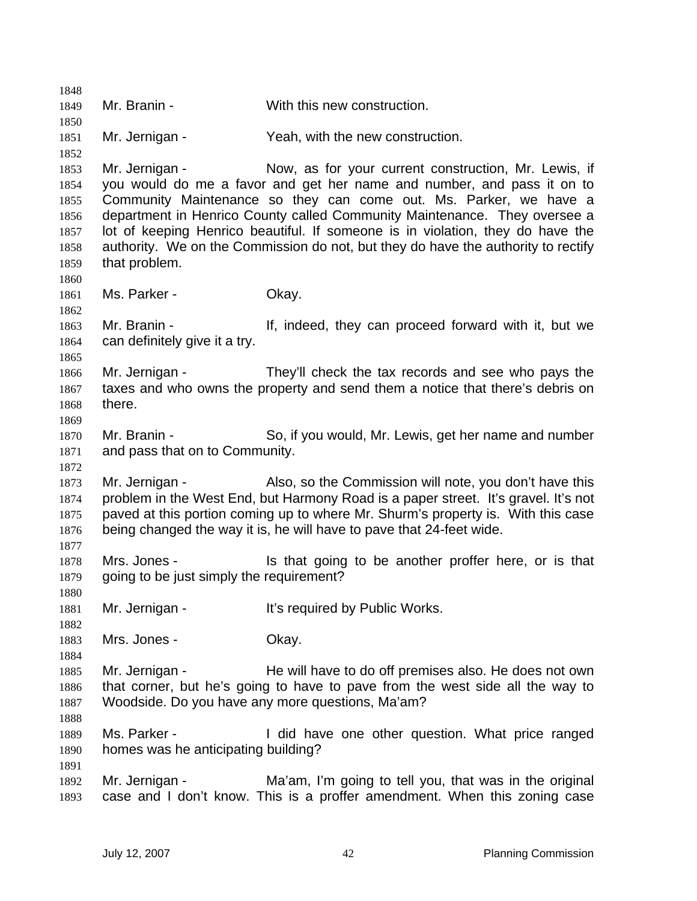Mr. Branin - With this new construction.

Mr. Jernigan - Yeah, with the new construction.

Mr. Jernigan - Now, as for your current construction, Mr. Lewis, if you would do me a favor and get her name and number, and pass it on to Community Maintenance so they can come out. Ms. Parker, we have a department in Henrico County called Community Maintenance. They oversee a lot of keeping Henrico beautiful. If someone is in violation, they do have the authority. We on the Commission do not, but they do have the authority to rectify that problem.

Ms. Parker - Okay.

Mr. Branin - If, indeed, they can proceed forward with it, but we can definitely give it a try.

Mr. Jernigan - They'll check the tax records and see who pays the taxes and who owns the property and send them a notice that there's debris on there.

Mr. Branin - So, if you would, Mr. Lewis, get her name and number and pass that on to Community.

Mr. Jernigan - Also, so the Commission will note, you don't have this problem in the West End, but Harmony Road is a paper street. It's gravel. It's not paved at this portion coming up to where Mr. Shurm's property is. With this case being changed the way it is, he will have to pave that 24-feet wide.

Mrs. Jones - Is that going to be another proffer here, or is that going to be just simply the requirement?

Mr. Jernigan - It's required by Public Works.

Mrs. Jones - Okay.

Mr. Jernigan - He will have to do off premises also. He does not own that corner, but he's going to have to pave from the west side all the way to Woodside. Do you have any more questions, Ma'am?

Ms. Parker - I did have one other question. What price ranged homes was he anticipating building?

Mr. Jernigan - Ma'am, I'm going to tell you, that was in the original case and I don't know. This is a proffer amendment. When this zoning case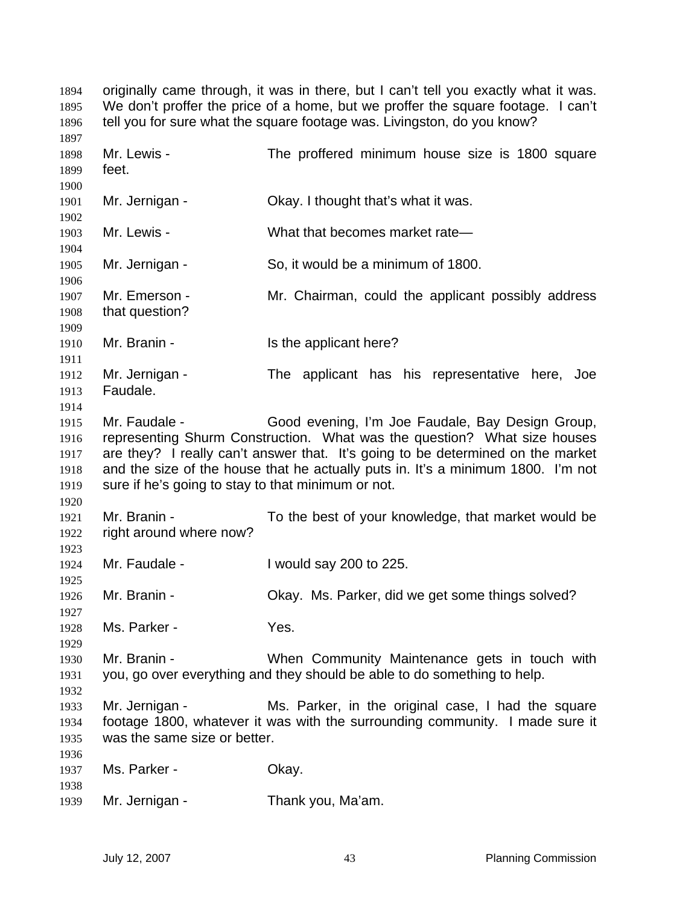originally came through, it was in there, but I can't tell you exactly what it was. We don't proffer the price of a home, but we proffer the square footage. I can't tell you for sure what the square footage was. Livingston, do you know?

Mr. Lewis - The proffered minimum house size is 1800 square feet.

Mr. Jernigan - Okay. I thought that's what it was.

Mr. Lewis - What that becomes market rate—

Mr. Jernigan - So, it would be a minimum of 1800.

Mr. Emerson - Mr. Chairman, could the applicant possibly address that question?

Mr. Branin - Is the applicant here?

Mr. Jernigan - The applicant has his representative here, Joe Faudale.

Mr. Faudale - Good evening, I'm Joe Faudale, Bay Design Group, representing Shurm Construction. What was the question? What size houses are they? I really can't answer that. It's going to be determined on the market and the size of the house that he actually puts in. It's a minimum 1800. I'm not sure if he's going to stay to that minimum or not.

Mr. Branin - To the best of your knowledge, that market would be right around where now?

Mr. Faudale - I would say 200 to 225.

Mr. Branin - Okay. Ms. Parker, did we get some things solved?

Ms. Parker - Yes.

Mr. Branin - When Community Maintenance gets in touch with you, go over everything and they should be able to do something to help.

Mr. Jernigan - Ms. Parker, in the original case, I had the square footage 1800, whatever it was with the surrounding community. I made sure it was the same size or better.

Ms. Parker - Okay.

Mr. Jernigan - Thank you, Ma'am.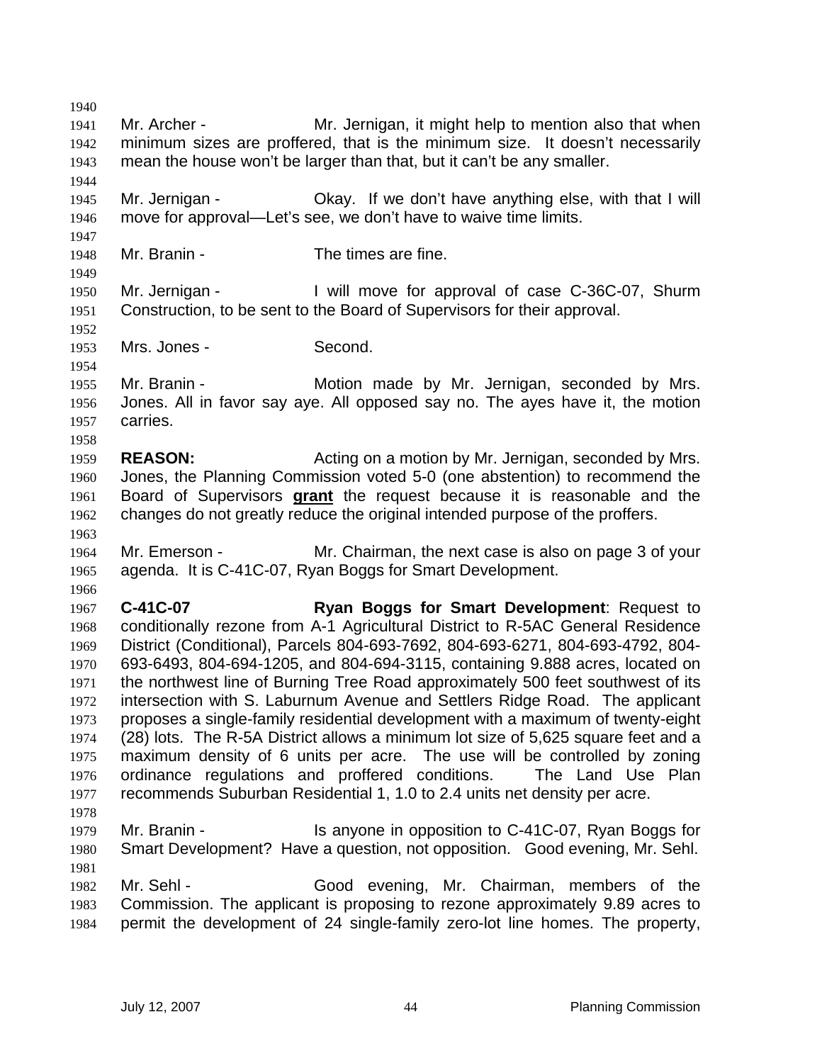Mr. Archer - Mr. Jernigan, it might help to mention also that when minimum sizes are proffered, that is the minimum size. It doesn't necessarily mean the house won't be larger than that, but it can't be any smaller.

Mr. Jernigan - Okay. If we don't have anything else, with that I will move for approval—Let's see, we don't have to waive time limits.

Mr. Branin - The times are fine.

Mr. Jernigan - I will move for approval of case C-36C-07, Shurm Construction, to be sent to the Board of Supervisors for their approval.

Mrs. Jones - Second.

Mr. Branin - Motion made by Mr. Jernigan, seconded by Mrs. Jones. All in favor say aye. All opposed say no. The ayes have it, the motion carries.

**REASON:** Acting on a motion by Mr. Jernigan, seconded by Mrs. Jones, the Planning Commission voted 5-0 (one abstention) to recommend the Board of Supervisors **grant** the request because it is reasonable and the changes do not greatly reduce the original intended purpose of the proffers.

Mr. Emerson - Mr. Chairman, the next case is also on page 3 of your agenda. It is C-41C-07, Ryan Boggs for Smart Development.

**C-41C-07** **Ryan Boggs for Smart Development**: Request to conditionally rezone from A-1 Agricultural District to R-5AC General Residence District (Conditional), Parcels 804-693-7692, 804-693-6271, 804-693-4792, 804-693-6493, 804-694-1205, and 804-694-3115, containing 9.888 acres, located on the northwest line of Burning Tree Road approximately 500 feet southwest of its intersection with S. Laburnum Avenue and Settlers Ridge Road. The applicant proposes a single-family residential development with a maximum of twenty-eight (28) lots. The R-5A District allows a minimum lot size of 5,625 square feet and a maximum density of 6 units per acre. The use will be controlled by zoning ordinance regulations and proffered conditions. The Land Use Plan recommends Suburban Residential 1, 1.0 to 2.4 units net density per acre.

Mr. Branin - Is anyone in opposition to C-41C-07, Ryan Boggs for Smart Development? Have a question, not opposition. Good evening, Mr. Sehl.

Mr. Sehl - Good evening, Mr. Chairman, members of the Commission. The applicant is proposing to rezone approximately 9.89 acres to permit the development of 24 single-family zero-lot line homes. The property,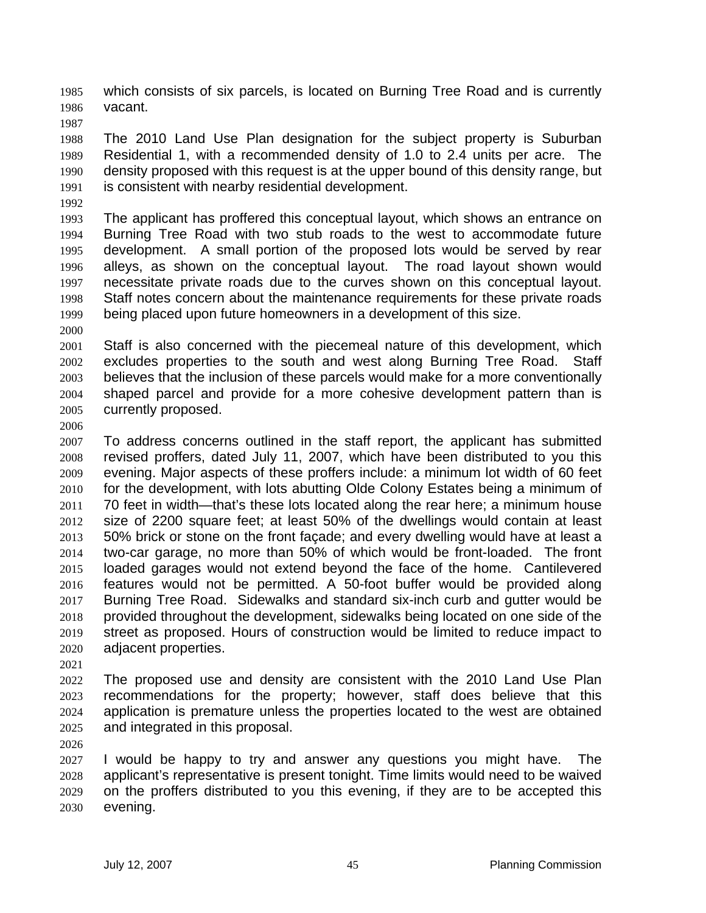which consists of six parcels, is located on Burning Tree Road and is currently vacant.

The 2010 Land Use Plan designation for the subject property is Suburban Residential 1, with a recommended density of 1.0 to 2.4 units per acre. The density proposed with this request is at the upper bound of this density range, but is consistent with nearby residential development.

The applicant has proffered this conceptual layout, which shows an entrance on Burning Tree Road with two stub roads to the west to accommodate future development. A small portion of the proposed lots would be served by rear alleys, as shown on the conceptual layout. The road layout shown would necessitate private roads due to the curves shown on this conceptual layout. Staff notes concern about the maintenance requirements for these private roads being placed upon future homeowners in a development of this size.

Staff is also concerned with the piecemeal nature of this development, which excludes properties to the south and west along Burning Tree Road. Staff believes that the inclusion of these parcels would make for a more conventionally shaped parcel and provide for a more cohesive development pattern than is currently proposed.

To address concerns outlined in the staff report, the applicant has submitted revised proffers, dated July 11, 2007, which have been distributed to you this evening. Major aspects of these proffers include: a minimum lot width of 60 feet for the development, with lots abutting Olde Colony Estates being a minimum of 70 feet in width—that's these lots located along the rear here; a minimum house size of 2200 square feet; at least 50% of the dwellings would contain at least 50% brick or stone on the front façade; and every dwelling would have at least a two-car garage, no more than 50% of which would be front-loaded. The front loaded garages would not extend beyond the face of the home. Cantilevered features would not be permitted. A 50-foot buffer would be provided along Burning Tree Road. Sidewalks and standard six-inch curb and gutter would be provided throughout the development, sidewalks being located on one side of the street as proposed. Hours of construction would be limited to reduce impact to adjacent properties.

The proposed use and density are consistent with the 2010 Land Use Plan recommendations for the property; however, staff does believe that this application is premature unless the properties located to the west are obtained and integrated in this proposal.

I would be happy to try and answer any questions you might have. The applicant's representative is present tonight. Time limits would need to be waived on the proffers distributed to you this evening, if they are to be accepted this evening.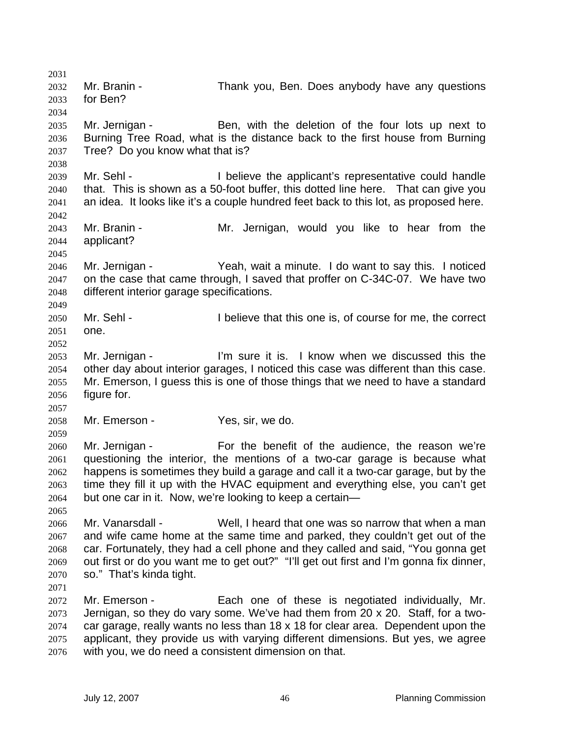Mr. Branin - Thank you, Ben. Does anybody have any questions for Ben?

Mr. Jernigan - Ben, with the deletion of the four lots up next to Burning Tree Road, what is the distance back to the first house from Burning Tree? Do you know what that is?

Mr. Sehl - I believe the applicant's representative could handle that. This is shown as a 50-foot buffer, this dotted line here. That can give you an idea. It looks like it's a couple hundred feet back to this lot, as proposed here.

Mr. Branin - Mr. Jernigan, would you like to hear from the applicant?

Mr. Jernigan - Yeah, wait a minute. I do want to say this. I noticed on the case that came through, I saved that proffer on C-34C-07. We have two different interior garage specifications.

Mr. Sehl - I believe that this one is, of course for me, the correct one.

Mr. Jernigan - I'm sure it is. I know when we discussed this the other day about interior garages, I noticed this case was different than this case. Mr. Emerson, I guess this is one of those things that we need to have a standard figure for.

Mr. Emerson - Yes, sir, we do.

Mr. Jernigan - For the benefit of the audience, the reason we're questioning the interior, the mentions of a two-car garage is because what happens is sometimes they build a garage and call it a two-car garage, but by the time they fill it up with the HVAC equipment and everything else, you can't get but one car in it. Now, we're looking to keep a certain—

Mr. Vanarsdall - Well, I heard that one was so narrow that when a man and wife came home at the same time and parked, they couldn't get out of the car. Fortunately, they had a cell phone and they called and said, "You gonna get out first or do you want me to get out?" "I'll get out first and I'm gonna fix dinner, so." That's kinda tight.

Mr. Emerson - Each one of these is negotiated individually, Mr. Jernigan, so they do vary some. We've had them from 20 x 20. Staff, for a two-car garage, really wants no less than 18 x 18 for clear area. Dependent upon the applicant, they provide us with varying different dimensions. But yes, we agree with you, we do need a consistent dimension on that.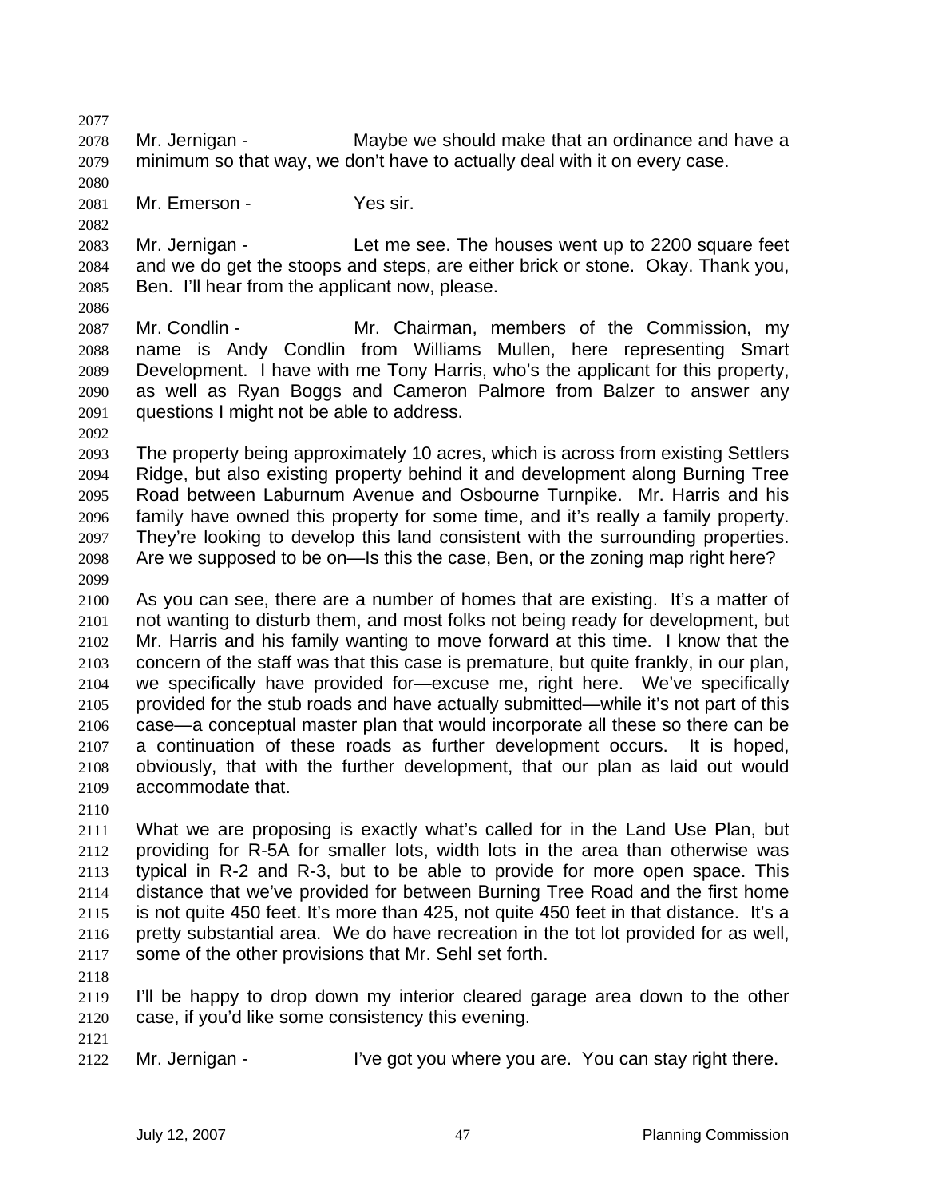Mr. Jernigan - Maybe we should make that an ordinance and have a minimum so that way, we don't have to actually deal with it on every case.

Mr. Emerson - Yes sir.

Mr. Jernigan - Let me see. The houses went up to 2200 square feet and we do get the stoops and steps, are either brick or stone. Okay. Thank you, Ben. I'll hear from the applicant now, please.

Mr. Condlin - Mr. Chairman, members of the Commission, my name is Andy Condlin from Williams Mullen, here representing Smart Development. I have with me Tony Harris, who's the applicant for this property, as well as Ryan Boggs and Cameron Palmore from Balzer to answer any questions I might not be able to address.

The property being approximately 10 acres, which is across from existing Settlers Ridge, but also existing property behind it and development along Burning Tree Road between Laburnum Avenue and Osbourne Turnpike. Mr. Harris and his family have owned this property for some time, and it's really a family property. They're looking to develop this land consistent with the surrounding properties. Are we supposed to be on—Is this the case, Ben, or the zoning map right here?

As you can see, there are a number of homes that are existing. It's a matter of not wanting to disturb them, and most folks not being ready for development, but Mr. Harris and his family wanting to move forward at this time. I know that the concern of the staff was that this case is premature, but quite frankly, in our plan, we specifically have provided for—excuse me, right here. We've specifically provided for the stub roads and have actually submitted—while it's not part of this case—a conceptual master plan that would incorporate all these so there can be a continuation of these roads as further development occurs. It is hoped, obviously, that with the further development, that our plan as laid out would accommodate that.

What we are proposing is exactly what's called for in the Land Use Plan, but providing for R-5A for smaller lots, width lots in the area than otherwise was typical in R-2 and R-3, but to be able to provide for more open space. This distance that we've provided for between Burning Tree Road and the first home is not quite 450 feet. It's more than 425, not quite 450 feet in that distance. It's a pretty substantial area. We do have recreation in the tot lot provided for as well, some of the other provisions that Mr. Sehl set forth.

I'll be happy to drop down my interior cleared garage area down to the other case, if you'd like some consistency this evening.

Mr. Jernigan - I've got you where you are. You can stay right there.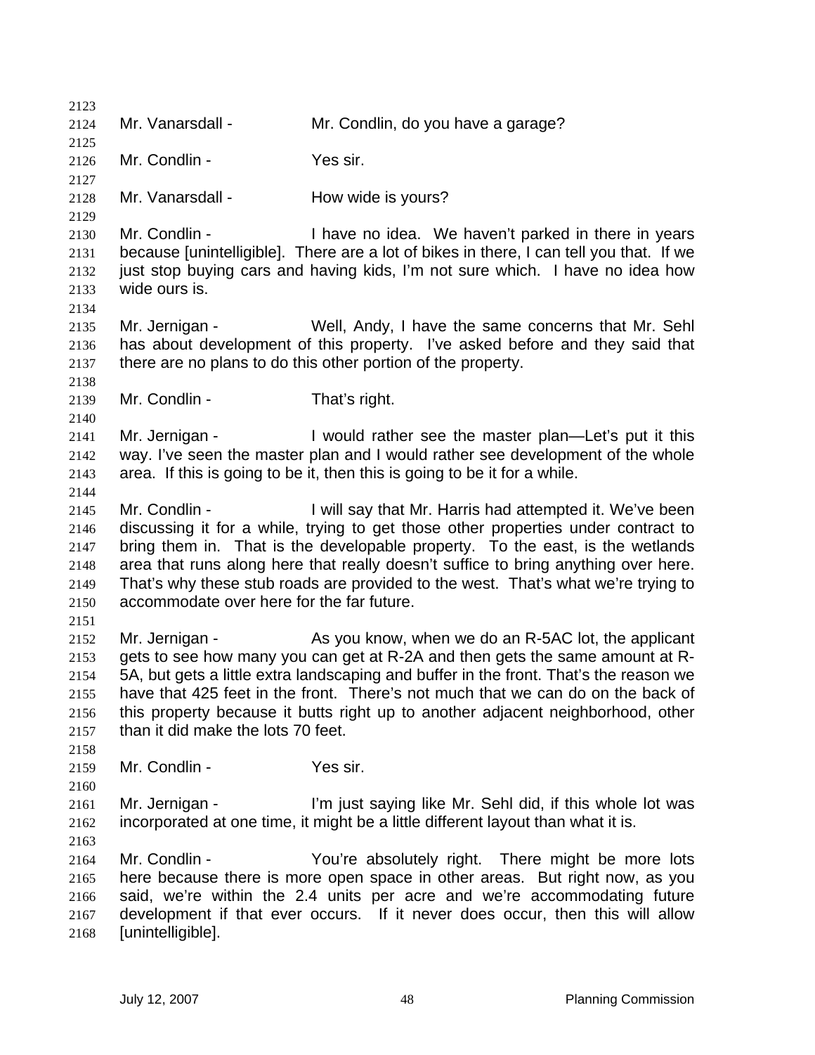Mr. Vanarsdall - Mr. Condlin, do you have a garage?

Mr. Condlin - Yes sir.

Mr. Vanarsdall - How wide is yours?

Mr. Condlin - I have no idea. We haven't parked in there in years because [unintelligible]. There are a lot of bikes in there, I can tell you that. If we just stop buying cars and having kids, I'm not sure which. I have no idea how wide ours is.

Mr. Jernigan - Well, Andy, I have the same concerns that Mr. Sehl has about development of this property. I've asked before and they said that there are no plans to do this other portion of the property.

Mr. Condlin - That's right.

Mr. Jernigan - I would rather see the master plan—Let's put it this way. I've seen the master plan and I would rather see development of the whole area. If this is going to be it, then this is going to be it for a while.

Mr. Condlin - I will say that Mr. Harris had attempted it. We've been discussing it for a while, trying to get those other properties under contract to bring them in. That is the developable property. To the east, is the wetlands area that runs along here that really doesn't suffice to bring anything over here. That's why these stub roads are provided to the west. That's what we're trying to accommodate over here for the far future.

Mr. Jernigan - As you know, when we do an R-5AC lot, the applicant gets to see how many you can get at R-2A and then gets the same amount at R-5A, but gets a little extra landscaping and buffer in the front. That's the reason we have that 425 feet in the front. There's not much that we can do on the back of this property because it butts right up to another adjacent neighborhood, other than it did make the lots 70 feet.

Mr. Condlin - Yes sir.

Mr. Jernigan - I'm just saying like Mr. Sehl did, if this whole lot was incorporated at one time, it might be a little different layout than what it is.

Mr. Condlin - You're absolutely right. There might be more lots here because there is more open space in other areas. But right now, as you said, we're within the 2.4 units per acre and we're accommodating future development if that ever occurs. If it never does occur, then this will allow [unintelligible].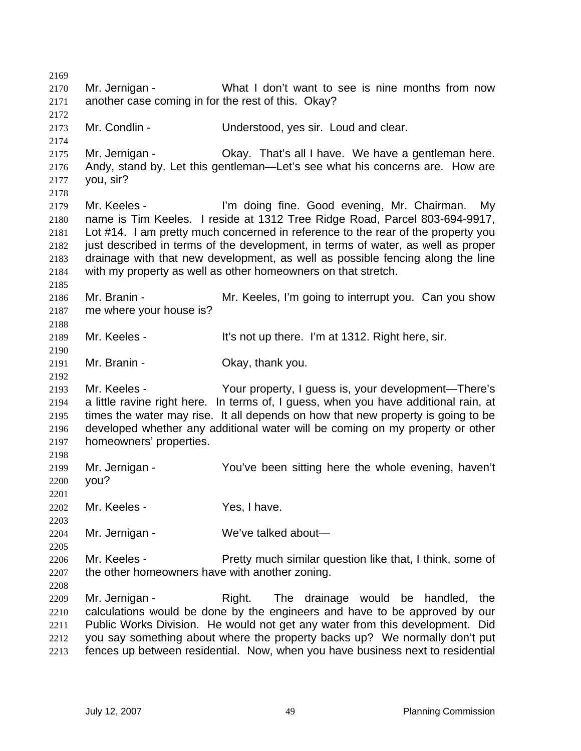Mr. Jernigan - What I don't want to see is nine months from now another case coming in for the rest of this. Okay?

Mr. Condlin - Understood, yes sir. Loud and clear.

Mr. Jernigan - Okay. That's all I have. We have a gentleman here. Andy, stand by. Let this gentleman—Let's see what his concerns are. How are you, sir?

Mr. Keeles - I'm doing fine. Good evening, Mr. Chairman. My name is Tim Keeles. I reside at 1312 Tree Ridge Road, Parcel 803-694-9917, Lot #14. I am pretty much concerned in reference to the rear of the property you just described in terms of the development, in terms of water, as well as proper drainage with that new development, as well as possible fencing along the line with my property as well as other homeowners on that stretch.

Mr. Branin - Mr. Keeles, I'm going to interrupt you. Can you show me where your house is?

Mr. Keeles - It's not up there. I'm at 1312. Right here, sir.

Mr. Branin - Okay, thank you.

Mr. Keeles - Your property, I guess is, your development—There's a little ravine right here. In terms of, I guess, when you have additional rain, at times the water may rise. It all depends on how that new property is going to be developed whether any additional water will be coming on my property or other homeowners' properties.

Mr. Jernigan - You've been sitting here the whole evening, haven't you?

Mr. Keeles - Yes, I have.

Mr. Jernigan - We've talked about—

Mr. Keeles - Pretty much similar question like that, I think, some of the other homeowners have with another zoning.

Mr. Jernigan - Right. The drainage would be handled, the calculations would be done by the engineers and have to be approved by our Public Works Division. He would not get any water from this development. Did you say something about where the property backs up? We normally don't put fences up between residential. Now, when you have business next to residential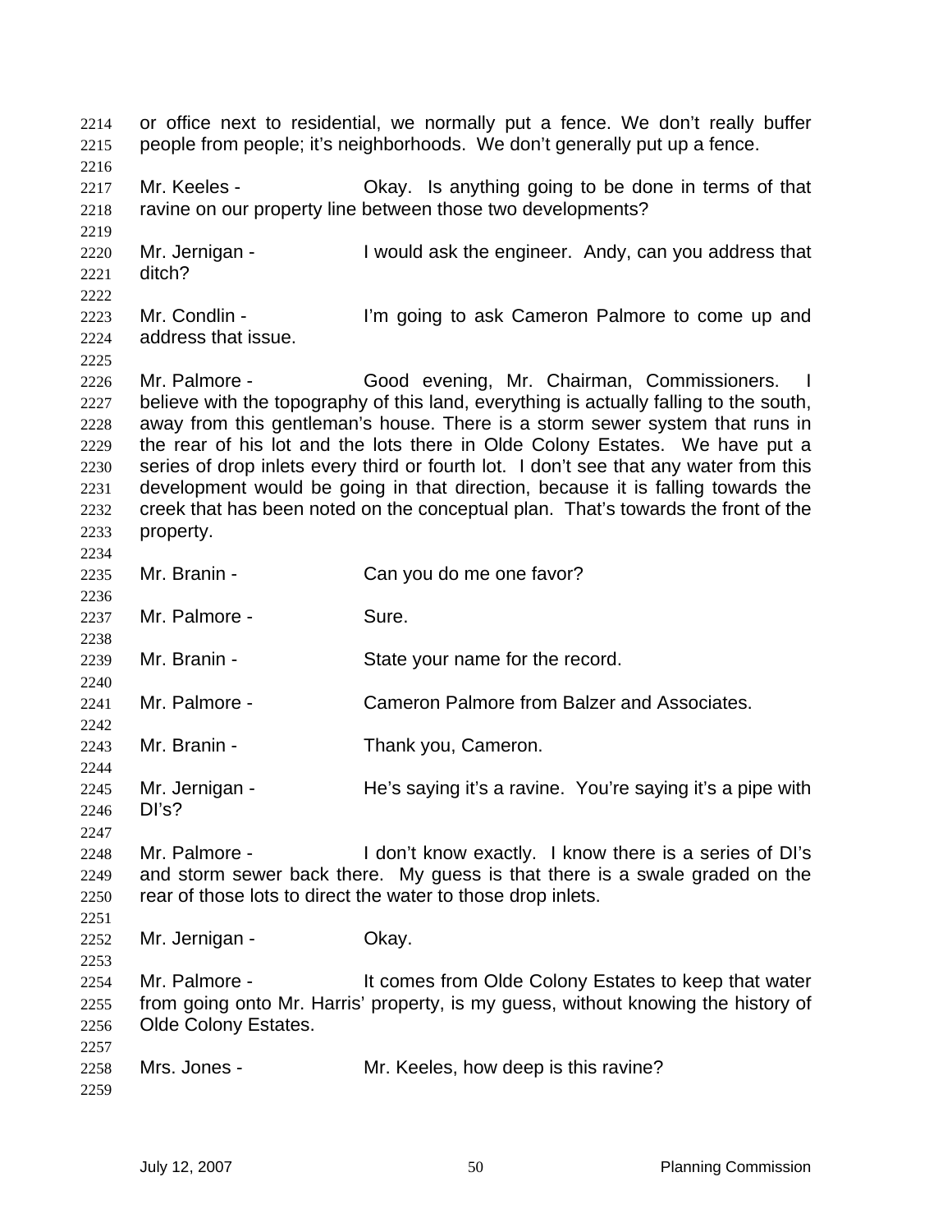or office next to residential, we normally put a fence. We don't really buffer people from people; it's neighborhoods. We don't generally put up a fence.

Mr. Keeles - Okay. Is anything going to be done in terms of that ravine on our property line between those two developments?

Mr. Jernigan - I would ask the engineer. Andy, can you address that ditch?

Mr. Condlin - I'm going to ask Cameron Palmore to come up and address that issue.

Mr. Palmore - Good evening, Mr. Chairman, Commissioners. I believe with the topography of this land, everything is actually falling to the south, away from this gentleman's house. There is a storm sewer system that runs in the rear of his lot and the lots there in Olde Colony Estates. We have put a series of drop inlets every third or fourth lot. I don't see that any water from this development would be going in that direction, because it is falling towards the creek that has been noted on the conceptual plan. That's towards the front of the property.

Mr. Branin - Can you do me one favor?

Mr. Palmore - Sure.

Mr. Branin - State your name for the record.

Mr. Palmore - Cameron Palmore from Balzer and Associates.

Mr. Branin - Thank you, Cameron.

Mr. Jernigan - He's saying it's a ravine. You're saying it's a pipe with DI's?

Mr. Palmore - I don't know exactly. I know there is a series of DI's and storm sewer back there. My guess is that there is a swale graded on the rear of those lots to direct the water to those drop inlets.

Mr. Jernigan - Okay.

Mr. Palmore - It comes from Olde Colony Estates to keep that water from going onto Mr. Harris' property, is my guess, without knowing the history of Olde Colony Estates.

Mrs. Jones - Mr. Keeles, how deep is this ravine?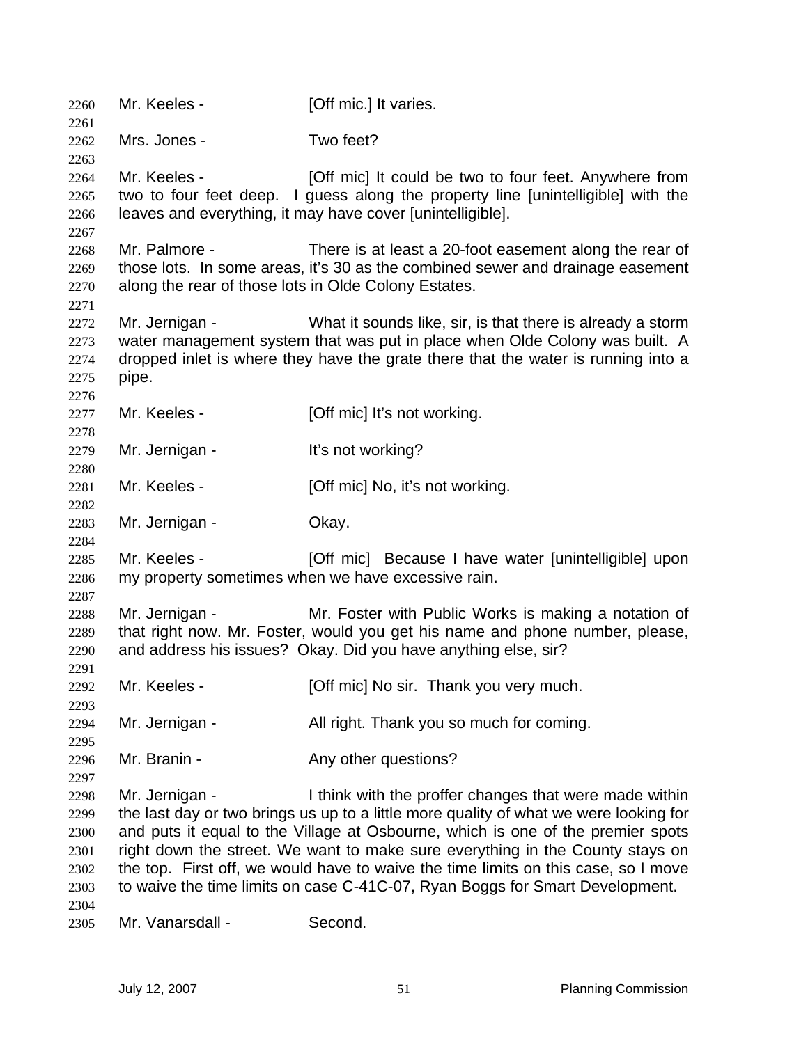2260 Mr. Keeles - [Off mic.] It varies.

2261

2262 Mrs. Jones - Two feet?

2263

2264 Mr. Keeles - [Off mic] It could be two to four feet. Anywhere from
2265 two to four feet deep. I guess along the property line [unintelligible] with the
2266 leaves and everything, it may have cover [unintelligible].

2267

2268 Mr. Palmore - There is at least a 20-foot easement along the rear of
2269 those lots. In some areas, it's 30 as the combined sewer and drainage easement
2270 along the rear of those lots in Olde Colony Estates.

2271

2272 Mr. Jernigan - What it sounds like, sir, is that there is already a storm
2273 water management system that was put in place when Olde Colony was built. A
2274 dropped inlet is where they have the grate there that the water is running into a
2275 pipe.

2276

2277 Mr. Keeles - [Off mic] It's not working.

2278

2279 Mr. Jernigan - It's not working?

2280

2281 Mr. Keeles - [Off mic] No, it's not working.

2282

2283 Mr. Jernigan - Okay.

2284

2285 Mr. Keeles - [Off mic] Because I have water [unintelligible] upon
2286 my property sometimes when we have excessive rain.

2287

2288 Mr. Jernigan - Mr. Foster with Public Works is making a notation of
2289 that right now. Mr. Foster, would you get his name and phone number, please,
2290 and address his issues? Okay. Did you have anything else, sir?

2291

2292 Mr. Keeles - [Off mic] No sir. Thank you very much.

2293

2294 Mr. Jernigan - All right. Thank you so much for coming.

2295

2296 Mr. Branin - Any other questions?

2297

2298 Mr. Jernigan - I think with the proffer changes that were made within
2299 the last day or two brings us up to a little more quality of what we were looking for
2300 and puts it equal to the Village at Osbourne, which is one of the premier spots
2301 right down the street. We want to make sure everything in the County stays on
2302 the top. First off, we would have to waive the time limits on this case, so I move
2303 to waive the time limits on case C-41C-07, Ryan Boggs for Smart Development.

2304

2305 Mr. Vanarsdall - Second.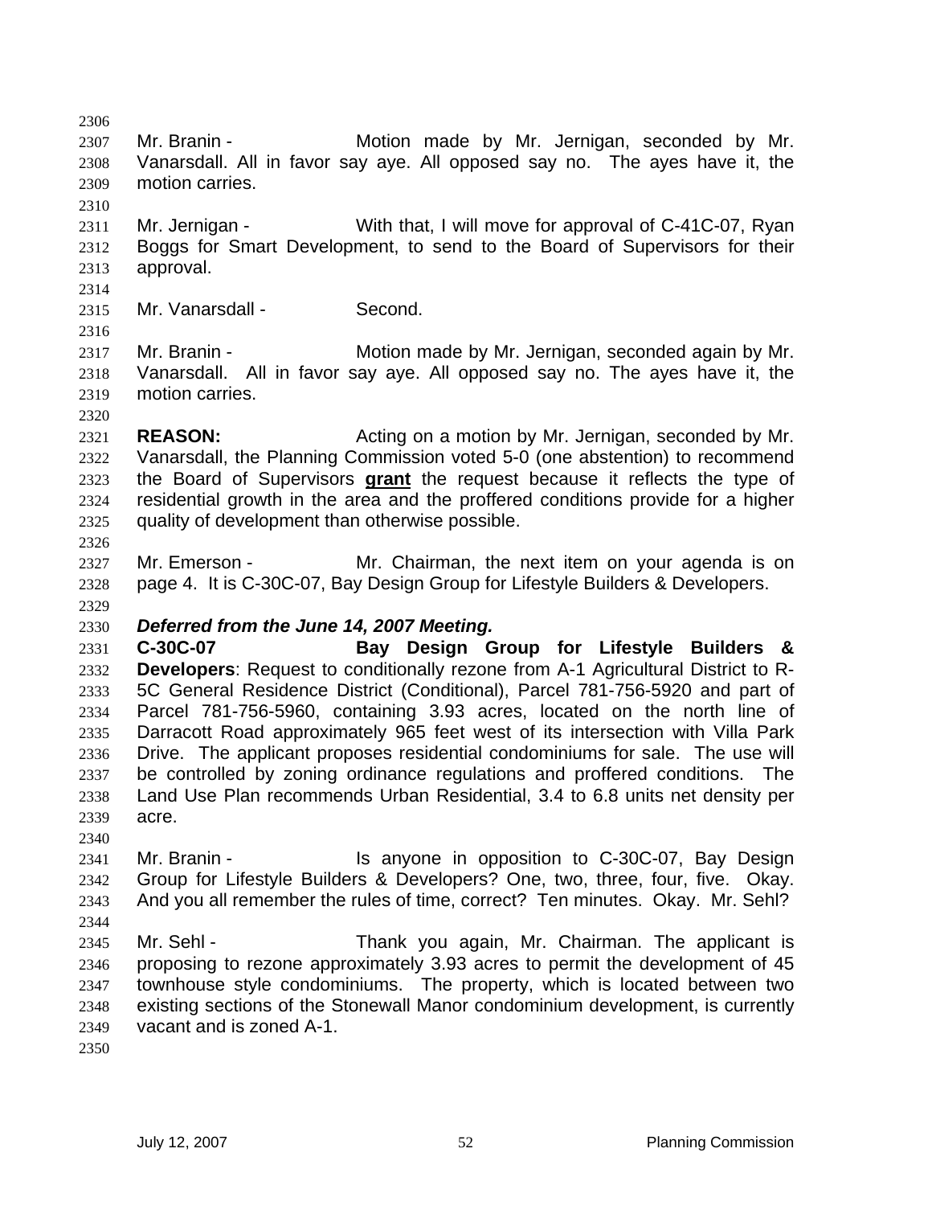Mr. Branin - Motion made by Mr. Jernigan, seconded by Mr. Vanarsdall. All in favor say aye. All opposed say no. The ayes have it, the motion carries.

Mr. Jernigan - With that, I will move for approval of C-41C-07, Ryan Boggs for Smart Development, to send to the Board of Supervisors for their approval.

Mr. Vanarsdall - Second.

Mr. Branin - Motion made by Mr. Jernigan, seconded again by Mr. Vanarsdall. All in favor say aye. All opposed say no. The ayes have it, the motion carries.

**REASON:** Acting on a motion by Mr. Jernigan, seconded by Mr. Vanarsdall, the Planning Commission voted 5-0 (one abstention) to recommend the Board of Supervisors **grant** the request because it reflects the type of residential growth in the area and the proffered conditions provide for a higher quality of development than otherwise possible.

Mr. Emerson - Mr. Chairman, the next item on your agenda is on page 4. It is C-30C-07, Bay Design Group for Lifestyle Builders & Developers.

***Deferred from the June 14, 2007 Meeting.***

**C-30C-07 Bay Design Group for Lifestyle Builders & Developers**: Request to conditionally rezone from A-1 Agricultural District to R-5C General Residence District (Conditional), Parcel 781-756-5920 and part of Parcel 781-756-5960, containing 3.93 acres, located on the north line of Darracott Road approximately 965 feet west of its intersection with Villa Park Drive. The applicant proposes residential condominiums for sale. The use will be controlled by zoning ordinance regulations and proffered conditions. The Land Use Plan recommends Urban Residential, 3.4 to 6.8 units net density per acre.

Mr. Branin - Is anyone in opposition to C-30C-07, Bay Design Group for Lifestyle Builders & Developers? One, two, three, four, five. Okay. And you all remember the rules of time, correct? Ten minutes. Okay. Mr. Sehl?

Mr. Sehl - Thank you again, Mr. Chairman. The applicant is proposing to rezone approximately 3.93 acres to permit the development of 45 townhouse style condominiums. The property, which is located between two existing sections of the Stonewall Manor condominium development, is currently vacant and is zoned A-1.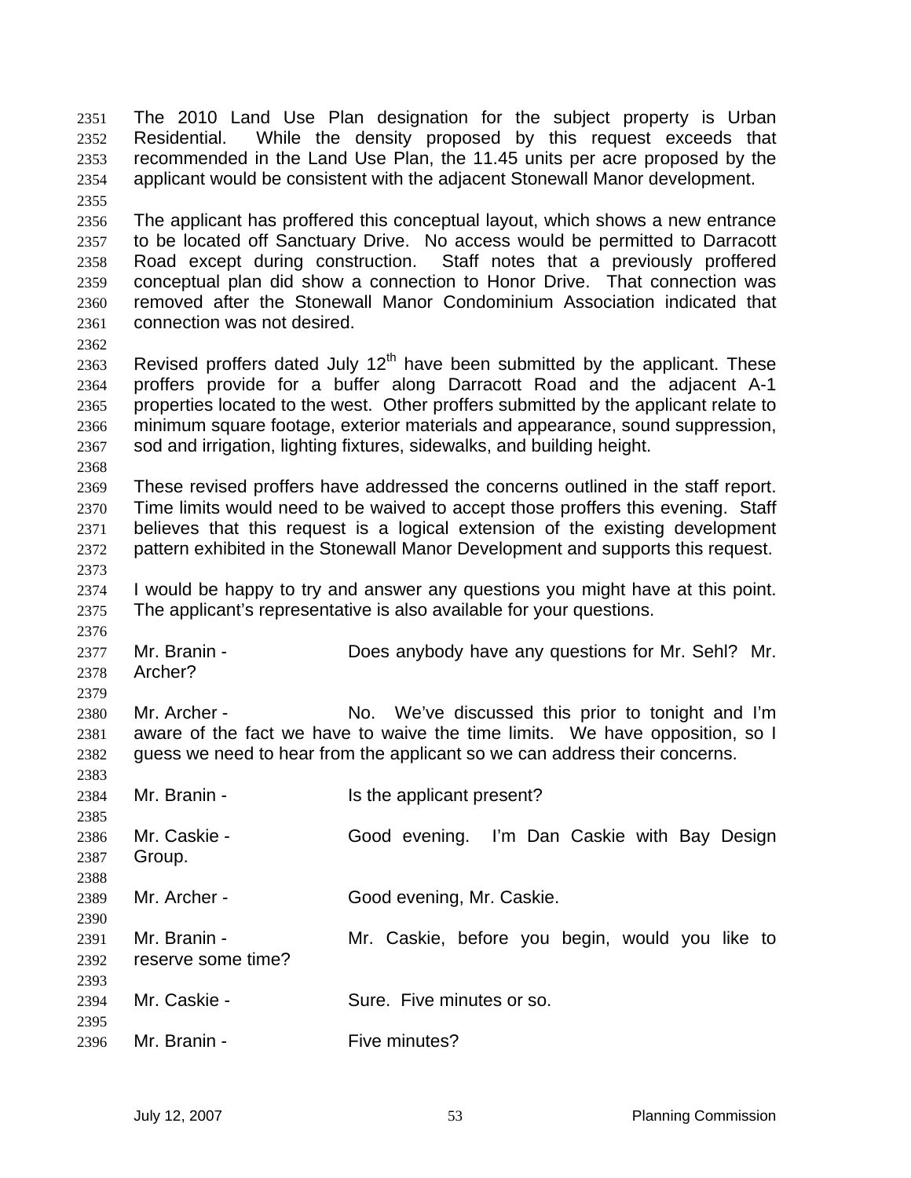The 2010 Land Use Plan designation for the subject property is Urban Residential. While the density proposed by this request exceeds that recommended in the Land Use Plan, the 11.45 units per acre proposed by the applicant would be consistent with the adjacent Stonewall Manor development.

The applicant has proffered this conceptual layout, which shows a new entrance to be located off Sanctuary Drive. No access would be permitted to Darracott Road except during construction. Staff notes that a previously proffered conceptual plan did show a connection to Honor Drive. That connection was removed after the Stonewall Manor Condominium Association indicated that connection was not desired.

Revised proffers dated July 12th have been submitted by the applicant. These proffers provide for a buffer along Darracott Road and the adjacent A-1 properties located to the west. Other proffers submitted by the applicant relate to minimum square footage, exterior materials and appearance, sound suppression, sod and irrigation, lighting fixtures, sidewalks, and building height.

These revised proffers have addressed the concerns outlined in the staff report. Time limits would need to be waived to accept those proffers this evening. Staff believes that this request is a logical extension of the existing development pattern exhibited in the Stonewall Manor Development and supports this request.

I would be happy to try and answer any questions you might have at this point. The applicant's representative is also available for your questions.

Mr. Branin - Does anybody have any questions for Mr. Sehl? Mr. Archer?

Mr. Archer - No. We've discussed this prior to tonight and I'm aware of the fact we have to waive the time limits. We have opposition, so I guess we need to hear from the applicant so we can address their concerns.

Mr. Branin - Is the applicant present?

Mr. Caskie - Good evening. I'm Dan Caskie with Bay Design Group.

Mr. Archer - Good evening, Mr. Caskie.

Mr. Branin - Mr. Caskie, before you begin, would you like to reserve some time?

Mr. Caskie - Sure. Five minutes or so.

Mr. Branin - Five minutes?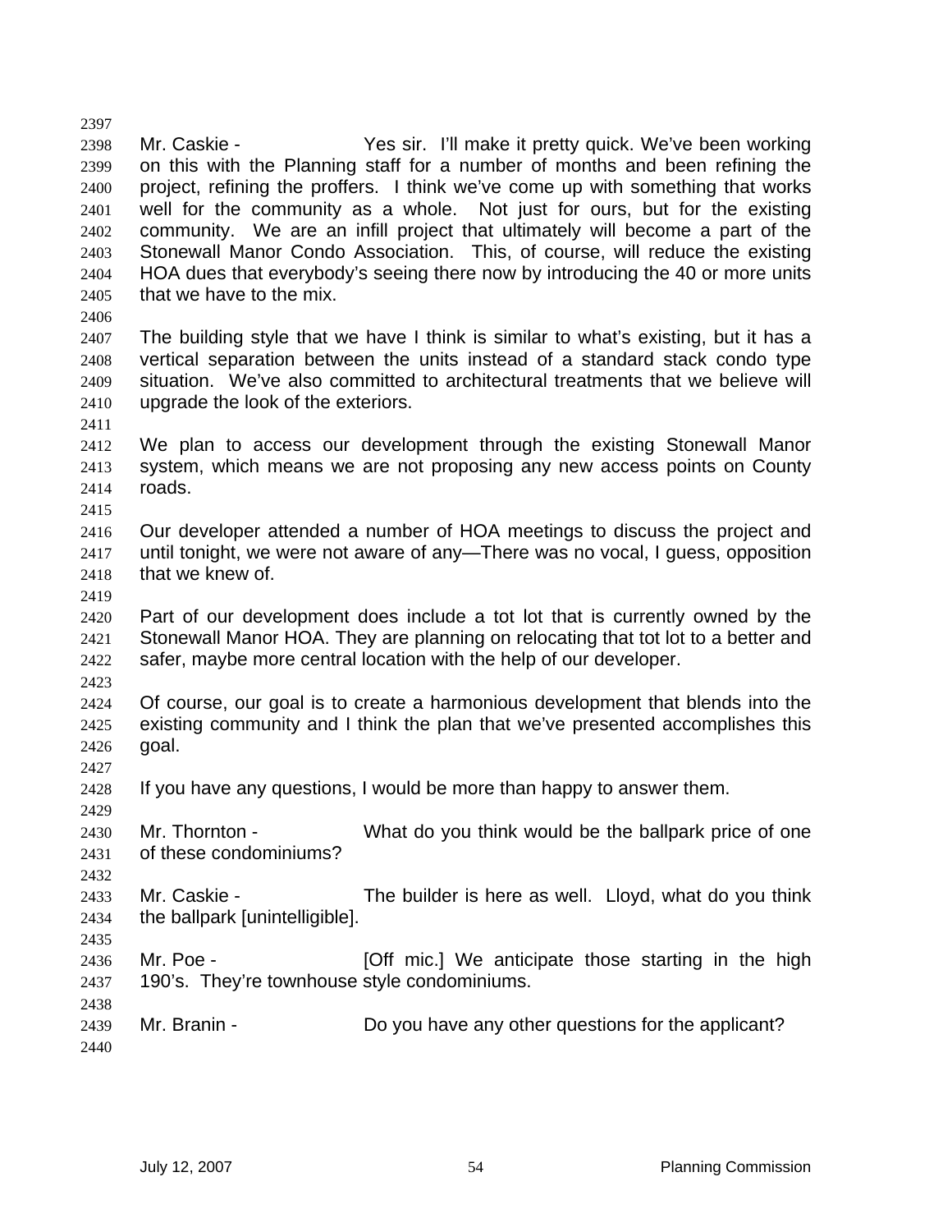Mr. Caskie - Yes sir. I'll make it pretty quick. We've been working on this with the Planning staff for a number of months and been refining the project, refining the proffers. I think we've come up with something that works well for the community as a whole. Not just for ours, but for the existing community. We are an infill project that ultimately will become a part of the Stonewall Manor Condo Association. This, of course, will reduce the existing HOA dues that everybody's seeing there now by introducing the 40 or more units that we have to the mix.

The building style that we have I think is similar to what's existing, but it has a vertical separation between the units instead of a standard stack condo type situation. We've also committed to architectural treatments that we believe will upgrade the look of the exteriors.

We plan to access our development through the existing Stonewall Manor system, which means we are not proposing any new access points on County roads.

Our developer attended a number of HOA meetings to discuss the project and until tonight, we were not aware of any—There was no vocal, I guess, opposition that we knew of.

Part of our development does include a tot lot that is currently owned by the Stonewall Manor HOA. They are planning on relocating that tot lot to a better and safer, maybe more central location with the help of our developer.

Of course, our goal is to create a harmonious development that blends into the existing community and I think the plan that we've presented accomplishes this goal.

If you have any questions, I would be more than happy to answer them.

Mr. Thornton - What do you think would be the ballpark price of one of these condominiums?

Mr. Caskie - The builder is here as well. Lloyd, what do you think the ballpark [unintelligible].

Mr. Poe - [Off mic.] We anticipate those starting in the high 190's. They're townhouse style condominiums.

Mr. Branin - Do you have any other questions for the applicant?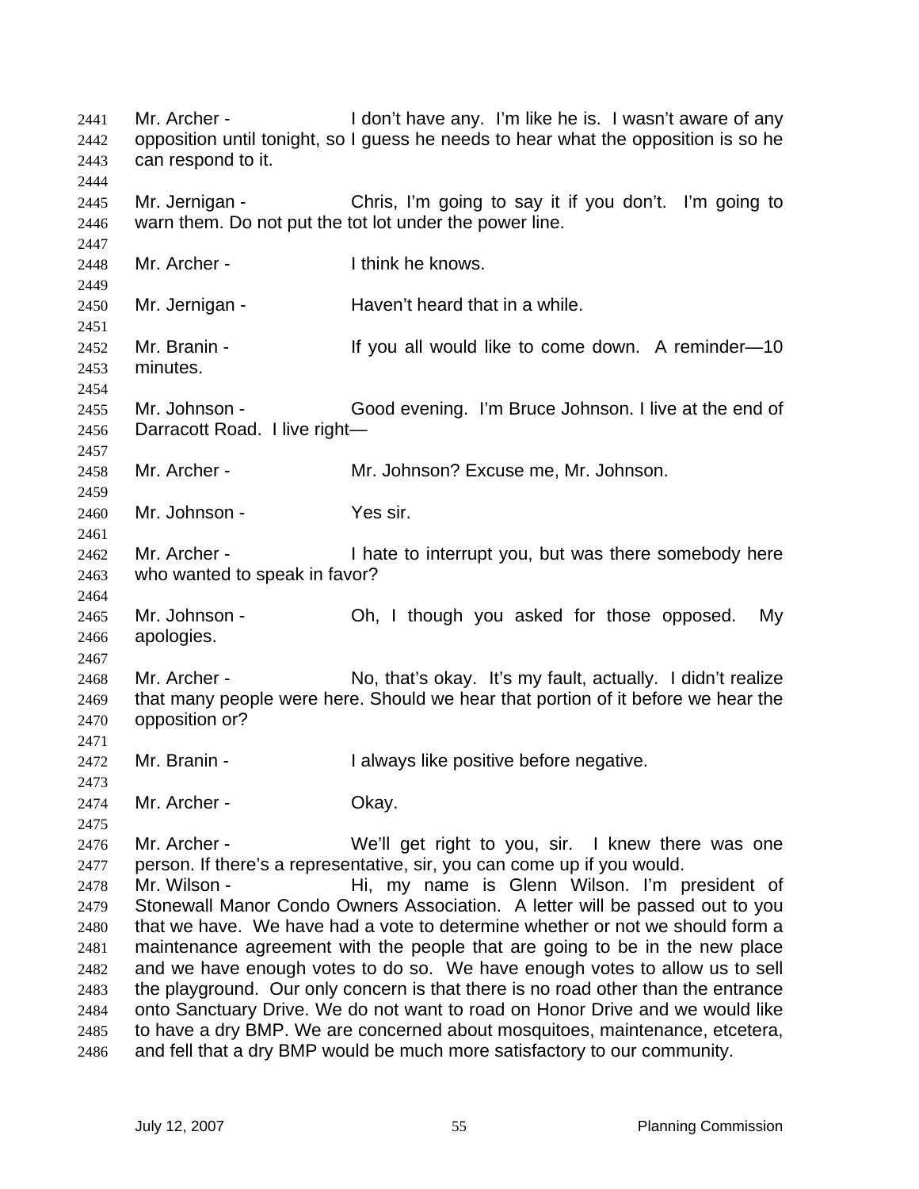Mr. Archer - I don't have any. I'm like he is. I wasn't aware of any opposition until tonight, so I guess he needs to hear what the opposition is so he can respond to it.

Mr. Jernigan - Chris, I'm going to say it if you don't. I'm going to warn them. Do not put the tot lot under the power line.

Mr. Archer - I think he knows.

Mr. Jernigan - Haven't heard that in a while.

Mr. Branin - If you all would like to come down. A reminder—10 minutes.

Mr. Johnson - Good evening. I'm Bruce Johnson. I live at the end of Darracott Road. I live right—

Mr. Archer - Mr. Johnson? Excuse me, Mr. Johnson.

Mr. Johnson - Yes sir.

Mr. Archer - I hate to interrupt you, but was there somebody here who wanted to speak in favor?

Mr. Johnson - Oh, I though you asked for those opposed. My apologies.

Mr. Archer - No, that's okay. It's my fault, actually. I didn't realize that many people were here. Should we hear that portion of it before we hear the opposition or?

Mr. Branin - I always like positive before negative.

Mr. Archer - Okay.

Mr. Archer - We'll get right to you, sir. I knew there was one person. If there's a representative, sir, you can come up if you would.

Mr. Wilson - Hi, my name is Glenn Wilson. I'm president of Stonewall Manor Condo Owners Association. A letter will be passed out to you that we have. We have had a vote to determine whether or not we should form a maintenance agreement with the people that are going to be in the new place and we have enough votes to do so. We have enough votes to allow us to sell the playground. Our only concern is that there is no road other than the entrance onto Sanctuary Drive. We do not want to road on Honor Drive and we would like to have a dry BMP. We are concerned about mosquitoes, maintenance, etcetera, and fell that a dry BMP would be much more satisfactory to our community.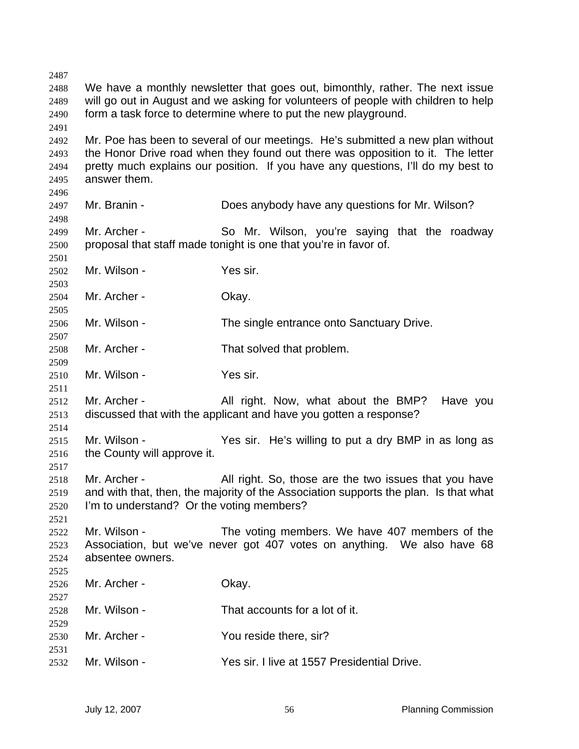We have a monthly newsletter that goes out, bimonthly, rather. The next issue will go out in August and we asking for volunteers of people with children to help form a task force to determine where to put the new playground.

Mr. Poe has been to several of our meetings. He's submitted a new plan without the Honor Drive road when they found out there was opposition to it. The letter pretty much explains our position. If you have any questions, I'll do my best to answer them.

Mr. Branin - Does anybody have any questions for Mr. Wilson?

Mr. Archer - So Mr. Wilson, you're saying that the roadway proposal that staff made tonight is one that you're in favor of.

Mr. Wilson - Yes sir.

Mr. Archer - Okay.

Mr. Wilson - The single entrance onto Sanctuary Drive.

Mr. Archer - That solved that problem.

Mr. Wilson - Yes sir.

Mr. Archer - All right. Now, what about the BMP? Have you discussed that with the applicant and have you gotten a response?

Mr. Wilson - Yes sir. He's willing to put a dry BMP in as long as the County will approve it.

Mr. Archer - All right. So, those are the two issues that you have and with that, then, the majority of the Association supports the plan. Is that what I'm to understand? Or the voting members?

Mr. Wilson - The voting members. We have 407 members of the Association, but we've never got 407 votes on anything. We also have 68 absentee owners.

Mr. Archer - Okay.

Mr. Wilson - That accounts for a lot of it.

Mr. Archer - You reside there, sir?

Mr. Wilson - Yes sir. I live at 1557 Presidential Drive.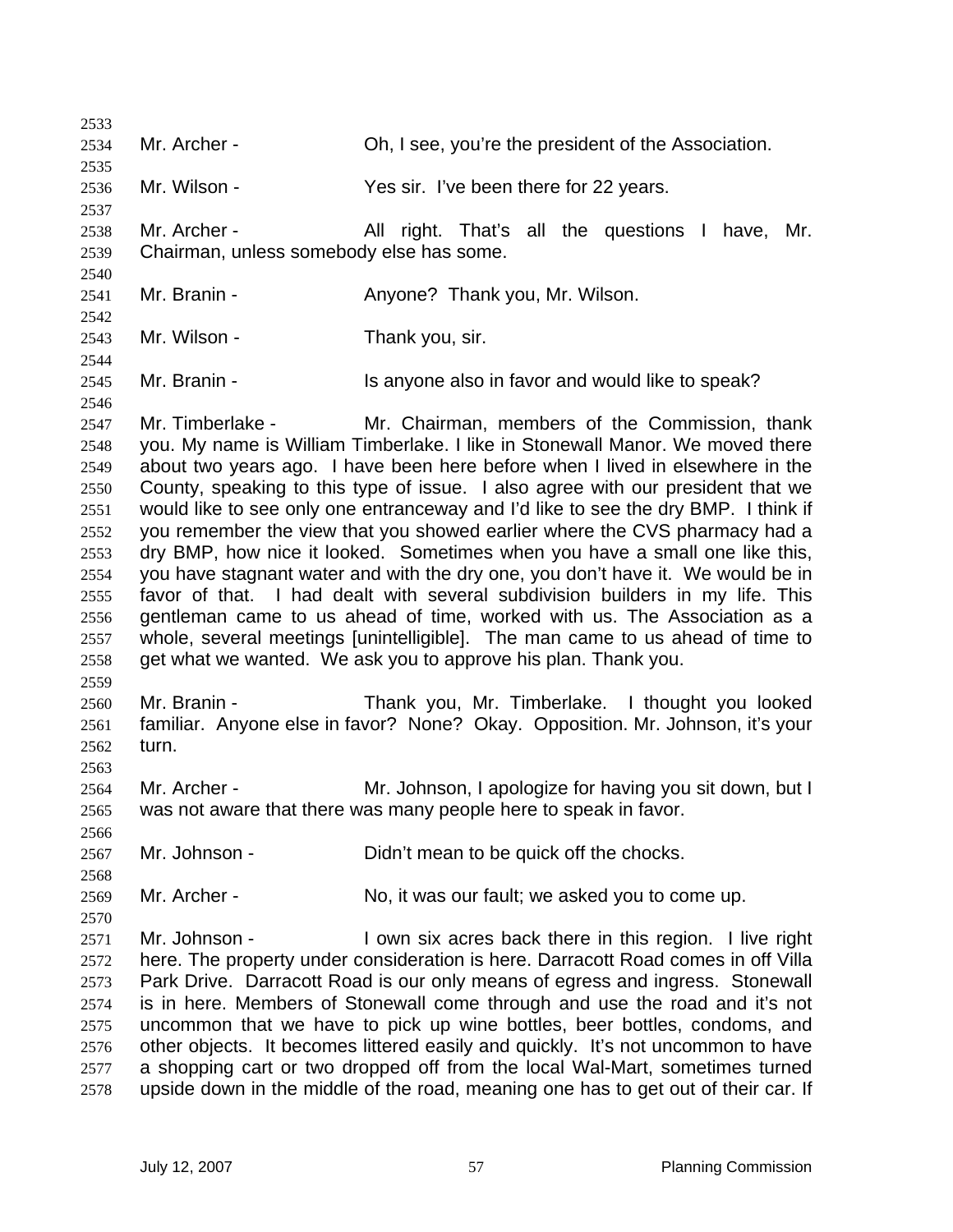Mr. Archer - Oh, I see, you're the president of the Association.

Mr. Wilson - Yes sir. I've been there for 22 years.

Mr. Archer - All right. That's all the questions I have, Mr. Chairman, unless somebody else has some.

Mr. Branin - Anyone? Thank you, Mr. Wilson.

Mr. Wilson - Thank you, sir.

Mr. Branin - Is anyone also in favor and would like to speak?

Mr. Timberlake - Mr. Chairman, members of the Commission, thank you. My name is William Timberlake. I like in Stonewall Manor. We moved there about two years ago. I have been here before when I lived in elsewhere in the County, speaking to this type of issue. I also agree with our president that we would like to see only one entranceway and I'd like to see the dry BMP. I think if you remember the view that you showed earlier where the CVS pharmacy had a dry BMP, how nice it looked. Sometimes when you have a small one like this, you have stagnant water and with the dry one, you don't have it. We would be in favor of that. I had dealt with several subdivision builders in my life. This gentleman came to us ahead of time, worked with us. The Association as a whole, several meetings [unintelligible]. The man came to us ahead of time to get what we wanted. We ask you to approve his plan. Thank you.

Mr. Branin - Thank you, Mr. Timberlake. I thought you looked familiar. Anyone else in favor? None? Okay. Opposition. Mr. Johnson, it's your turn.

Mr. Archer - Mr. Johnson, I apologize for having you sit down, but I was not aware that there was many people here to speak in favor.

Mr. Johnson - Didn't mean to be quick off the chocks.

Mr. Archer - No, it was our fault; we asked you to come up.

Mr. Johnson - I own six acres back there in this region. I live right here. The property under consideration is here. Darracott Road comes in off Villa Park Drive. Darracott Road is our only means of egress and ingress. Stonewall is in here. Members of Stonewall come through and use the road and it's not uncommon that we have to pick up wine bottles, beer bottles, condoms, and other objects. It becomes littered easily and quickly. It's not uncommon to have a shopping cart or two dropped off from the local Wal-Mart, sometimes turned upside down in the middle of the road, meaning one has to get out of their car. If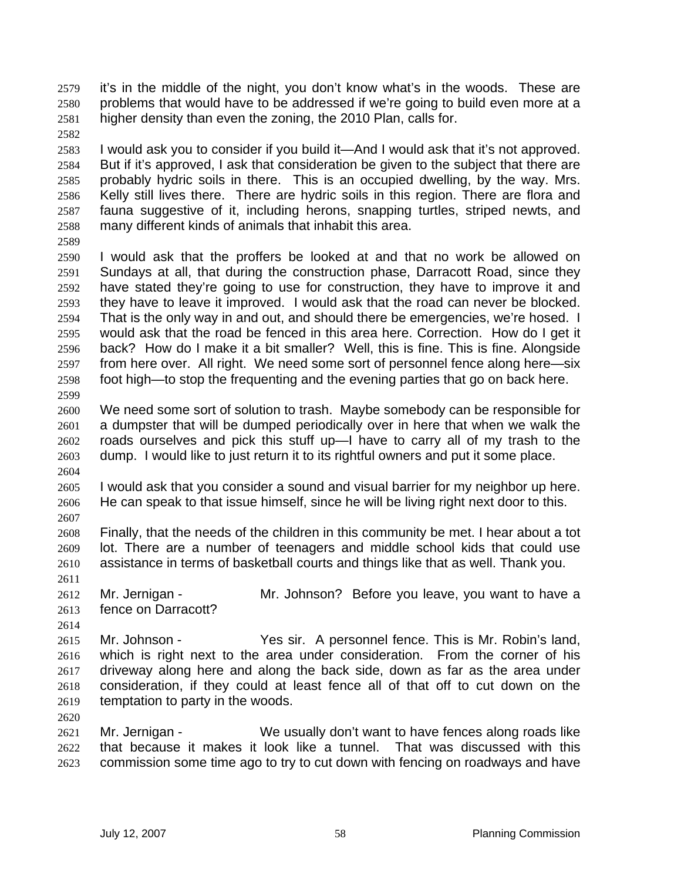it's in the middle of the night, you don't know what's in the woods. These are problems that would have to be addressed if we're going to build even more at a higher density than even the zoning, the 2010 Plan, calls for.

I would ask you to consider if you build it—And I would ask that it's not approved. But if it's approved, I ask that consideration be given to the subject that there are probably hydric soils in there. This is an occupied dwelling, by the way. Mrs. Kelly still lives there. There are hydric soils in this region. There are flora and fauna suggestive of it, including herons, snapping turtles, striped newts, and many different kinds of animals that inhabit this area.

I would ask that the proffers be looked at and that no work be allowed on Sundays at all, that during the construction phase, Darracott Road, since they have stated they're going to use for construction, they have to improve it and they have to leave it improved. I would ask that the road can never be blocked. That is the only way in and out, and should there be emergencies, we're hosed. I would ask that the road be fenced in this area here. Correction. How do I get it back? How do I make it a bit smaller? Well, this is fine. This is fine. Alongside from here over. All right. We need some sort of personnel fence along here—six foot high—to stop the frequenting and the evening parties that go on back here.

We need some sort of solution to trash. Maybe somebody can be responsible for a dumpster that will be dumped periodically over in here that when we walk the roads ourselves and pick this stuff up—I have to carry all of my trash to the dump. I would like to just return it to its rightful owners and put it some place.

I would ask that you consider a sound and visual barrier for my neighbor up here. He can speak to that issue himself, since he will be living right next door to this.

Finally, that the needs of the children in this community be met. I hear about a tot lot. There are a number of teenagers and middle school kids that could use assistance in terms of basketball courts and things like that as well. Thank you.

Mr. Jernigan - Mr. Johnson? Before you leave, you want to have a fence on Darracott?

Mr. Johnson - Yes sir. A personnel fence. This is Mr. Robin's land, which is right next to the area under consideration. From the corner of his driveway along here and along the back side, down as far as the area under consideration, if they could at least fence all of that off to cut down on the temptation to party in the woods.

Mr. Jernigan - We usually don't want to have fences along roads like that because it makes it look like a tunnel. That was discussed with this commission some time ago to try to cut down with fencing on roadways and have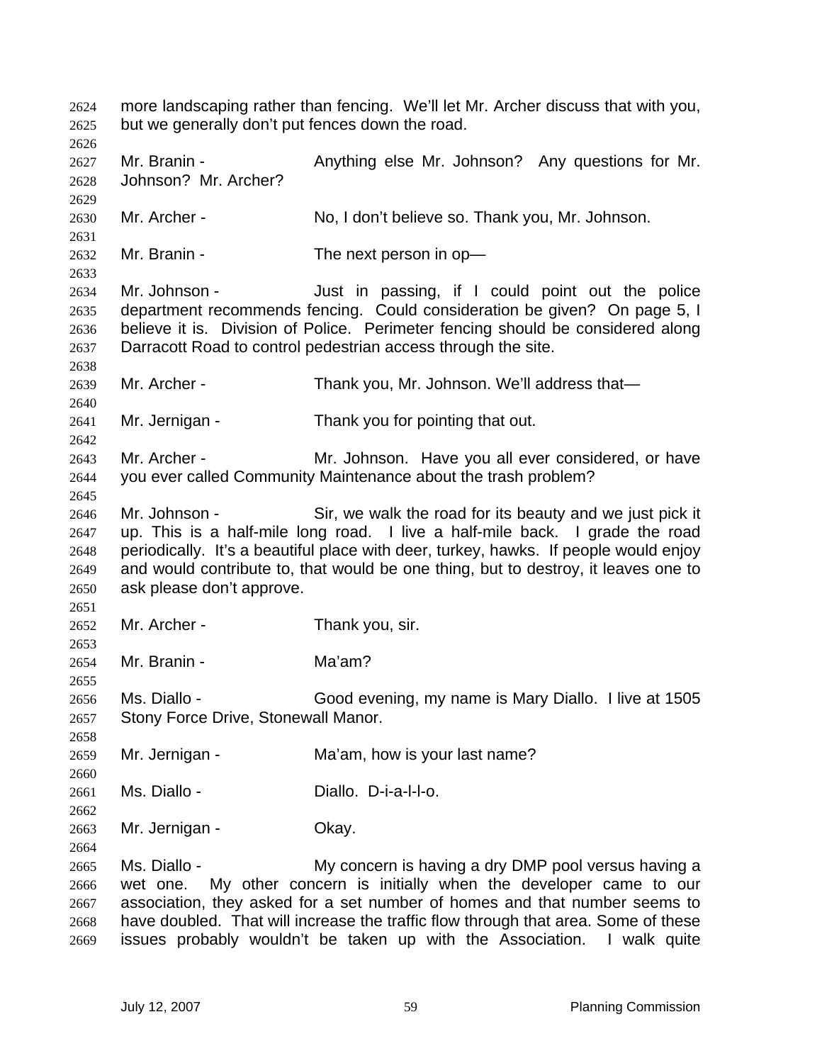more landscaping rather than fencing. We'll let Mr. Archer discuss that with you, but we generally don't put fences down the road.

Mr. Branin - Anything else Mr. Johnson? Any questions for Mr. Johnson? Mr. Archer?

Mr. Archer - No, I don't believe so. Thank you, Mr. Johnson.

Mr. Branin - The next person in op—

Mr. Johnson - Just in passing, if I could point out the police department recommends fencing. Could consideration be given? On page 5, I believe it is. Division of Police. Perimeter fencing should be considered along Darracott Road to control pedestrian access through the site.

Mr. Archer - Thank you, Mr. Johnson. We'll address that—

Mr. Jernigan - Thank you for pointing that out.

Mr. Archer - Mr. Johnson. Have you all ever considered, or have you ever called Community Maintenance about the trash problem?

Mr. Johnson - Sir, we walk the road for its beauty and we just pick it up. This is a half-mile long road. I live a half-mile back. I grade the road periodically. It's a beautiful place with deer, turkey, hawks. If people would enjoy and would contribute to, that would be one thing, but to destroy, it leaves one to ask please don't approve.

Mr. Archer - Thank you, sir.

Mr. Branin - Ma'am?

Ms. Diallo - Good evening, my name is Mary Diallo. I live at 1505 Stony Force Drive, Stonewall Manor.

Mr. Jernigan - Ma'am, how is your last name?

Ms. Diallo - Diallo. D-i-a-l-l-o.

Mr. Jernigan - Okay.

Ms. Diallo - My concern is having a dry DMP pool versus having a wet one. My other concern is initially when the developer came to our association, they asked for a set number of homes and that number seems to have doubled. That will increase the traffic flow through that area. Some of these issues probably wouldn't be taken up with the Association. I walk quite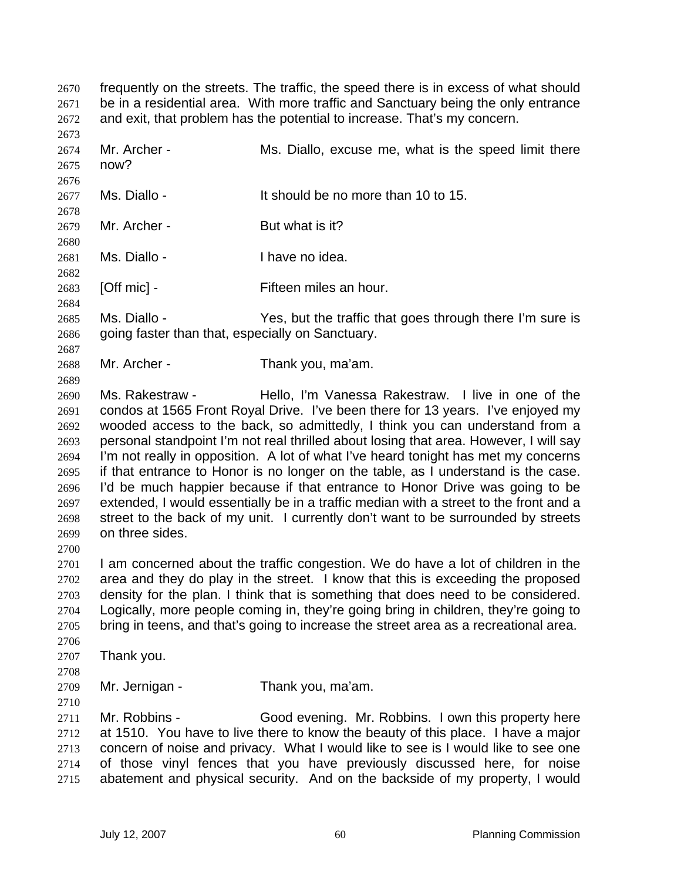frequently on the streets. The traffic, the speed there is in excess of what should be in a residential area. With more traffic and Sanctuary being the only entrance and exit, that problem has the potential to increase. That's my concern.

Mr. Archer - Ms. Diallo, excuse me, what is the speed limit there now?

Ms. Diallo - It should be no more than 10 to 15.

Mr. Archer - But what is it?

Ms. Diallo - I have no idea.

[Off mic] - Fifteen miles an hour.

Ms. Diallo - Yes, but the traffic that goes through there I'm sure is going faster than that, especially on Sanctuary.

Mr. Archer - Thank you, ma'am.

Ms. Rakestraw - Hello, I'm Vanessa Rakestraw. I live in one of the condos at 1565 Front Royal Drive. I've been there for 13 years. I've enjoyed my wooded access to the back, so admittedly, I think you can understand from a personal standpoint I'm not real thrilled about losing that area. However, I will say I'm not really in opposition. A lot of what I've heard tonight has met my concerns if that entrance to Honor is no longer on the table, as I understand is the case. I'd be much happier because if that entrance to Honor Drive was going to be extended, I would essentially be in a traffic median with a street to the front and a street to the back of my unit. I currently don't want to be surrounded by streets on three sides.

I am concerned about the traffic congestion. We do have a lot of children in the area and they do play in the street. I know that this is exceeding the proposed density for the plan. I think that is something that does need to be considered. Logically, more people coming in, they're going bring in children, they're going to bring in teens, and that's going to increase the street area as a recreational area.

Thank you.

Mr. Jernigan - Thank you, ma'am.

Mr. Robbins - Good evening. Mr. Robbins. I own this property here at 1510. You have to live there to know the beauty of this place. I have a major concern of noise and privacy. What I would like to see is I would like to see one of those vinyl fences that you have previously discussed here, for noise abatement and physical security. And on the backside of my property, I would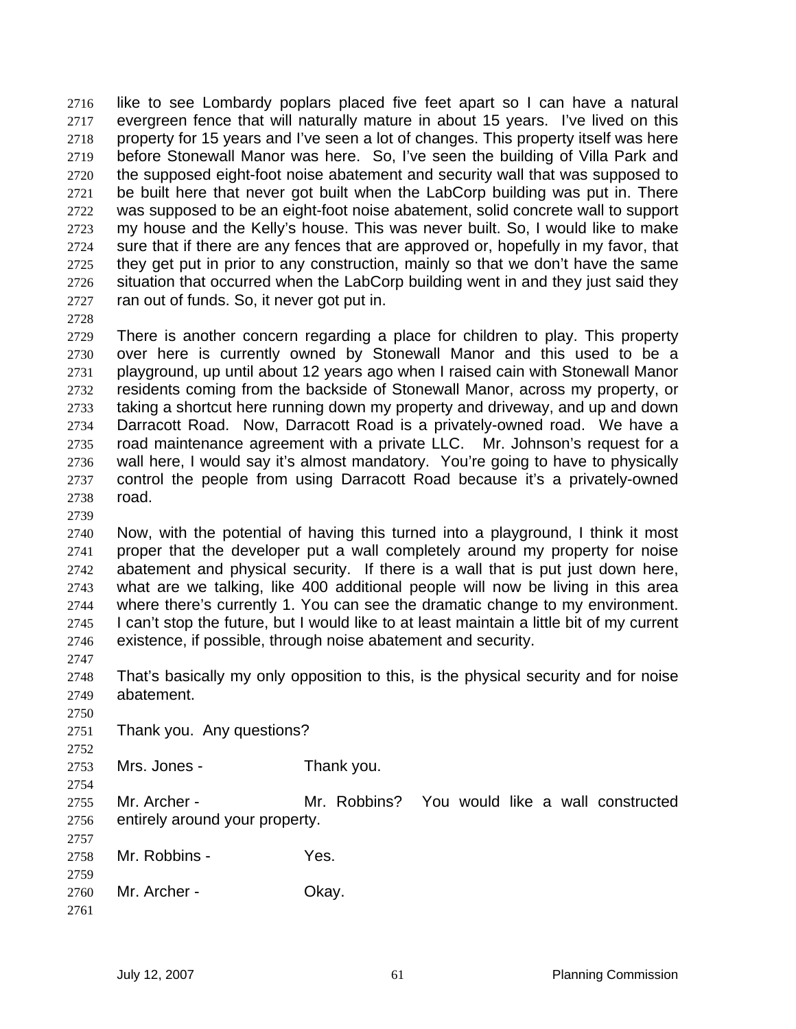like to see Lombardy poplars placed five feet apart so I can have a natural evergreen fence that will naturally mature in about 15 years. I've lived on this property for 15 years and I've seen a lot of changes. This property itself was here before Stonewall Manor was here. So, I've seen the building of Villa Park and the supposed eight-foot noise abatement and security wall that was supposed to be built here that never got built when the LabCorp building was put in. There was supposed to be an eight-foot noise abatement, solid concrete wall to support my house and the Kelly's house. This was never built. So, I would like to make sure that if there are any fences that are approved or, hopefully in my favor, that they get put in prior to any construction, mainly so that we don't have the same situation that occurred when the LabCorp building went in and they just said they ran out of funds. So, it never got put in.

There is another concern regarding a place for children to play. This property over here is currently owned by Stonewall Manor and this used to be a playground, up until about 12 years ago when I raised cain with Stonewall Manor residents coming from the backside of Stonewall Manor, across my property, or taking a shortcut here running down my property and driveway, and up and down Darracott Road. Now, Darracott Road is a privately-owned road. We have a road maintenance agreement with a private LLC. Mr. Johnson's request for a wall here, I would say it's almost mandatory. You're going to have to physically control the people from using Darracott Road because it's a privately-owned road.

Now, with the potential of having this turned into a playground, I think it most proper that the developer put a wall completely around my property for noise abatement and physical security. If there is a wall that is put just down here, what are we talking, like 400 additional people will now be living in this area where there's currently 1. You can see the dramatic change to my environment. I can't stop the future, but I would like to at least maintain a little bit of my current existence, if possible, through noise abatement and security.

That's basically my only opposition to this, is the physical security and for noise abatement.

Thank you. Any questions?

Mrs. Jones - Thank you.

Mr. Archer - Mr. Robbins? You would like a wall constructed entirely around your property.

Mr. Robbins - Yes.

Mr. Archer - Okay.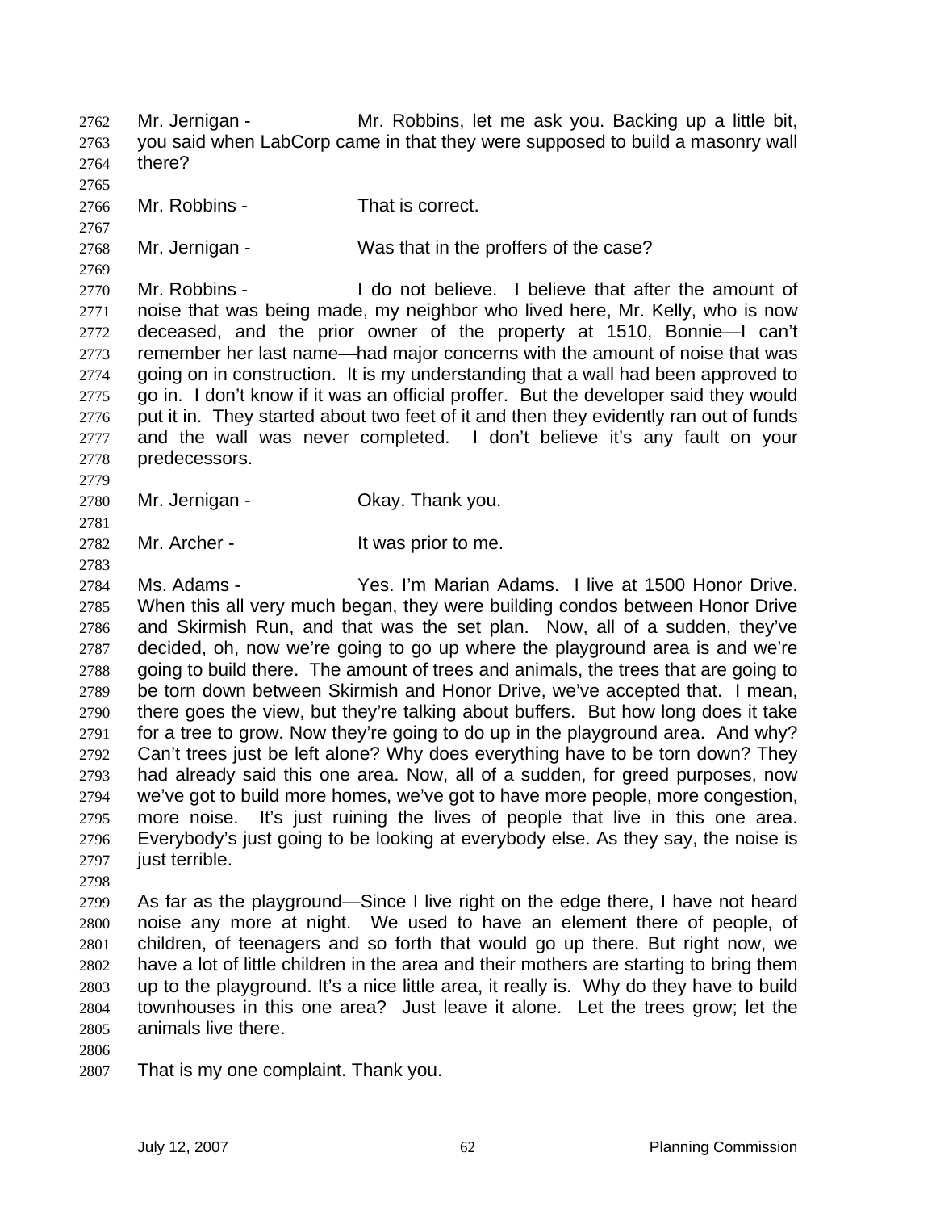Mr. Jernigan - Mr. Robbins, let me ask you. Backing up a little bit, you said when LabCorp came in that they were supposed to build a masonry wall there?

Mr. Robbins - That is correct.

Mr. Jernigan - Was that in the proffers of the case?

Mr. Robbins - I do not believe. I believe that after the amount of noise that was being made, my neighbor who lived here, Mr. Kelly, who is now deceased, and the prior owner of the property at 1510, Bonnie—I can't remember her last name—had major concerns with the amount of noise that was going on in construction. It is my understanding that a wall had been approved to go in. I don't know if it was an official proffer. But the developer said they would put it in. They started about two feet of it and then they evidently ran out of funds and the wall was never completed. I don't believe it's any fault on your predecessors.

Mr. Jernigan - Okay. Thank you.

Mr. Archer - It was prior to me.

Ms. Adams - Yes. I'm Marian Adams. I live at 1500 Honor Drive. When this all very much began, they were building condos between Honor Drive and Skirmish Run, and that was the set plan. Now, all of a sudden, they've decided, oh, now we're going to go up where the playground area is and we're going to build there. The amount of trees and animals, the trees that are going to be torn down between Skirmish and Honor Drive, we've accepted that. I mean, there goes the view, but they're talking about buffers. But how long does it take for a tree to grow. Now they're going to do up in the playground area. And why? Can't trees just be left alone? Why does everything have to be torn down? They had already said this one area. Now, all of a sudden, for greed purposes, now we've got to build more homes, we've got to have more people, more congestion, more noise. It's just ruining the lives of people that live in this one area. Everybody's just going to be looking at everybody else. As they say, the noise is just terrible.

As far as the playground—Since I live right on the edge there, I have not heard noise any more at night. We used to have an element there of people, of children, of teenagers and so forth that would go up there. But right now, we have a lot of little children in the area and their mothers are starting to bring them up to the playground. It's a nice little area, it really is. Why do they have to build townhouses in this one area? Just leave it alone. Let the trees grow; let the animals live there.

That is my one complaint. Thank you.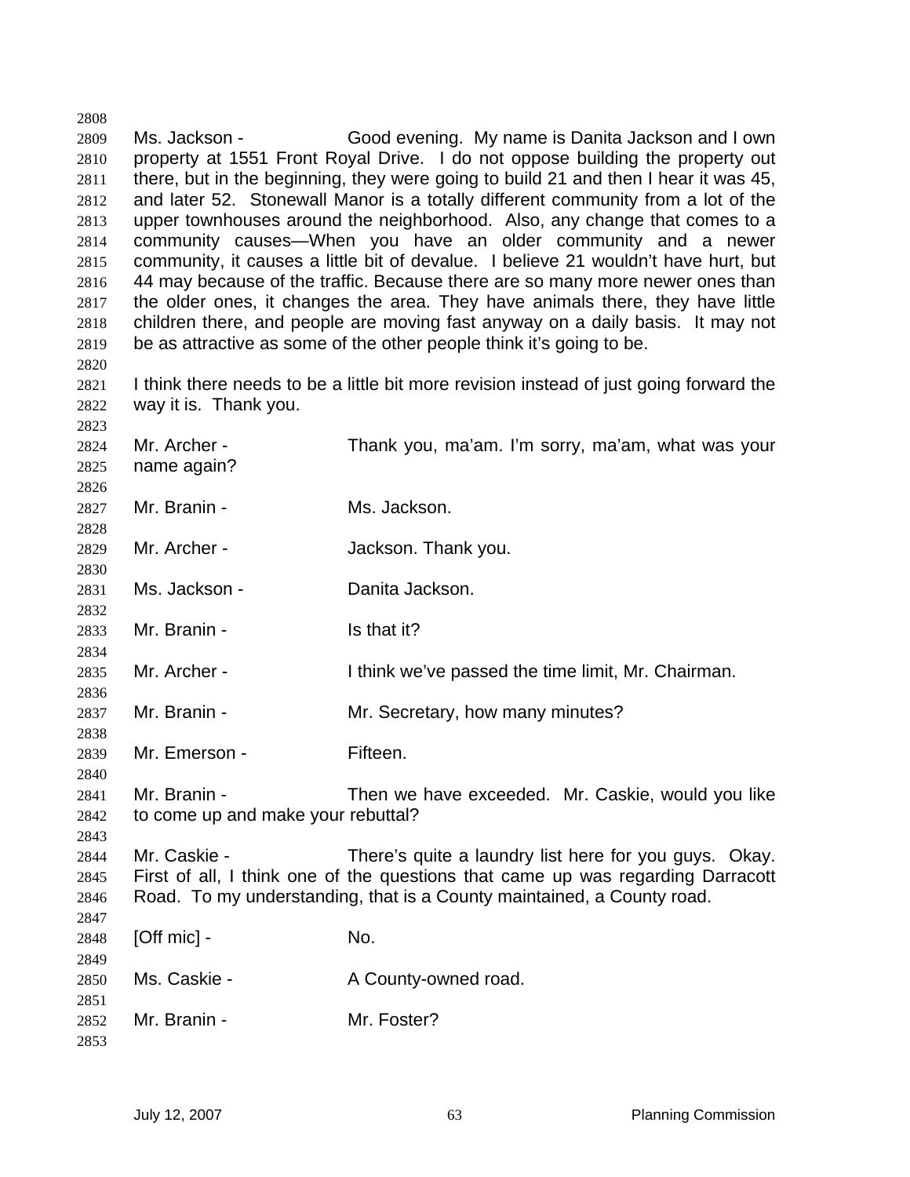Ms. Jackson - Good evening. My name is Danita Jackson and I own property at 1551 Front Royal Drive. I do not oppose building the property out there, but in the beginning, they were going to build 21 and then I hear it was 45, and later 52. Stonewall Manor is a totally different community from a lot of the upper townhouses around the neighborhood. Also, any change that comes to a community causes—When you have an older community and a newer community, it causes a little bit of devalue. I believe 21 wouldn't have hurt, but 44 may because of the traffic. Because there are so many more newer ones than the older ones, it changes the area. They have animals there, they have little children there, and people are moving fast anyway on a daily basis. It may not be as attractive as some of the other people think it's going to be.

I think there needs to be a little bit more revision instead of just going forward the way it is. Thank you.

Mr. Archer - Thank you, ma'am. I'm sorry, ma'am, what was your name again?

Mr. Branin - Ms. Jackson.

Mr. Archer - Jackson. Thank you.

Ms. Jackson - Danita Jackson.

Mr. Branin - Is that it?

Mr. Archer - I think we've passed the time limit, Mr. Chairman.

Mr. Branin - Mr. Secretary, how many minutes?

Mr. Emerson - Fifteen.

Mr. Branin - Then we have exceeded. Mr. Caskie, would you like to come up and make your rebuttal?

Mr. Caskie - There's quite a laundry list here for you guys. Okay. First of all, I think one of the questions that came up was regarding Darracott Road. To my understanding, that is a County maintained, a County road.

[Off mic] - No.

Ms. Caskie - A County-owned road.

Mr. Branin - Mr. Foster?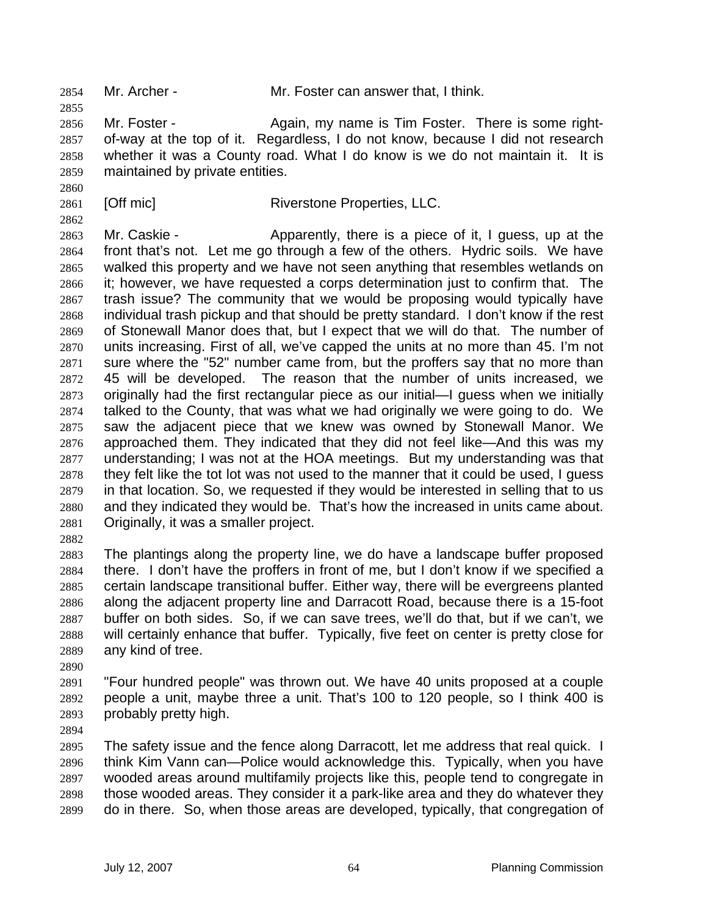2854 Mr. Archer - Mr. Foster can answer that, I think.

2855

2856 Mr. Foster - Again, my name is Tim Foster. There is some right-
2857 of-way at the top of it. Regardless, I do not know, because I did not research
2858 whether it was a County road. What I do know is we do not maintain it. It is
2859 maintained by private entities.

2860

2861 [Off mic] Riverstone Properties, LLC.

2862

2863 Mr. Caskie - Apparently, there is a piece of it, I guess, up at the
2864 front that's not. Let me go through a few of the others. Hydric soils. We have
2865 walked this property and we have not seen anything that resembles wetlands on
2866 it; however, we have requested a corps determination just to confirm that. The
2867 trash issue? The community that we would be proposing would typically have
2868 individual trash pickup and that should be pretty standard. I don't know if the rest
2869 of Stonewall Manor does that, but I expect that we will do that. The number of
2870 units increasing. First of all, we've capped the units at no more than 45. I'm not
2871 sure where the "52" number came from, but the proffers say that no more than
2872 45 will be developed. The reason that the number of units increased, we
2873 originally had the first rectangular piece as our initial—I guess when we initially
2874 talked to the County, that was what we had originally we were going to do. We
2875 saw the adjacent piece that we knew was owned by Stonewall Manor. We
2876 approached them. They indicated that they did not feel like—And this was my
2877 understanding; I was not at the HOA meetings. But my understanding was that
2878 they felt like the tot lot was not used to the manner that it could be used, I guess
2879 in that location. So, we requested if they would be interested in selling that to us
2880 and they indicated they would be. That's how the increased in units came about.
2881 Originally, it was a smaller project.

2882

2883 The plantings along the property line, we do have a landscape buffer proposed
2884 there. I don't have the proffers in front of me, but I don't know if we specified a
2885 certain landscape transitional buffer. Either way, there will be evergreens planted
2886 along the adjacent property line and Darracott Road, because there is a 15-foot
2887 buffer on both sides. So, if we can save trees, we'll do that, but if we can't, we
2888 will certainly enhance that buffer. Typically, five feet on center is pretty close for
2889 any kind of tree.

2890

2891 "Four hundred people" was thrown out. We have 40 units proposed at a couple
2892 people a unit, maybe three a unit. That's 100 to 120 people, so I think 400 is
2893 probably pretty high.

2894

2895 The safety issue and the fence along Darracott, let me address that real quick. I
2896 think Kim Vann can—Police would acknowledge this. Typically, when you have
2897 wooded areas around multifamily projects like this, people tend to congregate in
2898 those wooded areas. They consider it a park-like area and they do whatever they
2899 do in there. So, when those areas are developed, typically, that congregation of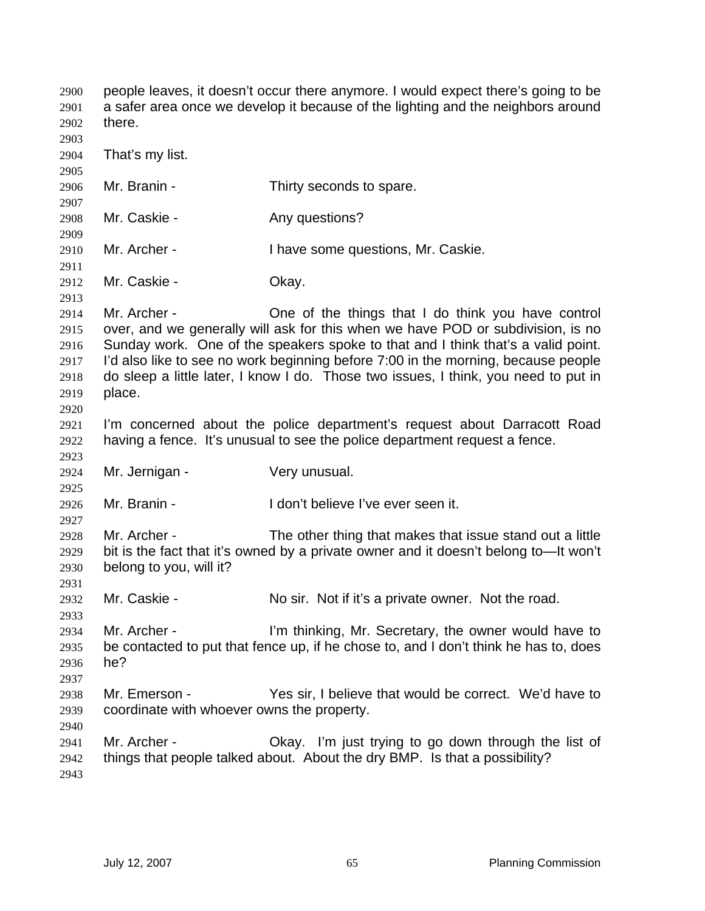people leaves, it doesn't occur there anymore. I would expect there's going to be a safer area once we develop it because of the lighting and the neighbors around there.

That's my list.

Mr. Branin - Thirty seconds to spare.

Mr. Caskie - Any questions?

Mr. Archer - I have some questions, Mr. Caskie.

Mr. Caskie - Okay.

Mr. Archer - One of the things that I do think you have control over, and we generally will ask for this when we have POD or subdivision, is no Sunday work. One of the speakers spoke to that and I think that's a valid point. I'd also like to see no work beginning before 7:00 in the morning, because people do sleep a little later, I know I do. Those two issues, I think, you need to put in place.

I'm concerned about the police department's request about Darracott Road having a fence. It's unusual to see the police department request a fence.

Mr. Jernigan - Very unusual.

Mr. Branin - I don't believe I've ever seen it.

Mr. Archer - The other thing that makes that issue stand out a little bit is the fact that it's owned by a private owner and it doesn't belong to—It won't belong to you, will it?

Mr. Caskie - No sir. Not if it's a private owner. Not the road.

Mr. Archer - I'm thinking, Mr. Secretary, the owner would have to be contacted to put that fence up, if he chose to, and I don't think he has to, does he?

Mr. Emerson - Yes sir, I believe that would be correct. We'd have to coordinate with whoever owns the property.

Mr. Archer - Okay. I'm just trying to go down through the list of things that people talked about. About the dry BMP. Is that a possibility?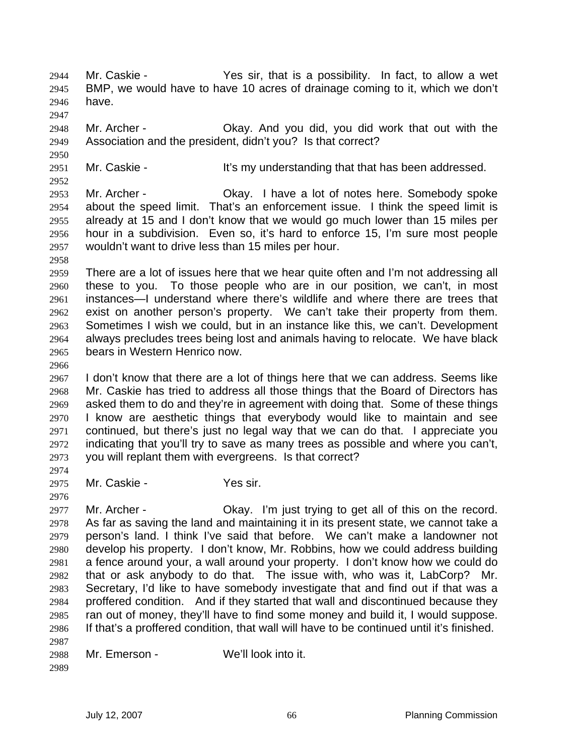Mr. Caskie - Yes sir, that is a possibility. In fact, to allow a wet BMP, we would have to have 10 acres of drainage coming to it, which we don't have.

Mr. Archer - Okay. And you did, you did work that out with the Association and the president, didn't you? Is that correct?

Mr. Caskie - It's my understanding that that has been addressed.

Mr. Archer - Okay. I have a lot of notes here. Somebody spoke about the speed limit. That's an enforcement issue. I think the speed limit is already at 15 and I don't know that we would go much lower than 15 miles per hour in a subdivision. Even so, it's hard to enforce 15, I'm sure most people wouldn't want to drive less than 15 miles per hour.

There are a lot of issues here that we hear quite often and I'm not addressing all these to you. To those people who are in our position, we can't, in most instances—I understand where there's wildlife and where there are trees that exist on another person's property. We can't take their property from them. Sometimes I wish we could, but in an instance like this, we can't. Development always precludes trees being lost and animals having to relocate. We have black bears in Western Henrico now.

I don't know that there are a lot of things here that we can address. Seems like Mr. Caskie has tried to address all those things that the Board of Directors has asked them to do and they're in agreement with doing that. Some of these things I know are aesthetic things that everybody would like to maintain and see continued, but there's just no legal way that we can do that. I appreciate you indicating that you'll try to save as many trees as possible and where you can't, you will replant them with evergreens. Is that correct?

Mr. Caskie - Yes sir.

Mr. Archer - Okay. I'm just trying to get all of this on the record. As far as saving the land and maintaining it in its present state, we cannot take a person's land. I think I've said that before. We can't make a landowner not develop his property. I don't know, Mr. Robbins, how we could address building a fence around your, a wall around your property. I don't know how we could do that or ask anybody to do that. The issue with, who was it, LabCorp? Mr. Secretary, I'd like to have somebody investigate that and find out if that was a proffered condition. And if they started that wall and discontinued because they ran out of money, they'll have to find some money and build it, I would suppose. If that's a proffered condition, that wall will have to be continued until it's finished.

Mr. Emerson - We'll look into it.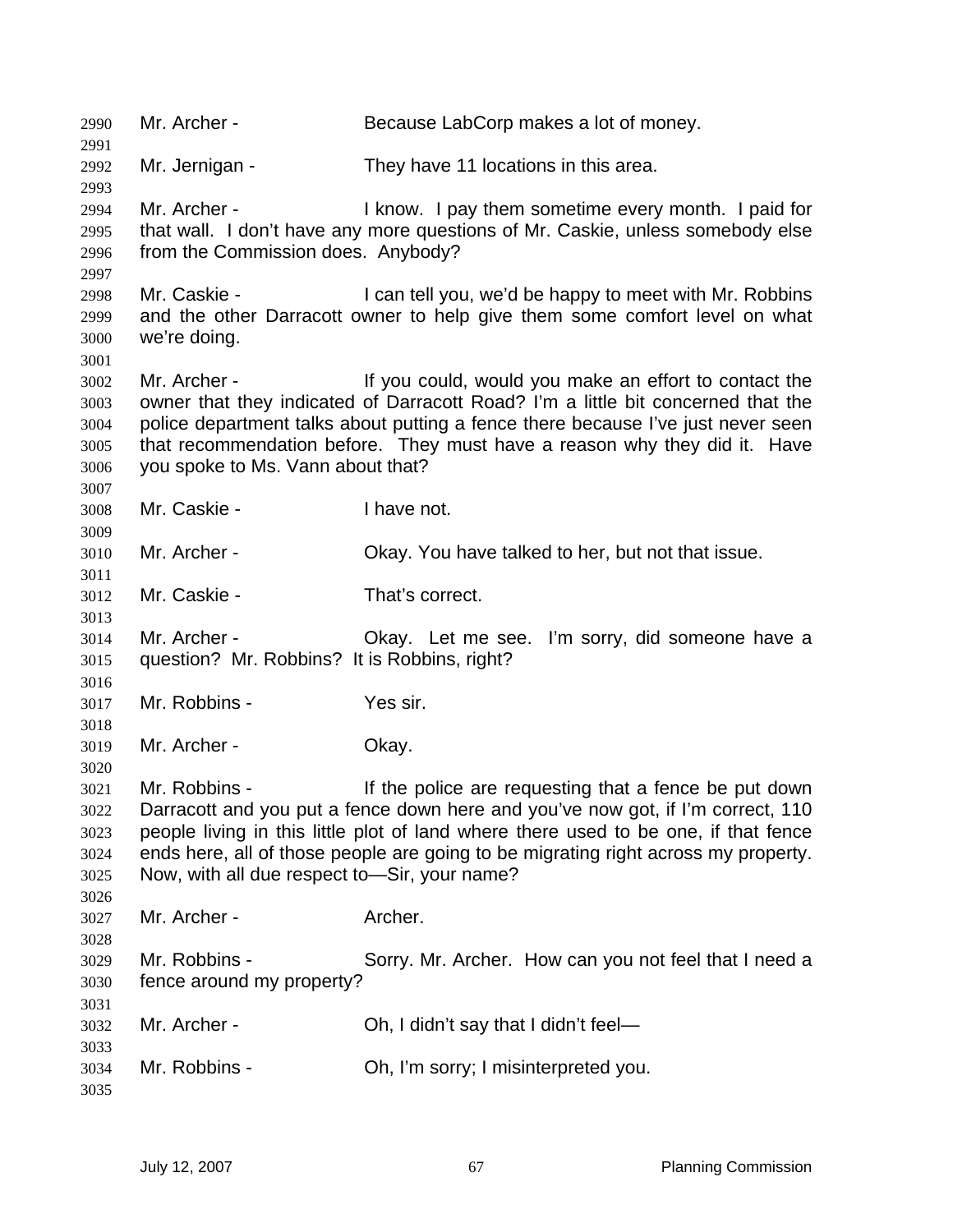Mr. Archer - Because LabCorp makes a lot of money.

Mr. Jernigan - They have 11 locations in this area.

Mr. Archer - I know. I pay them sometime every month. I paid for that wall. I don't have any more questions of Mr. Caskie, unless somebody else from the Commission does. Anybody?

Mr. Caskie - I can tell you, we'd be happy to meet with Mr. Robbins and the other Darracott owner to help give them some comfort level on what we're doing.

Mr. Archer - If you could, would you make an effort to contact the owner that they indicated of Darracott Road? I'm a little bit concerned that the police department talks about putting a fence there because I've just never seen that recommendation before. They must have a reason why they did it. Have you spoke to Ms. Vann about that?

Mr. Caskie - I have not.

Mr. Archer - Okay. You have talked to her, but not that issue.

Mr. Caskie - That's correct.

Mr. Archer - Okay. Let me see. I'm sorry, did someone have a question? Mr. Robbins? It is Robbins, right?

Mr. Robbins - Yes sir.

Mr. Archer - Okay.

Mr. Robbins - If the police are requesting that a fence be put down Darracott and you put a fence down here and you've now got, if I'm correct, 110 people living in this little plot of land where there used to be one, if that fence ends here, all of those people are going to be migrating right across my property. Now, with all due respect to—Sir, your name?

Mr. Archer - Archer.

Mr. Robbins - Sorry. Mr. Archer. How can you not feel that I need a fence around my property?

Mr. Archer - Oh, I didn't say that I didn't feel—

Mr. Robbins - Oh, I'm sorry; I misinterpreted you.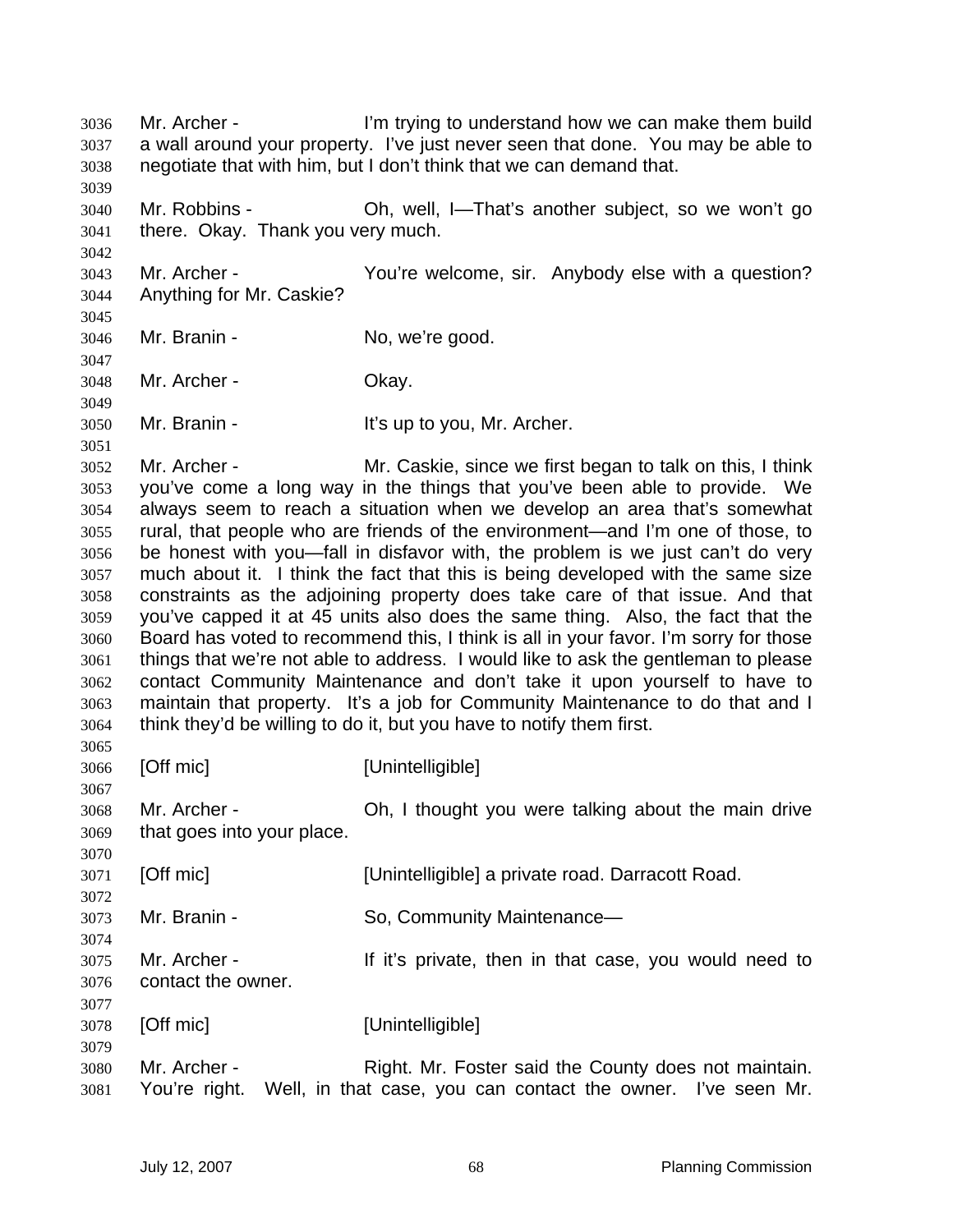Mr. Archer - I'm trying to understand how we can make them build a wall around your property. I've just never seen that done. You may be able to negotiate that with him, but I don't think that we can demand that.

Mr. Robbins - Oh, well, I—That's another subject, so we won't go there. Okay. Thank you very much.

Mr. Archer - You're welcome, sir. Anybody else with a question? Anything for Mr. Caskie?

Mr. Branin - No, we're good.

Mr. Archer - Okay.

Mr. Branin - It's up to you, Mr. Archer.

Mr. Archer - Mr. Caskie, since we first began to talk on this, I think you've come a long way in the things that you've been able to provide. We always seem to reach a situation when we develop an area that's somewhat rural, that people who are friends of the environment—and I'm one of those, to be honest with you—fall in disfavor with, the problem is we just can't do very much about it. I think the fact that this is being developed with the same size constraints as the adjoining property does take care of that issue. And that you've capped it at 45 units also does the same thing. Also, the fact that the Board has voted to recommend this, I think is all in your favor. I'm sorry for those things that we're not able to address. I would like to ask the gentleman to please contact Community Maintenance and don't take it upon yourself to have to maintain that property. It's a job for Community Maintenance to do that and I think they'd be willing to do it, but you have to notify them first.

[Off mic] [Unintelligible]

Mr. Archer - Oh, I thought you were talking about the main drive that goes into your place.

[Off mic] [Unintelligible] a private road. Darracott Road.

Mr. Branin - So, Community Maintenance—

Mr. Archer - If it's private, then in that case, you would need to contact the owner.

[Off mic] [Unintelligible]

Mr. Archer - Right. Mr. Foster said the County does not maintain. You're right. Well, in that case, you can contact the owner. I've seen Mr.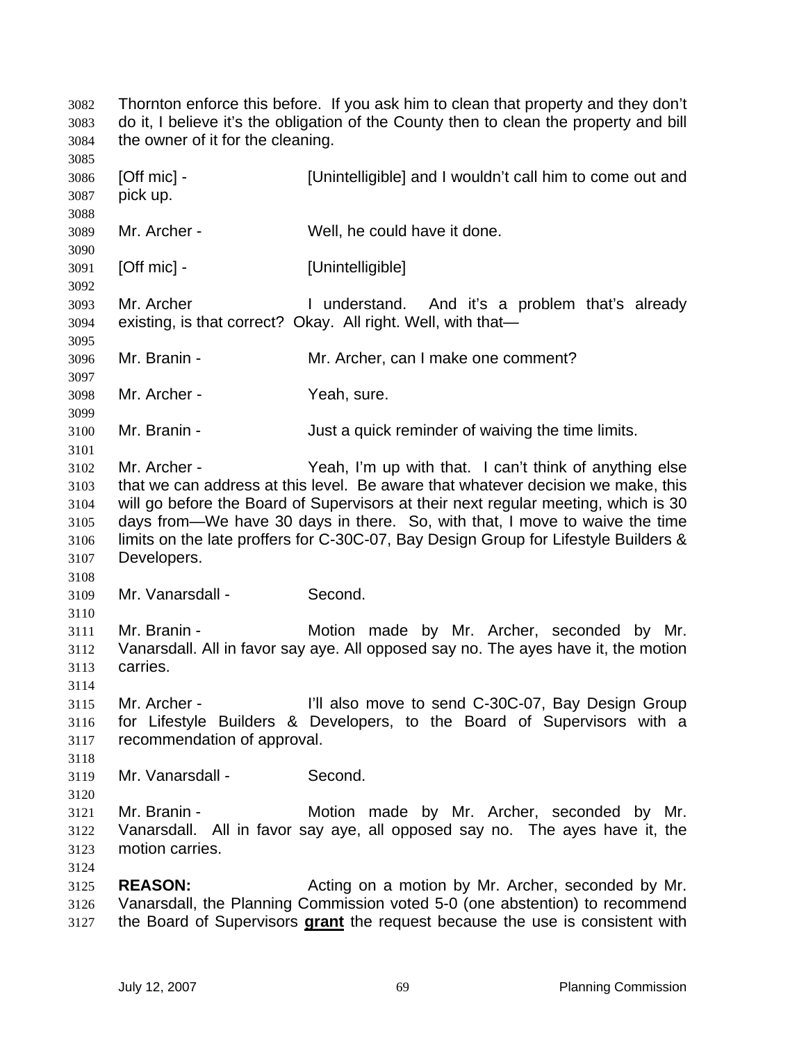Thornton enforce this before. If you ask him to clean that property and they don't do it, I believe it's the obligation of the County then to clean the property and bill the owner of it for the cleaning.

[Off mic] - [Unintelligible] and I wouldn't call him to come out and pick up.

Mr. Archer - Well, he could have it done.

[Off mic] - [Unintelligible]

Mr. Archer I understand. And it's a problem that's already existing, is that correct? Okay. All right. Well, with that—

Mr. Branin - Mr. Archer, can I make one comment?

Mr. Archer - Yeah, sure.

Mr. Branin - Just a quick reminder of waiving the time limits.

Mr. Archer - Yeah, I'm up with that. I can't think of anything else that we can address at this level. Be aware that whatever decision we make, this will go before the Board of Supervisors at their next regular meeting, which is 30 days from—We have 30 days in there. So, with that, I move to waive the time limits on the late proffers for C-30C-07, Bay Design Group for Lifestyle Builders & Developers.

Mr. Vanarsdall - Second.

Mr. Branin - Motion made by Mr. Archer, seconded by Mr. Vanarsdall. All in favor say aye. All opposed say no. The ayes have it, the motion carries.

Mr. Archer - I'll also move to send C-30C-07, Bay Design Group for Lifestyle Builders & Developers, to the Board of Supervisors with a recommendation of approval.

Mr. Vanarsdall - Second.

Mr. Branin - Motion made by Mr. Archer, seconded by Mr. Vanarsdall. All in favor say aye, all opposed say no. The ayes have it, the motion carries.

**REASON:** Acting on a motion by Mr. Archer, seconded by Mr. Vanarsdall, the Planning Commission voted 5-0 (one abstention) to recommend the Board of Supervisors **grant** the request because the use is consistent with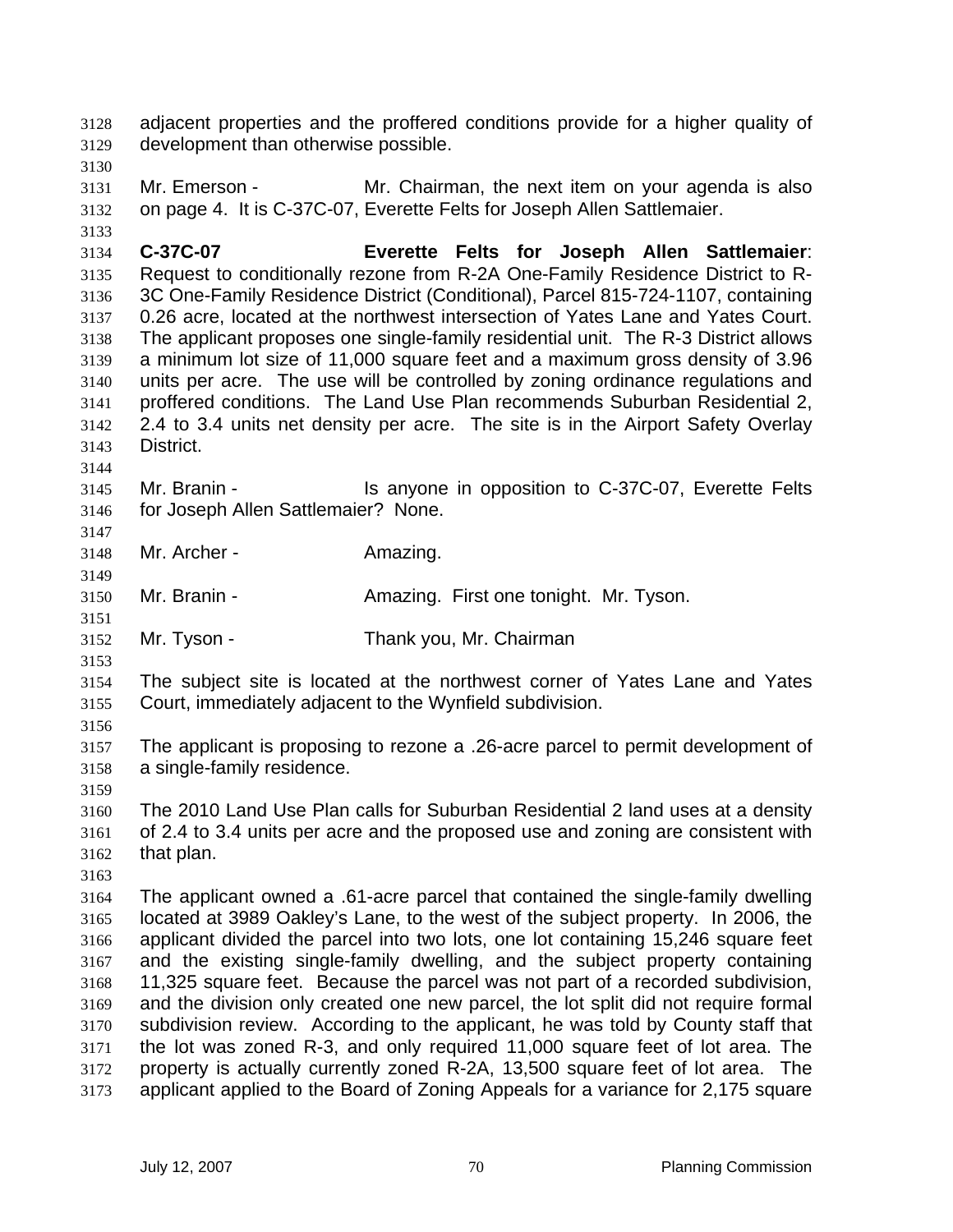adjacent properties and the proffered conditions provide for a higher quality of development than otherwise possible.

Mr. Emerson - Mr. Chairman, the next item on your agenda is also on page 4. It is C-37C-07, Everette Felts for Joseph Allen Sattlemaier.

**C-37C-07 Everette Felts for Joseph Allen Sattlemaier**: Request to conditionally rezone from R-2A One-Family Residence District to R-3C One-Family Residence District (Conditional), Parcel 815-724-1107, containing 0.26 acre, located at the northwest intersection of Yates Lane and Yates Court. The applicant proposes one single-family residential unit. The R-3 District allows a minimum lot size of 11,000 square feet and a maximum gross density of 3.96 units per acre. The use will be controlled by zoning ordinance regulations and proffered conditions. The Land Use Plan recommends Suburban Residential 2, 2.4 to 3.4 units net density per acre. The site is in the Airport Safety Overlay District.

Mr. Branin - Is anyone in opposition to C-37C-07, Everette Felts for Joseph Allen Sattlemaier? None.

Mr. Archer - Amazing.

Mr. Branin - Amazing. First one tonight. Mr. Tyson.

Mr. Tyson - Thank you, Mr. Chairman

The subject site is located at the northwest corner of Yates Lane and Yates Court, immediately adjacent to the Wynfield subdivision.

The applicant is proposing to rezone a .26-acre parcel to permit development of a single-family residence.

The 2010 Land Use Plan calls for Suburban Residential 2 land uses at a density of 2.4 to 3.4 units per acre and the proposed use and zoning are consistent with that plan.

The applicant owned a .61-acre parcel that contained the single-family dwelling located at 3989 Oakley's Lane, to the west of the subject property. In 2006, the applicant divided the parcel into two lots, one lot containing 15,246 square feet and the existing single-family dwelling, and the subject property containing 11,325 square feet. Because the parcel was not part of a recorded subdivision, and the division only created one new parcel, the lot split did not require formal subdivision review. According to the applicant, he was told by County staff that the lot was zoned R-3, and only required 11,000 square feet of lot area. The property is actually currently zoned R-2A, 13,500 square feet of lot area. The applicant applied to the Board of Zoning Appeals for a variance for 2,175 square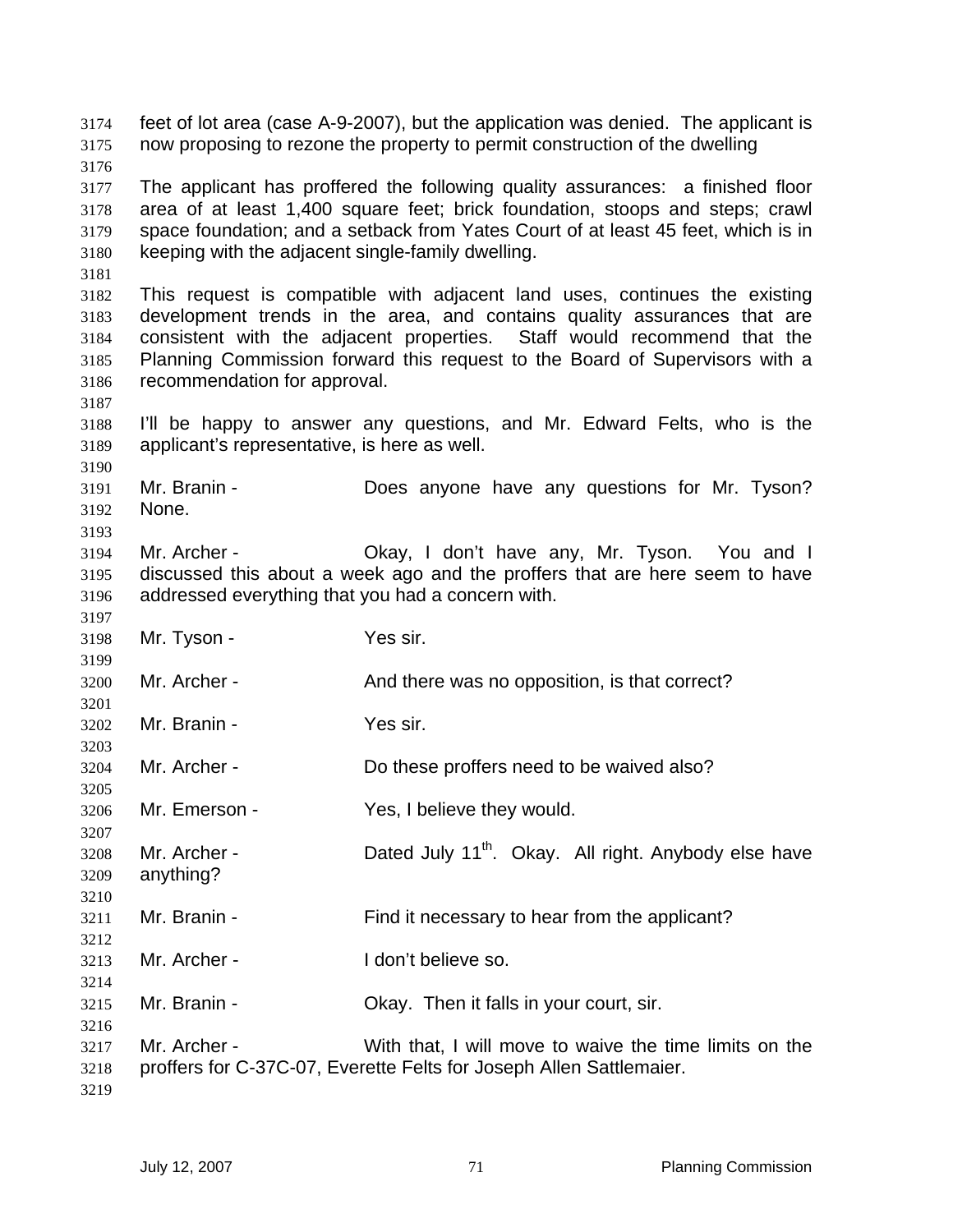feet of lot area (case A-9-2007), but the application was denied. The applicant is now proposing to rezone the property to permit construction of the dwelling

The applicant has proffered the following quality assurances: a finished floor area of at least 1,400 square feet; brick foundation, stoops and steps; crawl space foundation; and a setback from Yates Court of at least 45 feet, which is in keeping with the adjacent single-family dwelling.

This request is compatible with adjacent land uses, continues the existing development trends in the area, and contains quality assurances that are consistent with the adjacent properties. Staff would recommend that the Planning Commission forward this request to the Board of Supervisors with a recommendation for approval.

I'll be happy to answer any questions, and Mr. Edward Felts, who is the applicant's representative, is here as well.

Mr. Branin - Does anyone have any questions for Mr. Tyson? None.

Mr. Archer - Okay, I don't have any, Mr. Tyson. You and I discussed this about a week ago and the proffers that are here seem to have addressed everything that you had a concern with.

Mr. Tyson - Yes sir.

Mr. Archer - And there was no opposition, is that correct?

Mr. Branin - Yes sir.

Mr. Archer - Do these proffers need to be waived also?

Mr. Emerson - Yes, I believe they would.

Mr. Archer - Dated July 11th. Okay. All right. Anybody else have anything?

Mr. Branin - Find it necessary to hear from the applicant?

Mr. Archer - I don't believe so.

Mr. Branin - Okay. Then it falls in your court, sir.

Mr. Archer - With that, I will move to waive the time limits on the proffers for C-37C-07, Everette Felts for Joseph Allen Sattlemaier.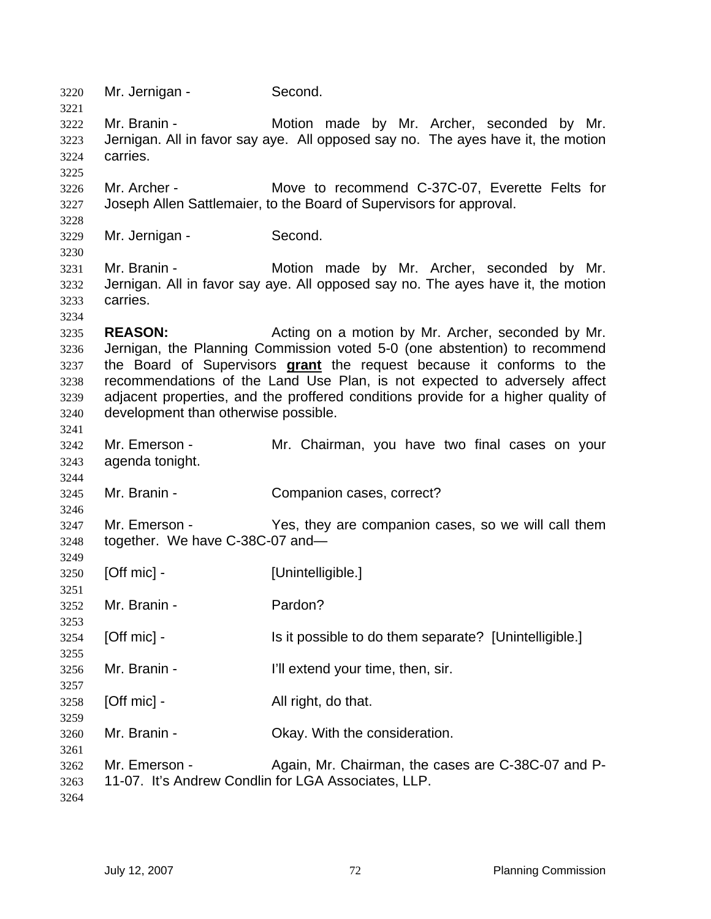Mr. Jernigan - Second.

Mr. Branin - Motion made by Mr. Archer, seconded by Mr. Jernigan. All in favor say aye. All opposed say no. The ayes have it, the motion carries.

Mr. Archer - Move to recommend C-37C-07, Everette Felts for Joseph Allen Sattlemaier, to the Board of Supervisors for approval.

Mr. Jernigan - Second.

Mr. Branin - Motion made by Mr. Archer, seconded by Mr. Jernigan. All in favor say aye. All opposed say no. The ayes have it, the motion carries.

**REASON:** Acting on a motion by Mr. Archer, seconded by Mr. Jernigan, the Planning Commission voted 5-0 (one abstention) to recommend the Board of Supervisors **grant** the request because it conforms to the recommendations of the Land Use Plan, is not expected to adversely affect adjacent properties, and the proffered conditions provide for a higher quality of development than otherwise possible.

Mr. Emerson - Mr. Chairman, you have two final cases on your agenda tonight.

Mr. Branin - Companion cases, correct?

Mr. Emerson - Yes, they are companion cases, so we will call them together. We have C-38C-07 and—

[Off mic] - [Unintelligible.]

Mr. Branin - Pardon?

[Off mic] - Is it possible to do them separate? [Unintelligible.]

Mr. Branin - I'll extend your time, then, sir.

[Off mic] - All right, do that.

Mr. Branin - Okay. With the consideration.

Mr. Emerson - Again, Mr. Chairman, the cases are C-38C-07 and P-11-07. It's Andrew Condlin for LGA Associates, LLP.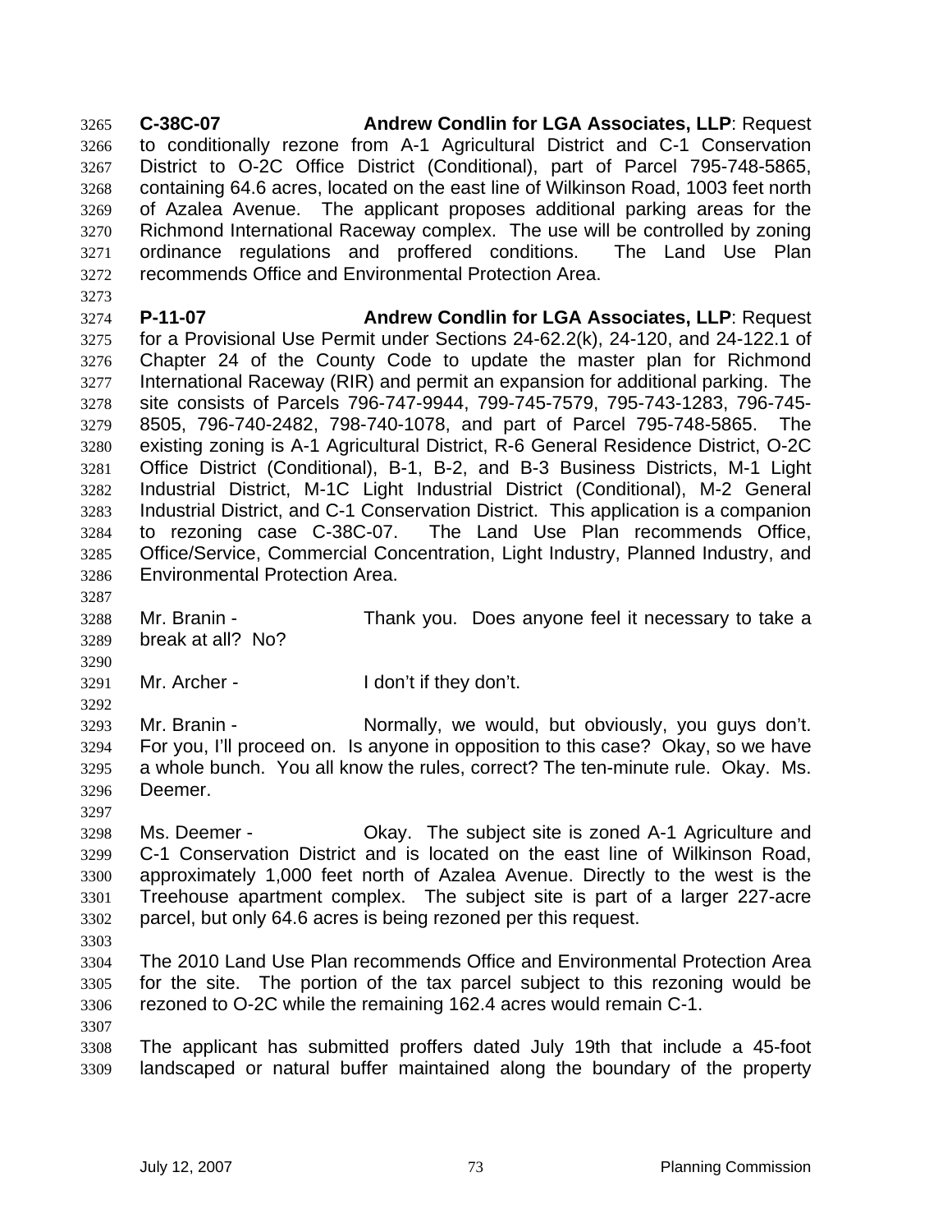**C-38C-07** **Andrew Condlin for LGA Associates, LLP**: Request to conditionally rezone from A-1 Agricultural District and C-1 Conservation District to O-2C Office District (Conditional), part of Parcel 795-748-5865, containing 64.6 acres, located on the east line of Wilkinson Road, 1003 feet north of Azalea Avenue. The applicant proposes additional parking areas for the Richmond International Raceway complex. The use will be controlled by zoning ordinance regulations and proffered conditions. The Land Use Plan recommends Office and Environmental Protection Area.

**P-11-07** **Andrew Condlin for LGA Associates, LLP**: Request for a Provisional Use Permit under Sections 24-62.2(k), 24-120, and 24-122.1 of Chapter 24 of the County Code to update the master plan for Richmond International Raceway (RIR) and permit an expansion for additional parking. The site consists of Parcels 796-747-9944, 799-745-7579, 795-743-1283, 796-745-8505, 796-740-2482, 798-740-1078, and part of Parcel 795-748-5865. The existing zoning is A-1 Agricultural District, R-6 General Residence District, O-2C Office District (Conditional), B-1, B-2, and B-3 Business Districts, M-1 Light Industrial District, M-1C Light Industrial District (Conditional), M-2 General Industrial District, and C-1 Conservation District. This application is a companion to rezoning case C-38C-07. The Land Use Plan recommends Office, Office/Service, Commercial Concentration, Light Industry, Planned Industry, and Environmental Protection Area.

Mr. Branin - Thank you. Does anyone feel it necessary to take a break at all? No?

Mr. Archer - I don't if they don't.

Mr. Branin - Normally, we would, but obviously, you guys don't. For you, I'll proceed on. Is anyone in opposition to this case? Okay, so we have a whole bunch. You all know the rules, correct? The ten-minute rule. Okay. Ms. Deemer.

Ms. Deemer - Okay. The subject site is zoned A-1 Agriculture and C-1 Conservation District and is located on the east line of Wilkinson Road, approximately 1,000 feet north of Azalea Avenue. Directly to the west is the Treehouse apartment complex. The subject site is part of a larger 227-acre parcel, but only 64.6 acres is being rezoned per this request.

The 2010 Land Use Plan recommends Office and Environmental Protection Area for the site. The portion of the tax parcel subject to this rezoning would be rezoned to O-2C while the remaining 162.4 acres would remain C-1.

The applicant has submitted proffers dated July 19th that include a 45-foot landscaped or natural buffer maintained along the boundary of the property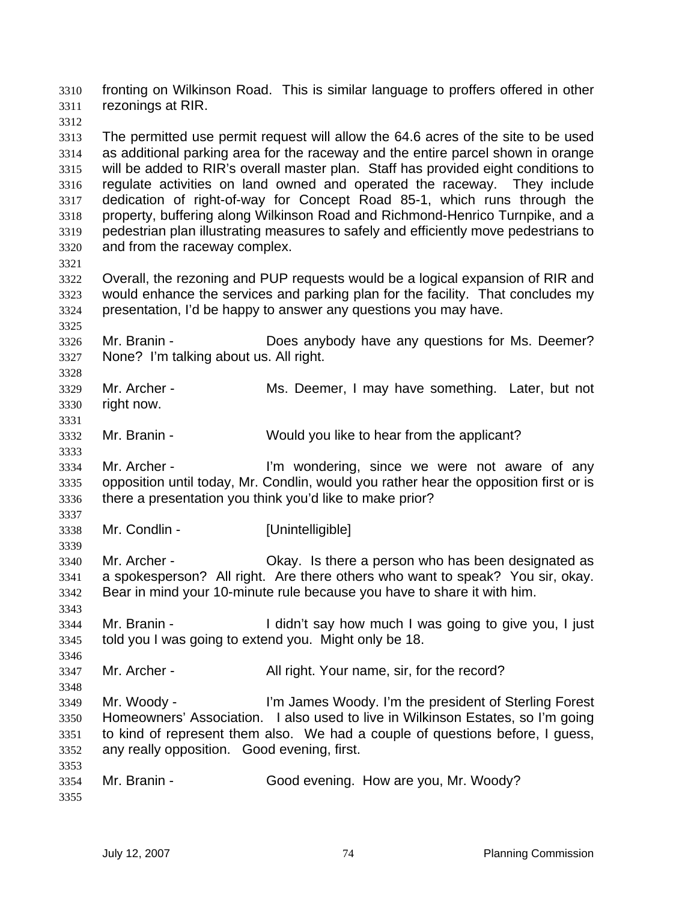fronting on Wilkinson Road. This is similar language to proffers offered in other rezonings at RIR.

The permitted use permit request will allow the 64.6 acres of the site to be used as additional parking area for the raceway and the entire parcel shown in orange will be added to RIR's overall master plan. Staff has provided eight conditions to regulate activities on land owned and operated the raceway. They include dedication of right-of-way for Concept Road 85-1, which runs through the property, buffering along Wilkinson Road and Richmond-Henrico Turnpike, and a pedestrian plan illustrating measures to safely and efficiently move pedestrians to and from the raceway complex.

Overall, the rezoning and PUP requests would be a logical expansion of RIR and would enhance the services and parking plan for the facility. That concludes my presentation, I'd be happy to answer any questions you may have.

Mr. Branin - Does anybody have any questions for Ms. Deemer? None? I'm talking about us. All right.

Mr. Archer - Ms. Deemer, I may have something. Later, but not right now.

Mr. Branin - Would you like to hear from the applicant?

Mr. Archer - I'm wondering, since we were not aware of any opposition until today, Mr. Condlin, would you rather hear the opposition first or is there a presentation you think you'd like to make prior?

Mr. Condlin - [Unintelligible]

Mr. Archer - Okay. Is there a person who has been designated as a spokesperson? All right. Are there others who want to speak? You sir, okay. Bear in mind your 10-minute rule because you have to share it with him.

Mr. Branin - I didn't say how much I was going to give you, I just told you I was going to extend you. Might only be 18.

Mr. Archer - All right. Your name, sir, for the record?

Mr. Woody - I'm James Woody. I'm the president of Sterling Forest Homeowners' Association. I also used to live in Wilkinson Estates, so I'm going to kind of represent them also. We had a couple of questions before, I guess, any really opposition. Good evening, first.

Mr. Branin - Good evening. How are you, Mr. Woody?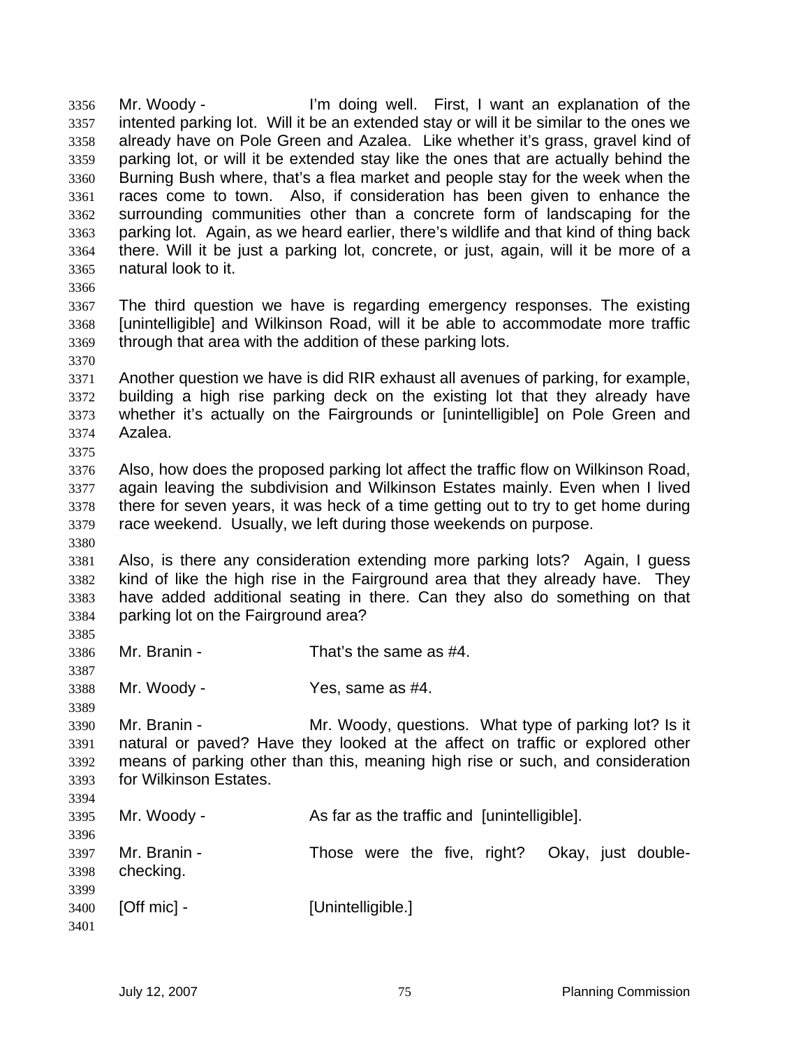Mr. Woody - I'm doing well. First, I want an explanation of the intented parking lot. Will it be an extended stay or will it be similar to the ones we already have on Pole Green and Azalea. Like whether it's grass, gravel kind of parking lot, or will it be extended stay like the ones that are actually behind the Burning Bush where, that's a flea market and people stay for the week when the races come to town. Also, if consideration has been given to enhance the surrounding communities other than a concrete form of landscaping for the parking lot. Again, as we heard earlier, there's wildlife and that kind of thing back there. Will it be just a parking lot, concrete, or just, again, will it be more of a natural look to it.

The third question we have is regarding emergency responses. The existing [unintelligible] and Wilkinson Road, will it be able to accommodate more traffic through that area with the addition of these parking lots.

Another question we have is did RIR exhaust all avenues of parking, for example, building a high rise parking deck on the existing lot that they already have whether it's actually on the Fairgrounds or [unintelligible] on Pole Green and Azalea.

Also, how does the proposed parking lot affect the traffic flow on Wilkinson Road, again leaving the subdivision and Wilkinson Estates mainly. Even when I lived there for seven years, it was heck of a time getting out to try to get home during race weekend. Usually, we left during those weekends on purpose.

Also, is there any consideration extending more parking lots? Again, I guess kind of like the high rise in the Fairground area that they already have. They have added additional seating in there. Can they also do something on that parking lot on the Fairground area?

Mr. Branin - That's the same as #4.

Mr. Woody - Yes, same as #4.

Mr. Branin - Mr. Woody, questions. What type of parking lot? Is it natural or paved? Have they looked at the affect on traffic or explored other means of parking other than this, meaning high rise or such, and consideration for Wilkinson Estates.

Mr. Woody - As far as the traffic and [unintelligible].

Mr. Branin - Those were the five, right? Okay, just double-checking.

[Off mic] - [Unintelligible.]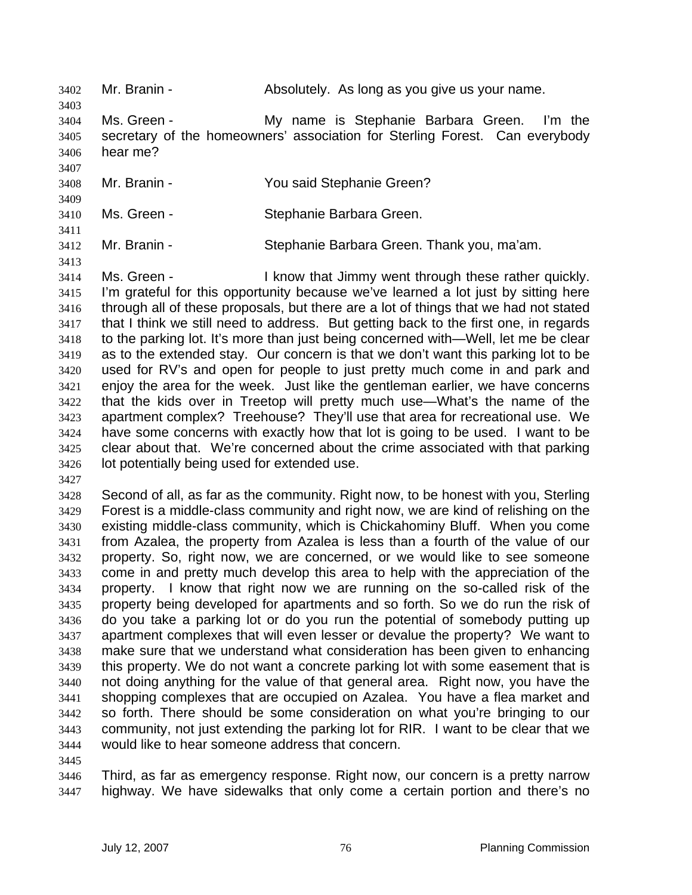Mr. Branin - Absolutely. As long as you give us your name.

Ms. Green - My name is Stephanie Barbara Green. I'm the secretary of the homeowners' association for Sterling Forest. Can everybody hear me?

Mr. Branin - You said Stephanie Green?

Ms. Green - Stephanie Barbara Green.

Mr. Branin - Stephanie Barbara Green. Thank you, ma'am.

Ms. Green - I know that Jimmy went through these rather quickly. I'm grateful for this opportunity because we've learned a lot just by sitting here through all of these proposals, but there are a lot of things that we had not stated that I think we still need to address. But getting back to the first one, in regards to the parking lot. It's more than just being concerned with—Well, let me be clear as to the extended stay. Our concern is that we don't want this parking lot to be used for RV's and open for people to just pretty much come in and park and enjoy the area for the week. Just like the gentleman earlier, we have concerns that the kids over in Treetop will pretty much use—What's the name of the apartment complex? Treehouse? They'll use that area for recreational use. We have some concerns with exactly how that lot is going to be used. I want to be clear about that. We're concerned about the crime associated with that parking lot potentially being used for extended use.

Second of all, as far as the community. Right now, to be honest with you, Sterling Forest is a middle-class community and right now, we are kind of relishing on the existing middle-class community, which is Chickahominy Bluff. When you come from Azalea, the property from Azalea is less than a fourth of the value of our property. So, right now, we are concerned, or we would like to see someone come in and pretty much develop this area to help with the appreciation of the property. I know that right now we are running on the so-called risk of the property being developed for apartments and so forth. So we do run the risk of do you take a parking lot or do you run the potential of somebody putting up apartment complexes that will even lesser or devalue the property? We want to make sure that we understand what consideration has been given to enhancing this property. We do not want a concrete parking lot with some easement that is not doing anything for the value of that general area. Right now, you have the shopping complexes that are occupied on Azalea. You have a flea market and so forth. There should be some consideration on what you're bringing to our community, not just extending the parking lot for RIR. I want to be clear that we would like to hear someone address that concern.

Third, as far as emergency response. Right now, our concern is a pretty narrow highway. We have sidewalks that only come a certain portion and there's no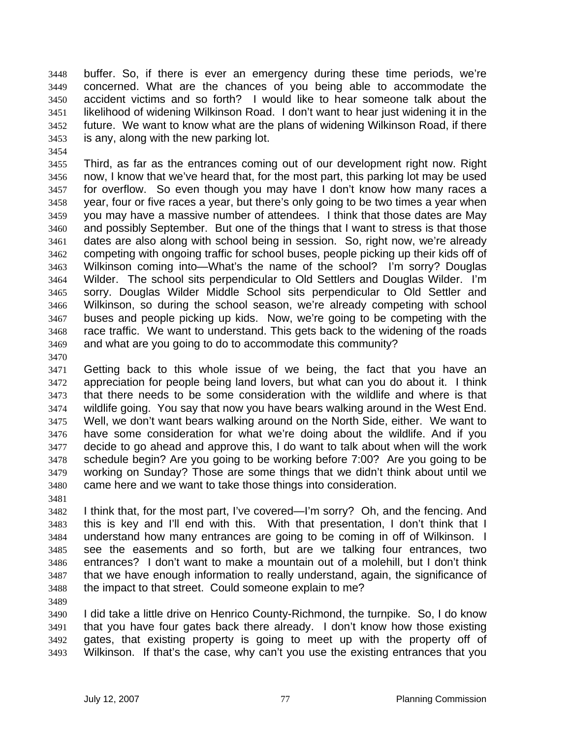buffer. So, if there is ever an emergency during these time periods, we're concerned. What are the chances of you being able to accommodate the accident victims and so forth? I would like to hear someone talk about the likelihood of widening Wilkinson Road. I don't want to hear just widening it in the future. We want to know what are the plans of widening Wilkinson Road, if there is any, along with the new parking lot.

Third, as far as the entrances coming out of our development right now. Right now, I know that we've heard that, for the most part, this parking lot may be used for overflow. So even though you may have I don't know how many races a year, four or five races a year, but there's only going to be two times a year when you may have a massive number of attendees. I think that those dates are May and possibly September. But one of the things that I want to stress is that those dates are also along with school being in session. So, right now, we're already competing with ongoing traffic for school buses, people picking up their kids off of Wilkinson coming into—What's the name of the school? I'm sorry? Douglas Wilder. The school sits perpendicular to Old Settlers and Douglas Wilder. I'm sorry. Douglas Wilder Middle School sits perpendicular to Old Settler and Wilkinson, so during the school season, we're already competing with school buses and people picking up kids. Now, we're going to be competing with the race traffic. We want to understand. This gets back to the widening of the roads and what are you going to do to accommodate this community?

Getting back to this whole issue of we being, the fact that you have an appreciation for people being land lovers, but what can you do about it. I think that there needs to be some consideration with the wildlife and where is that wildlife going. You say that now you have bears walking around in the West End. Well, we don't want bears walking around on the North Side, either. We want to have some consideration for what we're doing about the wildlife. And if you decide to go ahead and approve this, I do want to talk about when will the work schedule begin? Are you going to be working before 7:00? Are you going to be working on Sunday? Those are some things that we didn't think about until we came here and we want to take those things into consideration.

I think that, for the most part, I've covered—I'm sorry? Oh, and the fencing. And this is key and I'll end with this. With that presentation, I don't think that I understand how many entrances are going to be coming in off of Wilkinson. I see the easements and so forth, but are we talking four entrances, two entrances? I don't want to make a mountain out of a molehill, but I don't think that we have enough information to really understand, again, the significance of the impact to that street. Could someone explain to me?

I did take a little drive on Henrico County-Richmond, the turnpike. So, I do know that you have four gates back there already. I don't know how those existing gates, that existing property is going to meet up with the property off of Wilkinson. If that's the case, why can't you use the existing entrances that you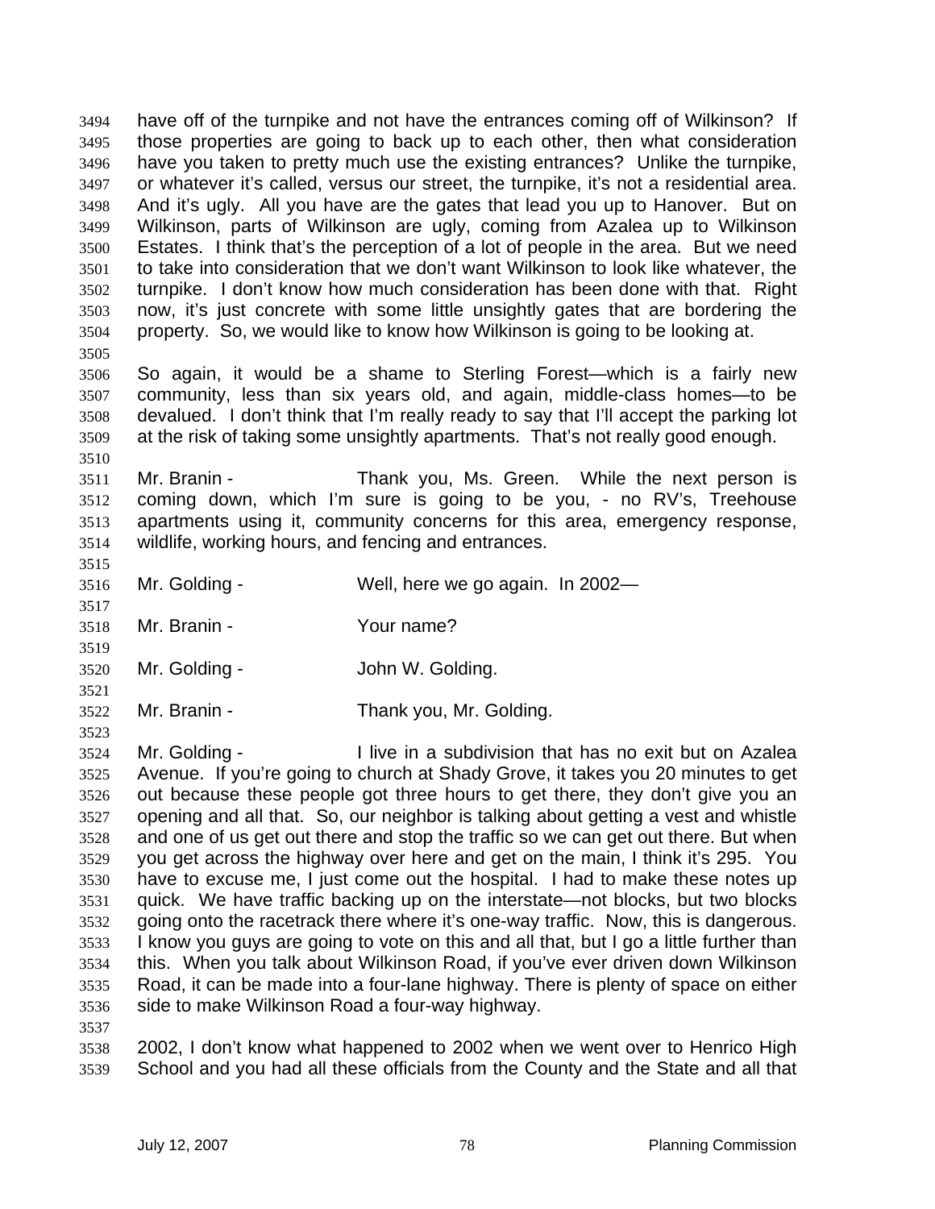have off of the turnpike and not have the entrances coming off of Wilkinson? If those properties are going to back up to each other, then what consideration have you taken to pretty much use the existing entrances? Unlike the turnpike, or whatever it's called, versus our street, the turnpike, it's not a residential area. And it's ugly. All you have are the gates that lead you up to Hanover. But on Wilkinson, parts of Wilkinson are ugly, coming from Azalea up to Wilkinson Estates. I think that's the perception of a lot of people in the area. But we need to take into consideration that we don't want Wilkinson to look like whatever, the turnpike. I don't know how much consideration has been done with that. Right now, it's just concrete with some little unsightly gates that are bordering the property. So, we would like to know how Wilkinson is going to be looking at.

So again, it would be a shame to Sterling Forest—which is a fairly new community, less than six years old, and again, middle-class homes—to be devalued. I don't think that I'm really ready to say that I'll accept the parking lot at the risk of taking some unsightly apartments. That's not really good enough.

Mr. Branin - Thank you, Ms. Green. While the next person is coming down, which I'm sure is going to be you, - no RV's, Treehouse apartments using it, community concerns for this area, emergency response, wildlife, working hours, and fencing and entrances.

Mr. Golding - Well, here we go again. In 2002—

Mr. Branin - Your name?

Mr. Golding - John W. Golding.

Mr. Branin - Thank you, Mr. Golding.

Mr. Golding - I live in a subdivision that has no exit but on Azalea Avenue. If you're going to church at Shady Grove, it takes you 20 minutes to get out because these people got three hours to get there, they don't give you an opening and all that. So, our neighbor is talking about getting a vest and whistle and one of us get out there and stop the traffic so we can get out there. But when you get across the highway over here and get on the main, I think it's 295. You have to excuse me, I just come out the hospital. I had to make these notes up quick. We have traffic backing up on the interstate—not blocks, but two blocks going onto the racetrack there where it's one-way traffic. Now, this is dangerous. I know you guys are going to vote on this and all that, but I go a little further than this. When you talk about Wilkinson Road, if you've ever driven down Wilkinson Road, it can be made into a four-lane highway. There is plenty of space on either side to make Wilkinson Road a four-way highway.

2002, I don't know what happened to 2002 when we went over to Henrico High School and you had all these officials from the County and the State and all that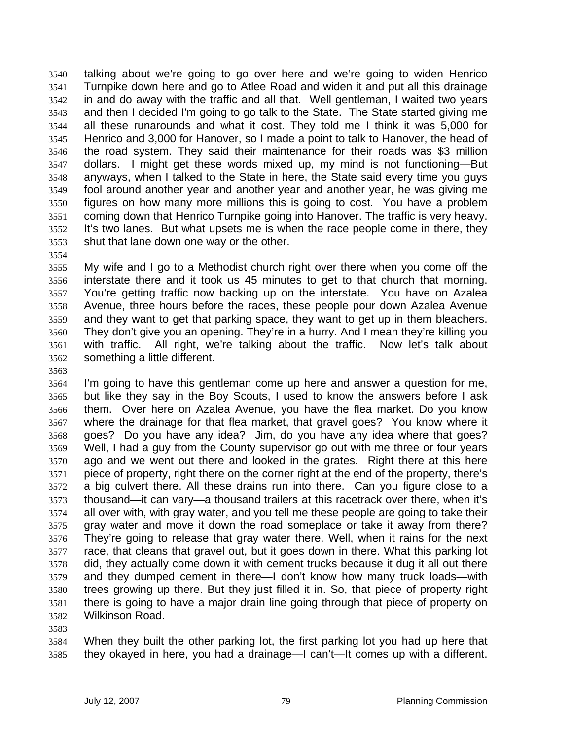talking about we're going to go over here and we're going to widen Henrico Turnpike down here and go to Atlee Road and widen it and put all this drainage in and do away with the traffic and all that. Well gentleman, I waited two years and then I decided I'm going to go talk to the State. The State started giving me all these runarounds and what it cost. They told me I think it was 5,000 for Henrico and 3,000 for Hanover, so I made a point to talk to Hanover, the head of the road system. They said their maintenance for their roads was $3 million dollars. I might get these words mixed up, my mind is not functioning—But anyways, when I talked to the State in here, the State said every time you guys fool around another year and another year and another year, he was giving me figures on how many more millions this is going to cost. You have a problem coming down that Henrico Turnpike going into Hanover. The traffic is very heavy. It's two lanes. But what upsets me is when the race people come in there, they shut that lane down one way or the other.

My wife and I go to a Methodist church right over there when you come off the interstate there and it took us 45 minutes to get to that church that morning. You're getting traffic now backing up on the interstate. You have on Azalea Avenue, three hours before the races, these people pour down Azalea Avenue and they want to get that parking space, they want to get up in them bleachers. They don't give you an opening. They're in a hurry. And I mean they're killing you with traffic. All right, we're talking about the traffic. Now let's talk about something a little different.

I'm going to have this gentleman come up here and answer a question for me, but like they say in the Boy Scouts, I used to know the answers before I ask them. Over here on Azalea Avenue, you have the flea market. Do you know where the drainage for that flea market, that gravel goes? You know where it goes? Do you have any idea? Jim, do you have any idea where that goes? Well, I had a guy from the County supervisor go out with me three or four years ago and we went out there and looked in the grates. Right there at this here piece of property, right there on the corner right at the end of the property, there's a big culvert there. All these drains run into there. Can you figure close to a thousand—it can vary—a thousand trailers at this racetrack over there, when it's all over with, with gray water, and you tell me these people are going to take their gray water and move it down the road someplace or take it away from there? They're going to release that gray water there. Well, when it rains for the next race, that cleans that gravel out, but it goes down in there. What this parking lot did, they actually come down it with cement trucks because it dug it all out there and they dumped cement in there—I don't know how many truck loads—with trees growing up there. But they just filled it in. So, that piece of property right there is going to have a major drain line going through that piece of property on Wilkinson Road.

When they built the other parking lot, the first parking lot you had up here that they okayed in here, you had a drainage—I can't—It comes up with a different.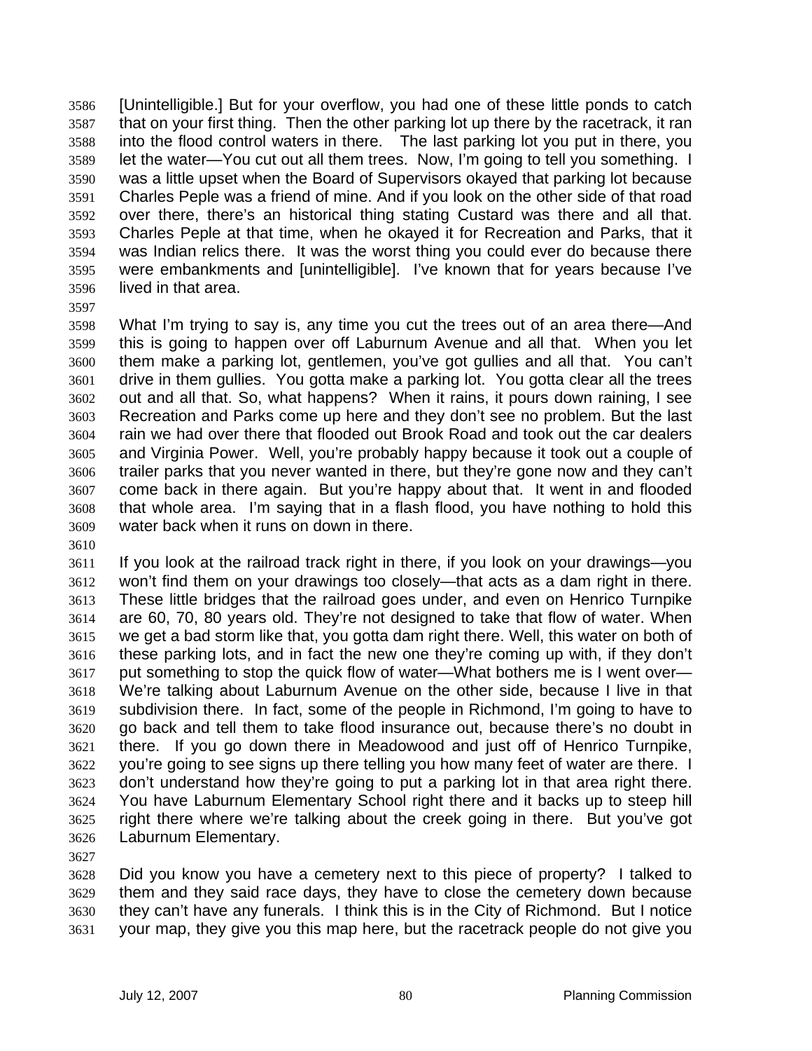[Unintelligible.] But for your overflow, you had one of these little ponds to catch that on your first thing. Then the other parking lot up there by the racetrack, it ran into the flood control waters in there. The last parking lot you put in there, you let the water—You cut out all them trees. Now, I'm going to tell you something. I was a little upset when the Board of Supervisors okayed that parking lot because Charles Peple was a friend of mine. And if you look on the other side of that road over there, there's an historical thing stating Custard was there and all that. Charles Peple at that time, when he okayed it for Recreation and Parks, that it was Indian relics there. It was the worst thing you could ever do because there were embankments and [unintelligible]. I've known that for years because I've lived in that area.

What I'm trying to say is, any time you cut the trees out of an area there—And this is going to happen over off Laburnum Avenue and all that. When you let them make a parking lot, gentlemen, you've got gullies and all that. You can't drive in them gullies. You gotta make a parking lot. You gotta clear all the trees out and all that. So, what happens? When it rains, it pours down raining, I see Recreation and Parks come up here and they don't see no problem. But the last rain we had over there that flooded out Brook Road and took out the car dealers and Virginia Power. Well, you're probably happy because it took out a couple of trailer parks that you never wanted in there, but they're gone now and they can't come back in there again. But you're happy about that. It went in and flooded that whole area. I'm saying that in a flash flood, you have nothing to hold this water back when it runs on down in there.

If you look at the railroad track right in there, if you look on your drawings—you won't find them on your drawings too closely—that acts as a dam right in there. These little bridges that the railroad goes under, and even on Henrico Turnpike are 60, 70, 80 years old. They're not designed to take that flow of water. When we get a bad storm like that, you gotta dam right there. Well, this water on both of these parking lots, and in fact the new one they're coming up with, if they don't put something to stop the quick flow of water—What bothers me is I went over—We're talking about Laburnum Avenue on the other side, because I live in that subdivision there. In fact, some of the people in Richmond, I'm going to have to go back and tell them to take flood insurance out, because there's no doubt in there. If you go down there in Meadowood and just off of Henrico Turnpike, you're going to see signs up there telling you how many feet of water are there. I don't understand how they're going to put a parking lot in that area right there. You have Laburnum Elementary School right there and it backs up to steep hill right there where we're talking about the creek going in there. But you've got Laburnum Elementary.

Did you know you have a cemetery next to this piece of property? I talked to them and they said race days, they have to close the cemetery down because they can't have any funerals. I think this is in the City of Richmond. But I notice your map, they give you this map here, but the racetrack people do not give you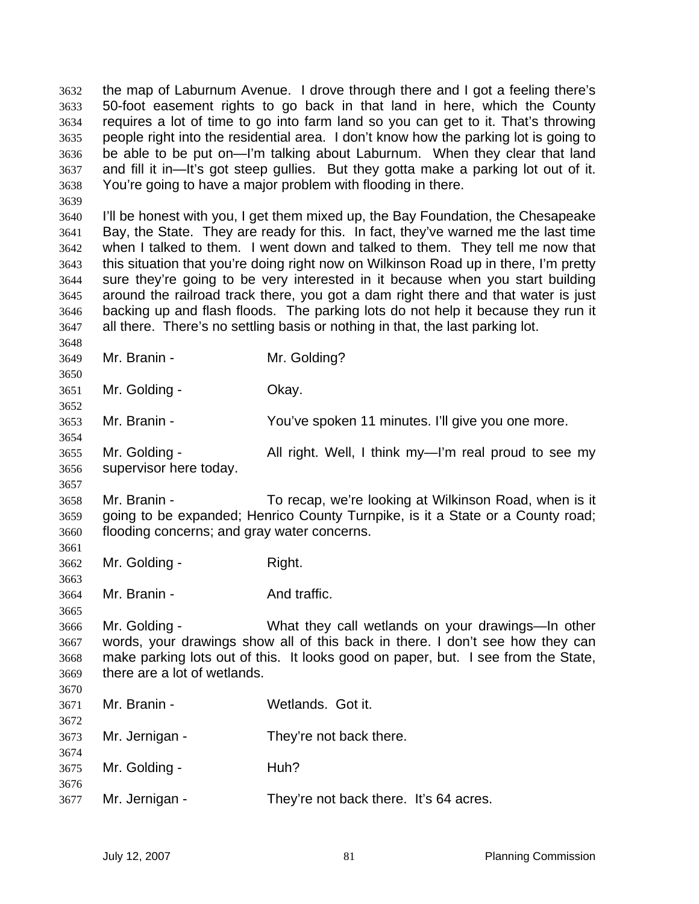the map of Laburnum Avenue. I drove through there and I got a feeling there's 50-foot easement rights to go back in that land in here, which the County requires a lot of time to go into farm land so you can get to it. That's throwing people right into the residential area. I don't know how the parking lot is going to be able to be put on—I'm talking about Laburnum. When they clear that land and fill it in—It's got steep gullies. But they gotta make a parking lot out of it. You're going to have a major problem with flooding in there.

I'll be honest with you, I get them mixed up, the Bay Foundation, the Chesapeake Bay, the State. They are ready for this. In fact, they've warned me the last time when I talked to them. I went down and talked to them. They tell me now that this situation that you're doing right now on Wilkinson Road up in there, I'm pretty sure they're going to be very interested in it because when you start building around the railroad track there, you got a dam right there and that water is just backing up and flash floods. The parking lots do not help it because they run it all there. There's no settling basis or nothing in that, the last parking lot.

Mr. Branin - Mr. Golding?

Mr. Golding - Okay.

Mr. Branin - You've spoken 11 minutes. I'll give you one more.

Mr. Golding - All right. Well, I think my—I'm real proud to see my supervisor here today.

Mr. Branin - To recap, we're looking at Wilkinson Road, when is it going to be expanded; Henrico County Turnpike, is it a State or a County road; flooding concerns; and gray water concerns.

Mr. Golding - Right.

Mr. Branin - And traffic.

Mr. Golding - What they call wetlands on your drawings—In other words, your drawings show all of this back in there. I don't see how they can make parking lots out of this. It looks good on paper, but. I see from the State, there are a lot of wetlands.

Mr. Branin - Wetlands. Got it.

Mr. Jernigan - They're not back there.

Mr. Golding - Huh?

Mr. Jernigan - They're not back there. It's 64 acres.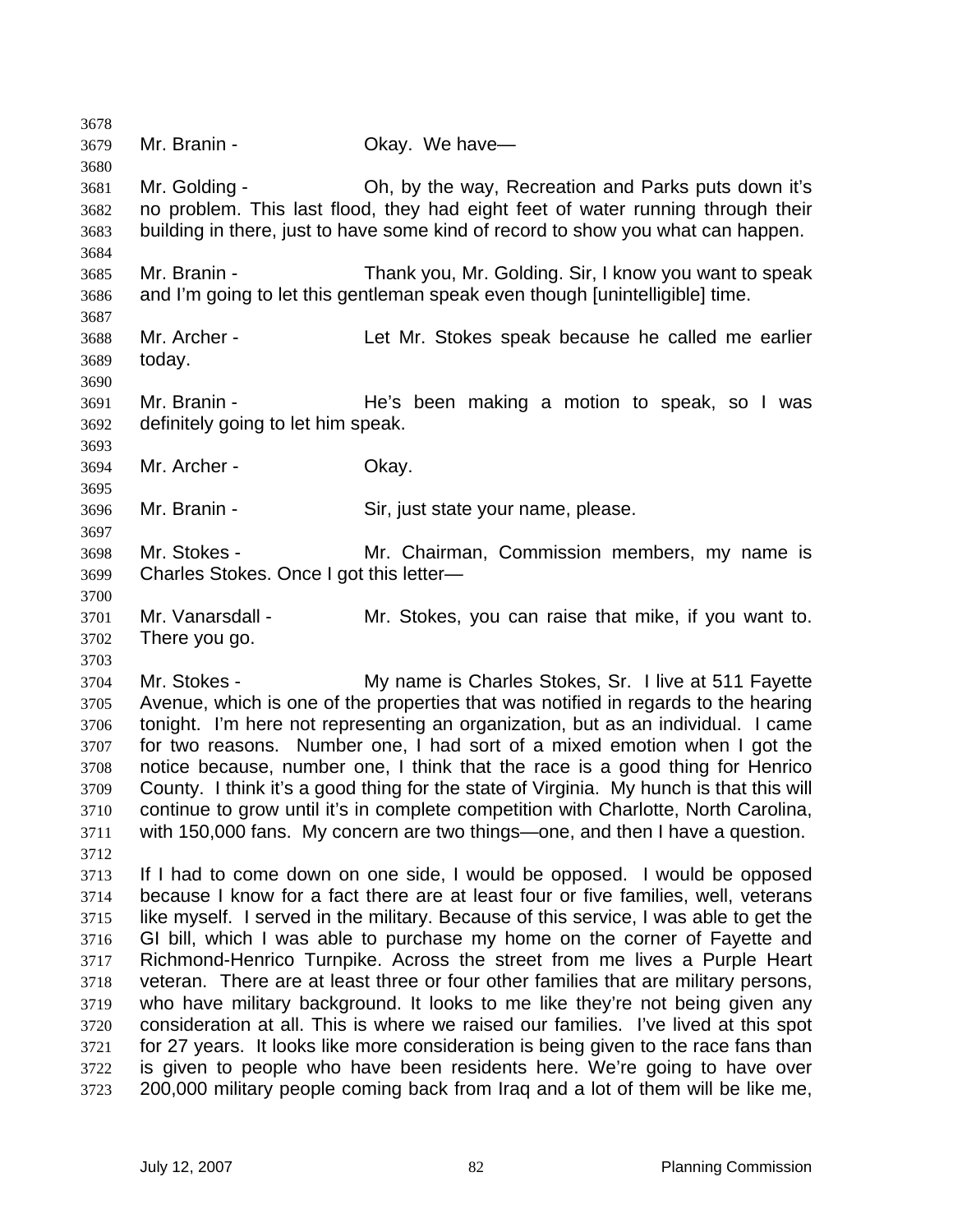Mr. Branin - Okay. We have—

Mr. Golding - Oh, by the way, Recreation and Parks puts down it's no problem. This last flood, they had eight feet of water running through their building in there, just to have some kind of record to show you what can happen.

Mr. Branin - Thank you, Mr. Golding. Sir, I know you want to speak and I'm going to let this gentleman speak even though [unintelligible] time.

Mr. Archer - Let Mr. Stokes speak because he called me earlier today.

Mr. Branin - He's been making a motion to speak, so I was definitely going to let him speak.

Mr. Archer - Okay.

Mr. Branin - Sir, just state your name, please.

Mr. Stokes - Mr. Chairman, Commission members, my name is Charles Stokes. Once I got this letter—

Mr. Vanarsdall - Mr. Stokes, you can raise that mike, if you want to. There you go.

Mr. Stokes - My name is Charles Stokes, Sr. I live at 511 Fayette Avenue, which is one of the properties that was notified in regards to the hearing tonight. I'm here not representing an organization, but as an individual. I came for two reasons. Number one, I had sort of a mixed emotion when I got the notice because, number one, I think that the race is a good thing for Henrico County. I think it's a good thing for the state of Virginia. My hunch is that this will continue to grow until it's in complete competition with Charlotte, North Carolina, with 150,000 fans. My concern are two things—one, and then I have a question.

If I had to come down on one side, I would be opposed. I would be opposed because I know for a fact there are at least four or five families, well, veterans like myself. I served in the military. Because of this service, I was able to get the GI bill, which I was able to purchase my home on the corner of Fayette and Richmond-Henrico Turnpike. Across the street from me lives a Purple Heart veteran. There are at least three or four other families that are military persons, who have military background. It looks to me like they're not being given any consideration at all. This is where we raised our families. I've lived at this spot for 27 years. It looks like more consideration is being given to the race fans than is given to people who have been residents here. We're going to have over 200,000 military people coming back from Iraq and a lot of them will be like me,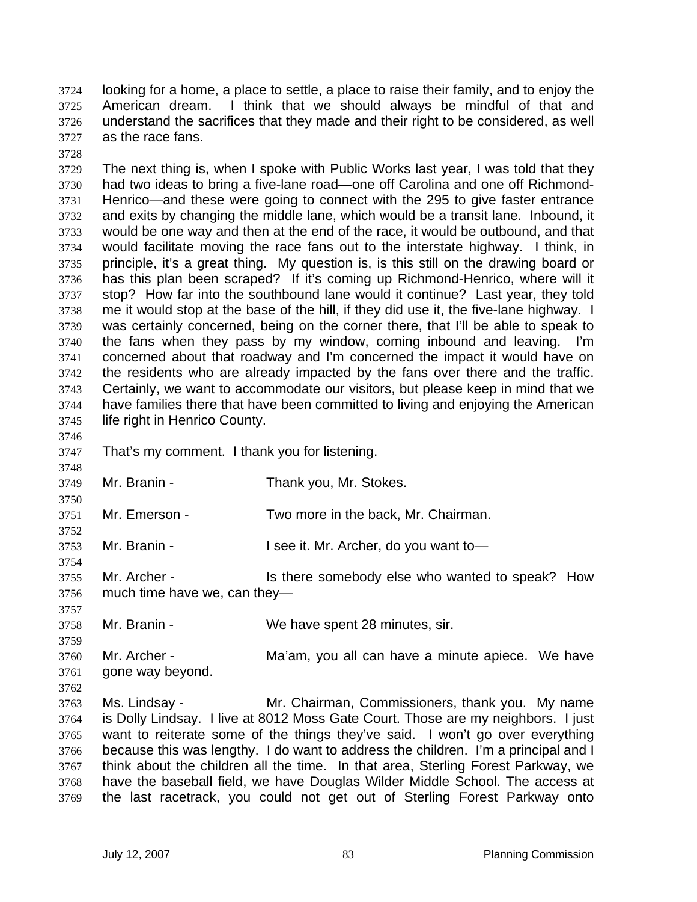looking for a home, a place to settle, a place to raise their family, and to enjoy the American dream. I think that we should always be mindful of that and understand the sacrifices that they made and their right to be considered, as well as the race fans.

The next thing is, when I spoke with Public Works last year, I was told that they had two ideas to bring a five-lane road—one off Carolina and one off Richmond-Henrico—and these were going to connect with the 295 to give faster entrance and exits by changing the middle lane, which would be a transit lane. Inbound, it would be one way and then at the end of the race, it would be outbound, and that would facilitate moving the race fans out to the interstate highway. I think, in principle, it's a great thing. My question is, is this still on the drawing board or has this plan been scraped? If it's coming up Richmond-Henrico, where will it stop? How far into the southbound lane would it continue? Last year, they told me it would stop at the base of the hill, if they did use it, the five-lane highway. I was certainly concerned, being on the corner there, that I'll be able to speak to the fans when they pass by my window, coming inbound and leaving. I'm concerned about that roadway and I'm concerned the impact it would have on the residents who are already impacted by the fans over there and the traffic. Certainly, we want to accommodate our visitors, but please keep in mind that we have families there that have been committed to living and enjoying the American life right in Henrico County.

That's my comment. I thank you for listening.

Mr. Branin - Thank you, Mr. Stokes.

Mr. Emerson - Two more in the back, Mr. Chairman.

Mr. Branin - I see it. Mr. Archer, do you want to—

Mr. Archer - Is there somebody else who wanted to speak? How much time have we, can they—

Mr. Branin - We have spent 28 minutes, sir.

Mr. Archer - Ma'am, you all can have a minute apiece. We have gone way beyond.

Ms. Lindsay - Mr. Chairman, Commissioners, thank you. My name is Dolly Lindsay. I live at 8012 Moss Gate Court. Those are my neighbors. I just want to reiterate some of the things they've said. I won't go over everything because this was lengthy. I do want to address the children. I'm a principal and I think about the children all the time. In that area, Sterling Forest Parkway, we have the baseball field, we have Douglas Wilder Middle School. The access at the last racetrack, you could not get out of Sterling Forest Parkway onto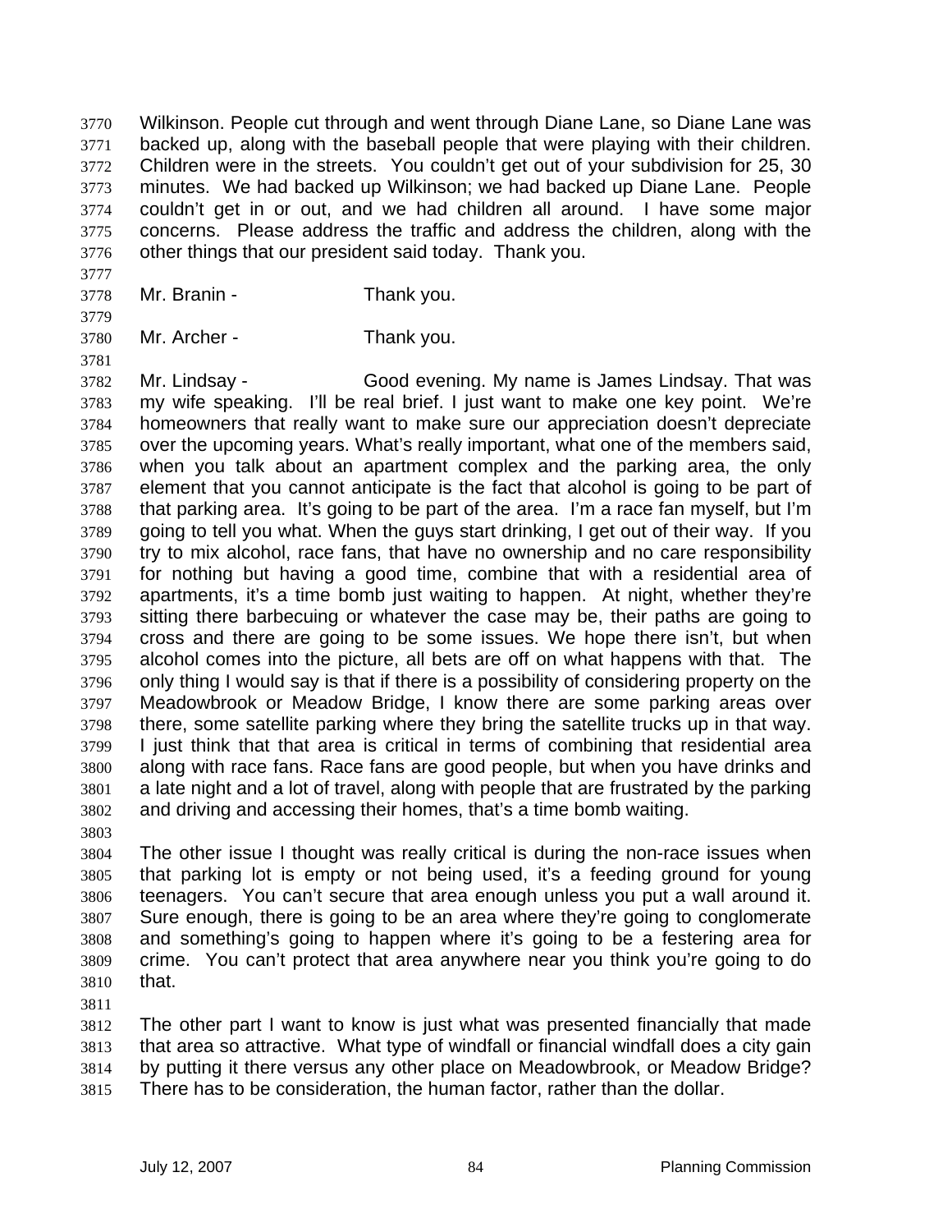Wilkinson. People cut through and went through Diane Lane, so Diane Lane was backed up, along with the baseball people that were playing with their children. Children were in the streets. You couldn't get out of your subdivision for 25, 30 minutes. We had backed up Wilkinson; we had backed up Diane Lane. People couldn't get in or out, and we had children all around. I have some major concerns. Please address the traffic and address the children, along with the other things that our president said today. Thank you.

Mr. Branin - Thank you.

Mr. Archer - Thank you.

Mr. Lindsay - Good evening. My name is James Lindsay. That was my wife speaking. I'll be real brief. I just want to make one key point. We're homeowners that really want to make sure our appreciation doesn't depreciate over the upcoming years. What's really important, what one of the members said, when you talk about an apartment complex and the parking area, the only element that you cannot anticipate is the fact that alcohol is going to be part of that parking area. It's going to be part of the area. I'm a race fan myself, but I'm going to tell you what. When the guys start drinking, I get out of their way. If you try to mix alcohol, race fans, that have no ownership and no care responsibility for nothing but having a good time, combine that with a residential area of apartments, it's a time bomb just waiting to happen. At night, whether they're sitting there barbecuing or whatever the case may be, their paths are going to cross and there are going to be some issues. We hope there isn't, but when alcohol comes into the picture, all bets are off on what happens with that. The only thing I would say is that if there is a possibility of considering property on the Meadowbrook or Meadow Bridge, I know there are some parking areas over there, some satellite parking where they bring the satellite trucks up in that way. I just think that that area is critical in terms of combining that residential area along with race fans. Race fans are good people, but when you have drinks and a late night and a lot of travel, along with people that are frustrated by the parking and driving and accessing their homes, that's a time bomb waiting.

The other issue I thought was really critical is during the non-race issues when that parking lot is empty or not being used, it's a feeding ground for young teenagers. You can't secure that area enough unless you put a wall around it. Sure enough, there is going to be an area where they're going to conglomerate and something's going to happen where it's going to be a festering area for crime. You can't protect that area anywhere near you think you're going to do that.

The other part I want to know is just what was presented financially that made that area so attractive. What type of windfall or financial windfall does a city gain by putting it there versus any other place on Meadowbrook, or Meadow Bridge? There has to be consideration, the human factor, rather than the dollar.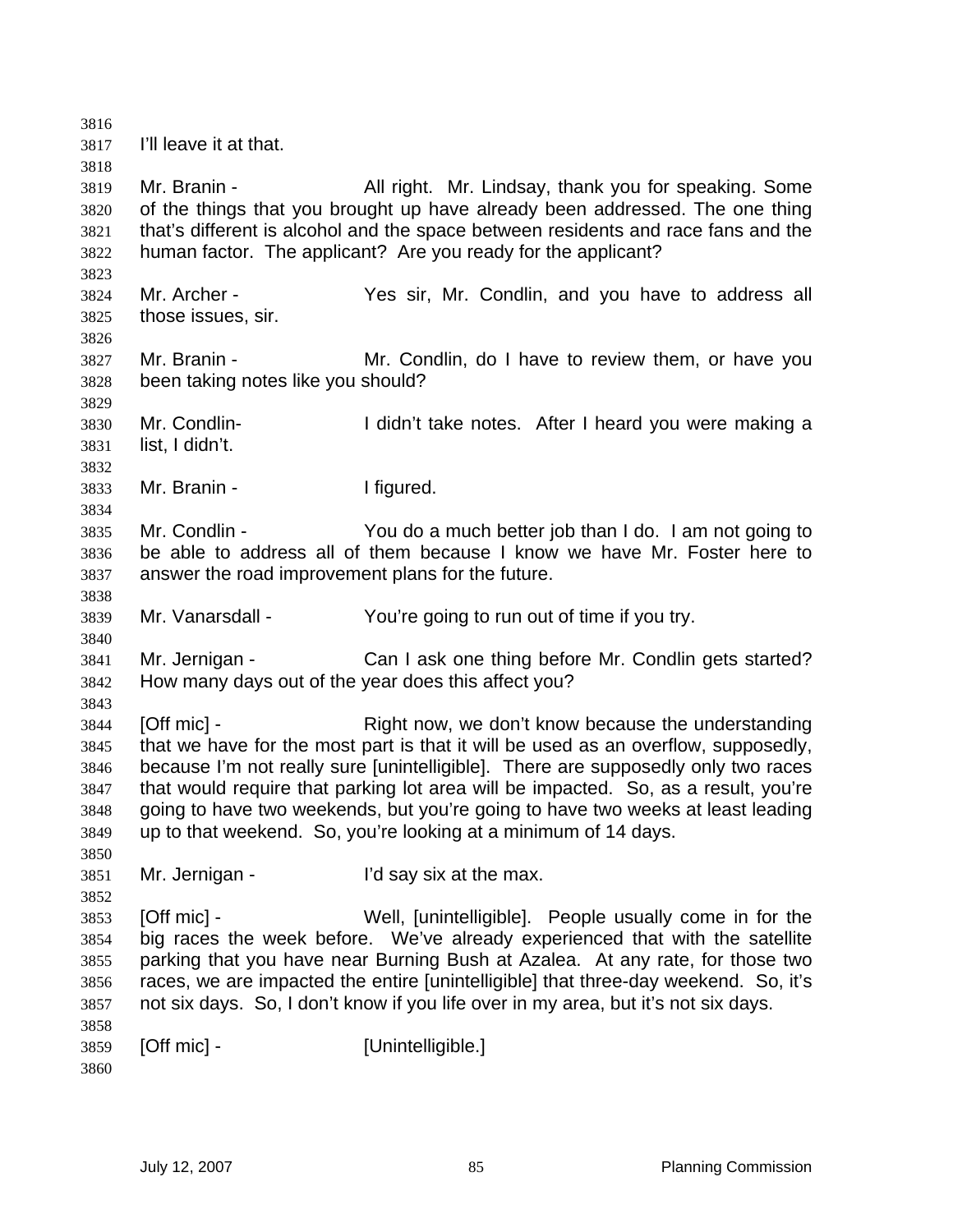I'll leave it at that.

Mr. Branin - All right. Mr. Lindsay, thank you for speaking. Some of the things that you brought up have already been addressed. The one thing that's different is alcohol and the space between residents and race fans and the human factor. The applicant? Are you ready for the applicant?

Mr. Archer - Yes sir, Mr. Condlin, and you have to address all those issues, sir.

Mr. Branin - Mr. Condlin, do I have to review them, or have you been taking notes like you should?

Mr. Condlin- I didn't take notes. After I heard you were making a list, I didn't.

Mr. Branin - I figured.

Mr. Condlin - You do a much better job than I do. I am not going to be able to address all of them because I know we have Mr. Foster here to answer the road improvement plans for the future.

Mr. Vanarsdall - You're going to run out of time if you try.

Mr. Jernigan - Can I ask one thing before Mr. Condlin gets started? How many days out of the year does this affect you?

[Off mic] - Right now, we don't know because the understanding that we have for the most part is that it will be used as an overflow, supposedly, because I'm not really sure [unintelligible]. There are supposedly only two races that would require that parking lot area will be impacted. So, as a result, you're going to have two weekends, but you're going to have two weeks at least leading up to that weekend. So, you're looking at a minimum of 14 days.

Mr. Jernigan - I'd say six at the max.

[Off mic] - Well, [unintelligible]. People usually come in for the big races the week before. We've already experienced that with the satellite parking that you have near Burning Bush at Azalea. At any rate, for those two races, we are impacted the entire [unintelligible] that three-day weekend. So, it's not six days. So, I don't know if you life over in my area, but it's not six days.

[Off mic] - [Unintelligible.]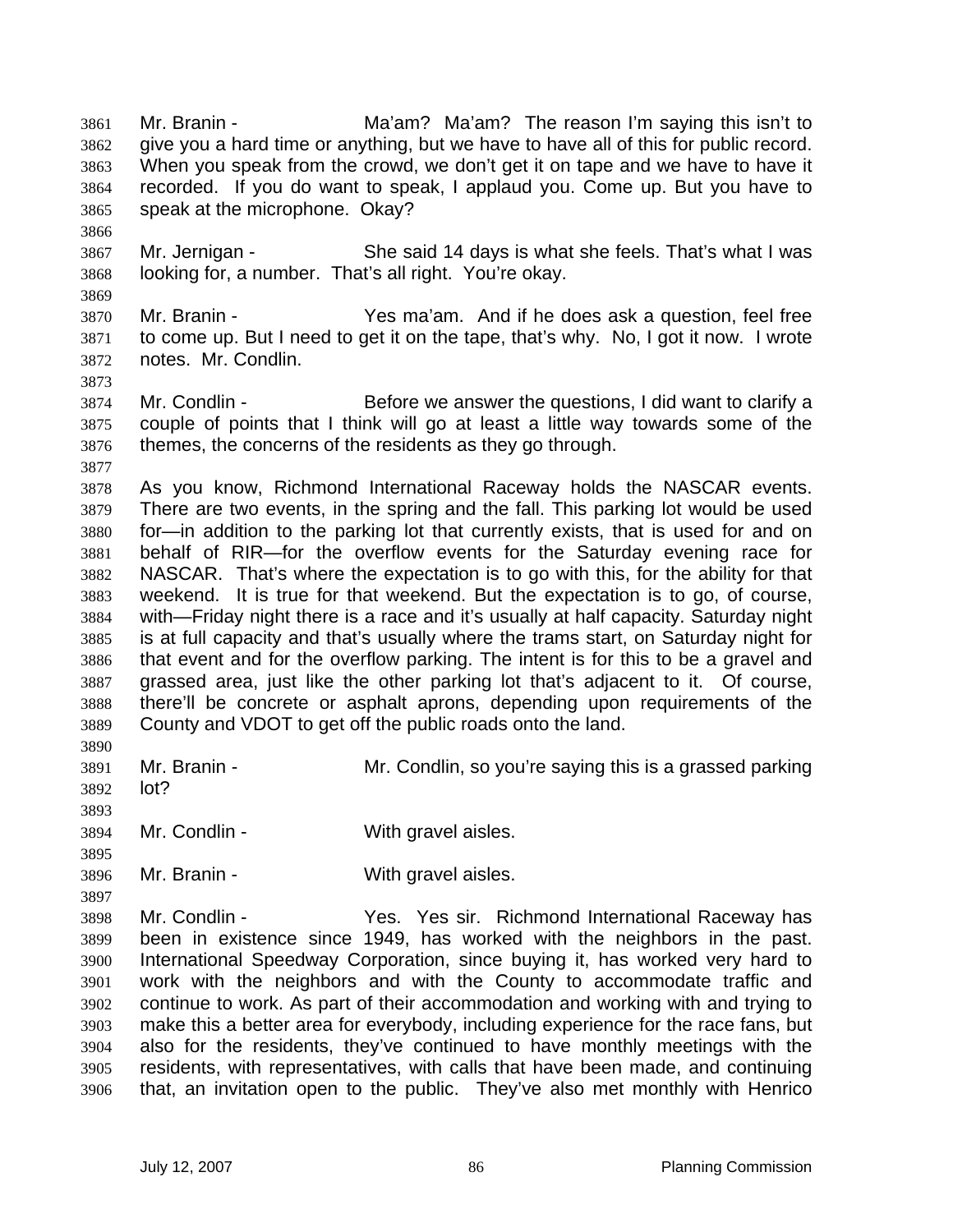Mr. Branin - Ma'am? Ma'am? The reason I'm saying this isn't to give you a hard time or anything, but we have to have all of this for public record. When you speak from the crowd, we don't get it on tape and we have to have it recorded. If you do want to speak, I applaud you. Come up. But you have to speak at the microphone. Okay?

Mr. Jernigan - She said 14 days is what she feels. That's what I was looking for, a number. That's all right. You're okay.

Mr. Branin - Yes ma'am. And if he does ask a question, feel free to come up. But I need to get it on the tape, that's why. No, I got it now. I wrote notes. Mr. Condlin.

Mr. Condlin - Before we answer the questions, I did want to clarify a couple of points that I think will go at least a little way towards some of the themes, the concerns of the residents as they go through.

As you know, Richmond International Raceway holds the NASCAR events. There are two events, in the spring and the fall. This parking lot would be used for—in addition to the parking lot that currently exists, that is used for and on behalf of RIR—for the overflow events for the Saturday evening race for NASCAR. That's where the expectation is to go with this, for the ability for that weekend. It is true for that weekend. But the expectation is to go, of course, with—Friday night there is a race and it's usually at half capacity. Saturday night is at full capacity and that's usually where the trams start, on Saturday night for that event and for the overflow parking. The intent is for this to be a gravel and grassed area, just like the other parking lot that's adjacent to it. Of course, there'll be concrete or asphalt aprons, depending upon requirements of the County and VDOT to get off the public roads onto the land.

Mr. Branin - Mr. Condlin, so you're saying this is a grassed parking lot?

Mr. Condlin - With gravel aisles.

Mr. Branin - With gravel aisles.

Mr. Condlin - Yes. Yes sir. Richmond International Raceway has been in existence since 1949, has worked with the neighbors in the past. International Speedway Corporation, since buying it, has worked very hard to work with the neighbors and with the County to accommodate traffic and continue to work. As part of their accommodation and working with and trying to make this a better area for everybody, including experience for the race fans, but also for the residents, they've continued to have monthly meetings with the residents, with representatives, with calls that have been made, and continuing that, an invitation open to the public. They've also met monthly with Henrico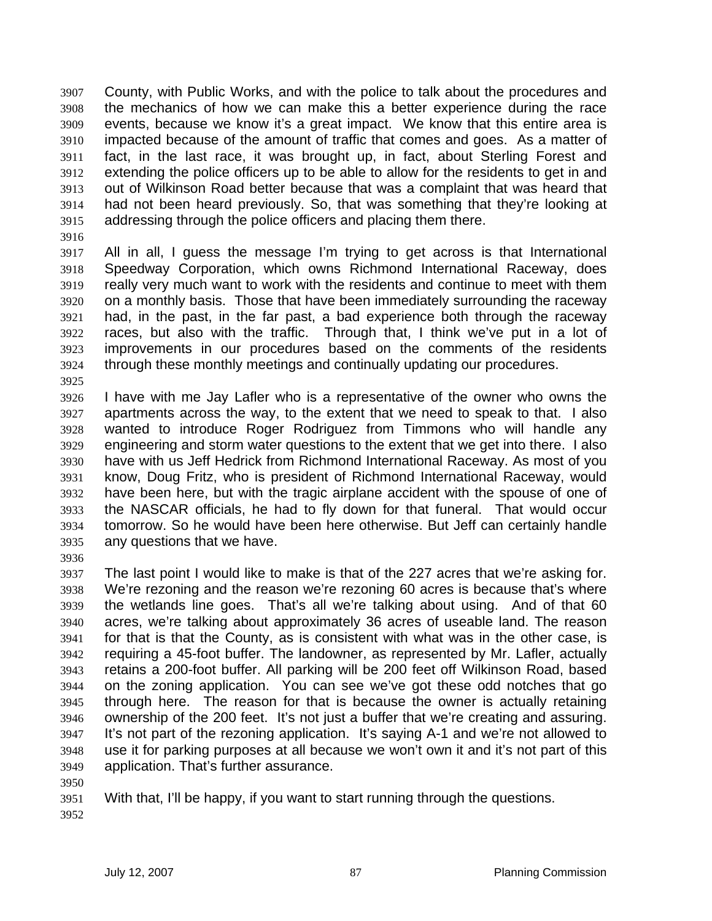County, with Public Works, and with the police to talk about the procedures and the mechanics of how we can make this a better experience during the race events, because we know it's a great impact. We know that this entire area is impacted because of the amount of traffic that comes and goes. As a matter of fact, in the last race, it was brought up, in fact, about Sterling Forest and extending the police officers up to be able to allow for the residents to get in and out of Wilkinson Road better because that was a complaint that was heard that had not been heard previously. So, that was something that they're looking at addressing through the police officers and placing them there.

All in all, I guess the message I'm trying to get across is that International Speedway Corporation, which owns Richmond International Raceway, does really very much want to work with the residents and continue to meet with them on a monthly basis. Those that have been immediately surrounding the raceway had, in the past, in the far past, a bad experience both through the raceway races, but also with the traffic. Through that, I think we've put in a lot of improvements in our procedures based on the comments of the residents through these monthly meetings and continually updating our procedures.

I have with me Jay Lafler who is a representative of the owner who owns the apartments across the way, to the extent that we need to speak to that. I also wanted to introduce Roger Rodriguez from Timmons who will handle any engineering and storm water questions to the extent that we get into there. I also have with us Jeff Hedrick from Richmond International Raceway. As most of you know, Doug Fritz, who is president of Richmond International Raceway, would have been here, but with the tragic airplane accident with the spouse of one of the NASCAR officials, he had to fly down for that funeral. That would occur tomorrow. So he would have been here otherwise. But Jeff can certainly handle any questions that we have.

The last point I would like to make is that of the 227 acres that we're asking for. We're rezoning and the reason we're rezoning 60 acres is because that's where the wetlands line goes. That's all we're talking about using. And of that 60 acres, we're talking about approximately 36 acres of useable land. The reason for that is that the County, as is consistent with what was in the other case, is requiring a 45-foot buffer. The landowner, as represented by Mr. Lafler, actually retains a 200-foot buffer. All parking will be 200 feet off Wilkinson Road, based on the zoning application. You can see we've got these odd notches that go through here. The reason for that is because the owner is actually retaining ownership of the 200 feet. It's not just a buffer that we're creating and assuring. It's not part of the rezoning application. It's saying A-1 and we're not allowed to use it for parking purposes at all because we won't own it and it's not part of this application. That's further assurance.

With that, I'll be happy, if you want to start running through the questions.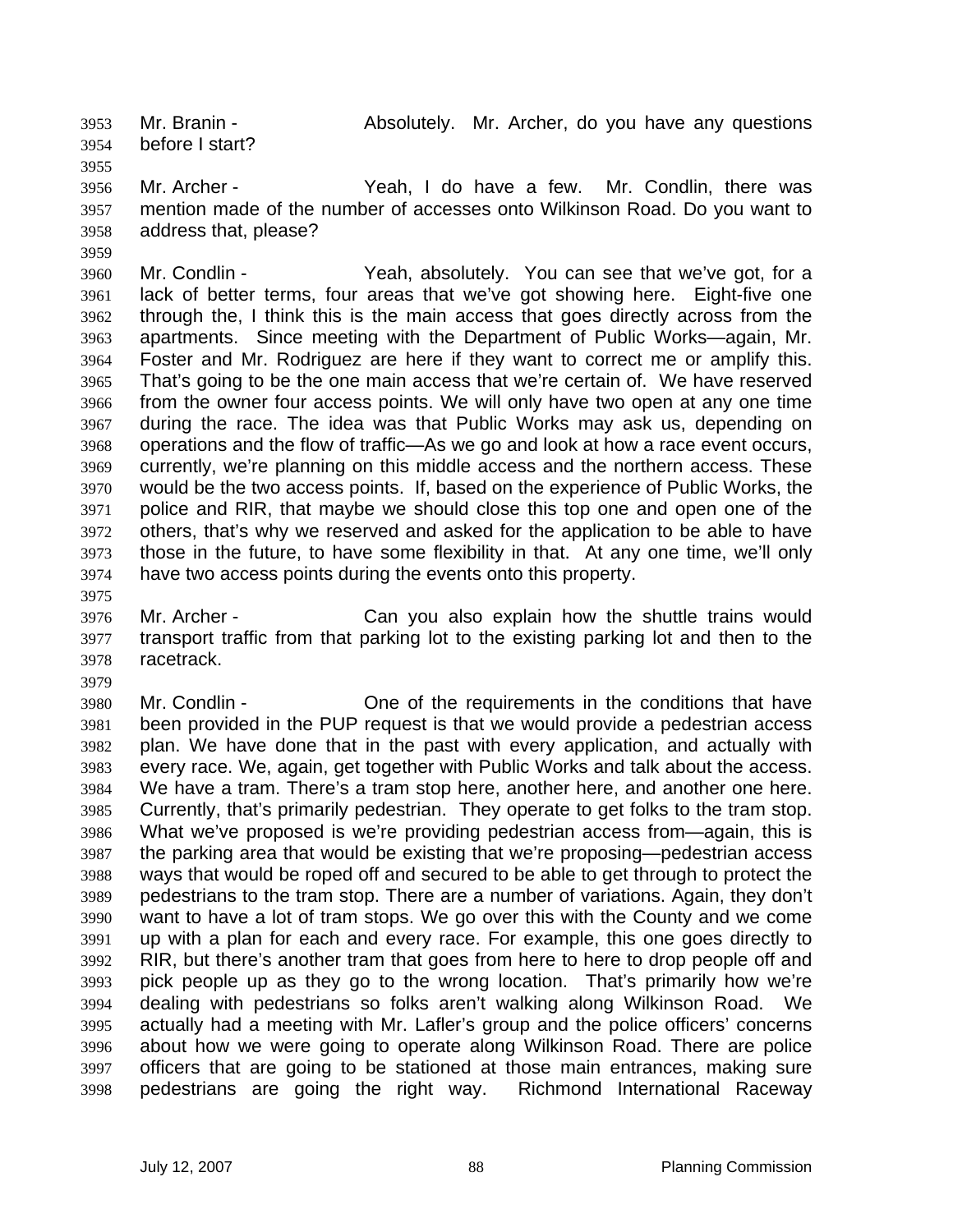Mr. Branin - Absolutely. Mr. Archer, do you have any questions before I start?

Mr. Archer - Yeah, I do have a few. Mr. Condlin, there was mention made of the number of accesses onto Wilkinson Road. Do you want to address that, please?

Mr. Condlin - Yeah, absolutely. You can see that we've got, for a lack of better terms, four areas that we've got showing here. Eight-five one through the, I think this is the main access that goes directly across from the apartments. Since meeting with the Department of Public Works—again, Mr. Foster and Mr. Rodriguez are here if they want to correct me or amplify this. That's going to be the one main access that we're certain of. We have reserved from the owner four access points. We will only have two open at any one time during the race. The idea was that Public Works may ask us, depending on operations and the flow of traffic—As we go and look at how a race event occurs, currently, we're planning on this middle access and the northern access. These would be the two access points. If, based on the experience of Public Works, the police and RIR, that maybe we should close this top one and open one of the others, that's why we reserved and asked for the application to be able to have those in the future, to have some flexibility in that. At any one time, we'll only have two access points during the events onto this property.

Mr. Archer - Can you also explain how the shuttle trains would transport traffic from that parking lot to the existing parking lot and then to the racetrack.

Mr. Condlin - One of the requirements in the conditions that have been provided in the PUP request is that we would provide a pedestrian access plan. We have done that in the past with every application, and actually with every race. We, again, get together with Public Works and talk about the access. We have a tram. There's a tram stop here, another here, and another one here. Currently, that's primarily pedestrian. They operate to get folks to the tram stop. What we've proposed is we're providing pedestrian access from—again, this is the parking area that would be existing that we're proposing—pedestrian access ways that would be roped off and secured to be able to get through to protect the pedestrians to the tram stop. There are a number of variations. Again, they don't want to have a lot of tram stops. We go over this with the County and we come up with a plan for each and every race. For example, this one goes directly to RIR, but there's another tram that goes from here to here to drop people off and pick people up as they go to the wrong location. That's primarily how we're dealing with pedestrians so folks aren't walking along Wilkinson Road. We actually had a meeting with Mr. Lafler's group and the police officers' concerns about how we were going to operate along Wilkinson Road. There are police officers that are going to be stationed at those main entrances, making sure pedestrians are going the right way. Richmond International Raceway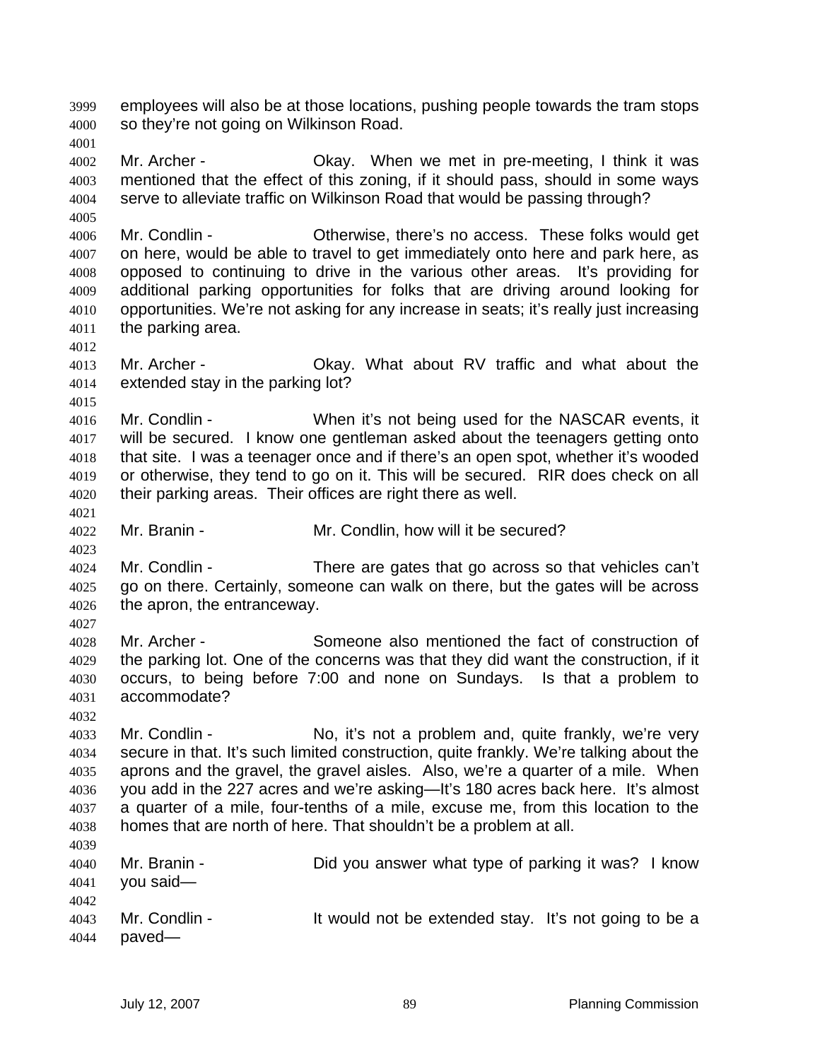employees will also be at those locations, pushing people towards the tram stops so they're not going on Wilkinson Road.

Mr. Archer - Okay. When we met in pre-meeting, I think it was mentioned that the effect of this zoning, if it should pass, should in some ways serve to alleviate traffic on Wilkinson Road that would be passing through?

Mr. Condlin - Otherwise, there's no access. These folks would get on here, would be able to travel to get immediately onto here and park here, as opposed to continuing to drive in the various other areas. It's providing for additional parking opportunities for folks that are driving around looking for opportunities. We're not asking for any increase in seats; it's really just increasing the parking area.

Mr. Archer - Okay. What about RV traffic and what about the extended stay in the parking lot?

Mr. Condlin - When it's not being used for the NASCAR events, it will be secured. I know one gentleman asked about the teenagers getting onto that site. I was a teenager once and if there's an open spot, whether it's wooded or otherwise, they tend to go on it. This will be secured. RIR does check on all their parking areas. Their offices are right there as well.

Mr. Branin - Mr. Condlin, how will it be secured?

Mr. Condlin - There are gates that go across so that vehicles can't go on there. Certainly, someone can walk on there, but the gates will be across the apron, the entranceway.

Mr. Archer - Someone also mentioned the fact of construction of the parking lot. One of the concerns was that they did want the construction, if it occurs, to being before 7:00 and none on Sundays. Is that a problem to accommodate?

Mr. Condlin - No, it's not a problem and, quite frankly, we're very secure in that. It's such limited construction, quite frankly. We're talking about the aprons and the gravel, the gravel aisles. Also, we're a quarter of a mile. When you add in the 227 acres and we're asking—It's 180 acres back here. It's almost a quarter of a mile, four-tenths of a mile, excuse me, from this location to the homes that are north of here. That shouldn't be a problem at all.

Mr. Branin - Did you answer what type of parking it was? I know you said—

Mr. Condlin - It would not be extended stay. It's not going to be a paved—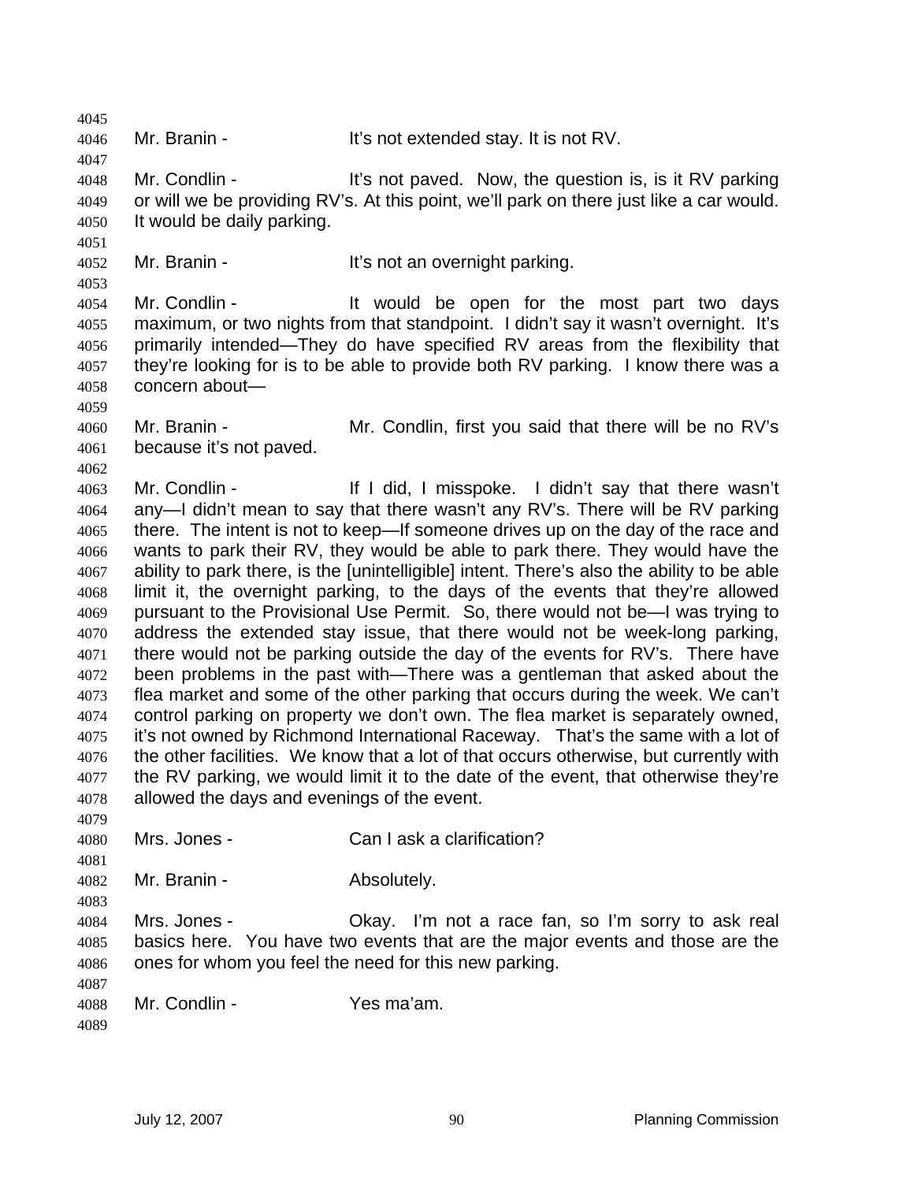Mr. Branin - It's not extended stay. It is not RV.

Mr. Condlin - It's not paved. Now, the question is, is it RV parking or will we be providing RV's. At this point, we'll park on there just like a car would. It would be daily parking.

Mr. Branin - It's not an overnight parking.

Mr. Condlin - It would be open for the most part two days maximum, or two nights from that standpoint. I didn't say it wasn't overnight. It's primarily intended—They do have specified RV areas from the flexibility that they're looking for is to be able to provide both RV parking. I know there was a concern about—

Mr. Branin - Mr. Condlin, first you said that there will be no RV's because it's not paved.

Mr. Condlin - If I did, I misspoke. I didn't say that there wasn't any—I didn't mean to say that there wasn't any RV's. There will be RV parking there. The intent is not to keep—If someone drives up on the day of the race and wants to park their RV, they would be able to park there. They would have the ability to park there, is the [unintelligible] intent. There's also the ability to be able limit it, the overnight parking, to the days of the events that they're allowed pursuant to the Provisional Use Permit. So, there would not be—I was trying to address the extended stay issue, that there would not be week-long parking, there would not be parking outside the day of the events for RV's. There have been problems in the past with—There was a gentleman that asked about the flea market and some of the other parking that occurs during the week. We can't control parking on property we don't own. The flea market is separately owned, it's not owned by Richmond International Raceway. That's the same with a lot of the other facilities. We know that a lot of that occurs otherwise, but currently with the RV parking, we would limit it to the date of the event, that otherwise they're allowed the days and evenings of the event.

Mrs. Jones - Can I ask a clarification?

Mr. Branin - Absolutely.

Mrs. Jones - Okay. I'm not a race fan, so I'm sorry to ask real basics here. You have two events that are the major events and those are the ones for whom you feel the need for this new parking.

Mr. Condlin - Yes ma'am.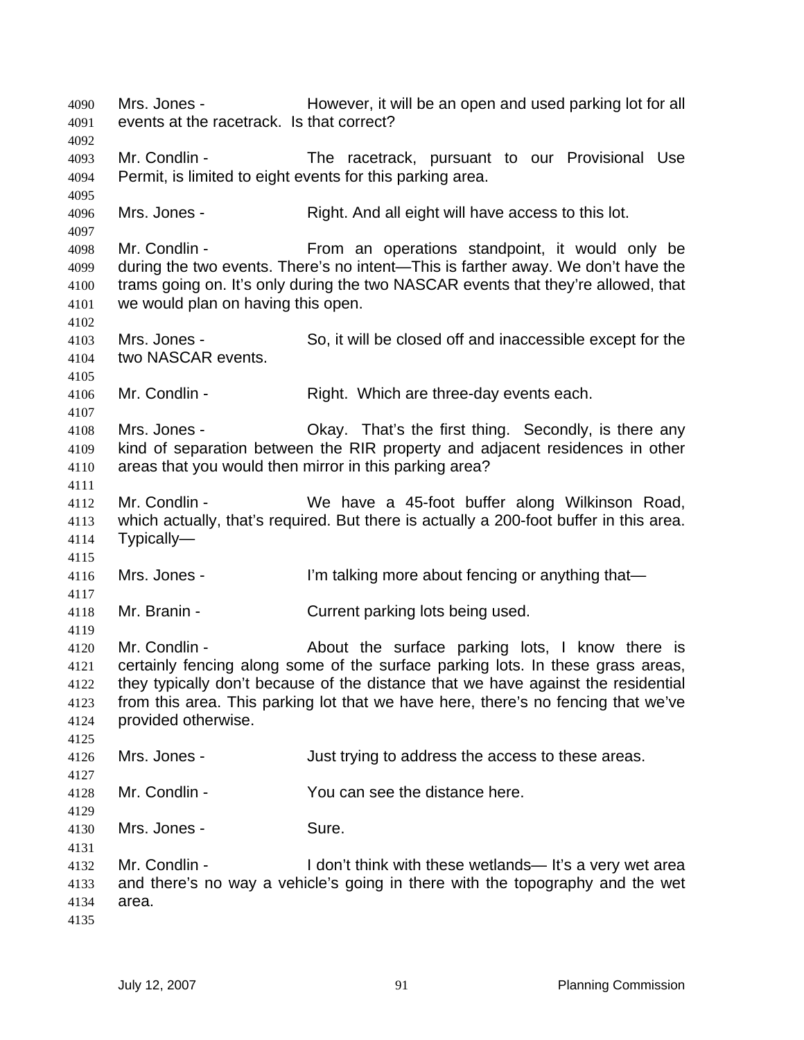Mrs. Jones - However, it will be an open and used parking lot for all events at the racetrack. Is that correct?

Mr. Condlin - The racetrack, pursuant to our Provisional Use Permit, is limited to eight events for this parking area.

Mrs. Jones - Right. And all eight will have access to this lot.

Mr. Condlin - From an operations standpoint, it would only be during the two events. There's no intent—This is farther away. We don't have the trams going on. It's only during the two NASCAR events that they're allowed, that we would plan on having this open.

Mrs. Jones - So, it will be closed off and inaccessible except for the two NASCAR events.

Mr. Condlin - Right. Which are three-day events each.

Mrs. Jones - Okay. That's the first thing. Secondly, is there any kind of separation between the RIR property and adjacent residences in other areas that you would then mirror in this parking area?

Mr. Condlin - We have a 45-foot buffer along Wilkinson Road, which actually, that's required. But there is actually a 200-foot buffer in this area. Typically—

Mrs. Jones - I'm talking more about fencing or anything that—

Mr. Branin - Current parking lots being used.

Mr. Condlin - About the surface parking lots, I know there is certainly fencing along some of the surface parking lots. In these grass areas, they typically don't because of the distance that we have against the residential from this area. This parking lot that we have here, there's no fencing that we've provided otherwise.

Mrs. Jones - Just trying to address the access to these areas.

Mr. Condlin - You can see the distance here.

Mrs. Jones - Sure.

Mr. Condlin - I don't think with these wetlands— It's a very wet area and there's no way a vehicle's going in there with the topography and the wet area.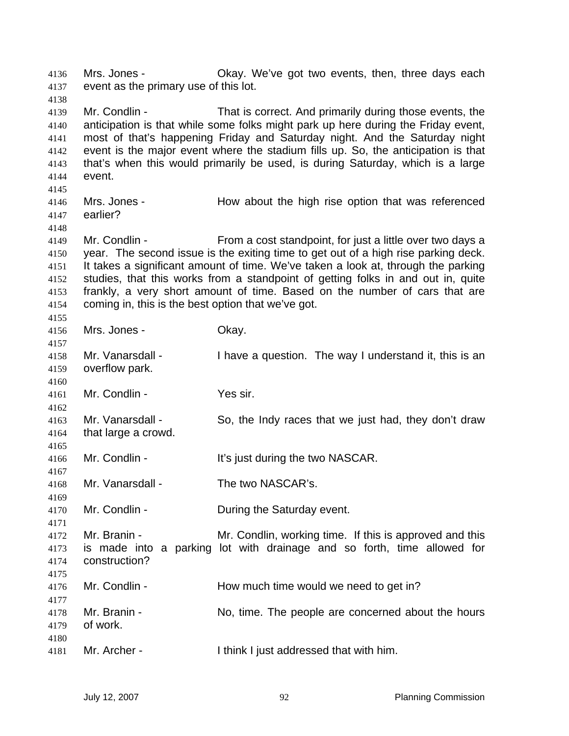Mrs. Jones - Okay. We've got two events, then, three days each event as the primary use of this lot.

Mr. Condlin - That is correct. And primarily during those events, the anticipation is that while some folks might park up here during the Friday event, most of that's happening Friday and Saturday night. And the Saturday night event is the major event where the stadium fills up. So, the anticipation is that that's when this would primarily be used, is during Saturday, which is a large event.

Mrs. Jones - How about the high rise option that was referenced earlier?

Mr. Condlin - From a cost standpoint, for just a little over two days a year. The second issue is the exiting time to get out of a high rise parking deck. It takes a significant amount of time. We've taken a look at, through the parking studies, that this works from a standpoint of getting folks in and out in, quite frankly, a very short amount of time. Based on the number of cars that are coming in, this is the best option that we've got.

Mrs. Jones - Okay.

Mr. Vanarsdall - I have a question. The way I understand it, this is an overflow park.

Mr. Condlin - Yes sir.

Mr. Vanarsdall - So, the Indy races that we just had, they don't draw that large a crowd.

Mr. Condlin - It's just during the two NASCAR.

Mr. Vanarsdall - The two NASCAR's.

Mr. Condlin - During the Saturday event.

Mr. Branin - Mr. Condlin, working time. If this is approved and this is made into a parking lot with drainage and so forth, time allowed for construction?

Mr. Condlin - How much time would we need to get in?

Mr. Branin - No, time. The people are concerned about the hours of work.

Mr. Archer - I think I just addressed that with him.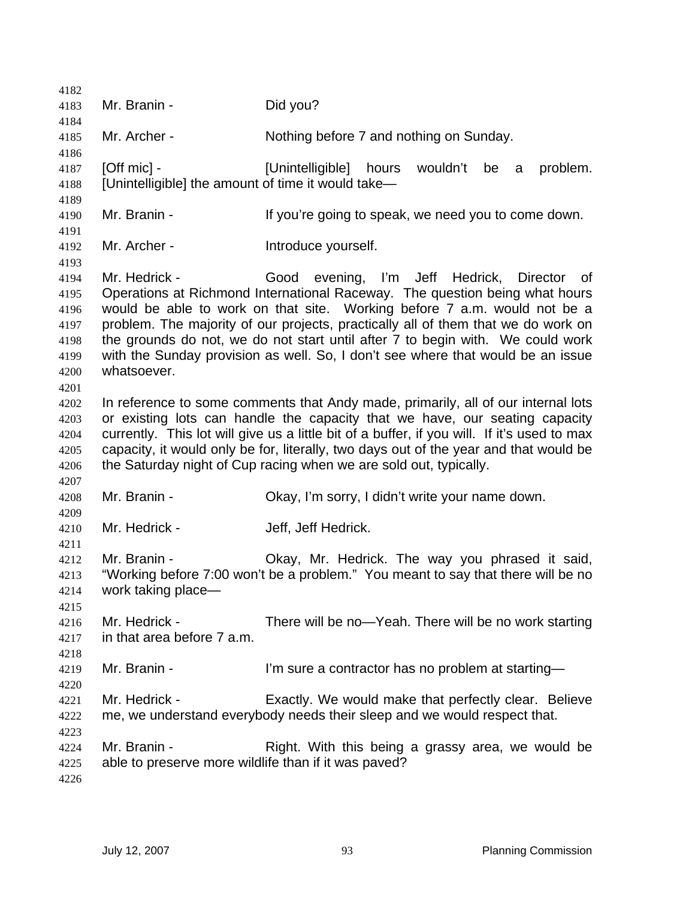Mr. Branin - Did you?

Mr. Archer - Nothing before 7 and nothing on Sunday.

[Off mic] - [Unintelligible] hours wouldn't be a problem. [Unintelligible] the amount of time it would take—

Mr. Branin - If you're going to speak, we need you to come down.

Mr. Archer - Introduce yourself.

Mr. Hedrick - Good evening, I'm Jeff Hedrick, Director of Operations at Richmond International Raceway. The question being what hours would be able to work on that site. Working before 7 a.m. would not be a problem. The majority of our projects, practically all of them that we do work on the grounds do not, we do not start until after 7 to begin with. We could work with the Sunday provision as well. So, I don't see where that would be an issue whatsoever.

In reference to some comments that Andy made, primarily, all of our internal lots or existing lots can handle the capacity that we have, our seating capacity currently. This lot will give us a little bit of a buffer, if you will. If it's used to max capacity, it would only be for, literally, two days out of the year and that would be the Saturday night of Cup racing when we are sold out, typically.

Mr. Branin - Okay, I'm sorry, I didn't write your name down.

Mr. Hedrick - Jeff, Jeff Hedrick.

Mr. Branin - Okay, Mr. Hedrick. The way you phrased it said, "Working before 7:00 won't be a problem." You meant to say that there will be no work taking place—

Mr. Hedrick - There will be no—Yeah. There will be no work starting in that area before 7 a.m.

Mr. Branin - I'm sure a contractor has no problem at starting—

Mr. Hedrick - Exactly. We would make that perfectly clear. Believe me, we understand everybody needs their sleep and we would respect that.

Mr. Branin - Right. With this being a grassy area, we would be able to preserve more wildlife than if it was paved?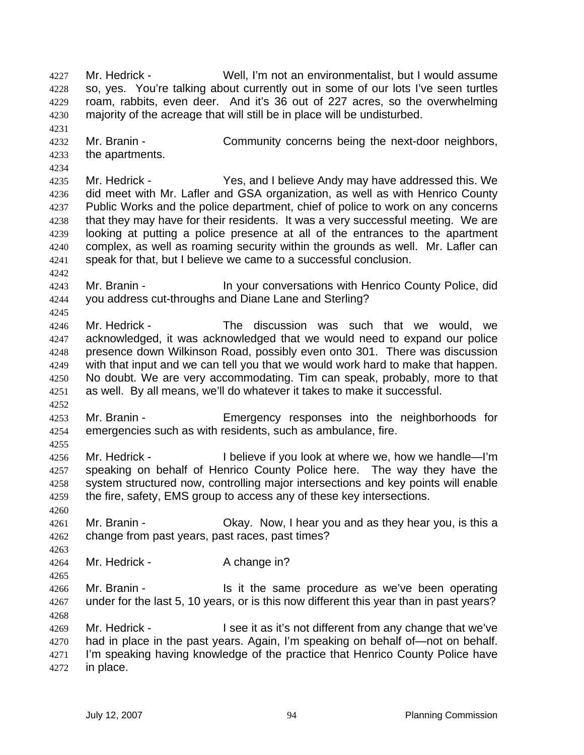Mr. Hedrick - Well, I'm not an environmentalist, but I would assume so, yes. You're talking about currently out in some of our lots I've seen turtles roam, rabbits, even deer. And it's 36 out of 227 acres, so the overwhelming majority of the acreage that will still be in place will be undisturbed.

Mr. Branin - Community concerns being the next-door neighbors, the apartments.

Mr. Hedrick - Yes, and I believe Andy may have addressed this. We did meet with Mr. Lafler and GSA organization, as well as with Henrico County Public Works and the police department, chief of police to work on any concerns that they may have for their residents. It was a very successful meeting. We are looking at putting a police presence at all of the entrances to the apartment complex, as well as roaming security within the grounds as well. Mr. Lafler can speak for that, but I believe we came to a successful conclusion.

Mr. Branin - In your conversations with Henrico County Police, did you address cut-throughs and Diane Lane and Sterling?

Mr. Hedrick - The discussion was such that we would, we acknowledged, it was acknowledged that we would need to expand our police presence down Wilkinson Road, possibly even onto 301. There was discussion with that input and we can tell you that we would work hard to make that happen. No doubt. We are very accommodating. Tim can speak, probably, more to that as well. By all means, we'll do whatever it takes to make it successful.

Mr. Branin - Emergency responses into the neighborhoods for emergencies such as with residents, such as ambulance, fire.

Mr. Hedrick - I believe if you look at where we, how we handle—I'm speaking on behalf of Henrico County Police here. The way they have the system structured now, controlling major intersections and key points will enable the fire, safety, EMS group to access any of these key intersections.

Mr. Branin - Okay. Now, I hear you and as they hear you, is this a change from past years, past races, past times?

Mr. Hedrick - A change in?

Mr. Branin - Is it the same procedure as we've been operating under for the last 5, 10 years, or is this now different this year than in past years?

Mr. Hedrick - I see it as it's not different from any change that we've had in place in the past years. Again, I'm speaking on behalf of—not on behalf. I'm speaking having knowledge of the practice that Henrico County Police have in place.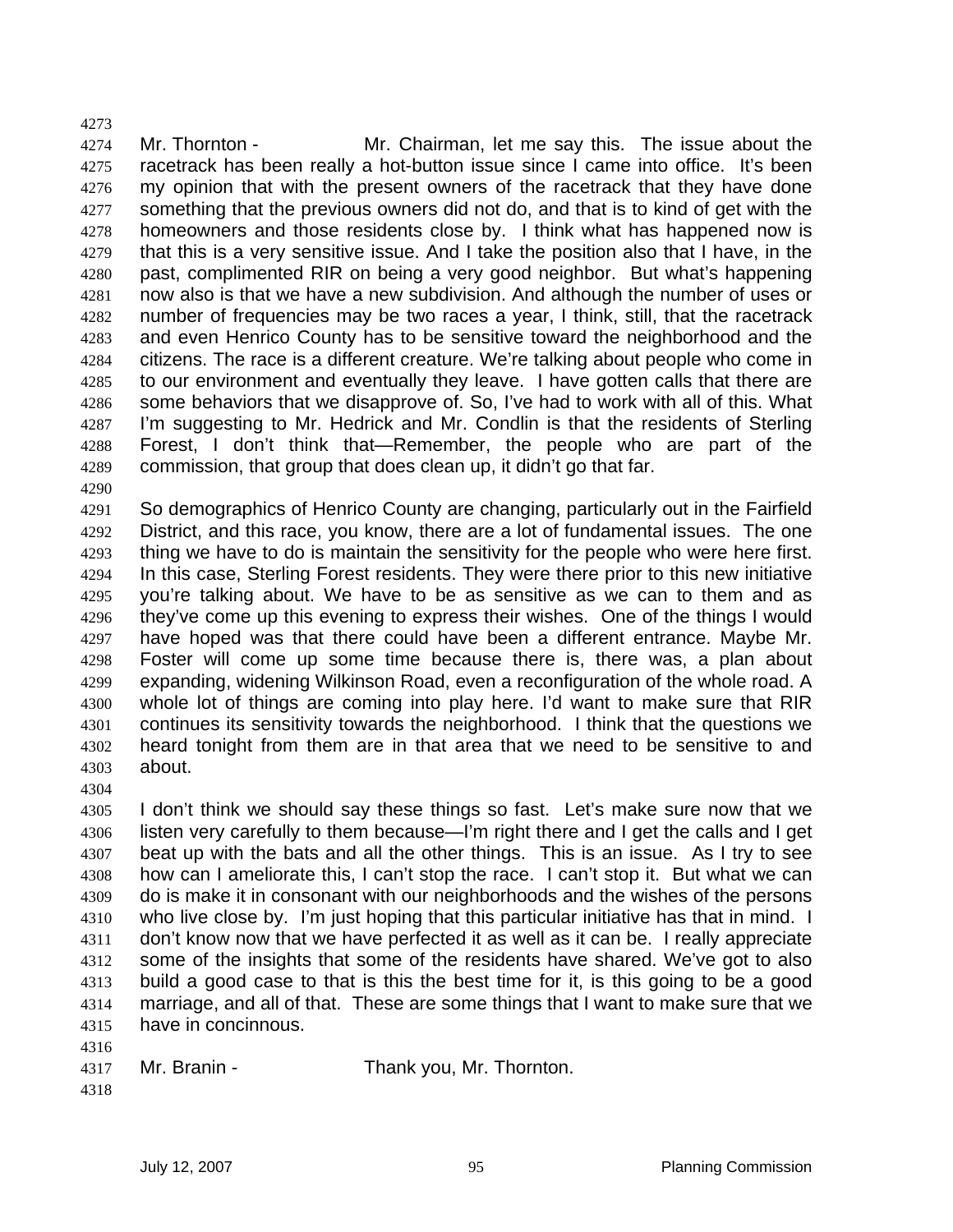Mr. Thornton - Mr. Chairman, let me say this. The issue about the racetrack has been really a hot-button issue since I came into office. It's been my opinion that with the present owners of the racetrack that they have done something that the previous owners did not do, and that is to kind of get with the homeowners and those residents close by. I think what has happened now is that this is a very sensitive issue. And I take the position also that I have, in the past, complimented RIR on being a very good neighbor. But what's happening now also is that we have a new subdivision. And although the number of uses or number of frequencies may be two races a year, I think, still, that the racetrack and even Henrico County has to be sensitive toward the neighborhood and the citizens. The race is a different creature. We're talking about people who come in to our environment and eventually they leave. I have gotten calls that there are some behaviors that we disapprove of. So, I've had to work with all of this. What I'm suggesting to Mr. Hedrick and Mr. Condlin is that the residents of Sterling Forest, I don't think that—Remember, the people who are part of the commission, that group that does clean up, it didn't go that far.

So demographics of Henrico County are changing, particularly out in the Fairfield District, and this race, you know, there are a lot of fundamental issues. The one thing we have to do is maintain the sensitivity for the people who were here first. In this case, Sterling Forest residents. They were there prior to this new initiative you're talking about. We have to be as sensitive as we can to them and as they've come up this evening to express their wishes. One of the things I would have hoped was that there could have been a different entrance. Maybe Mr. Foster will come up some time because there is, there was, a plan about expanding, widening Wilkinson Road, even a reconfiguration of the whole road. A whole lot of things are coming into play here. I'd want to make sure that RIR continues its sensitivity towards the neighborhood. I think that the questions we heard tonight from them are in that area that we need to be sensitive to and about.

I don't think we should say these things so fast. Let's make sure now that we listen very carefully to them because—I'm right there and I get the calls and I get beat up with the bats and all the other things. This is an issue. As I try to see how can I ameliorate this, I can't stop the race. I can't stop it. But what we can do is make it in consonant with our neighborhoods and the wishes of the persons who live close by. I'm just hoping that this particular initiative has that in mind. I don't know now that we have perfected it as well as it can be. I really appreciate some of the insights that some of the residents have shared. We've got to also build a good case to that is this the best time for it, is this going to be a good marriage, and all of that. These are some things that I want to make sure that we have in concinnous.

Mr. Branin - Thank you, Mr. Thornton.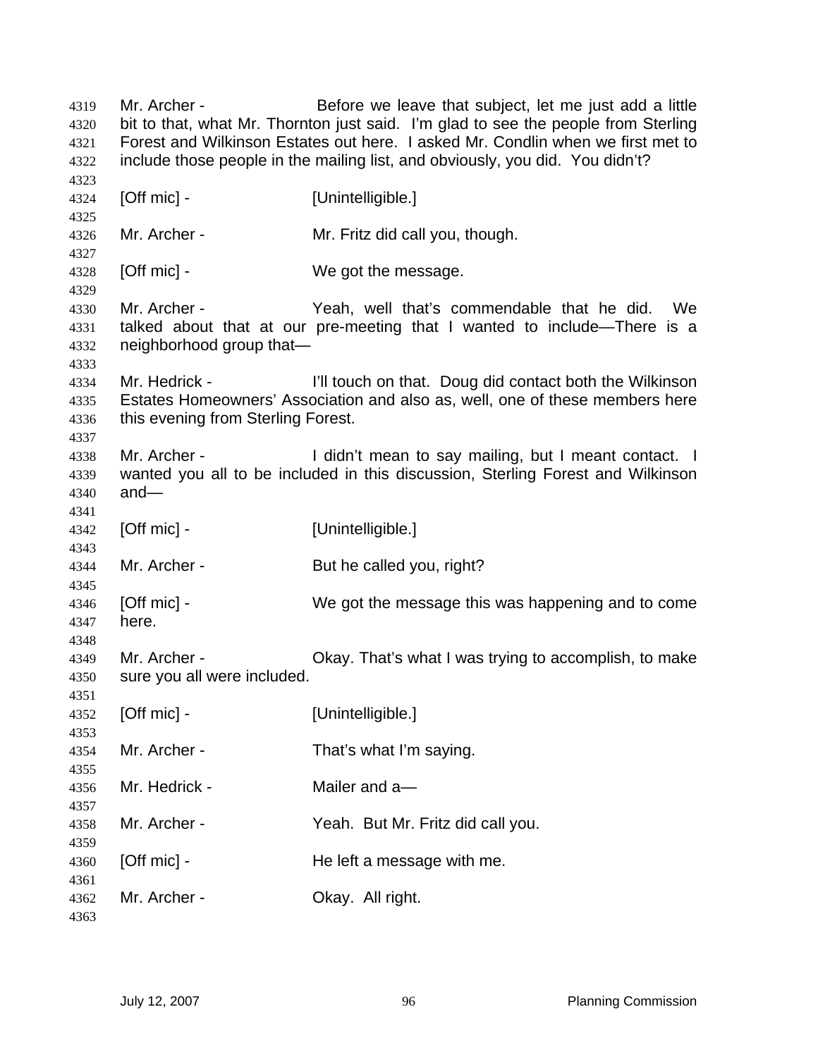Mr. Archer - Before we leave that subject, let me just add a little bit to that, what Mr. Thornton just said. I'm glad to see the people from Sterling Forest and Wilkinson Estates out here. I asked Mr. Condlin when we first met to include those people in the mailing list, and obviously, you did. You didn't?

[Off mic] - [Unintelligible.]

Mr. Archer - Mr. Fritz did call you, though.

[Off mic] - We got the message.

Mr. Archer - Yeah, well that's commendable that he did. We talked about that at our pre-meeting that I wanted to include—There is a neighborhood group that—

Mr. Hedrick - I'll touch on that. Doug did contact both the Wilkinson Estates Homeowners' Association and also as, well, one of these members here this evening from Sterling Forest.

Mr. Archer - I didn't mean to say mailing, but I meant contact. I wanted you all to be included in this discussion, Sterling Forest and Wilkinson and—

[Off mic] - [Unintelligible.]

Mr. Archer - But he called you, right?

[Off mic] - We got the message this was happening and to come here.

Mr. Archer - Okay. That's what I was trying to accomplish, to make sure you all were included.

[Off mic] - [Unintelligible.]

Mr. Archer - That's what I'm saying.

Mr. Hedrick - Mailer and a—

Mr. Archer - Yeah. But Mr. Fritz did call you.

[Off mic] - He left a message with me.

Mr. Archer - Okay. All right.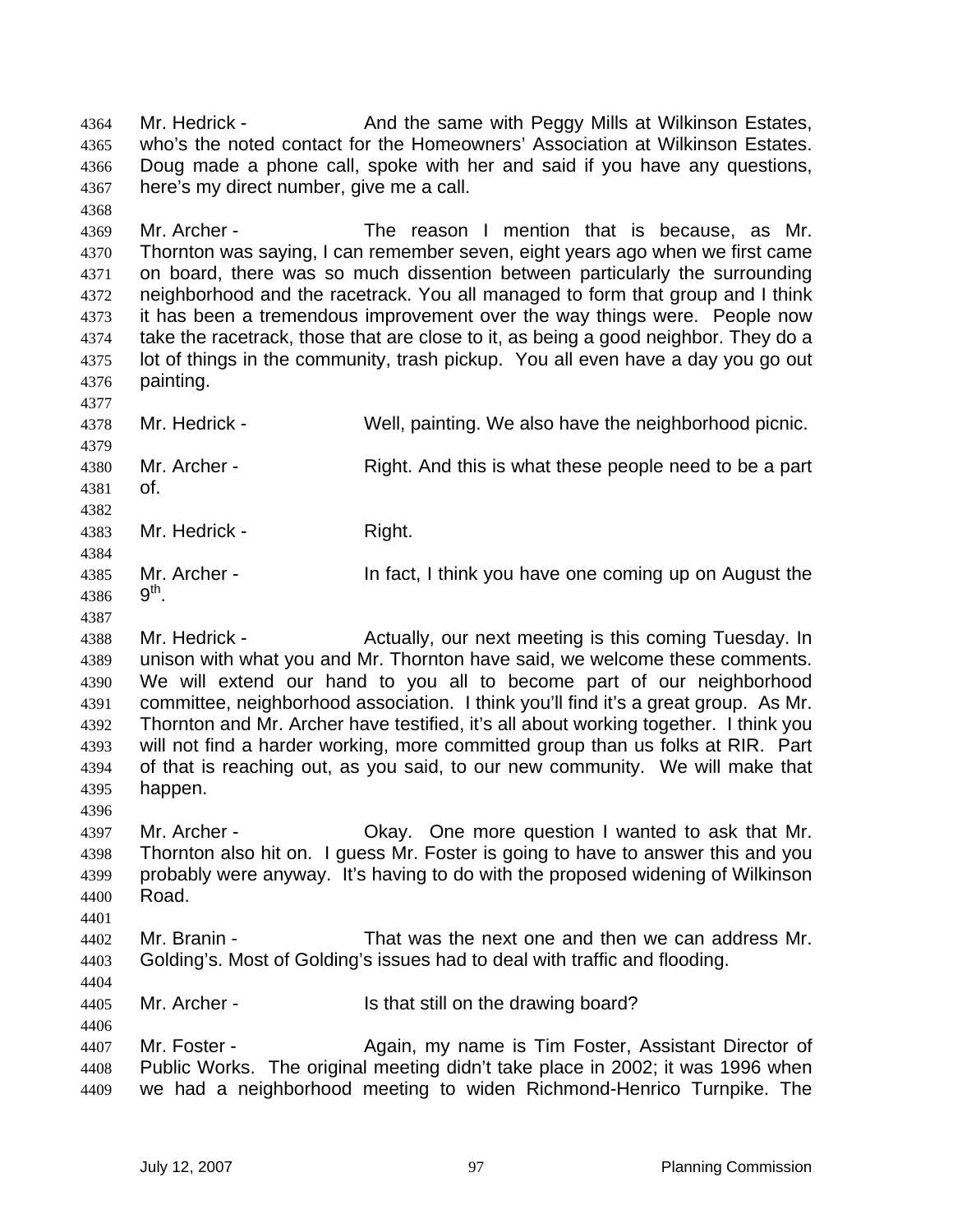Mr. Hedrick - And the same with Peggy Mills at Wilkinson Estates, who's the noted contact for the Homeowners' Association at Wilkinson Estates. Doug made a phone call, spoke with her and said if you have any questions, here's my direct number, give me a call.

Mr. Archer - The reason I mention that is because, as Mr. Thornton was saying, I can remember seven, eight years ago when we first came on board, there was so much dissention between particularly the surrounding neighborhood and the racetrack. You all managed to form that group and I think it has been a tremendous improvement over the way things were. People now take the racetrack, those that are close to it, as being a good neighbor. They do a lot of things in the community, trash pickup. You all even have a day you go out painting.

Mr. Hedrick - Well, painting. We also have the neighborhood picnic.

Mr. Archer - Right. And this is what these people need to be a part of.

Mr. Hedrick - Right.

Mr. Archer - In fact, I think you have one coming up on August the 9th.

Mr. Hedrick - Actually, our next meeting is this coming Tuesday. In unison with what you and Mr. Thornton have said, we welcome these comments. We will extend our hand to you all to become part of our neighborhood committee, neighborhood association. I think you'll find it's a great group. As Mr. Thornton and Mr. Archer have testified, it's all about working together. I think you will not find a harder working, more committed group than us folks at RIR. Part of that is reaching out, as you said, to our new community. We will make that happen.

Mr. Archer - Okay. One more question I wanted to ask that Mr. Thornton also hit on. I guess Mr. Foster is going to have to answer this and you probably were anyway. It's having to do with the proposed widening of Wilkinson Road.

Mr. Branin - That was the next one and then we can address Mr. Golding's. Most of Golding's issues had to deal with traffic and flooding.

Mr. Archer - Is that still on the drawing board?

Mr. Foster - Again, my name is Tim Foster, Assistant Director of Public Works. The original meeting didn't take place in 2002; it was 1996 when we had a neighborhood meeting to widen Richmond-Henrico Turnpike. The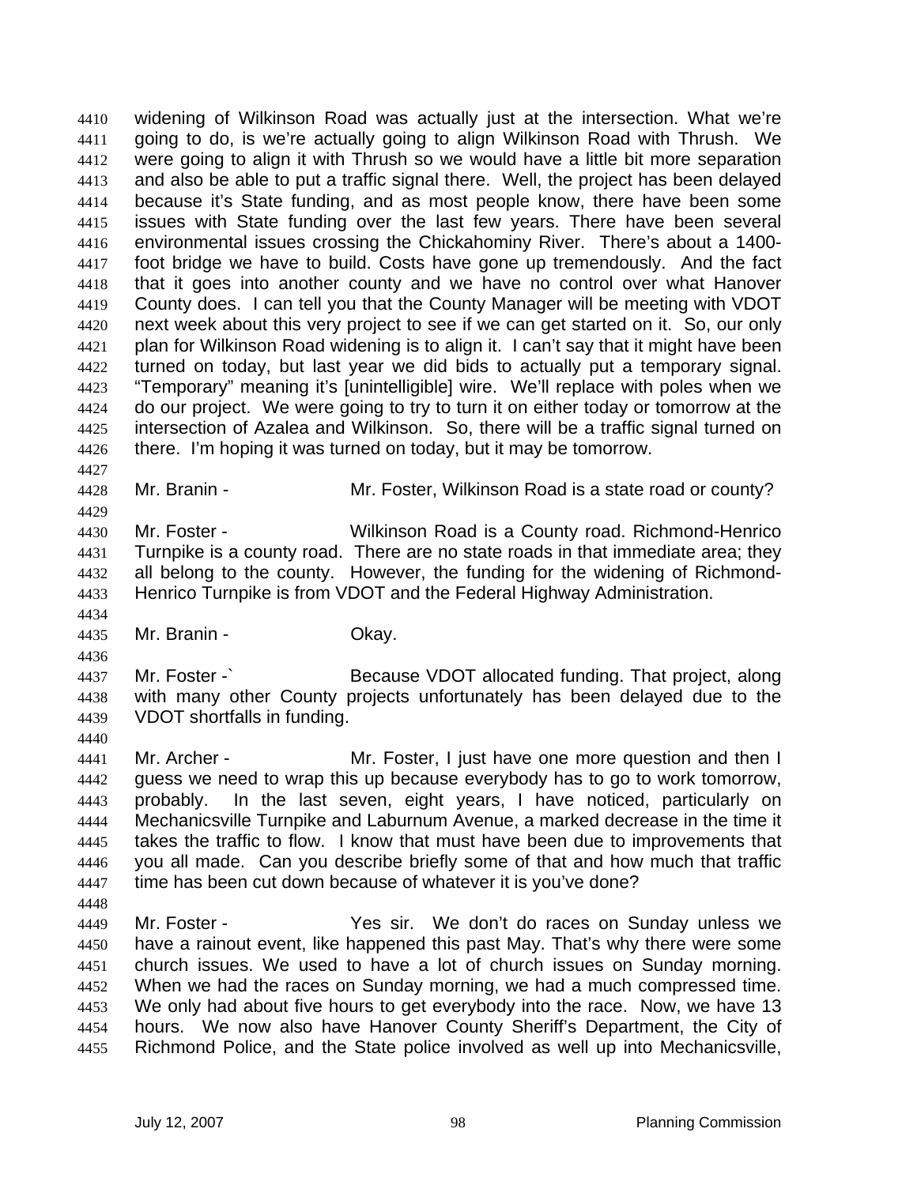widening of Wilkinson Road was actually just at the intersection. What we're going to do, is we're actually going to align Wilkinson Road with Thrush. We were going to align it with Thrush so we would have a little bit more separation and also be able to put a traffic signal there. Well, the project has been delayed because it's State funding, and as most people know, there have been some issues with State funding over the last few years. There have been several environmental issues crossing the Chickahominy River. There's about a 1400-foot bridge we have to build. Costs have gone up tremendously. And the fact that it goes into another county and we have no control over what Hanover County does. I can tell you that the County Manager will be meeting with VDOT next week about this very project to see if we can get started on it. So, our only plan for Wilkinson Road widening is to align it. I can't say that it might have been turned on today, but last year we did bids to actually put a temporary signal. "Temporary" meaning it's [unintelligible] wire. We'll replace with poles when we do our project. We were going to try to turn it on either today or tomorrow at the intersection of Azalea and Wilkinson. So, there will be a traffic signal turned on there. I'm hoping it was turned on today, but it may be tomorrow.

Mr. Branin - Mr. Foster, Wilkinson Road is a state road or county?

Mr. Foster - Wilkinson Road is a County road. Richmond-Henrico Turnpike is a county road. There are no state roads in that immediate area; they all belong to the county. However, the funding for the widening of Richmond-Henrico Turnpike is from VDOT and the Federal Highway Administration.

Mr. Branin - Okay.

Mr. Foster -` Because VDOT allocated funding. That project, along with many other County projects unfortunately has been delayed due to the VDOT shortfalls in funding.

Mr. Archer - Mr. Foster, I just have one more question and then I guess we need to wrap this up because everybody has to go to work tomorrow, probably. In the last seven, eight years, I have noticed, particularly on Mechanicsville Turnpike and Laburnum Avenue, a marked decrease in the time it takes the traffic to flow. I know that must have been due to improvements that you all made. Can you describe briefly some of that and how much that traffic time has been cut down because of whatever it is you've done?

Mr. Foster - Yes sir. We don't do races on Sunday unless we have a rainout event, like happened this past May. That's why there were some church issues. We used to have a lot of church issues on Sunday morning. When we had the races on Sunday morning, we had a much compressed time. We only had about five hours to get everybody into the race. Now, we have 13 hours. We now also have Hanover County Sheriff's Department, the City of Richmond Police, and the State police involved as well up into Mechanicsville,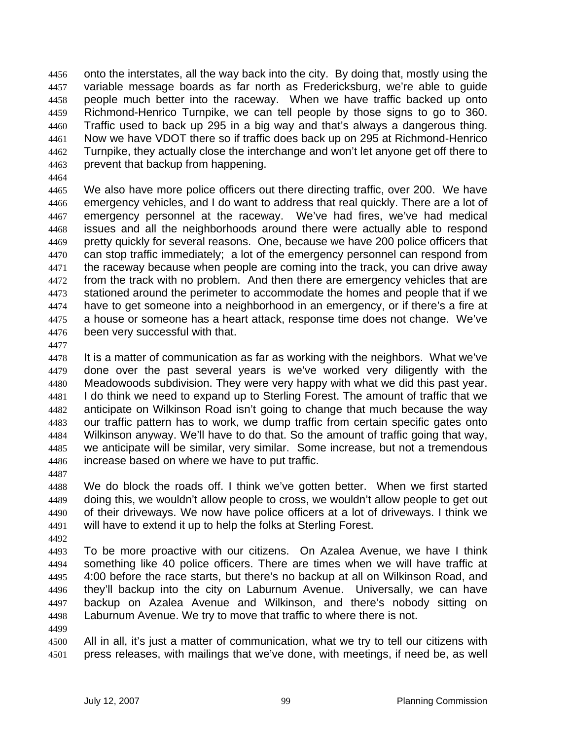onto the interstates, all the way back into the city. By doing that, mostly using the variable message boards as far north as Fredericksburg, we're able to guide people much better into the raceway. When we have traffic backed up onto Richmond-Henrico Turnpike, we can tell people by those signs to go to 360. Traffic used to back up 295 in a big way and that's always a dangerous thing. Now we have VDOT there so if traffic does back up on 295 at Richmond-Henrico Turnpike, they actually close the interchange and won't let anyone get off there to prevent that backup from happening.

We also have more police officers out there directing traffic, over 200. We have emergency vehicles, and I do want to address that real quickly. There are a lot of emergency personnel at the raceway. We've had fires, we've had medical issues and all the neighborhoods around there were actually able to respond pretty quickly for several reasons. One, because we have 200 police officers that can stop traffic immediately; a lot of the emergency personnel can respond from the raceway because when people are coming into the track, you can drive away from the track with no problem. And then there are emergency vehicles that are stationed around the perimeter to accommodate the homes and people that if we have to get someone into a neighborhood in an emergency, or if there's a fire at a house or someone has a heart attack, response time does not change. We've been very successful with that.

It is a matter of communication as far as working with the neighbors. What we've done over the past several years is we've worked very diligently with the Meadowoods subdivision. They were very happy with what we did this past year. I do think we need to expand up to Sterling Forest. The amount of traffic that we anticipate on Wilkinson Road isn't going to change that much because the way our traffic pattern has to work, we dump traffic from certain specific gates onto Wilkinson anyway. We'll have to do that. So the amount of traffic going that way, we anticipate will be similar, very similar. Some increase, but not a tremendous increase based on where we have to put traffic.

We do block the roads off. I think we've gotten better. When we first started doing this, we wouldn't allow people to cross, we wouldn't allow people to get out of their driveways. We now have police officers at a lot of driveways. I think we will have to extend it up to help the folks at Sterling Forest.

To be more proactive with our citizens. On Azalea Avenue, we have I think something like 40 police officers. There are times when we will have traffic at 4:00 before the race starts, but there's no backup at all on Wilkinson Road, and they'll backup into the city on Laburnum Avenue. Universally, we can have backup on Azalea Avenue and Wilkinson, and there's nobody sitting on Laburnum Avenue. We try to move that traffic to where there is not.

All in all, it's just a matter of communication, what we try to tell our citizens with press releases, with mailings that we've done, with meetings, if need be, as well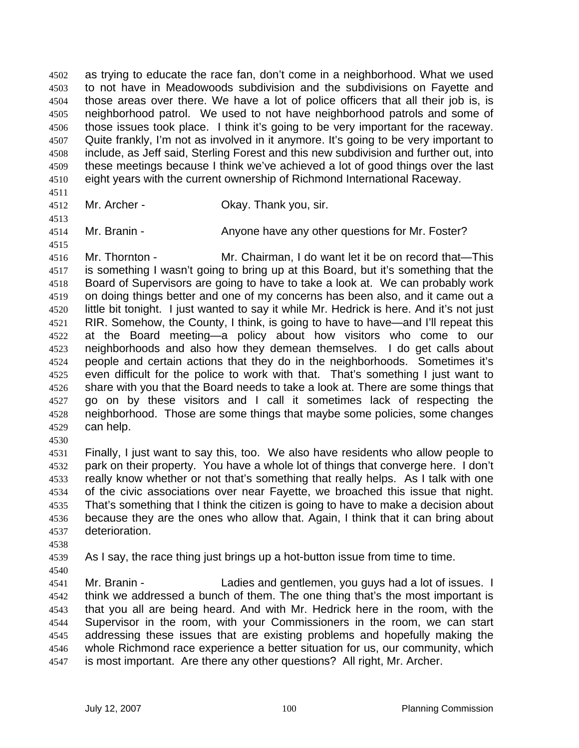as trying to educate the race fan, don't come in a neighborhood. What we used to not have in Meadowoods subdivision and the subdivisions on Fayette and those areas over there. We have a lot of police officers that all their job is, is neighborhood patrol. We used to not have neighborhood patrols and some of those issues took place. I think it's going to be very important for the raceway. Quite frankly, I'm not as involved in it anymore. It's going to be very important to include, as Jeff said, Sterling Forest and this new subdivision and further out, into these meetings because I think we've achieved a lot of good things over the last eight years with the current ownership of Richmond International Raceway.

Mr. Archer - Okay. Thank you, sir.

Mr. Branin - Anyone have any other questions for Mr. Foster?

Mr. Thornton - Mr. Chairman, I do want let it be on record that—This is something I wasn't going to bring up at this Board, but it's something that the Board of Supervisors are going to have to take a look at. We can probably work on doing things better and one of my concerns has been also, and it came out a little bit tonight. I just wanted to say it while Mr. Hedrick is here. And it's not just RIR. Somehow, the County, I think, is going to have to have—and I'll repeat this at the Board meeting—a policy about how visitors who come to our neighborhoods and also how they demean themselves. I do get calls about people and certain actions that they do in the neighborhoods. Sometimes it's even difficult for the police to work with that. That's something I just want to share with you that the Board needs to take a look at. There are some things that go on by these visitors and I call it sometimes lack of respecting the neighborhood. Those are some things that maybe some policies, some changes can help.

Finally, I just want to say this, too. We also have residents who allow people to park on their property. You have a whole lot of things that converge here. I don't really know whether or not that's something that really helps. As I talk with one of the civic associations over near Fayette, we broached this issue that night. That's something that I think the citizen is going to have to make a decision about because they are the ones who allow that. Again, I think that it can bring about deterioration.

As I say, the race thing just brings up a hot-button issue from time to time.

Mr. Branin - Ladies and gentlemen, you guys had a lot of issues. I think we addressed a bunch of them. The one thing that's the most important is that you all are being heard. And with Mr. Hedrick here in the room, with the Supervisor in the room, with your Commissioners in the room, we can start addressing these issues that are existing problems and hopefully making the whole Richmond race experience a better situation for us, our community, which is most important. Are there any other questions? All right, Mr. Archer.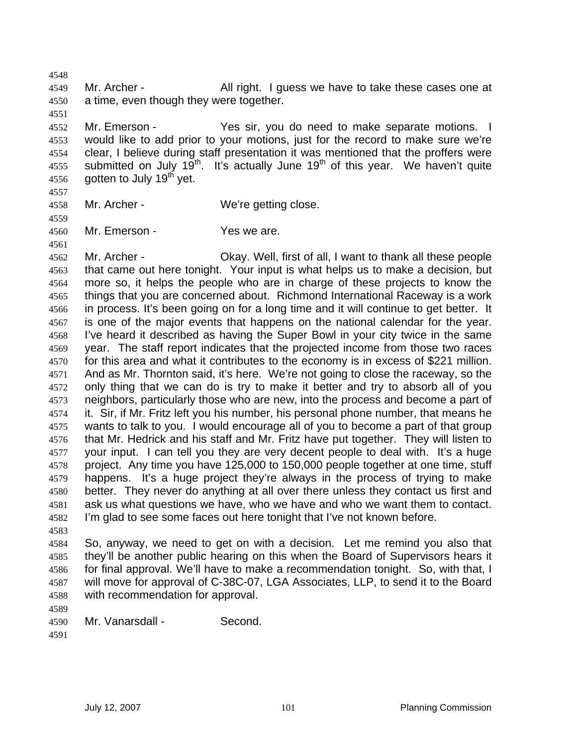Mr. Archer - All right. I guess we have to take these cases one at a time, even though they were together.

Mr. Emerson - Yes sir, you do need to make separate motions. I would like to add prior to your motions, just for the record to make sure we're clear, I believe during staff presentation it was mentioned that the proffers were submitted on July 19th. It's actually June 19th of this year. We haven't quite gotten to July 19th yet.

Mr. Archer - We're getting close.

Mr. Emerson - Yes we are.

Mr. Archer - Okay. Well, first of all, I want to thank all these people that came out here tonight. Your input is what helps us to make a decision, but more so, it helps the people who are in charge of these projects to know the things that you are concerned about. Richmond International Raceway is a work in process. It's been going on for a long time and it will continue to get better. It is one of the major events that happens on the national calendar for the year. I've heard it described as having the Super Bowl in your city twice in the same year. The staff report indicates that the projected income from those two races for this area and what it contributes to the economy is in excess of $221 million. And as Mr. Thornton said, it's here. We're not going to close the raceway, so the only thing that we can do is try to make it better and try to absorb all of you neighbors, particularly those who are new, into the process and become a part of it. Sir, if Mr. Fritz left you his number, his personal phone number, that means he wants to talk to you. I would encourage all of you to become a part of that group that Mr. Hedrick and his staff and Mr. Fritz have put together. They will listen to your input. I can tell you they are very decent people to deal with. It's a huge project. Any time you have 125,000 to 150,000 people together at one time, stuff happens. It's a huge project they're always in the process of trying to make better. They never do anything at all over there unless they contact us first and ask us what questions we have, who we have and who we want them to contact. I'm glad to see some faces out here tonight that I've not known before.

So, anyway, we need to get on with a decision. Let me remind you also that they'll be another public hearing on this when the Board of Supervisors hears it for final approval. We'll have to make a recommendation tonight. So, with that, I will move for approval of C-38C-07, LGA Associates, LLP, to send it to the Board with recommendation for approval.

Mr. Vanarsdall - Second.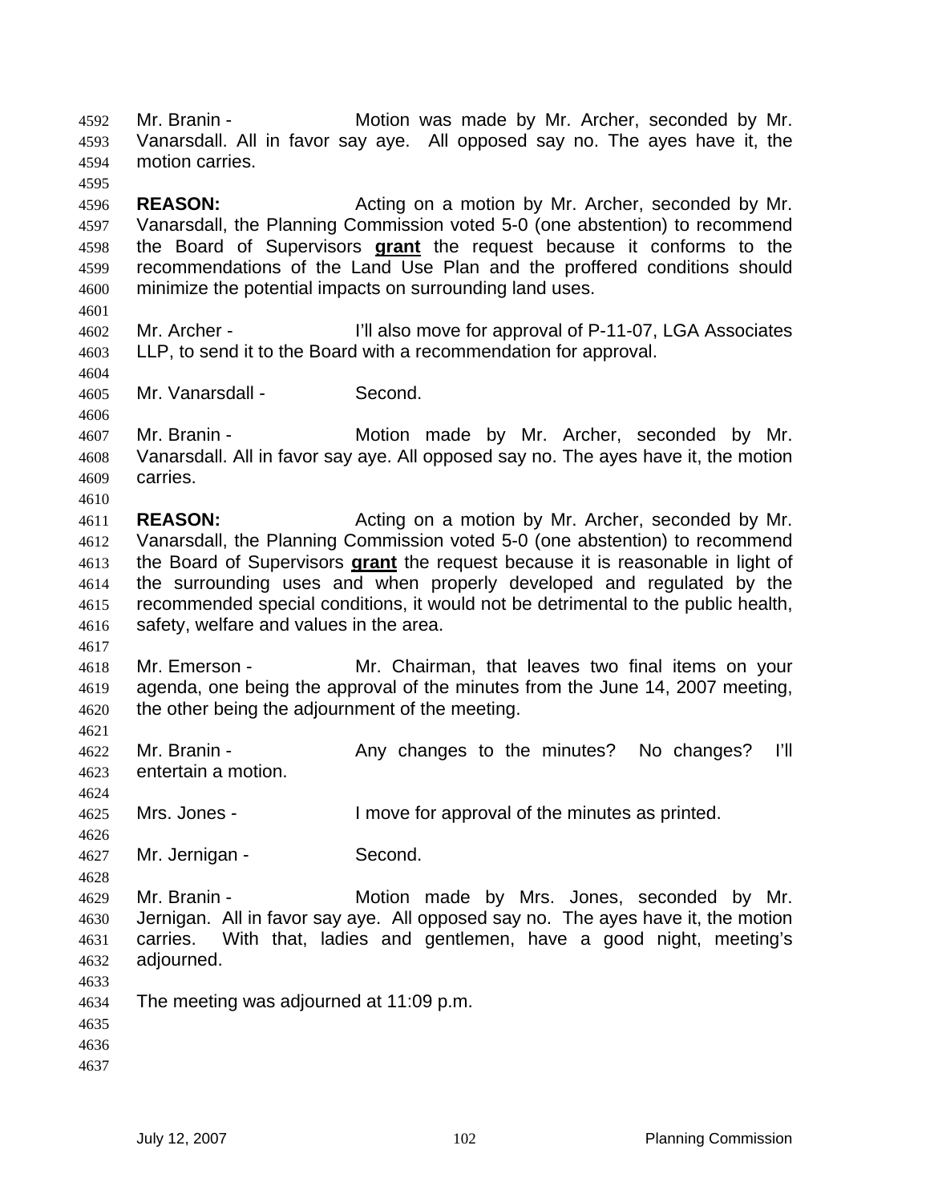Mr. Branin - Motion was made by Mr. Archer, seconded by Mr. Vanarsdall. All in favor say aye. All opposed say no. The ayes have it, the motion carries.

**REASON:** Acting on a motion by Mr. Archer, seconded by Mr. Vanarsdall, the Planning Commission voted 5-0 (one abstention) to recommend the Board of Supervisors **grant** the request because it conforms to the recommendations of the Land Use Plan and the proffered conditions should minimize the potential impacts on surrounding land uses.

Mr. Archer - I'll also move for approval of P-11-07, LGA Associates LLP, to send it to the Board with a recommendation for approval.

Mr. Vanarsdall - Second.

Mr. Branin - Motion made by Mr. Archer, seconded by Mr. Vanarsdall. All in favor say aye. All opposed say no. The ayes have it, the motion carries.

**REASON:** Acting on a motion by Mr. Archer, seconded by Mr. Vanarsdall, the Planning Commission voted 5-0 (one abstention) to recommend the Board of Supervisors **grant** the request because it is reasonable in light of the surrounding uses and when properly developed and regulated by the recommended special conditions, it would not be detrimental to the public health, safety, welfare and values in the area.

Mr. Emerson - Mr. Chairman, that leaves two final items on your agenda, one being the approval of the minutes from the June 14, 2007 meeting, the other being the adjournment of the meeting.

Mr. Branin - Any changes to the minutes? No changes? I'll entertain a motion.

Mrs. Jones - I move for approval of the minutes as printed.

Mr. Jernigan - Second.

Mr. Branin - Motion made by Mrs. Jones, seconded by Mr. Jernigan. All in favor say aye. All opposed say no. The ayes have it, the motion carries. With that, ladies and gentlemen, have a good night, meeting's adjourned.

The meeting was adjourned at 11:09 p.m.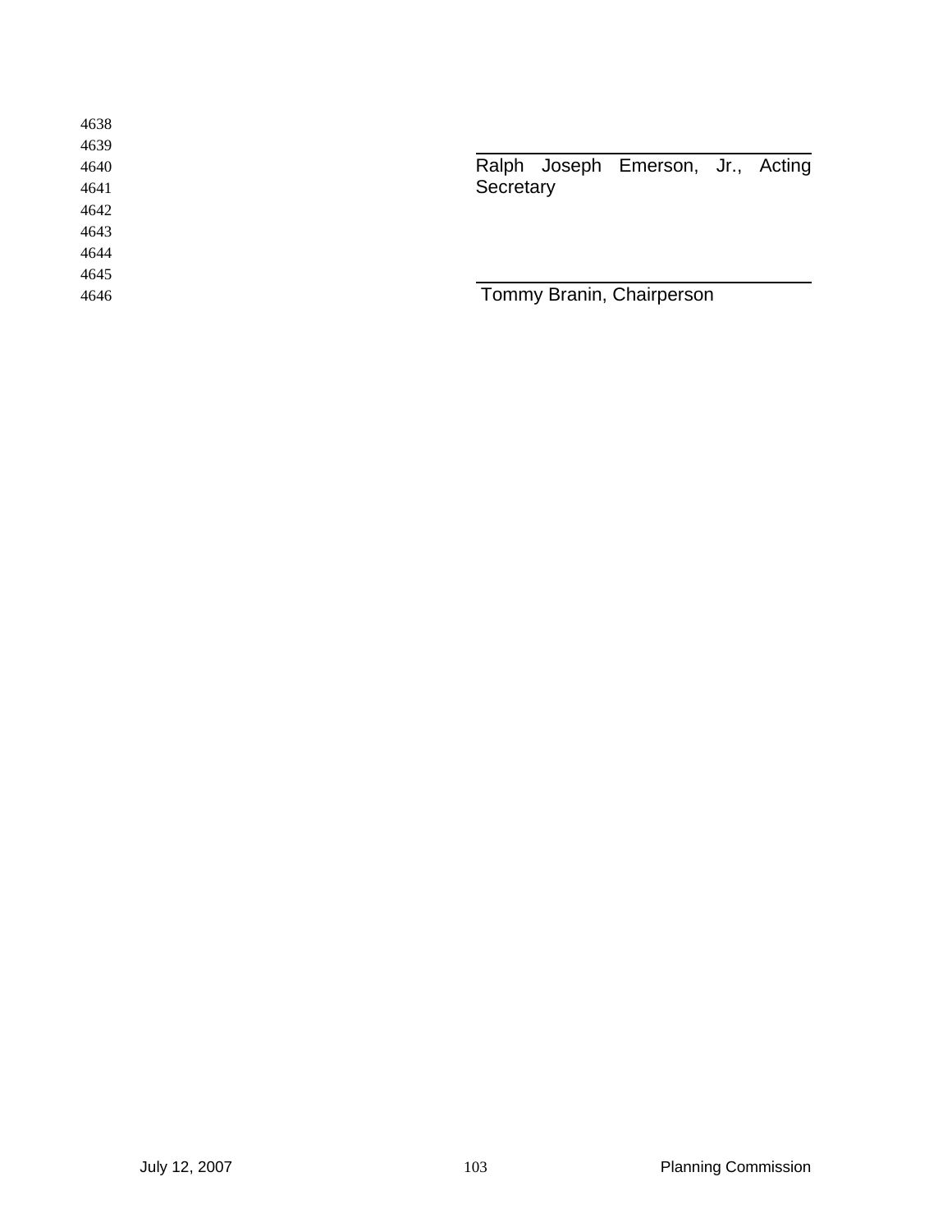Ralph Joseph Emerson, Jr., Acting Secretary

Tommy Branin, Chairperson